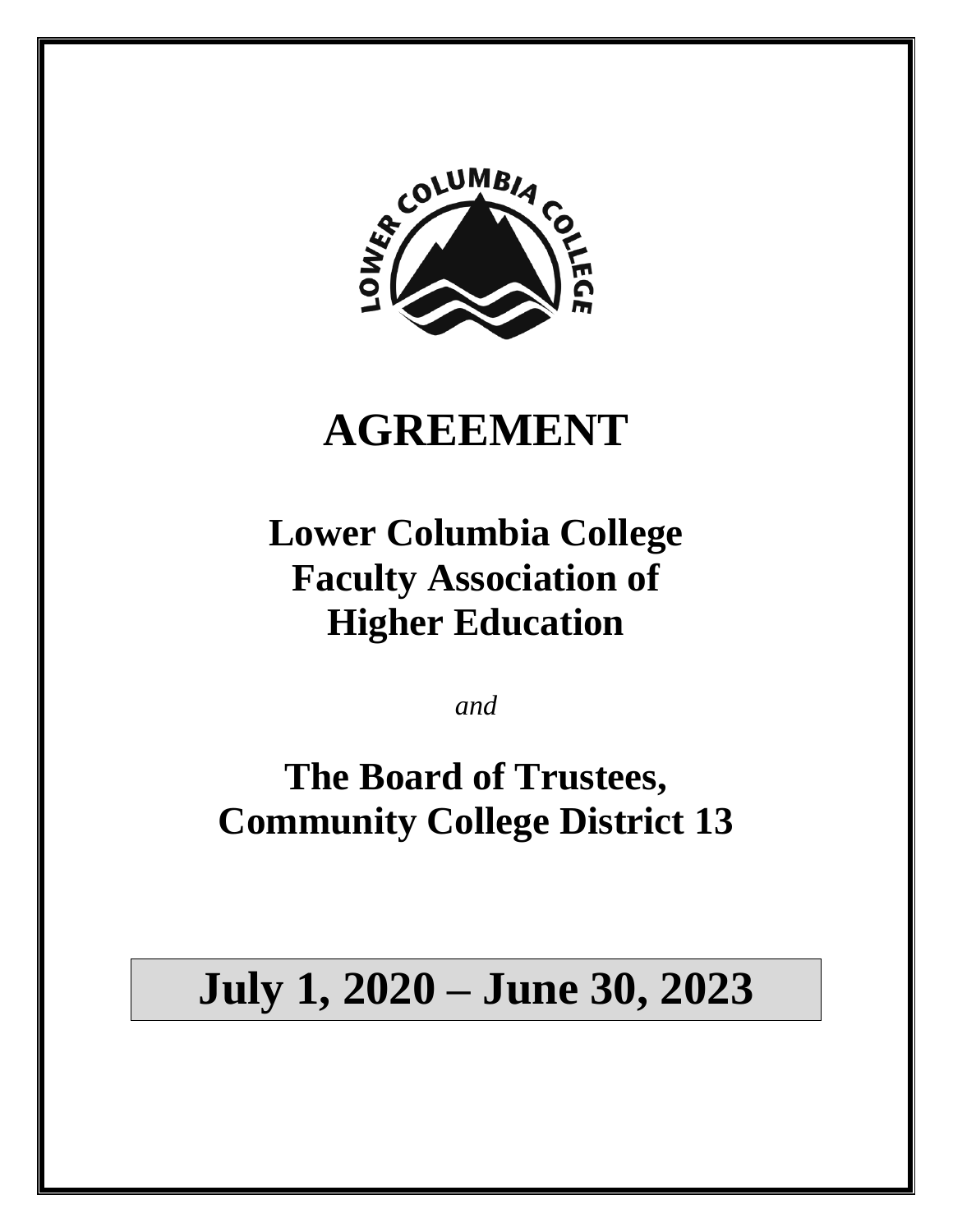# AGREEMENT

## Lower Columbia College Faculty Association of Higher Education

*and*

## The Board of Trustees, Community College District 13

# July 1, 2020 – June 30, 2023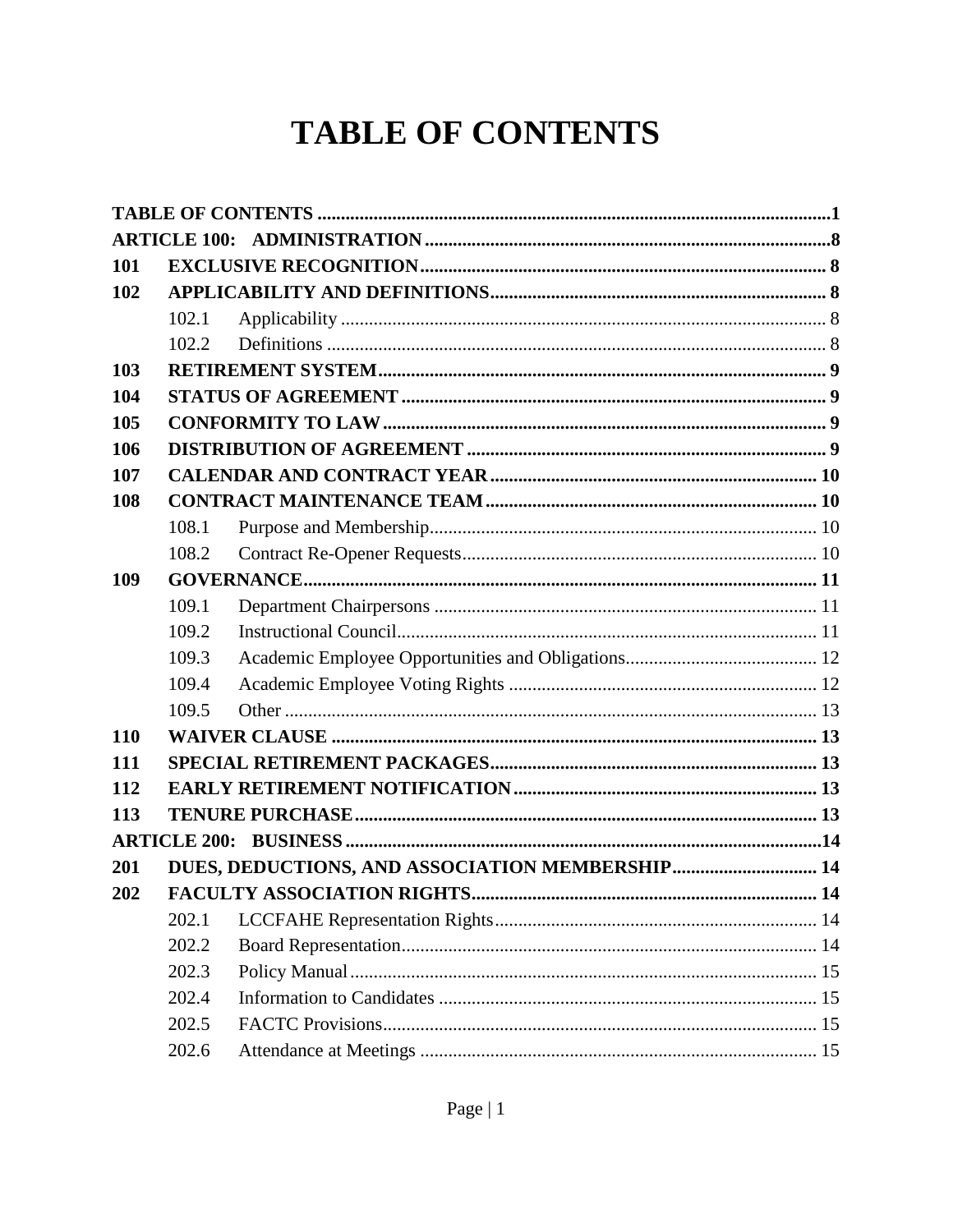# TABLE OF CONTENTS

| | | | |
|---|---|---|---|
| **TABLE OF CONTENTS** | | | **1** |
| **ARTICLE 100: ADMINISTRATION** | | | **8** |
| **101** | **EXCLUSIVE RECOGNITION** | | **8** |
| **102** | **APPLICABILITY AND DEFINITIONS** | | **8** |
| | 102.1 | Applicability | 8 |
| | 102.2 | Definitions | 8 |
| **103** | **RETIREMENT SYSTEM** | | **9** |
| **104** | **STATUS OF AGREEMENT** | | **9** |
| **105** | **CONFORMITY TO LAW** | | **9** |
| **106** | **DISTRIBUTION OF AGREEMENT** | | **9** |
| **107** | **CALENDAR AND CONTRACT YEAR** | | **10** |
| **108** | **CONTRACT MAINTENANCE TEAM** | | **10** |
| | 108.1 | Purpose and Membership | 10 |
| | 108.2 | Contract Re-Opener Requests | 10 |
| **109** | **GOVERNANCE** | | **11** |
| | 109.1 | Department Chairpersons | 11 |
| | 109.2 | Instructional Council | 11 |
| | 109.3 | Academic Employee Opportunities and Obligations | 12 |
| | 109.4 | Academic Employee Voting Rights | 12 |
| | 109.5 | Other | 13 |
| **110** | **WAIVER CLAUSE** | | **13** |
| **111** | **SPECIAL RETIREMENT PACKAGES** | | **13** |
| **112** | **EARLY RETIREMENT NOTIFICATION** | | **13** |
| **113** | **TENURE PURCHASE** | | **13** |
| **ARTICLE 200: BUSINESS** | | | **14** |
| **201** | **DUES, DEDUCTIONS, AND ASSOCIATION MEMBERSHIP** | | **14** |
| **202** | **FACULTY ASSOCIATION RIGHTS** | | **14** |
| | 202.1 | LCCFAHE Representation Rights | 14 |
| | 202.2 | Board Representation | 14 |
| | 202.3 | Policy Manual | 15 |
| | 202.4 | Information to Candidates | 15 |
| | 202.5 | FACTC Provisions | 15 |
| | 202.6 | Attendance at Meetings | 15 |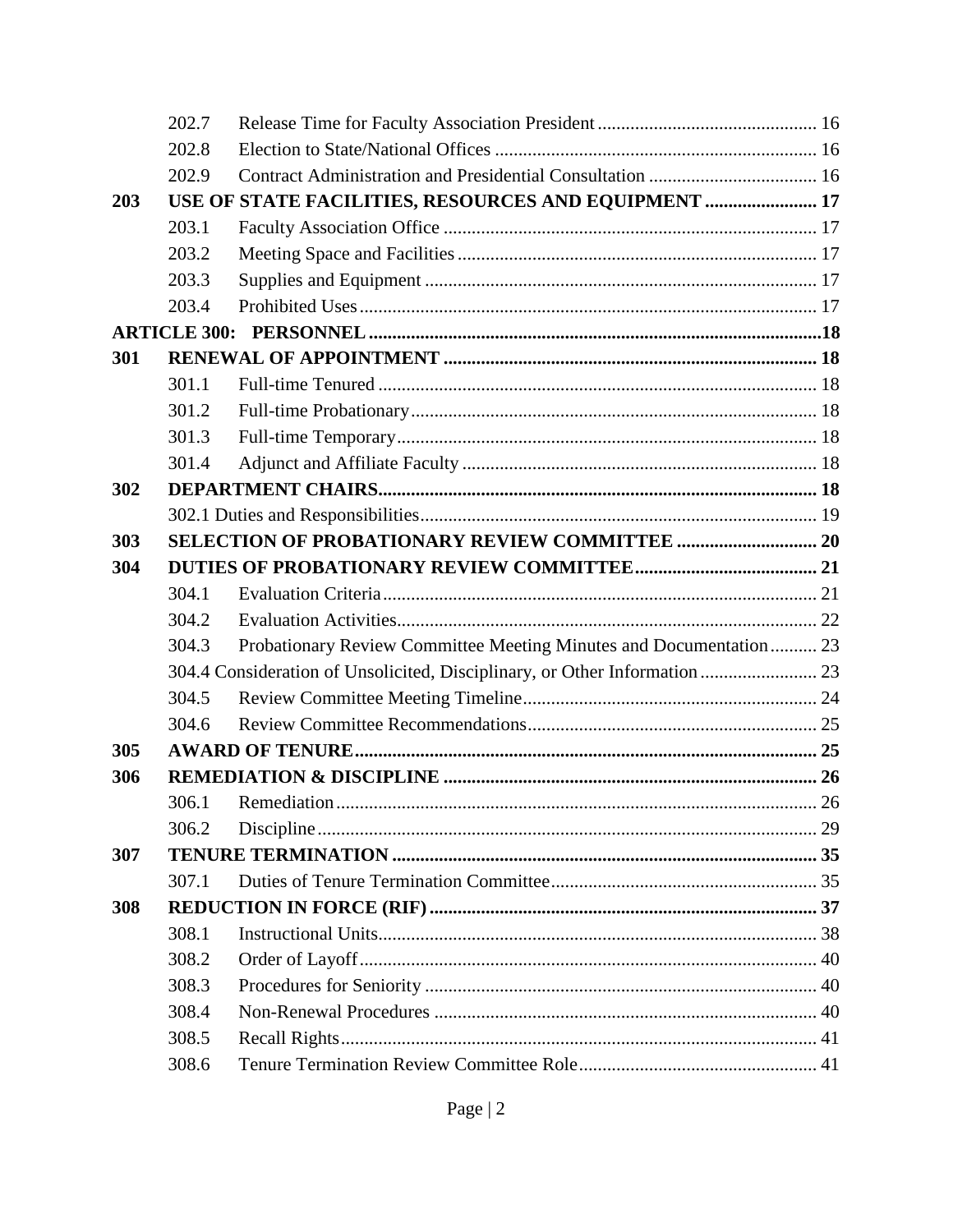| | | | |
|---|---|---|---|
| | 202.7 | Release Time for Faculty Association President | 16 |
| | 202.8 | Election to State/National Offices | 16 |
| | 202.9 | Contract Administration and Presidential Consultation | 16 |
| **203** | **USE OF STATE FACILITIES, RESOURCES AND EQUIPMENT** | | **17** |
| | 203.1 | Faculty Association Office | 17 |
| | 203.2 | Meeting Space and Facilities | 17 |
| | 203.3 | Supplies and Equipment | 17 |
| | 203.4 | Prohibited Uses | 17 |
| **ARTICLE 300: PERSONNEL** | | | **18** |
| **301** | **RENEWAL OF APPOINTMENT** | | **18** |
| | 301.1 | Full-time Tenured | 18 |
| | 301.2 | Full-time Probationary | 18 |
| | 301.3 | Full-time Temporary | 18 |
| | 301.4 | Adjunct and Affiliate Faculty | 18 |
| **302** | **DEPARTMENT CHAIRS** | | **18** |
| | 302.1 Duties and Responsibilities | | 19 |
| **303** | **SELECTION OF PROBATIONARY REVIEW COMMITTEE** | | **20** |
| **304** | **DUTIES OF PROBATIONARY REVIEW COMMITTEE** | | **21** |
| | 304.1 | Evaluation Criteria | 21 |
| | 304.2 | Evaluation Activities | 22 |
| | 304.3 | Probationary Review Committee Meeting Minutes and Documentation | 23 |
| | 304.4 Consideration of Unsolicited, Disciplinary, or Other Information | | 23 |
| | 304.5 | Review Committee Meeting Timeline | 24 |
| | 304.6 | Review Committee Recommendations | 25 |
| **305** | **AWARD OF TENURE** | | **25** |
| **306** | **REMEDIATION & DISCIPLINE** | | **26** |
| | 306.1 | Remediation | 26 |
| | 306.2 | Discipline | 29 |
| **307** | **TENURE TERMINATION** | | **35** |
| | 307.1 | Duties of Tenure Termination Committee | 35 |
| **308** | **REDUCTION IN FORCE (RIF)** | | **37** |
| | 308.1 | Instructional Units | 38 |
| | 308.2 | Order of Layoff | 40 |
| | 308.3 | Procedures for Seniority | 40 |
| | 308.4 | Non-Renewal Procedures | 40 |
| | 308.5 | Recall Rights | 41 |
| | 308.6 | Tenure Termination Review Committee Role | 41 |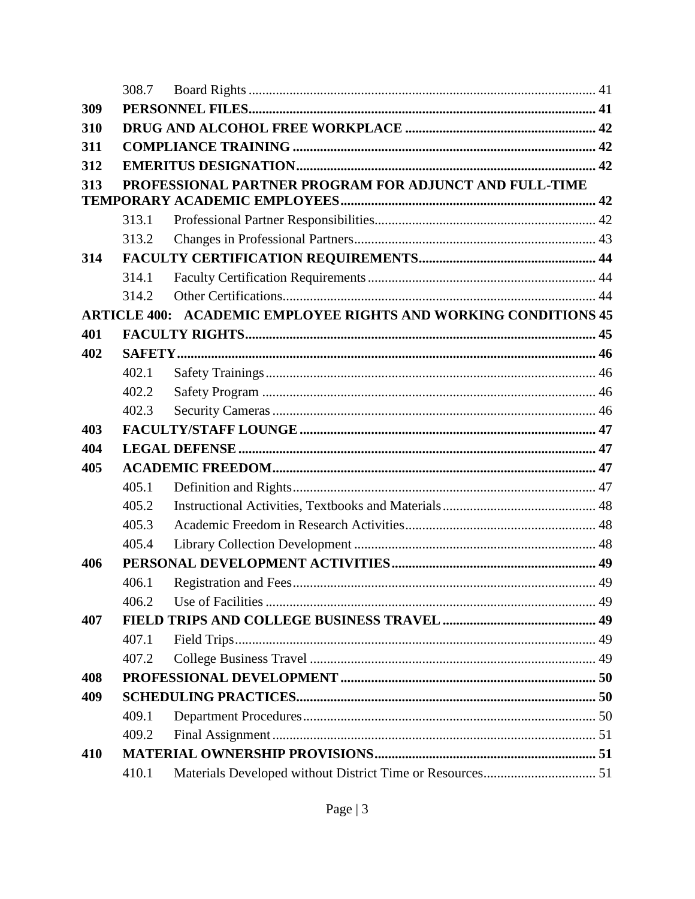| | | | |
|---|---|---|---|
| | 308.7 | Board Rights | 41 |
| **309** | **PERSONNEL FILES** | | **41** |
| **310** | **DRUG AND ALCOHOL FREE WORKPLACE** | | **42** |
| **311** | **COMPLIANCE TRAINING** | | **42** |
| **312** | **EMERITUS DESIGNATION** | | **42** |
| **313** | **PROFESSIONAL PARTNER PROGRAM FOR ADJUNCT AND FULL-TIME TEMPORARY ACADEMIC EMPLOYEES** | | **42** |
| | 313.1 | Professional Partner Responsibilities | 42 |
| | 313.2 | Changes in Professional Partners | 43 |
| **314** | **FACULTY CERTIFICATION REQUIREMENTS** | | **44** |
| | 314.1 | Faculty Certification Requirements | 44 |
| | 314.2 | Other Certifications | 44 |
| **ARTICLE 400:** | **ACADEMIC EMPLOYEE RIGHTS AND WORKING CONDITIONS** | | **45** |
| **401** | **FACULTY RIGHTS** | | **45** |
| **402** | **SAFETY** | | **46** |
| | 402.1 | Safety Trainings | 46 |
| | 402.2 | Safety Program | 46 |
| | 402.3 | Security Cameras | 46 |
| **403** | **FACULTY/STAFF LOUNGE** | | **47** |
| **404** | **LEGAL DEFENSE** | | **47** |
| **405** | **ACADEMIC FREEDOM** | | **47** |
| | 405.1 | Definition and Rights | 47 |
| | 405.2 | Instructional Activities, Textbooks and Materials | 48 |
| | 405.3 | Academic Freedom in Research Activities | 48 |
| | 405.4 | Library Collection Development | 48 |
| **406** | **PERSONAL DEVELOPMENT ACTIVITIES** | | **49** |
| | 406.1 | Registration and Fees | 49 |
| | 406.2 | Use of Facilities | 49 |
| **407** | **FIELD TRIPS AND COLLEGE BUSINESS TRAVEL** | | **49** |
| | 407.1 | Field Trips | 49 |
| | 407.2 | College Business Travel | 49 |
| **408** | **PROFESSIONAL DEVELOPMENT** | | **50** |
| **409** | **SCHEDULING PRACTICES** | | **50** |
| | 409.1 | Department Procedures | 50 |
| | 409.2 | Final Assignment | 51 |
| **410** | **MATERIAL OWNERSHIP PROVISIONS** | | **51** |
| | 410.1 | Materials Developed without District Time or Resources | 51 |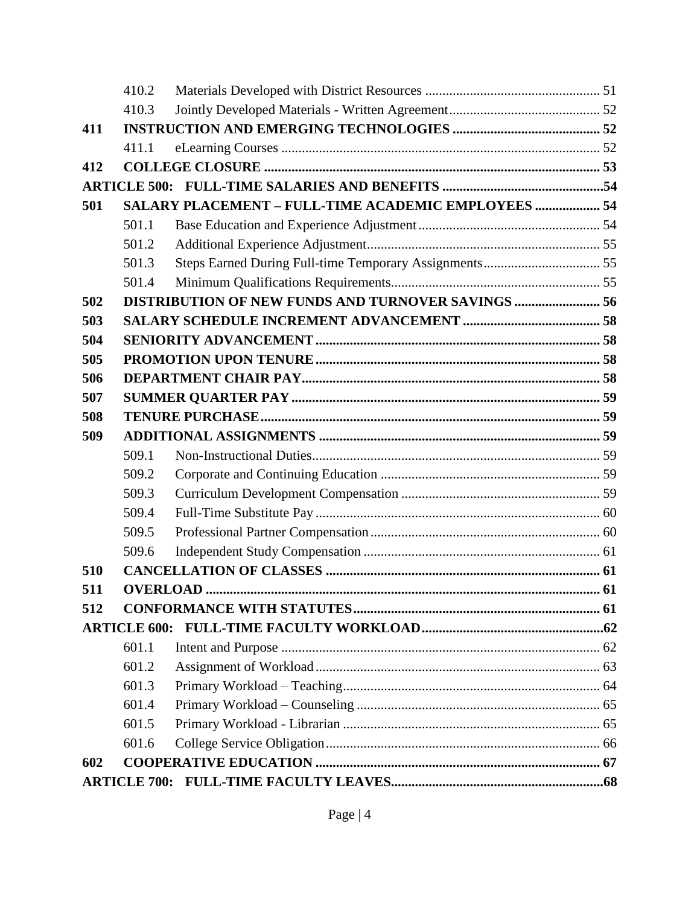| | | | |
|---|---|---|---|
| | 410.2 | Materials Developed with District Resources | 51 |
| | 410.3 | Jointly Developed Materials - Written Agreement | 52 |
| **411** | **INSTRUCTION AND EMERGING TECHNOLOGIES** | | **52** |
| | 411.1 | eLearning Courses | 52 |
| **412** | **COLLEGE CLOSURE** | | **53** |
| **ARTICLE 500:** | **FULL-TIME SALARIES AND BENEFITS** | | **54** |
| **501** | **SALARY PLACEMENT – FULL-TIME ACADEMIC EMPLOYEES** | | **54** |
| | 501.1 | Base Education and Experience Adjustment | 54 |
| | 501.2 | Additional Experience Adjustment | 55 |
| | 501.3 | Steps Earned During Full-time Temporary Assignments | 55 |
| | 501.4 | Minimum Qualifications Requirements | 55 |
| **502** | **DISTRIBUTION OF NEW FUNDS AND TURNOVER SAVINGS** | | **56** |
| **503** | **SALARY SCHEDULE INCREMENT ADVANCEMENT** | | **58** |
| **504** | **SENIORITY ADVANCEMENT** | | **58** |
| **505** | **PROMOTION UPON TENURE** | | **58** |
| **506** | **DEPARTMENT CHAIR PAY** | | **58** |
| **507** | **SUMMER QUARTER PAY** | | **59** |
| **508** | **TENURE PURCHASE** | | **59** |
| **509** | **ADDITIONAL ASSIGNMENTS** | | **59** |
| | 509.1 | Non-Instructional Duties | 59 |
| | 509.2 | Corporate and Continuing Education | 59 |
| | 509.3 | Curriculum Development Compensation | 59 |
| | 509.4 | Full-Time Substitute Pay | 60 |
| | 509.5 | Professional Partner Compensation | 60 |
| | 509.6 | Independent Study Compensation | 61 |
| **510** | **CANCELLATION OF CLASSES** | | **61** |
| **511** | **OVERLOAD** | | **61** |
| **512** | **CONFORMANCE WITH STATUTES** | | **61** |
| **ARTICLE 600:** | **FULL-TIME FACULTY WORKLOAD** | | **62** |
| | 601.1 | Intent and Purpose | 62 |
| | 601.2 | Assignment of Workload | 63 |
| | 601.3 | Primary Workload – Teaching | 64 |
| | 601.4 | Primary Workload – Counseling | 65 |
| | 601.5 | Primary Workload - Librarian | 65 |
| | 601.6 | College Service Obligation | 66 |
| **602** | **COOPERATIVE EDUCATION** | | **67** |
| **ARTICLE 700:** | **FULL-TIME FACULTY LEAVES** | | **68** |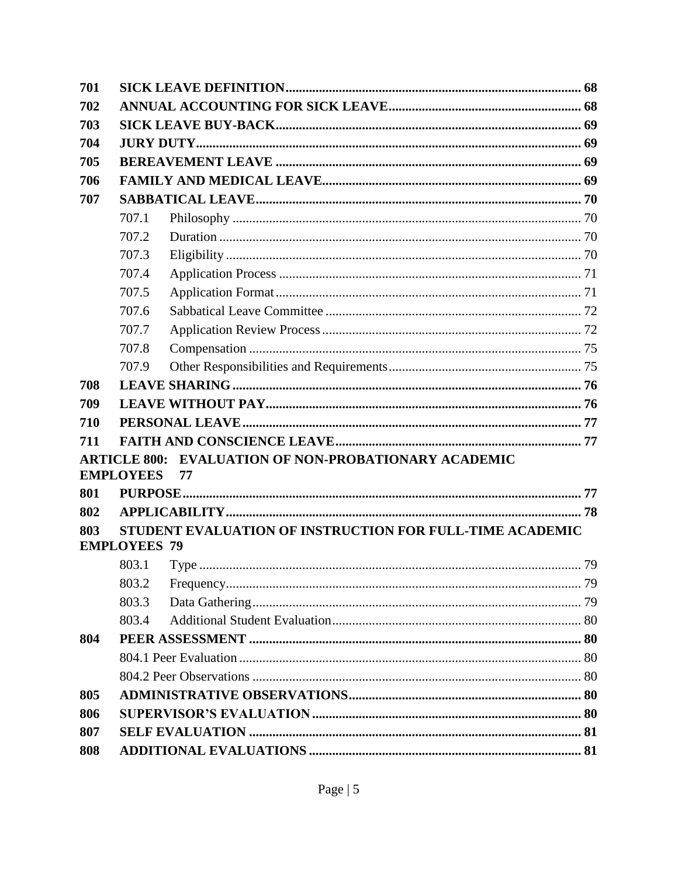| | | |
|---|---|---|
| **701** | **SICK LEAVE DEFINITION** | **68** |
| **702** | **ANNUAL ACCOUNTING FOR SICK LEAVE** | **68** |
| **703** | **SICK LEAVE BUY-BACK** | **69** |
| **704** | **JURY DUTY** | **69** |
| **705** | **BEREAVEMENT LEAVE** | **69** |
| **706** | **FAMILY AND MEDICAL LEAVE** | **69** |
| **707** | **SABBATICAL LEAVE** | **70** |
| | 707.1 Philosophy | 70 |
| | 707.2 Duration | 70 |
| | 707.3 Eligibility | 70 |
| | 707.4 Application Process | 71 |
| | 707.5 Application Format | 71 |
| | 707.6 Sabbatical Leave Committee | 72 |
| | 707.7 Application Review Process | 72 |
| | 707.8 Compensation | 75 |
| | 707.9 Other Responsibilities and Requirements | 75 |
| **708** | **LEAVE SHARING** | **76** |
| **709** | **LEAVE WITHOUT PAY** | **76** |
| **710** | **PERSONAL LEAVE** | **77** |
| **711** | **FAITH AND CONSCIENCE LEAVE** | **77** |
| **ARTICLE 800:** | **EVALUATION OF NON-PROBATIONARY ACADEMIC EMPLOYEES** | **77** |
| **801** | **PURPOSE** | **77** |
| **802** | **APPLICABILITY** | **78** |
| **803** | **STUDENT EVALUATION OF INSTRUCTION FOR FULL-TIME ACADEMIC EMPLOYEES** | **79** |
| | 803.1 Type | 79 |
| | 803.2 Frequency | 79 |
| | 803.3 Data Gathering | 79 |
| | 803.4 Additional Student Evaluation | 80 |
| **804** | **PEER ASSESSMENT** | **80** |
| | 804.1 Peer Evaluation | 80 |
| | 804.2 Peer Observations | 80 |
| **805** | **ADMINISTRATIVE OBSERVATIONS** | **80** |
| **806** | **SUPERVISOR'S EVALUATION** | **80** |
| **807** | **SELF EVALUATION** | **81** |
| **808** | **ADDITIONAL EVALUATIONS** | **81** |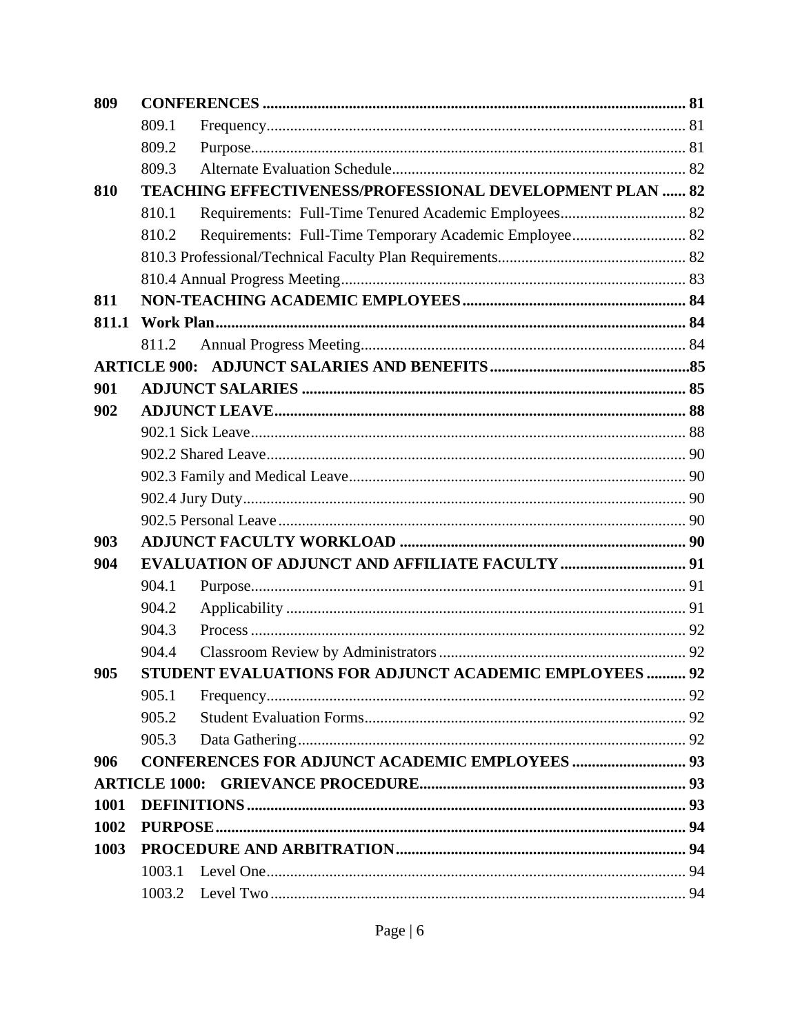| | | |
|---|---|---|
| **809** | **CONFERENCES** | **81** |
| | 809.1 Frequency | 81 |
| | 809.2 Purpose | 81 |
| | 809.3 Alternate Evaluation Schedule | 82 |
| **810** | **TEACHING EFFECTIVENESS/PROFESSIONAL DEVELOPMENT PLAN** | **82** |
| | 810.1 Requirements: Full-Time Tenured Academic Employees | 82 |
| | 810.2 Requirements: Full-Time Temporary Academic Employee | 82 |
| | 810.3 Professional/Technical Faculty Plan Requirements | 82 |
| | 810.4 Annual Progress Meeting | 83 |
| **811** | **NON-TEACHING ACADEMIC EMPLOYEES** | **84** |
| **811.1** | **Work Plan** | **84** |
| | 811.2 Annual Progress Meeting | 84 |
| **ARTICLE 900:** | **ADJUNCT SALARIES AND BENEFITS** | **85** |
| **901** | **ADJUNCT SALARIES** | **85** |
| **902** | **ADJUNCT LEAVE** | **88** |
| | 902.1 Sick Leave | 88 |
| | 902.2 Shared Leave | 90 |
| | 902.3 Family and Medical Leave | 90 |
| | 902.4 Jury Duty | 90 |
| | 902.5 Personal Leave | 90 |
| **903** | **ADJUNCT FACULTY WORKLOAD** | **90** |
| **904** | **EVALUATION OF ADJUNCT AND AFFILIATE FACULTY** | **91** |
| | 904.1 Purpose | 91 |
| | 904.2 Applicability | 91 |
| | 904.3 Process | 92 |
| | 904.4 Classroom Review by Administrators | 92 |
| **905** | **STUDENT EVALUATIONS FOR ADJUNCT ACADEMIC EMPLOYEES** | **92** |
| | 905.1 Frequency | 92 |
| | 905.2 Student Evaluation Forms | 92 |
| | 905.3 Data Gathering | 92 |
| **906** | **CONFERENCES FOR ADJUNCT ACADEMIC EMPLOYEES** | **93** |
| **ARTICLE 1000:** | **GRIEVANCE PROCEDURE** | **93** |
| **1001** | **DEFINITIONS** | **93** |
| **1002** | **PURPOSE** | **94** |
| **1003** | **PROCEDURE AND ARBITRATION** | **94** |
| | 1003.1 Level One | 94 |
| | 1003.2 Level Two | 94 |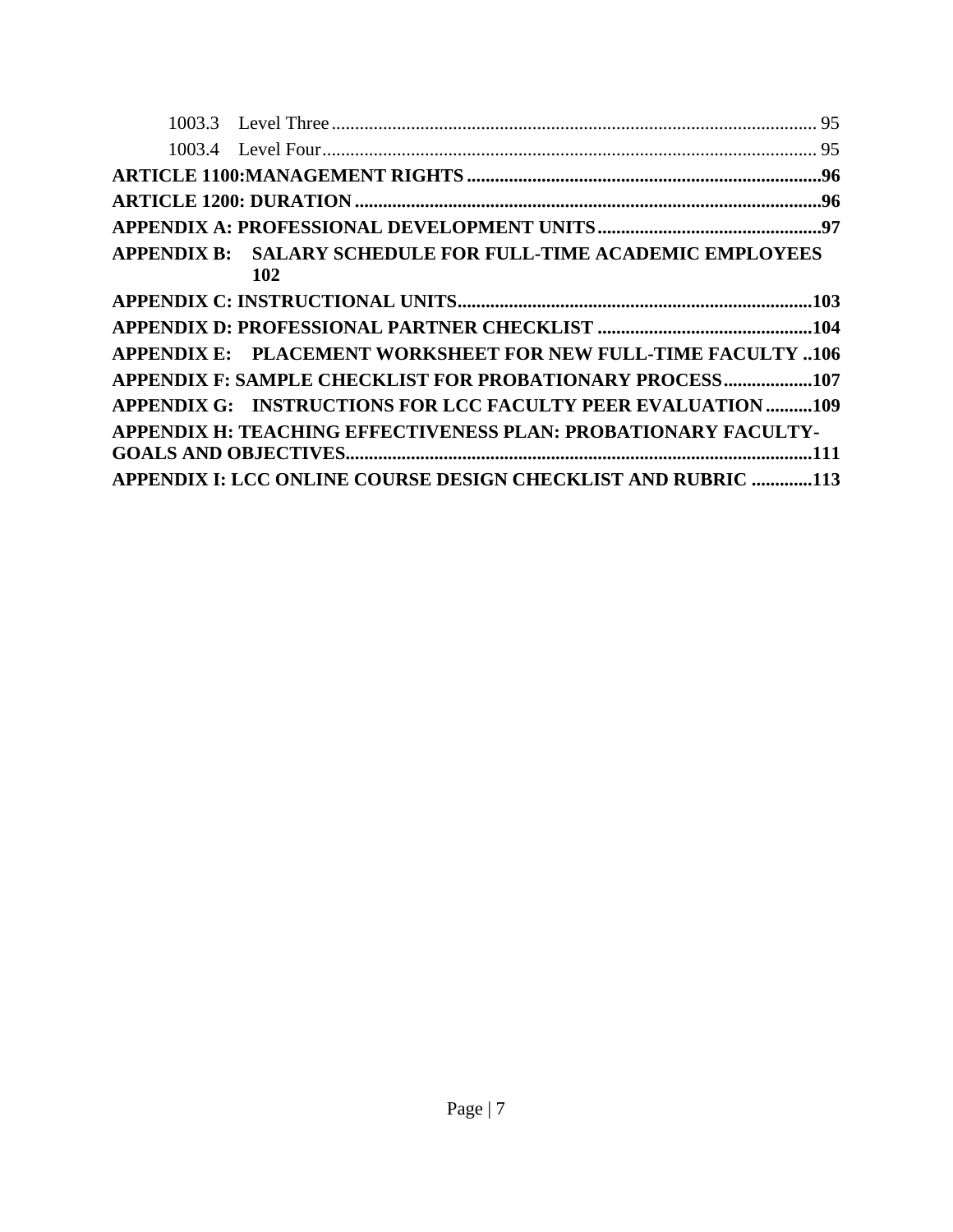1003.3 Level Three ........................................................................................................ 95

1003.4 Level Four.......................................................................................................... 95

**ARTICLE 1100:MANAGEMENT RIGHTS ............................................................................96**

**ARTICLE 1200: DURATION ....................................................................................................96**

**APPENDIX A: PROFESSIONAL DEVELOPMENT UNITS................................................97**

**APPENDIX B: SALARY SCHEDULE FOR FULL-TIME ACADEMIC EMPLOYEES 102**

**APPENDIX C: INSTRUCTIONAL UNITS............................................................................103**

**APPENDIX D: PROFESSIONAL PARTNER CHECKLIST ..............................................104**

**APPENDIX E: PLACEMENT WORKSHEET FOR NEW FULL-TIME FACULTY ..106**

**APPENDIX F: SAMPLE CHECKLIST FOR PROBATIONARY PROCESS...................107**

**APPENDIX G: INSTRUCTIONS FOR LCC FACULTY PEER EVALUATION ..........109**

**APPENDIX H: TEACHING EFFECTIVENESS PLAN: PROBATIONARY FACULTY-GOALS AND OBJECTIVES....................................................................................................111**

**APPENDIX I: LCC ONLINE COURSE DESIGN CHECKLIST AND RUBRIC .............113**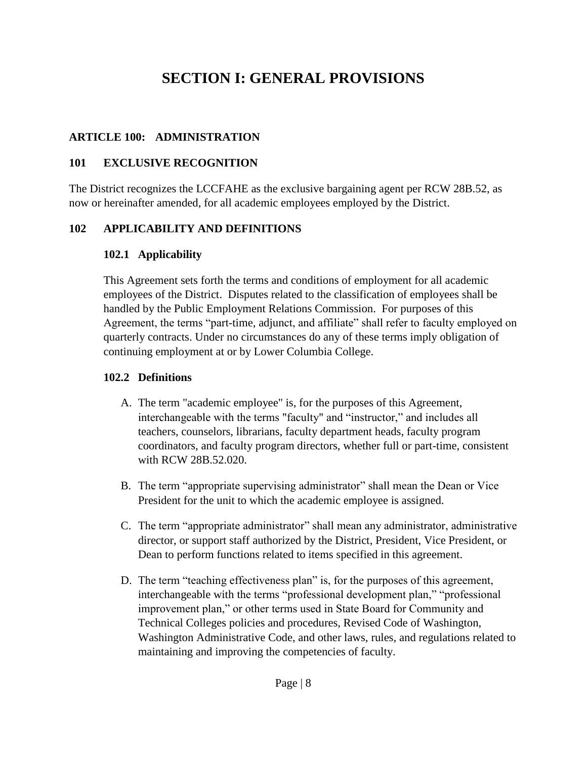# SECTION I: GENERAL PROVISIONS

## ARTICLE 100: ADMINISTRATION

### 101 EXCLUSIVE RECOGNITION

The District recognizes the LCCFAHE as the exclusive bargaining agent per RCW 28B.52, as now or hereinafter amended, for all academic employees employed by the District.

### 102 APPLICABILITY AND DEFINITIONS

#### 102.1 Applicability

This Agreement sets forth the terms and conditions of employment for all academic employees of the District. Disputes related to the classification of employees shall be handled by the Public Employment Relations Commission. For purposes of this Agreement, the terms "part-time, adjunct, and affiliate" shall refer to faculty employed on quarterly contracts. Under no circumstances do any of these terms imply obligation of continuing employment at or by Lower Columbia College.

#### 102.2 Definitions

A. The term "academic employee" is, for the purposes of this Agreement, interchangeable with the terms "faculty" and "instructor," and includes all teachers, counselors, librarians, faculty department heads, faculty program coordinators, and faculty program directors, whether full or part-time, consistent with RCW 28B.52.020.

B. The term "appropriate supervising administrator" shall mean the Dean or Vice President for the unit to which the academic employee is assigned.

C. The term "appropriate administrator" shall mean any administrator, administrative director, or support staff authorized by the District, President, Vice President, or Dean to perform functions related to items specified in this agreement.

D. The term "teaching effectiveness plan" is, for the purposes of this agreement, interchangeable with the terms "professional development plan," "professional improvement plan," or other terms used in State Board for Community and Technical Colleges policies and procedures, Revised Code of Washington, Washington Administrative Code, and other laws, rules, and regulations related to maintaining and improving the competencies of faculty.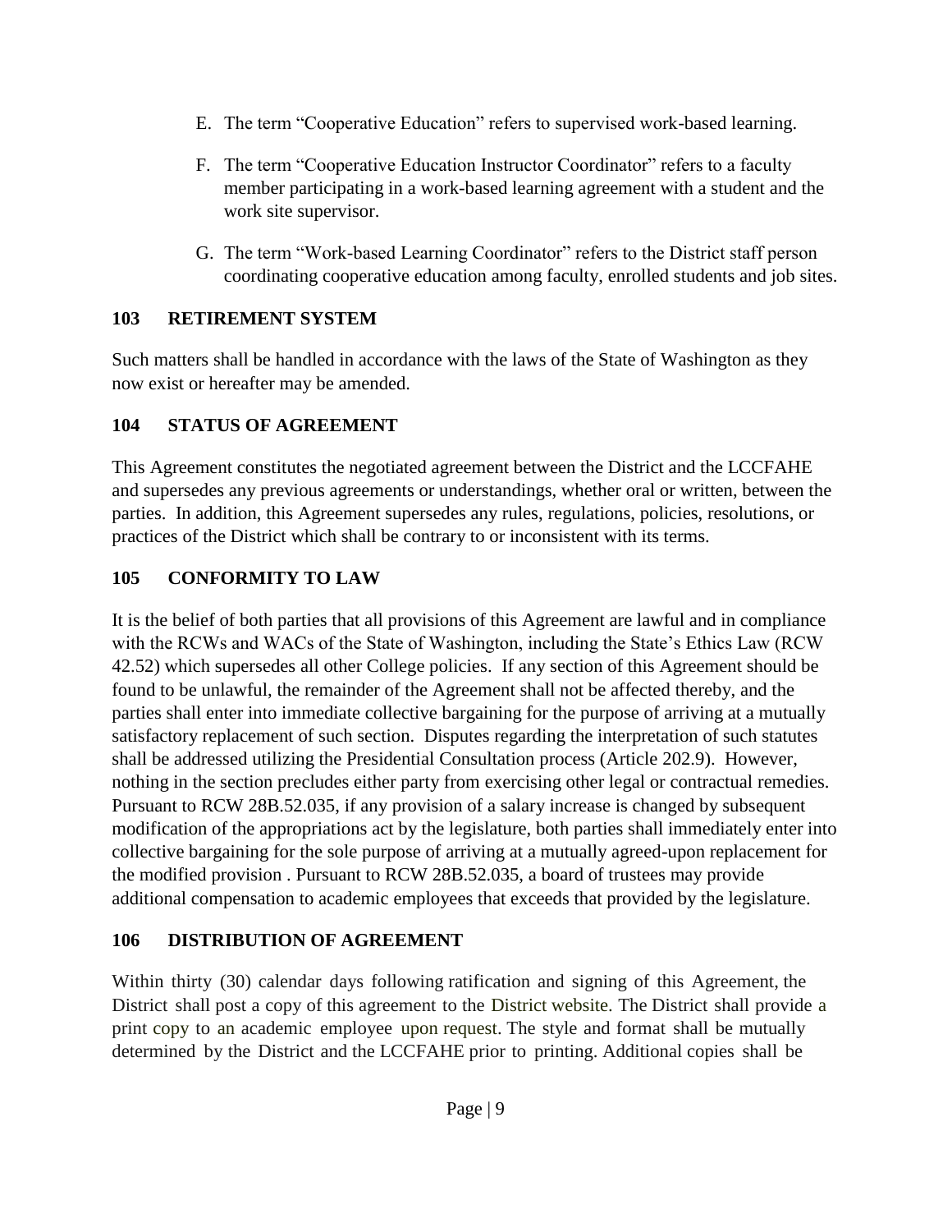E. The term "Cooperative Education" refers to supervised work-based learning.

F. The term "Cooperative Education Instructor Coordinator" refers to a faculty member participating in a work-based learning agreement with a student and the work site supervisor.

G. The term "Work-based Learning Coordinator" refers to the District staff person coordinating cooperative education among faculty, enrolled students and job sites.

## 103 RETIREMENT SYSTEM

Such matters shall be handled in accordance with the laws of the State of Washington as they now exist or hereafter may be amended.

## 104 STATUS OF AGREEMENT

This Agreement constitutes the negotiated agreement between the District and the LCCFAHE and supersedes any previous agreements or understandings, whether oral or written, between the parties. In addition, this Agreement supersedes any rules, regulations, policies, resolutions, or practices of the District which shall be contrary to or inconsistent with its terms.

## 105 CONFORMITY TO LAW

It is the belief of both parties that all provisions of this Agreement are lawful and in compliance with the RCWs and WACs of the State of Washington, including the State's Ethics Law (RCW 42.52) which supersedes all other College policies. If any section of this Agreement should be found to be unlawful, the remainder of the Agreement shall not be affected thereby, and the parties shall enter into immediate collective bargaining for the purpose of arriving at a mutually satisfactory replacement of such section. Disputes regarding the interpretation of such statutes shall be addressed utilizing the Presidential Consultation process (Article 202.9). However, nothing in the section precludes either party from exercising other legal or contractual remedies. Pursuant to RCW 28B.52.035, if any provision of a salary increase is changed by subsequent modification of the appropriations act by the legislature, both parties shall immediately enter into collective bargaining for the sole purpose of arriving at a mutually agreed-upon replacement for the modified provision . Pursuant to RCW 28B.52.035, a board of trustees may provide additional compensation to academic employees that exceeds that provided by the legislature.

## 106 DISTRIBUTION OF AGREEMENT

Within thirty (30) calendar days following ratification and signing of this Agreement, the District shall post a copy of this agreement to the District website. The District shall provide a print copy to an academic employee upon request. The style and format shall be mutually determined by the District and the LCCFAHE prior to printing. Additional copies shall be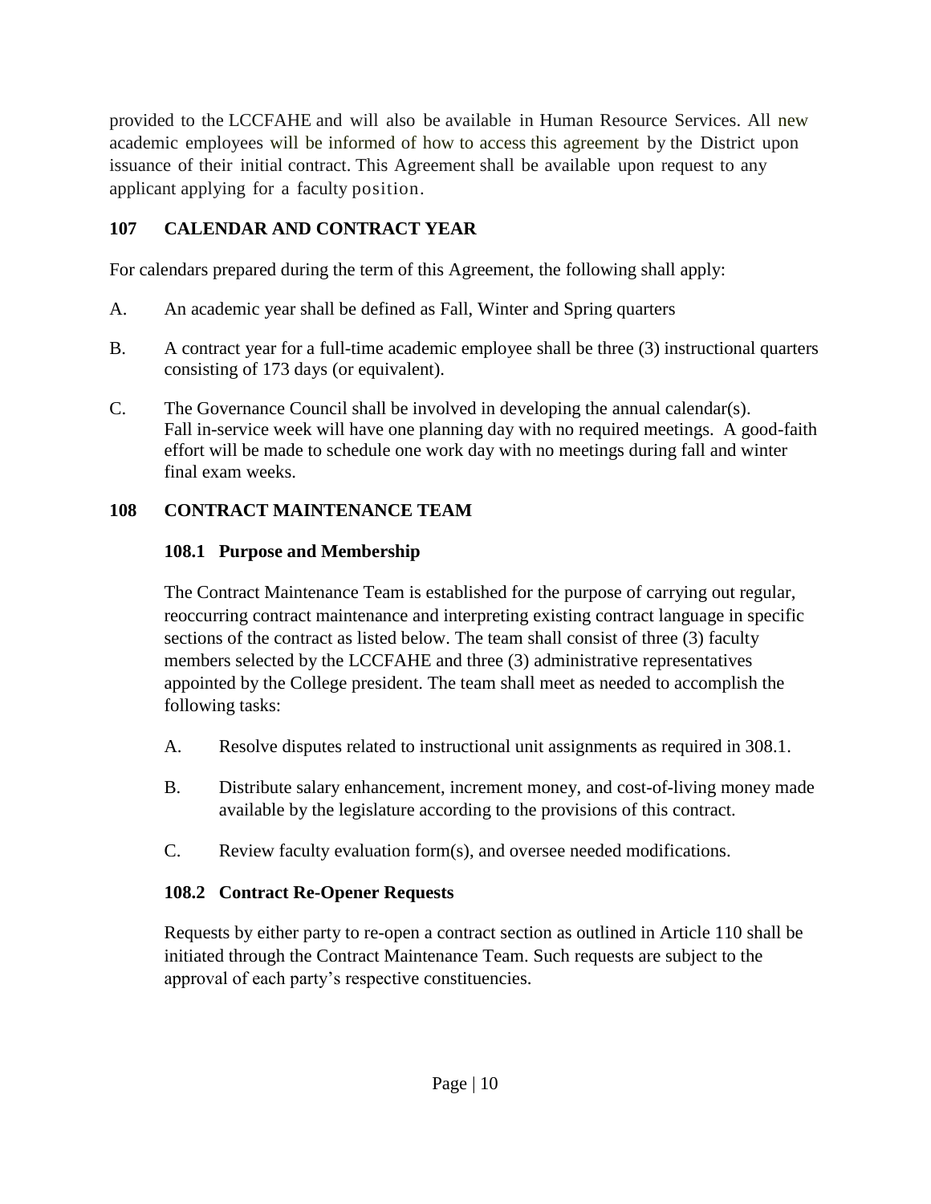provided to the LCCFAHE and will also be available in Human Resource Services. All new academic employees will be informed of how to access this agreement by the District upon issuance of their initial contract. This Agreement shall be available upon request to any applicant applying for a faculty position.

## 107 CALENDAR AND CONTRACT YEAR

For calendars prepared during the term of this Agreement, the following shall apply:

A. An academic year shall be defined as Fall, Winter and Spring quarters

B. A contract year for a full-time academic employee shall be three (3) instructional quarters consisting of 173 days (or equivalent).

C. The Governance Council shall be involved in developing the annual calendar(s). Fall in-service week will have one planning day with no required meetings. A good-faith effort will be made to schedule one work day with no meetings during fall and winter final exam weeks.

## 108 CONTRACT MAINTENANCE TEAM

### 108.1 Purpose and Membership

The Contract Maintenance Team is established for the purpose of carrying out regular, reoccurring contract maintenance and interpreting existing contract language in specific sections of the contract as listed below. The team shall consist of three (3) faculty members selected by the LCCFAHE and three (3) administrative representatives appointed by the College president. The team shall meet as needed to accomplish the following tasks:

A. Resolve disputes related to instructional unit assignments as required in 308.1.

B. Distribute salary enhancement, increment money, and cost-of-living money made available by the legislature according to the provisions of this contract.

C. Review faculty evaluation form(s), and oversee needed modifications.

### 108.2 Contract Re-Opener Requests

Requests by either party to re-open a contract section as outlined in Article 110 shall be initiated through the Contract Maintenance Team. Such requests are subject to the approval of each party's respective constituencies.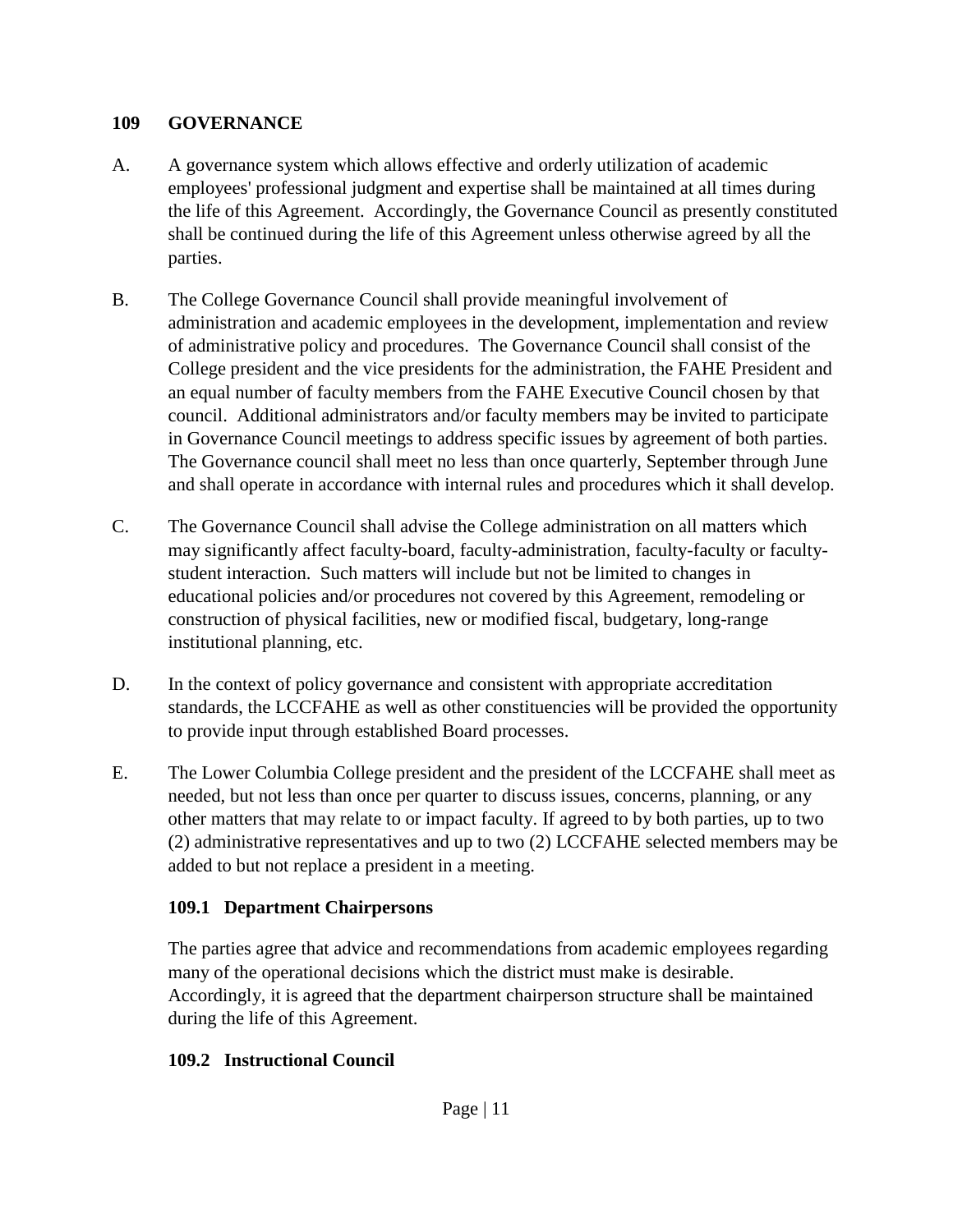## 109 GOVERNANCE

A. A governance system which allows effective and orderly utilization of academic employees' professional judgment and expertise shall be maintained at all times during the life of this Agreement. Accordingly, the Governance Council as presently constituted shall be continued during the life of this Agreement unless otherwise agreed by all the parties.

B. The College Governance Council shall provide meaningful involvement of administration and academic employees in the development, implementation and review of administrative policy and procedures. The Governance Council shall consist of the College president and the vice presidents for the administration, the FAHE President and an equal number of faculty members from the FAHE Executive Council chosen by that council. Additional administrators and/or faculty members may be invited to participate in Governance Council meetings to address specific issues by agreement of both parties. The Governance council shall meet no less than once quarterly, September through June and shall operate in accordance with internal rules and procedures which it shall develop.

C. The Governance Council shall advise the College administration on all matters which may significantly affect faculty-board, faculty-administration, faculty-faculty or faculty-student interaction. Such matters will include but not be limited to changes in educational policies and/or procedures not covered by this Agreement, remodeling or construction of physical facilities, new or modified fiscal, budgetary, long-range institutional planning, etc.

D. In the context of policy governance and consistent with appropriate accreditation standards, the LCCFAHE as well as other constituencies will be provided the opportunity to provide input through established Board processes.

E. The Lower Columbia College president and the president of the LCCFAHE shall meet as needed, but not less than once per quarter to discuss issues, concerns, planning, or any other matters that may relate to or impact faculty. If agreed to by both parties, up to two (2) administrative representatives and up to two (2) LCCFAHE selected members may be added to but not replace a president in a meeting.

### 109.1 Department Chairpersons

The parties agree that advice and recommendations from academic employees regarding many of the operational decisions which the district must make is desirable. Accordingly, it is agreed that the department chairperson structure shall be maintained during the life of this Agreement.

### 109.2 Instructional Council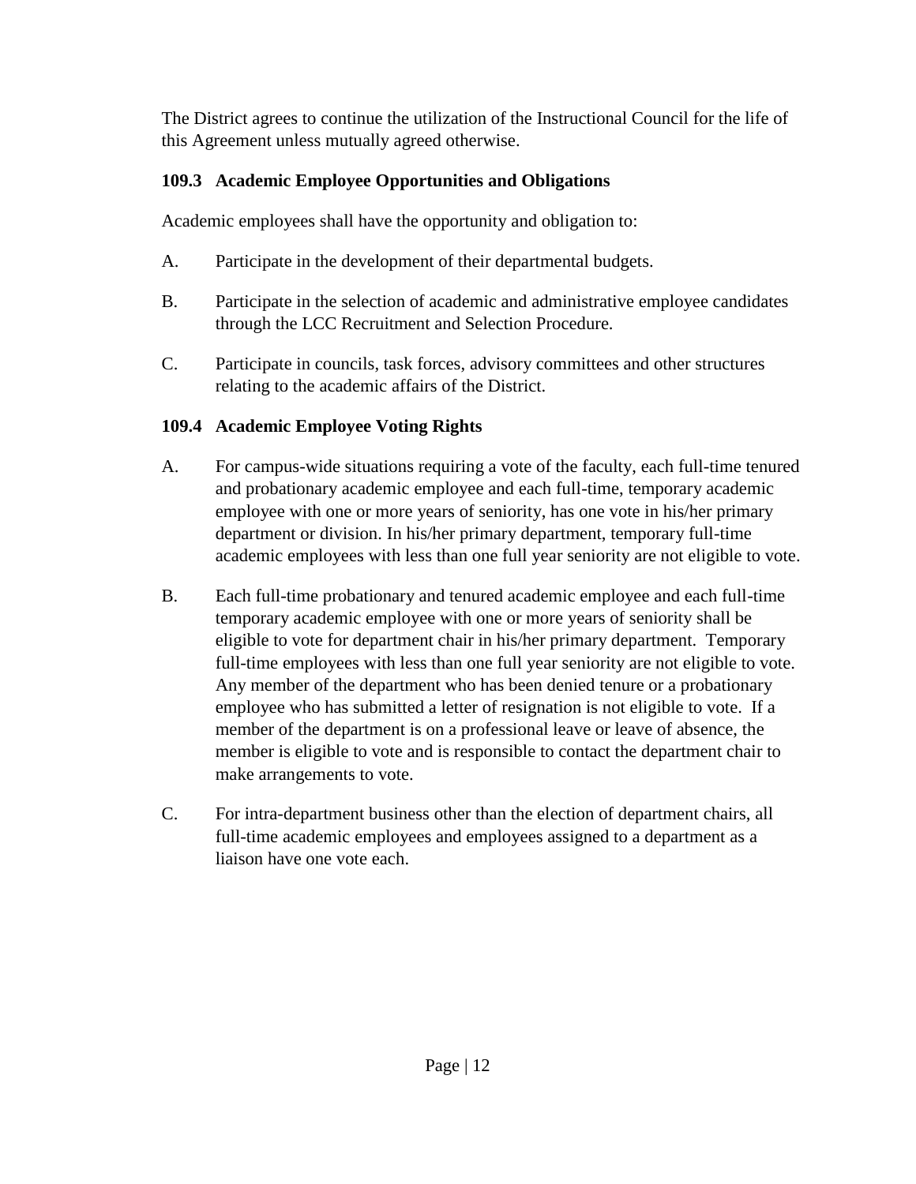The District agrees to continue the utilization of the Instructional Council for the life of this Agreement unless mutually agreed otherwise.

### 109.3 Academic Employee Opportunities and Obligations

Academic employees shall have the opportunity and obligation to:

A. Participate in the development of their departmental budgets.

B. Participate in the selection of academic and administrative employee candidates through the LCC Recruitment and Selection Procedure.

C. Participate in councils, task forces, advisory committees and other structures relating to the academic affairs of the District.

### 109.4 Academic Employee Voting Rights

A. For campus-wide situations requiring a vote of the faculty, each full-time tenured and probationary academic employee and each full-time, temporary academic employee with one or more years of seniority, has one vote in his/her primary department or division. In his/her primary department, temporary full-time academic employees with less than one full year seniority are not eligible to vote.

B. Each full-time probationary and tenured academic employee and each full-time temporary academic employee with one or more years of seniority shall be eligible to vote for department chair in his/her primary department. Temporary full-time employees with less than one full year seniority are not eligible to vote. Any member of the department who has been denied tenure or a probationary employee who has submitted a letter of resignation is not eligible to vote. If a member of the department is on a professional leave or leave of absence, the member is eligible to vote and is responsible to contact the department chair to make arrangements to vote.

C. For intra-department business other than the election of department chairs, all full-time academic employees and employees assigned to a department as a liaison have one vote each.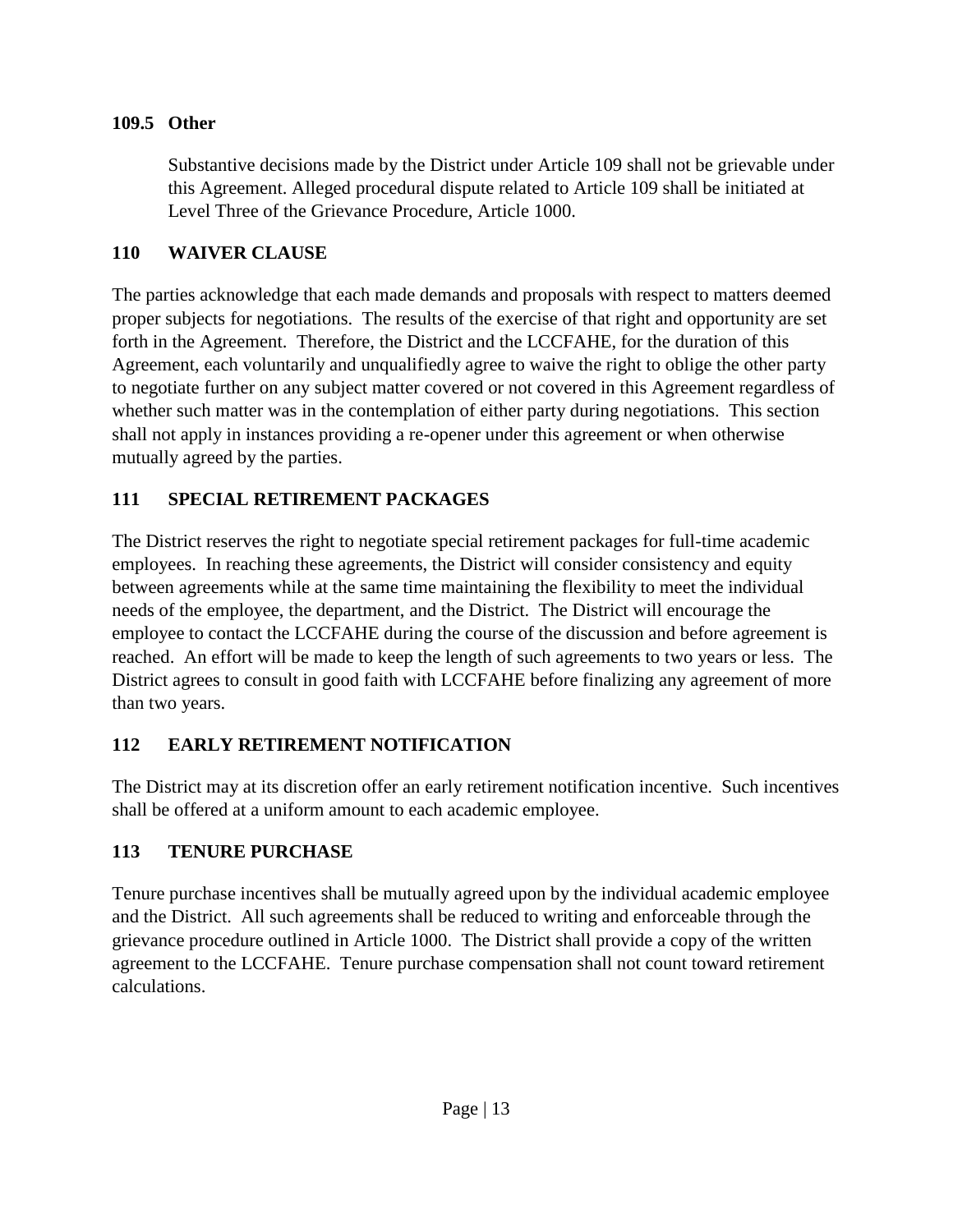### 109.5 Other

Substantive decisions made by the District under Article 109 shall not be grievable under this Agreement. Alleged procedural dispute related to Article 109 shall be initiated at Level Three of the Grievance Procedure, Article 1000.

## 110 WAIVER CLAUSE

The parties acknowledge that each made demands and proposals with respect to matters deemed proper subjects for negotiations. The results of the exercise of that right and opportunity are set forth in the Agreement. Therefore, the District and the LCCFAHE, for the duration of this Agreement, each voluntarily and unqualifiedly agree to waive the right to oblige the other party to negotiate further on any subject matter covered or not covered in this Agreement regardless of whether such matter was in the contemplation of either party during negotiations. This section shall not apply in instances providing a re-opener under this agreement or when otherwise mutually agreed by the parties.

## 111 SPECIAL RETIREMENT PACKAGES

The District reserves the right to negotiate special retirement packages for full-time academic employees. In reaching these agreements, the District will consider consistency and equity between agreements while at the same time maintaining the flexibility to meet the individual needs of the employee, the department, and the District. The District will encourage the employee to contact the LCCFAHE during the course of the discussion and before agreement is reached. An effort will be made to keep the length of such agreements to two years or less. The District agrees to consult in good faith with LCCFAHE before finalizing any agreement of more than two years.

## 112 EARLY RETIREMENT NOTIFICATION

The District may at its discretion offer an early retirement notification incentive. Such incentives shall be offered at a uniform amount to each academic employee.

## 113 TENURE PURCHASE

Tenure purchase incentives shall be mutually agreed upon by the individual academic employee and the District. All such agreements shall be reduced to writing and enforceable through the grievance procedure outlined in Article 1000. The District shall provide a copy of the written agreement to the LCCFAHE. Tenure purchase compensation shall not count toward retirement calculations.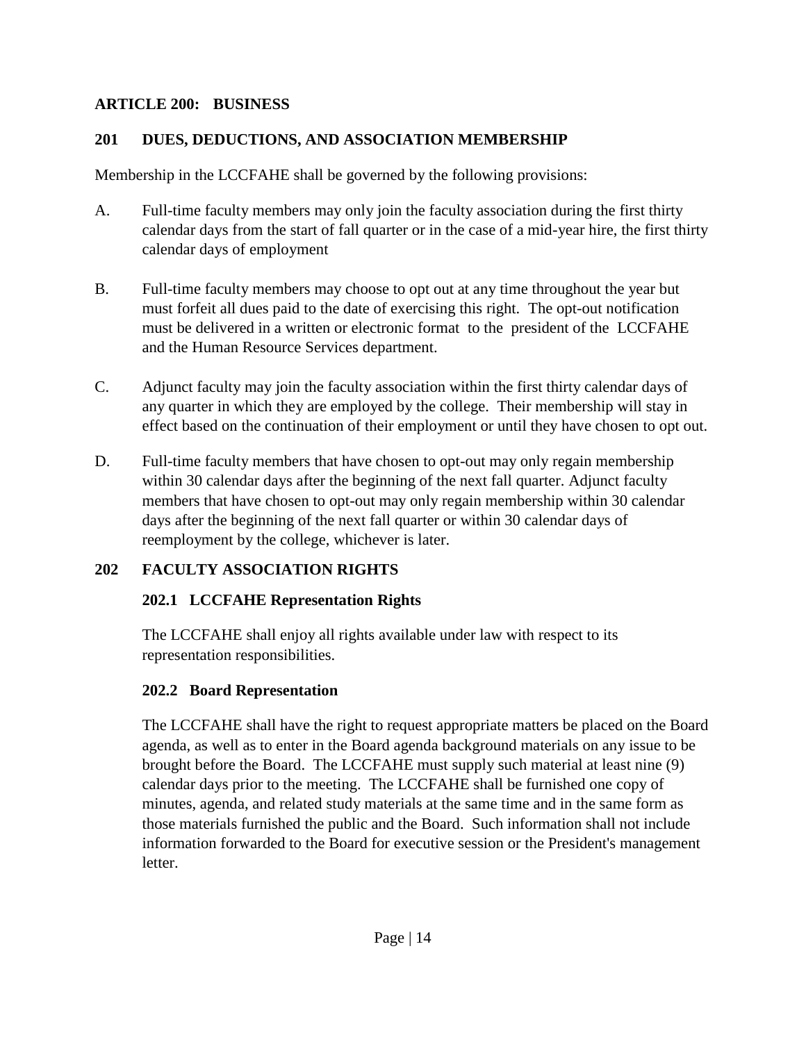## ARTICLE 200: BUSINESS

### 201 DUES, DEDUCTIONS, AND ASSOCIATION MEMBERSHIP

Membership in the LCCFAHE shall be governed by the following provisions:

A. Full-time faculty members may only join the faculty association during the first thirty calendar days from the start of fall quarter or in the case of a mid-year hire, the first thirty calendar days of employment

B. Full-time faculty members may choose to opt out at any time throughout the year but must forfeit all dues paid to the date of exercising this right. The opt-out notification must be delivered in a written or electronic format to the president of the LCCFAHE and the Human Resource Services department.

C. Adjunct faculty may join the faculty association within the first thirty calendar days of any quarter in which they are employed by the college. Their membership will stay in effect based on the continuation of their employment or until they have chosen to opt out.

D. Full-time faculty members that have chosen to opt-out may only regain membership within 30 calendar days after the beginning of the next fall quarter. Adjunct faculty members that have chosen to opt-out may only regain membership within 30 calendar days after the beginning of the next fall quarter or within 30 calendar days of reemployment by the college, whichever is later.

### 202 FACULTY ASSOCIATION RIGHTS

#### 202.1 LCCFAHE Representation Rights

The LCCFAHE shall enjoy all rights available under law with respect to its representation responsibilities.

#### 202.2 Board Representation

The LCCFAHE shall have the right to request appropriate matters be placed on the Board agenda, as well as to enter in the Board agenda background materials on any issue to be brought before the Board. The LCCFAHE must supply such material at least nine (9) calendar days prior to the meeting. The LCCFAHE shall be furnished one copy of minutes, agenda, and related study materials at the same time and in the same form as those materials furnished the public and the Board. Such information shall not include information forwarded to the Board for executive session or the President's management letter.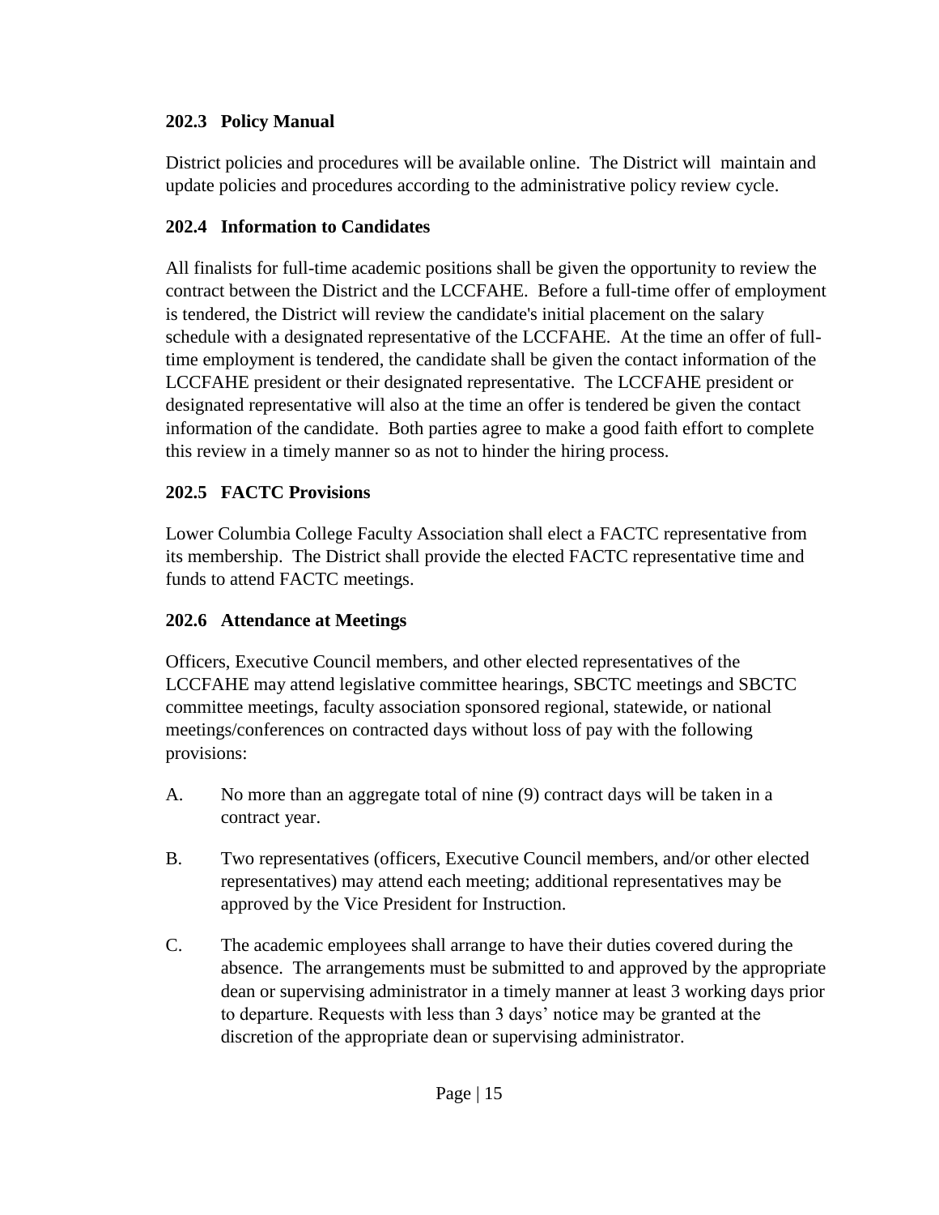### 202.3 Policy Manual

District policies and procedures will be available online. The District will maintain and update policies and procedures according to the administrative policy review cycle.

### 202.4 Information to Candidates

All finalists for full-time academic positions shall be given the opportunity to review the contract between the District and the LCCFAHE. Before a full-time offer of employment is tendered, the District will review the candidate's initial placement on the salary schedule with a designated representative of the LCCFAHE. At the time an offer of full-time employment is tendered, the candidate shall be given the contact information of the LCCFAHE president or their designated representative. The LCCFAHE president or designated representative will also at the time an offer is tendered be given the contact information of the candidate. Both parties agree to make a good faith effort to complete this review in a timely manner so as not to hinder the hiring process.

### 202.5 FACTC Provisions

Lower Columbia College Faculty Association shall elect a FACTC representative from its membership. The District shall provide the elected FACTC representative time and funds to attend FACTC meetings.

### 202.6 Attendance at Meetings

Officers, Executive Council members, and other elected representatives of the LCCFAHE may attend legislative committee hearings, SBCTC meetings and SBCTC committee meetings, faculty association sponsored regional, statewide, or national meetings/conferences on contracted days without loss of pay with the following provisions:

A. No more than an aggregate total of nine (9) contract days will be taken in a contract year.

B. Two representatives (officers, Executive Council members, and/or other elected representatives) may attend each meeting; additional representatives may be approved by the Vice President for Instruction.

C. The academic employees shall arrange to have their duties covered during the absence. The arrangements must be submitted to and approved by the appropriate dean or supervising administrator in a timely manner at least 3 working days prior to departure. Requests with less than 3 days' notice may be granted at the discretion of the appropriate dean or supervising administrator.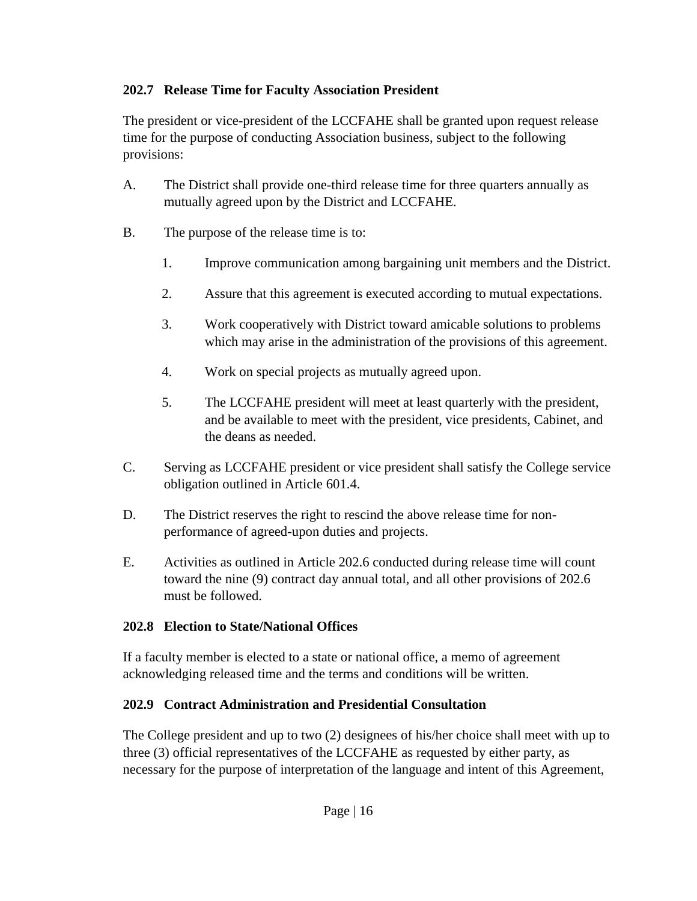**202.7 Release Time for Faculty Association President**

The president or vice-president of the LCCFAHE shall be granted upon request release time for the purpose of conducting Association business, subject to the following provisions:

A. The District shall provide one-third release time for three quarters annually as mutually agreed upon by the District and LCCFAHE.

B. The purpose of the release time is to:

   1. Improve communication among bargaining unit members and the District.

   2. Assure that this agreement is executed according to mutual expectations.

   3. Work cooperatively with District toward amicable solutions to problems which may arise in the administration of the provisions of this agreement.

   4. Work on special projects as mutually agreed upon.

   5. The LCCFAHE president will meet at least quarterly with the president, and be available to meet with the president, vice presidents, Cabinet, and the deans as needed.

C. Serving as LCCFAHE president or vice president shall satisfy the College service obligation outlined in Article 601.4.

D. The District reserves the right to rescind the above release time for non-performance of agreed-upon duties and projects.

E. Activities as outlined in Article 202.6 conducted during release time will count toward the nine (9) contract day annual total, and all other provisions of 202.6 must be followed.

**202.8 Election to State/National Offices**

If a faculty member is elected to a state or national office, a memo of agreement acknowledging released time and the terms and conditions will be written.

**202.9 Contract Administration and Presidential Consultation**

The College president and up to two (2) designees of his/her choice shall meet with up to three (3) official representatives of the LCCFAHE as requested by either party, as necessary for the purpose of interpretation of the language and intent of this Agreement,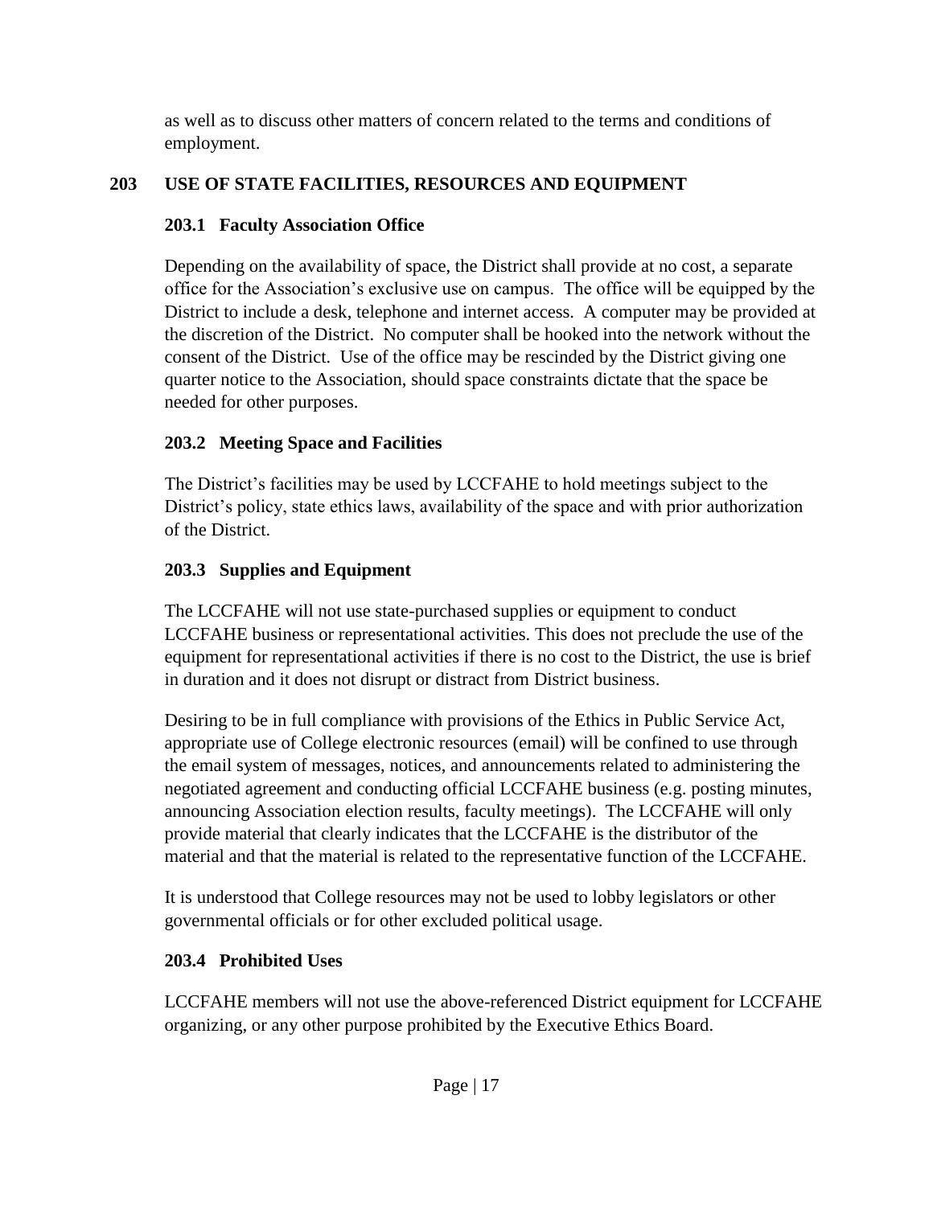as well as to discuss other matters of concern related to the terms and conditions of employment.

## 203 USE OF STATE FACILITIES, RESOURCES AND EQUIPMENT

### 203.1 Faculty Association Office

Depending on the availability of space, the District shall provide at no cost, a separate office for the Association's exclusive use on campus. The office will be equipped by the District to include a desk, telephone and internet access. A computer may be provided at the discretion of the District. No computer shall be hooked into the network without the consent of the District. Use of the office may be rescinded by the District giving one quarter notice to the Association, should space constraints dictate that the space be needed for other purposes.

### 203.2 Meeting Space and Facilities

The District's facilities may be used by LCCFAHE to hold meetings subject to the District's policy, state ethics laws, availability of the space and with prior authorization of the District.

### 203.3 Supplies and Equipment

The LCCFAHE will not use state-purchased supplies or equipment to conduct LCCFAHE business or representational activities. This does not preclude the use of the equipment for representational activities if there is no cost to the District, the use is brief in duration and it does not disrupt or distract from District business.

Desiring to be in full compliance with provisions of the Ethics in Public Service Act, appropriate use of College electronic resources (email) will be confined to use through the email system of messages, notices, and announcements related to administering the negotiated agreement and conducting official LCCFAHE business (e.g. posting minutes, announcing Association election results, faculty meetings). The LCCFAHE will only provide material that clearly indicates that the LCCFAHE is the distributor of the material and that the material is related to the representative function of the LCCFAHE.

It is understood that College resources may not be used to lobby legislators or other governmental officials or for other excluded political usage.

### 203.4 Prohibited Uses

LCCFAHE members will not use the above-referenced District equipment for LCCFAHE organizing, or any other purpose prohibited by the Executive Ethics Board.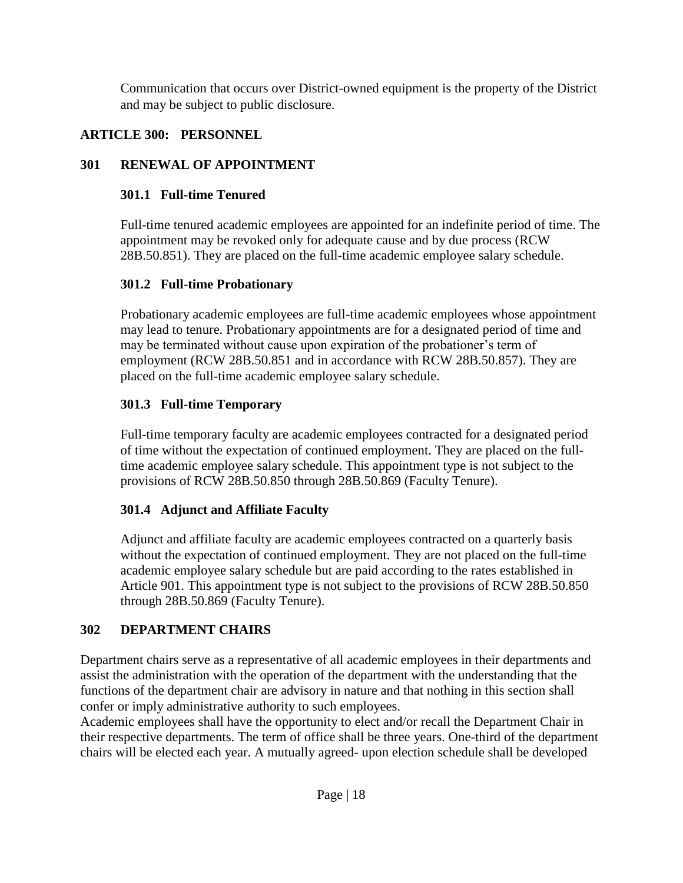Communication that occurs over District-owned equipment is the property of the District and may be subject to public disclosure.

# ARTICLE 300: PERSONNEL

## 301 RENEWAL OF APPOINTMENT

### 301.1 Full-time Tenured

Full-time tenured academic employees are appointed for an indefinite period of time. The appointment may be revoked only for adequate cause and by due process (RCW 28B.50.851). They are placed on the full-time academic employee salary schedule.

### 301.2 Full-time Probationary

Probationary academic employees are full-time academic employees whose appointment may lead to tenure. Probationary appointments are for a designated period of time and may be terminated without cause upon expiration of the probationer's term of employment (RCW 28B.50.851 and in accordance with RCW 28B.50.857). They are placed on the full-time academic employee salary schedule.

### 301.3 Full-time Temporary

Full-time temporary faculty are academic employees contracted for a designated period of time without the expectation of continued employment. They are placed on the full-time academic employee salary schedule. This appointment type is not subject to the provisions of RCW 28B.50.850 through 28B.50.869 (Faculty Tenure).

### 301.4 Adjunct and Affiliate Faculty

Adjunct and affiliate faculty are academic employees contracted on a quarterly basis without the expectation of continued employment. They are not placed on the full-time academic employee salary schedule but are paid according to the rates established in Article 901. This appointment type is not subject to the provisions of RCW 28B.50.850 through 28B.50.869 (Faculty Tenure).

## 302 DEPARTMENT CHAIRS

Department chairs serve as a representative of all academic employees in their departments and assist the administration with the operation of the department with the understanding that the functions of the department chair are advisory in nature and that nothing in this section shall confer or imply administrative authority to such employees.

Academic employees shall have the opportunity to elect and/or recall the Department Chair in their respective departments. The term of office shall be three years. One-third of the department chairs will be elected each year. A mutually agreed- upon election schedule shall be developed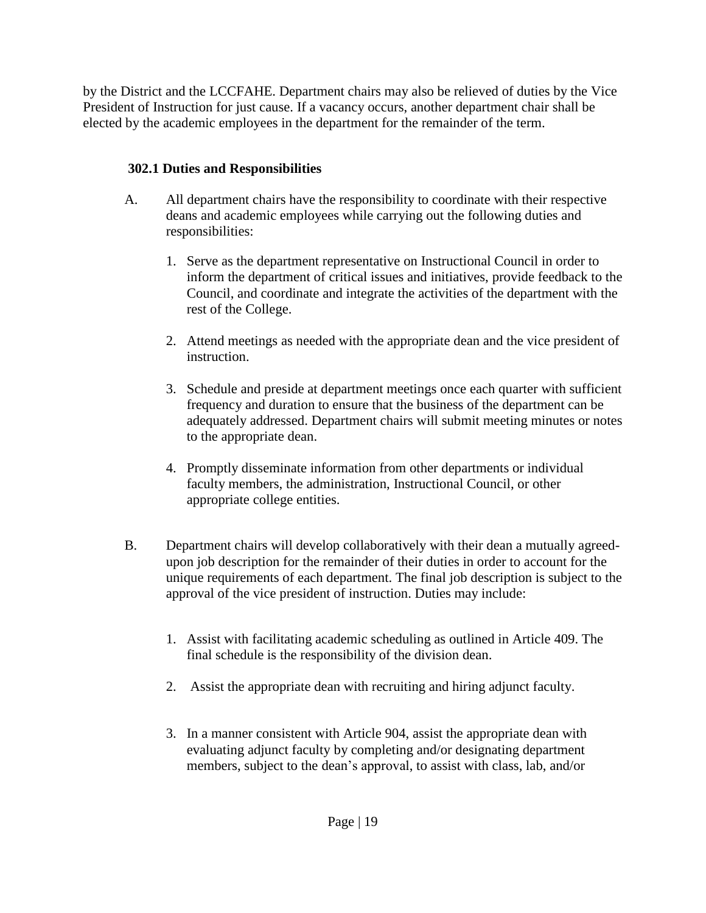by the District and the LCCFAHE. Department chairs may also be relieved of duties by the Vice President of Instruction for just cause. If a vacancy occurs, another department chair shall be elected by the academic employees in the department for the remainder of the term.

### 302.1 Duties and Responsibilities

A. All department chairs have the responsibility to coordinate with their respective deans and academic employees while carrying out the following duties and responsibilities:

   1. Serve as the department representative on Instructional Council in order to inform the department of critical issues and initiatives, provide feedback to the Council, and coordinate and integrate the activities of the department with the rest of the College.

   2. Attend meetings as needed with the appropriate dean and the vice president of instruction.

   3. Schedule and preside at department meetings once each quarter with sufficient frequency and duration to ensure that the business of the department can be adequately addressed. Department chairs will submit meeting minutes or notes to the appropriate dean.

   4. Promptly disseminate information from other departments or individual faculty members, the administration, Instructional Council, or other appropriate college entities.

B. Department chairs will develop collaboratively with their dean a mutually agreed-upon job description for the remainder of their duties in order to account for the unique requirements of each department. The final job description is subject to the approval of the vice president of instruction. Duties may include:

   1. Assist with facilitating academic scheduling as outlined in Article 409. The final schedule is the responsibility of the division dean.

   2. Assist the appropriate dean with recruiting and hiring adjunct faculty.

   3. In a manner consistent with Article 904, assist the appropriate dean with evaluating adjunct faculty by completing and/or designating department members, subject to the dean's approval, to assist with class, lab, and/or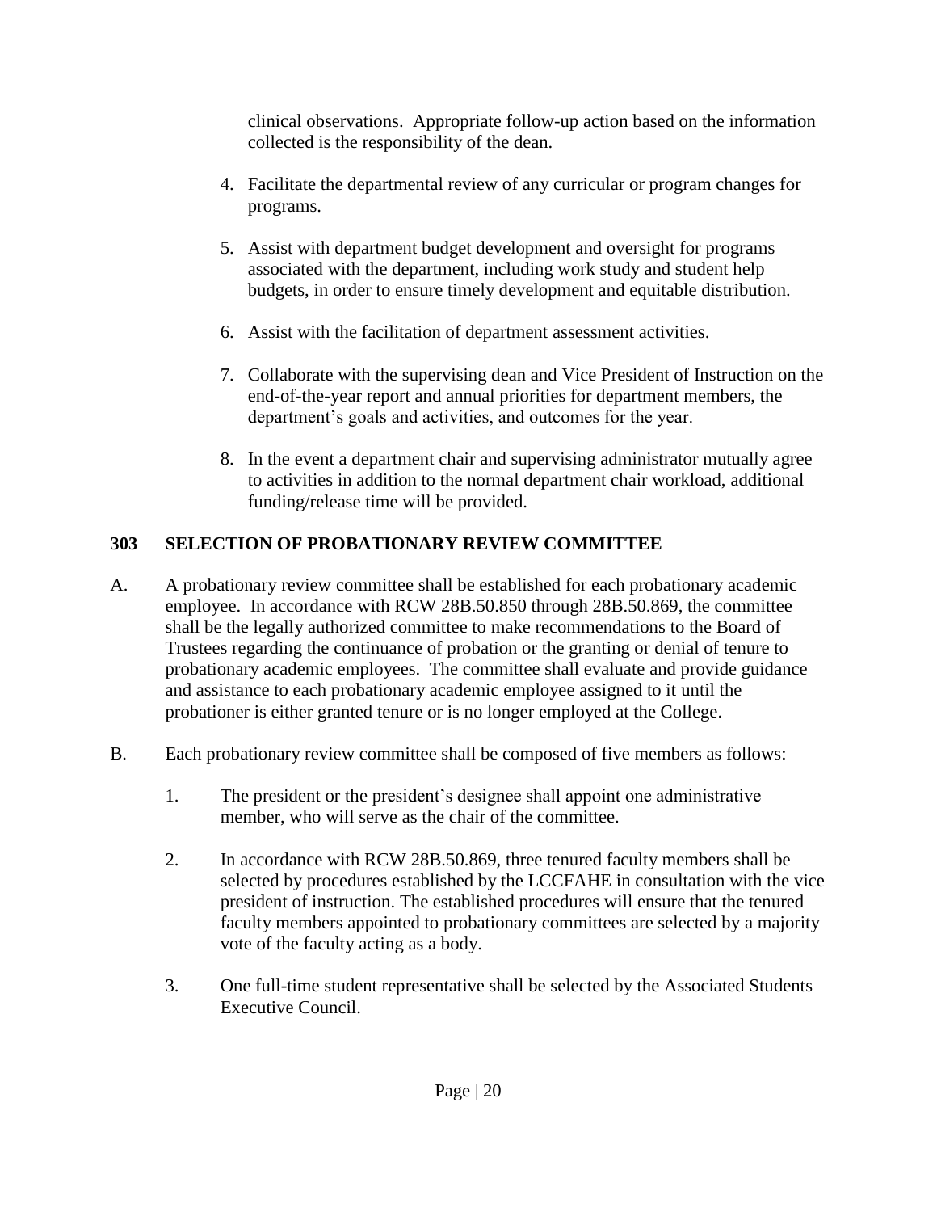clinical observations. Appropriate follow-up action based on the information collected is the responsibility of the dean.

4. Facilitate the departmental review of any curricular or program changes for programs.

5. Assist with department budget development and oversight for programs associated with the department, including work study and student help budgets, in order to ensure timely development and equitable distribution.

6. Assist with the facilitation of department assessment activities.

7. Collaborate with the supervising dean and Vice President of Instruction on the end-of-the-year report and annual priorities for department members, the department's goals and activities, and outcomes for the year.

8. In the event a department chair and supervising administrator mutually agree to activities in addition to the normal department chair workload, additional funding/release time will be provided.

## 303 SELECTION OF PROBATIONARY REVIEW COMMITTEE

A. A probationary review committee shall be established for each probationary academic employee. In accordance with RCW 28B.50.850 through 28B.50.869, the committee shall be the legally authorized committee to make recommendations to the Board of Trustees regarding the continuance of probation or the granting or denial of tenure to probationary academic employees. The committee shall evaluate and provide guidance and assistance to each probationary academic employee assigned to it until the probationer is either granted tenure or is no longer employed at the College.

B. Each probationary review committee shall be composed of five members as follows:

1. The president or the president's designee shall appoint one administrative member, who will serve as the chair of the committee.

2. In accordance with RCW 28B.50.869, three tenured faculty members shall be selected by procedures established by the LCCFAHE in consultation with the vice president of instruction. The established procedures will ensure that the tenured faculty members appointed to probationary committees are selected by a majority vote of the faculty acting as a body.

3. One full-time student representative shall be selected by the Associated Students Executive Council.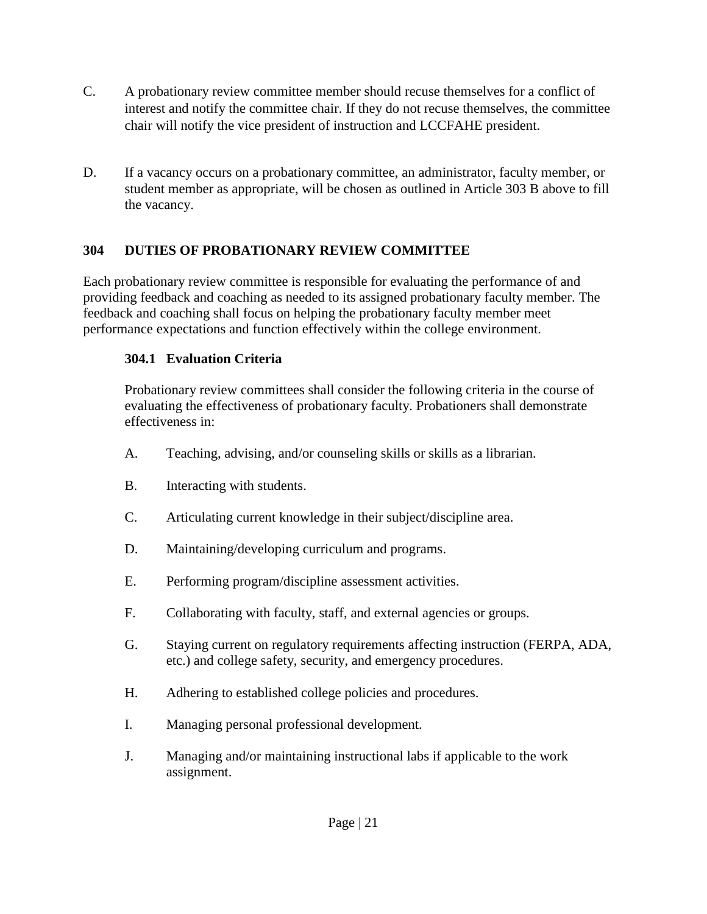C. A probationary review committee member should recuse themselves for a conflict of interest and notify the committee chair. If they do not recuse themselves, the committee chair will notify the vice president of instruction and LCCFAHE president.

D. If a vacancy occurs on a probationary committee, an administrator, faculty member, or student member as appropriate, will be chosen as outlined in Article 303 B above to fill the vacancy.

## 304 DUTIES OF PROBATIONARY REVIEW COMMITTEE

Each probationary review committee is responsible for evaluating the performance of and providing feedback and coaching as needed to its assigned probationary faculty member. The feedback and coaching shall focus on helping the probationary faculty member meet performance expectations and function effectively within the college environment.

### 304.1 Evaluation Criteria

Probationary review committees shall consider the following criteria in the course of evaluating the effectiveness of probationary faculty. Probationers shall demonstrate effectiveness in:

A. Teaching, advising, and/or counseling skills or skills as a librarian.

B. Interacting with students.

C. Articulating current knowledge in their subject/discipline area.

D. Maintaining/developing curriculum and programs.

E. Performing program/discipline assessment activities.

F. Collaborating with faculty, staff, and external agencies or groups.

G. Staying current on regulatory requirements affecting instruction (FERPA, ADA, etc.) and college safety, security, and emergency procedures.

H. Adhering to established college policies and procedures.

I. Managing personal professional development.

J. Managing and/or maintaining instructional labs if applicable to the work assignment.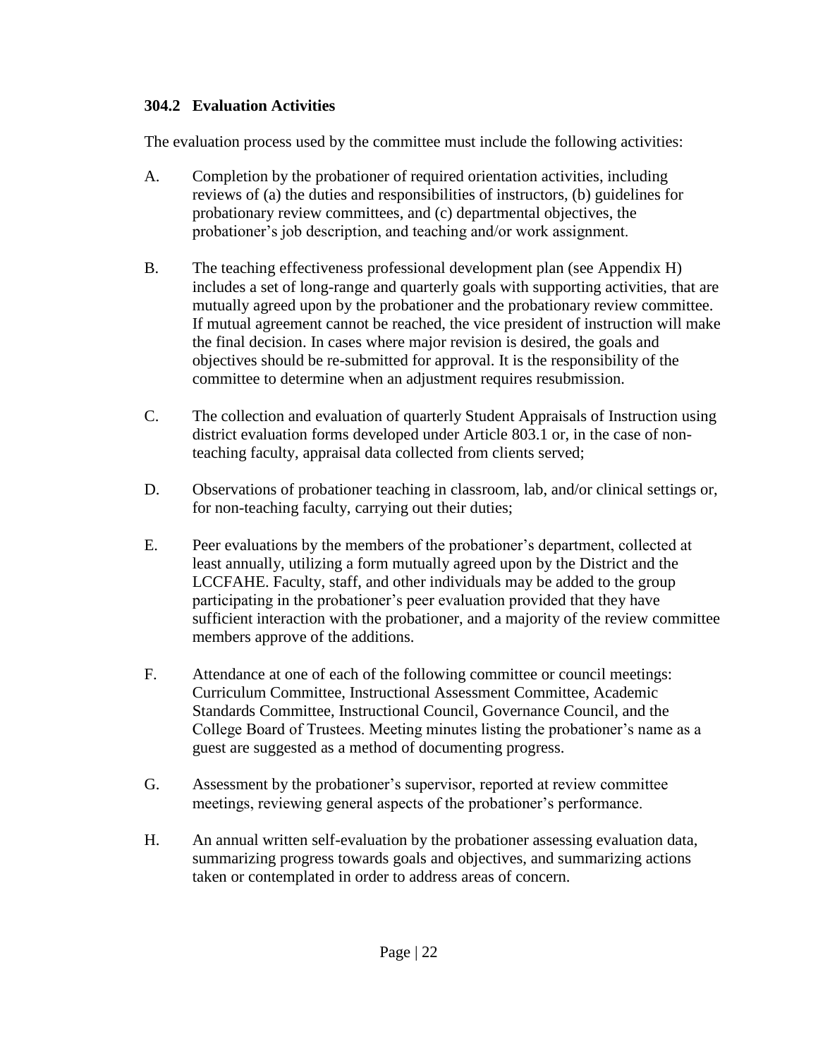### 304.2 Evaluation Activities

The evaluation process used by the committee must include the following activities:

A. Completion by the probationer of required orientation activities, including reviews of (a) the duties and responsibilities of instructors, (b) guidelines for probationary review committees, and (c) departmental objectives, the probationer's job description, and teaching and/or work assignment.

B. The teaching effectiveness professional development plan (see Appendix H) includes a set of long-range and quarterly goals with supporting activities, that are mutually agreed upon by the probationer and the probationary review committee. If mutual agreement cannot be reached, the vice president of instruction will make the final decision. In cases where major revision is desired, the goals and objectives should be re-submitted for approval. It is the responsibility of the committee to determine when an adjustment requires resubmission.

C. The collection and evaluation of quarterly Student Appraisals of Instruction using district evaluation forms developed under Article 803.1 or, in the case of non-teaching faculty, appraisal data collected from clients served;

D. Observations of probationer teaching in classroom, lab, and/or clinical settings or, for non-teaching faculty, carrying out their duties;

E. Peer evaluations by the members of the probationer's department, collected at least annually, utilizing a form mutually agreed upon by the District and the LCCFAHE. Faculty, staff, and other individuals may be added to the group participating in the probationer's peer evaluation provided that they have sufficient interaction with the probationer, and a majority of the review committee members approve of the additions.

F. Attendance at one of each of the following committee or council meetings: Curriculum Committee, Instructional Assessment Committee, Academic Standards Committee, Instructional Council, Governance Council, and the College Board of Trustees. Meeting minutes listing the probationer's name as a guest are suggested as a method of documenting progress.

G. Assessment by the probationer's supervisor, reported at review committee meetings, reviewing general aspects of the probationer's performance.

H. An annual written self-evaluation by the probationer assessing evaluation data, summarizing progress towards goals and objectives, and summarizing actions taken or contemplated in order to address areas of concern.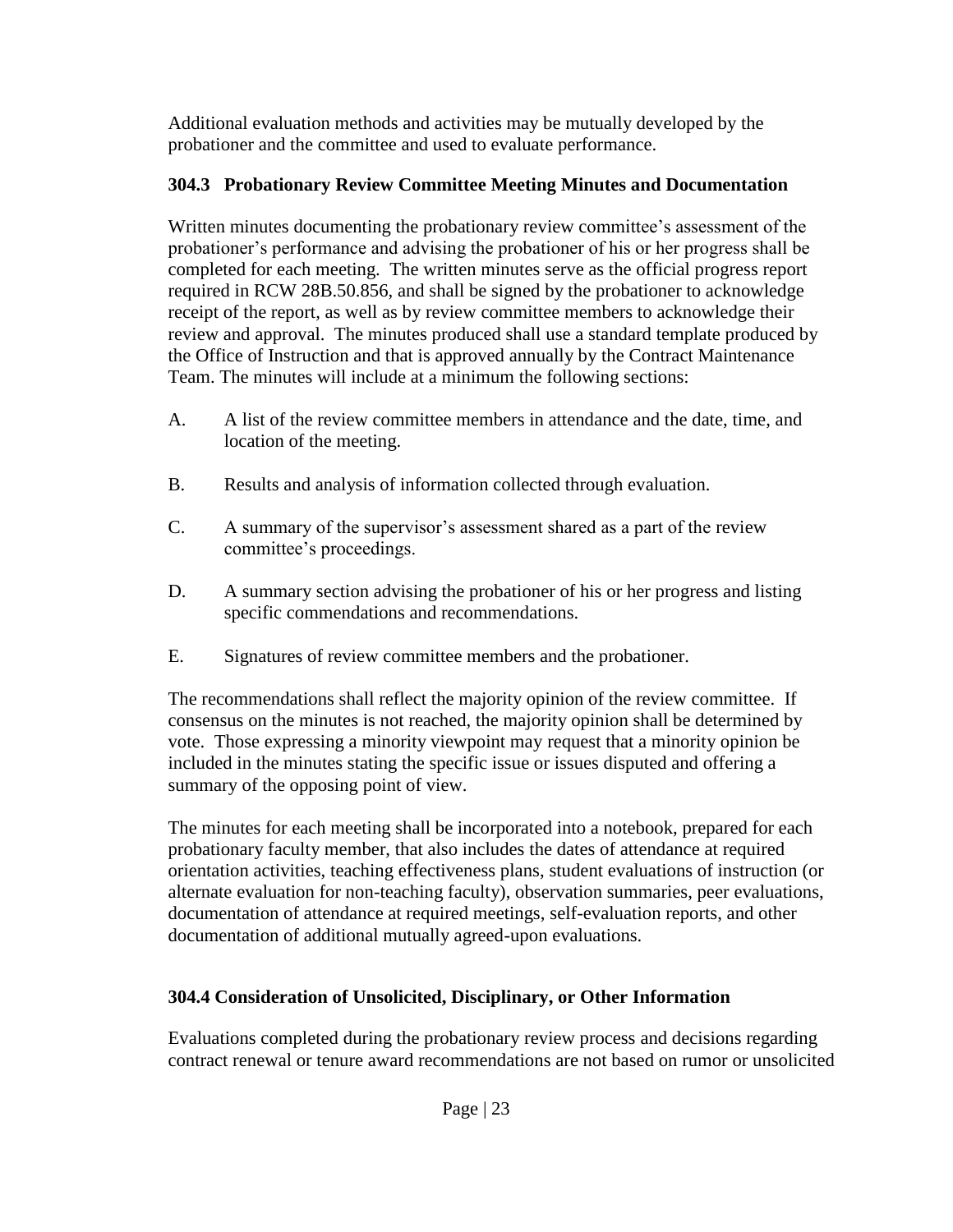Additional evaluation methods and activities may be mutually developed by the probationer and the committee and used to evaluate performance.

### 304.3 Probationary Review Committee Meeting Minutes and Documentation

Written minutes documenting the probationary review committee's assessment of the probationer's performance and advising the probationer of his or her progress shall be completed for each meeting. The written minutes serve as the official progress report required in RCW 28B.50.856, and shall be signed by the probationer to acknowledge receipt of the report, as well as by review committee members to acknowledge their review and approval. The minutes produced shall use a standard template produced by the Office of Instruction and that is approved annually by the Contract Maintenance Team. The minutes will include at a minimum the following sections:

A. A list of the review committee members in attendance and the date, time, and location of the meeting.

B. Results and analysis of information collected through evaluation.

C. A summary of the supervisor's assessment shared as a part of the review committee's proceedings.

D. A summary section advising the probationer of his or her progress and listing specific commendations and recommendations.

E. Signatures of review committee members and the probationer.

The recommendations shall reflect the majority opinion of the review committee. If consensus on the minutes is not reached, the majority opinion shall be determined by vote. Those expressing a minority viewpoint may request that a minority opinion be included in the minutes stating the specific issue or issues disputed and offering a summary of the opposing point of view.

The minutes for each meeting shall be incorporated into a notebook, prepared for each probationary faculty member, that also includes the dates of attendance at required orientation activities, teaching effectiveness plans, student evaluations of instruction (or alternate evaluation for non-teaching faculty), observation summaries, peer evaluations, documentation of attendance at required meetings, self-evaluation reports, and other documentation of additional mutually agreed-upon evaluations.

### 304.4 Consideration of Unsolicited, Disciplinary, or Other Information

Evaluations completed during the probationary review process and decisions regarding contract renewal or tenure award recommendations are not based on rumor or unsolicited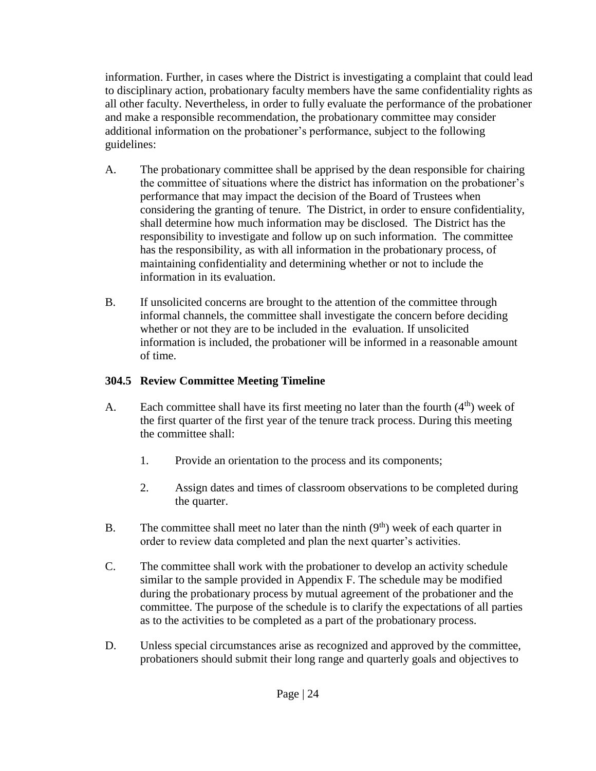information. Further, in cases where the District is investigating a complaint that could lead to disciplinary action, probationary faculty members have the same confidentiality rights as all other faculty. Nevertheless, in order to fully evaluate the performance of the probationer and make a responsible recommendation, the probationary committee may consider additional information on the probationer's performance, subject to the following guidelines:

A. The probationary committee shall be apprised by the dean responsible for chairing the committee of situations where the district has information on the probationer's performance that may impact the decision of the Board of Trustees when considering the granting of tenure. The District, in order to ensure confidentiality, shall determine how much information may be disclosed. The District has the responsibility to investigate and follow up on such information. The committee has the responsibility, as with all information in the probationary process, of maintaining confidentiality and determining whether or not to include the information in its evaluation.

B. If unsolicited concerns are brought to the attention of the committee through informal channels, the committee shall investigate the concern before deciding whether or not they are to be included in the evaluation. If unsolicited information is included, the probationer will be informed in a reasonable amount of time.

### 304.5 Review Committee Meeting Timeline

A. Each committee shall have its first meeting no later than the fourth (4th) week of the first quarter of the first year of the tenure track process. During this meeting the committee shall:

   1. Provide an orientation to the process and its components;

   2. Assign dates and times of classroom observations to be completed during the quarter.

B. The committee shall meet no later than the ninth (9th) week of each quarter in order to review data completed and plan the next quarter's activities.

C. The committee shall work with the probationer to develop an activity schedule similar to the sample provided in Appendix F. The schedule may be modified during the probationary process by mutual agreement of the probationer and the committee. The purpose of the schedule is to clarify the expectations of all parties as to the activities to be completed as a part of the probationary process.

D. Unless special circumstances arise as recognized and approved by the committee, probationers should submit their long range and quarterly goals and objectives to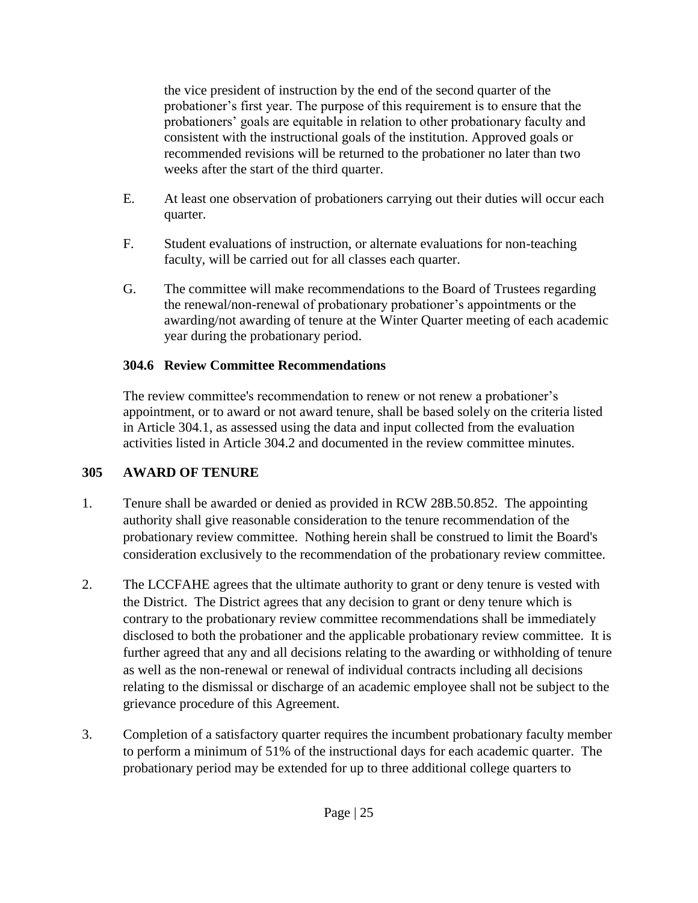the vice president of instruction by the end of the second quarter of the probationer's first year. The purpose of this requirement is to ensure that the probationers' goals are equitable in relation to other probationary faculty and consistent with the instructional goals of the institution. Approved goals or recommended revisions will be returned to the probationer no later than two weeks after the start of the third quarter.

E. At least one observation of probationers carrying out their duties will occur each quarter.

F. Student evaluations of instruction, or alternate evaluations for non-teaching faculty, will be carried out for all classes each quarter.

G. The committee will make recommendations to the Board of Trustees regarding the renewal/non-renewal of probationary probationer's appointments or the awarding/not awarding of tenure at the Winter Quarter meeting of each academic year during the probationary period.

### 304.6 Review Committee Recommendations

The review committee's recommendation to renew or not renew a probationer's appointment, or to award or not award tenure, shall be based solely on the criteria listed in Article 304.1, as assessed using the data and input collected from the evaluation activities listed in Article 304.2 and documented in the review committee minutes.

## 305 AWARD OF TENURE

1. Tenure shall be awarded or denied as provided in RCW 28B.50.852. The appointing authority shall give reasonable consideration to the tenure recommendation of the probationary review committee. Nothing herein shall be construed to limit the Board's consideration exclusively to the recommendation of the probationary review committee.

2. The LCCFAHE agrees that the ultimate authority to grant or deny tenure is vested with the District. The District agrees that any decision to grant or deny tenure which is contrary to the probationary review committee recommendations shall be immediately disclosed to both the probationer and the applicable probationary review committee. It is further agreed that any and all decisions relating to the awarding or withholding of tenure as well as the non-renewal or renewal of individual contracts including all decisions relating to the dismissal or discharge of an academic employee shall not be subject to the grievance procedure of this Agreement.

3. Completion of a satisfactory quarter requires the incumbent probationary faculty member to perform a minimum of 51% of the instructional days for each academic quarter. The probationary period may be extended for up to three additional college quarters to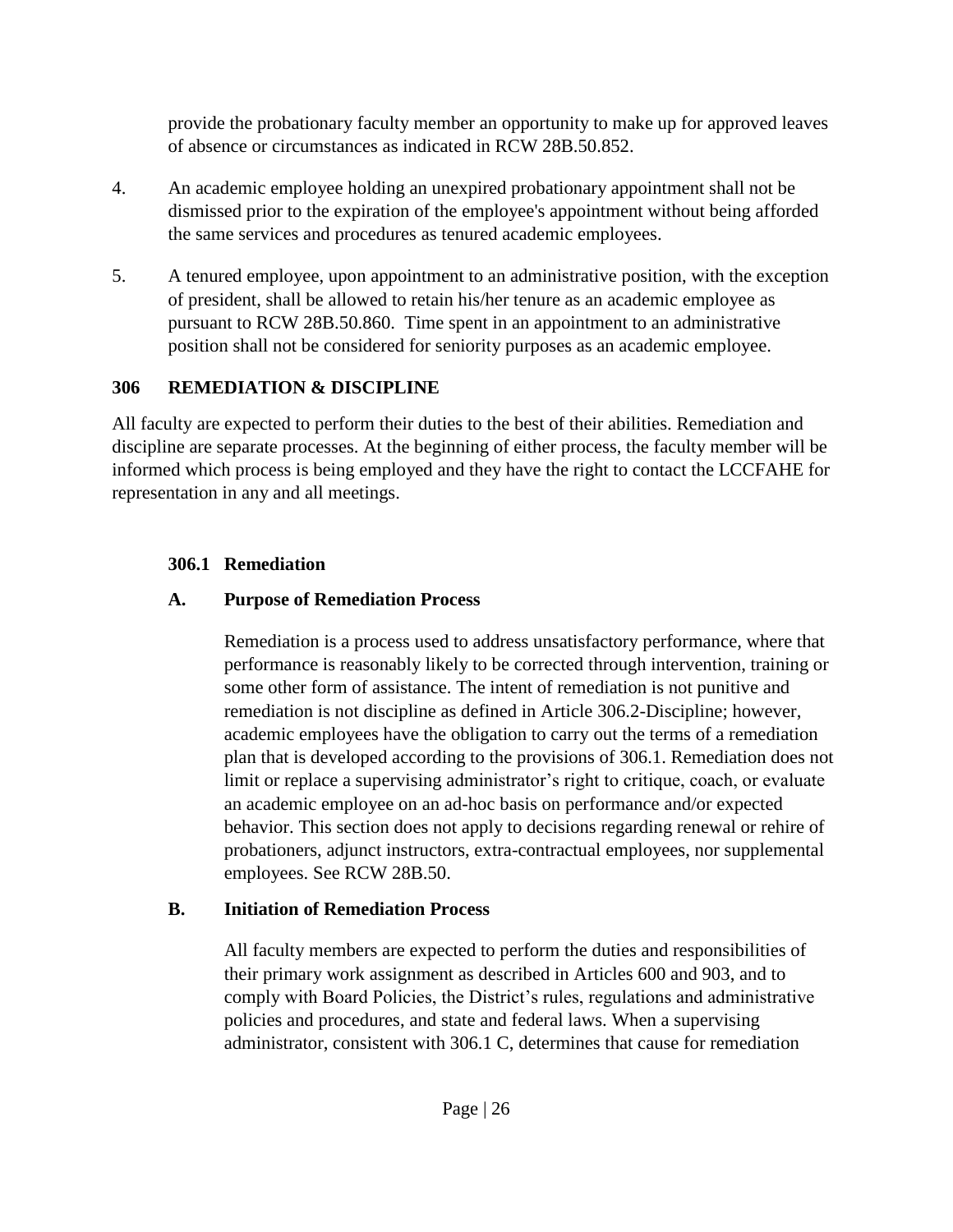provide the probationary faculty member an opportunity to make up for approved leaves of absence or circumstances as indicated in RCW 28B.50.852.

4. An academic employee holding an unexpired probationary appointment shall not be dismissed prior to the expiration of the employee's appointment without being afforded the same services and procedures as tenured academic employees.

5. A tenured employee, upon appointment to an administrative position, with the exception of president, shall be allowed to retain his/her tenure as an academic employee as pursuant to RCW 28B.50.860. Time spent in an appointment to an administrative position shall not be considered for seniority purposes as an academic employee.

## 306 REMEDIATION & DISCIPLINE

All faculty are expected to perform their duties to the best of their abilities. Remediation and discipline are separate processes. At the beginning of either process, the faculty member will be informed which process is being employed and they have the right to contact the LCCFAHE for representation in any and all meetings.

### 306.1 Remediation

#### A. Purpose of Remediation Process

Remediation is a process used to address unsatisfactory performance, where that performance is reasonably likely to be corrected through intervention, training or some other form of assistance. The intent of remediation is not punitive and remediation is not discipline as defined in Article 306.2-Discipline; however, academic employees have the obligation to carry out the terms of a remediation plan that is developed according to the provisions of 306.1. Remediation does not limit or replace a supervising administrator's right to critique, coach, or evaluate an academic employee on an ad-hoc basis on performance and/or expected behavior. This section does not apply to decisions regarding renewal or rehire of probationers, adjunct instructors, extra-contractual employees, nor supplemental employees. See RCW 28B.50.

#### B. Initiation of Remediation Process

All faculty members are expected to perform the duties and responsibilities of their primary work assignment as described in Articles 600 and 903, and to comply with Board Policies, the District's rules, regulations and administrative policies and procedures, and state and federal laws. When a supervising administrator, consistent with 306.1 C, determines that cause for remediation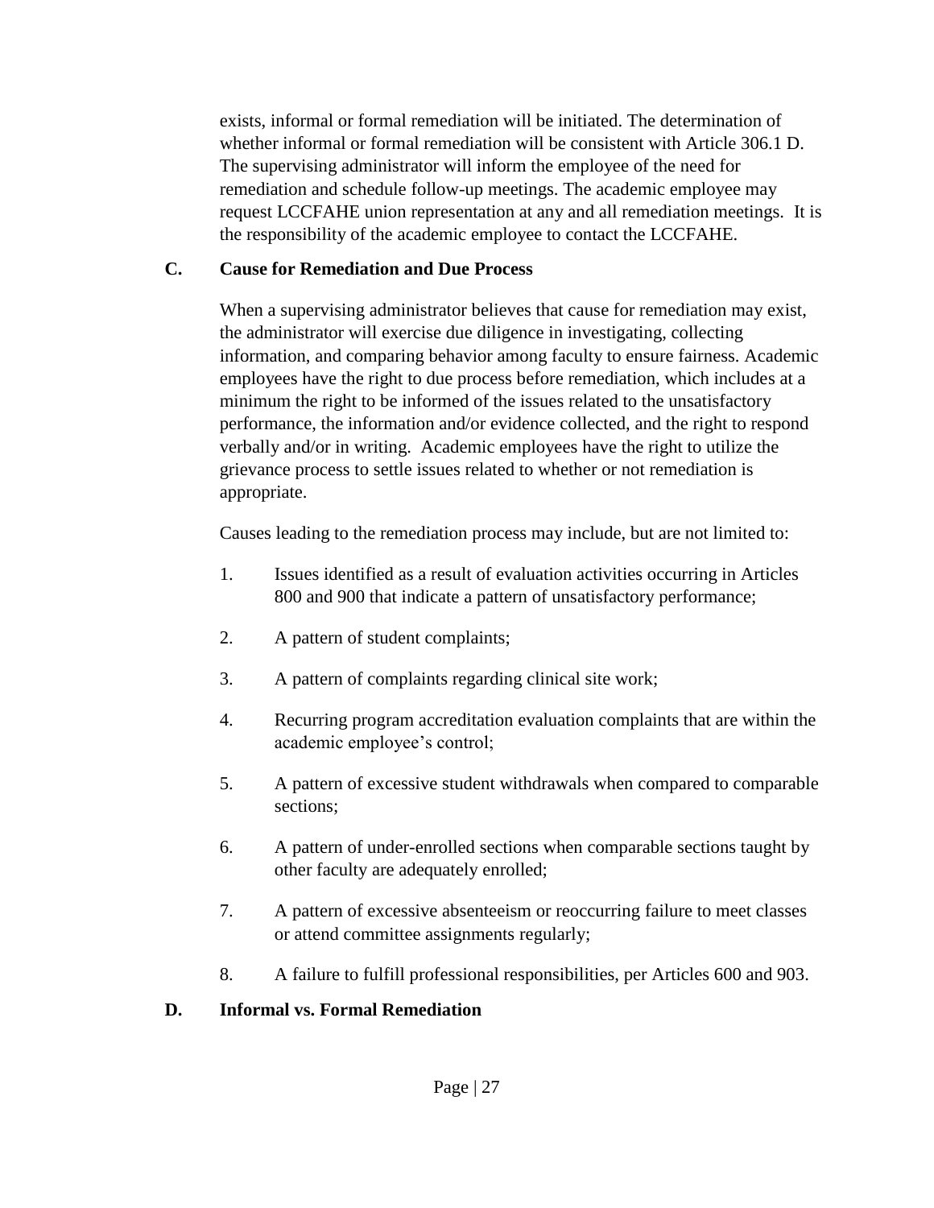exists, informal or formal remediation will be initiated. The determination of whether informal or formal remediation will be consistent with Article 306.1 D. The supervising administrator will inform the employee of the need for remediation and schedule follow-up meetings. The academic employee may request LCCFAHE union representation at any and all remediation meetings. It is the responsibility of the academic employee to contact the LCCFAHE.

**C. Cause for Remediation and Due Process**

When a supervising administrator believes that cause for remediation may exist, the administrator will exercise due diligence in investigating, collecting information, and comparing behavior among faculty to ensure fairness. Academic employees have the right to due process before remediation, which includes at a minimum the right to be informed of the issues related to the unsatisfactory performance, the information and/or evidence collected, and the right to respond verbally and/or in writing. Academic employees have the right to utilize the grievance process to settle issues related to whether or not remediation is appropriate.

Causes leading to the remediation process may include, but are not limited to:

1. Issues identified as a result of evaluation activities occurring in Articles 800 and 900 that indicate a pattern of unsatisfactory performance;
2. A pattern of student complaints;
3. A pattern of complaints regarding clinical site work;
4. Recurring program accreditation evaluation complaints that are within the academic employee's control;
5. A pattern of excessive student withdrawals when compared to comparable sections;
6. A pattern of under-enrolled sections when comparable sections taught by other faculty are adequately enrolled;
7. A pattern of excessive absenteeism or reoccurring failure to meet classes or attend committee assignments regularly;
8. A failure to fulfill professional responsibilities, per Articles 600 and 903.

**D. Informal vs. Formal Remediation**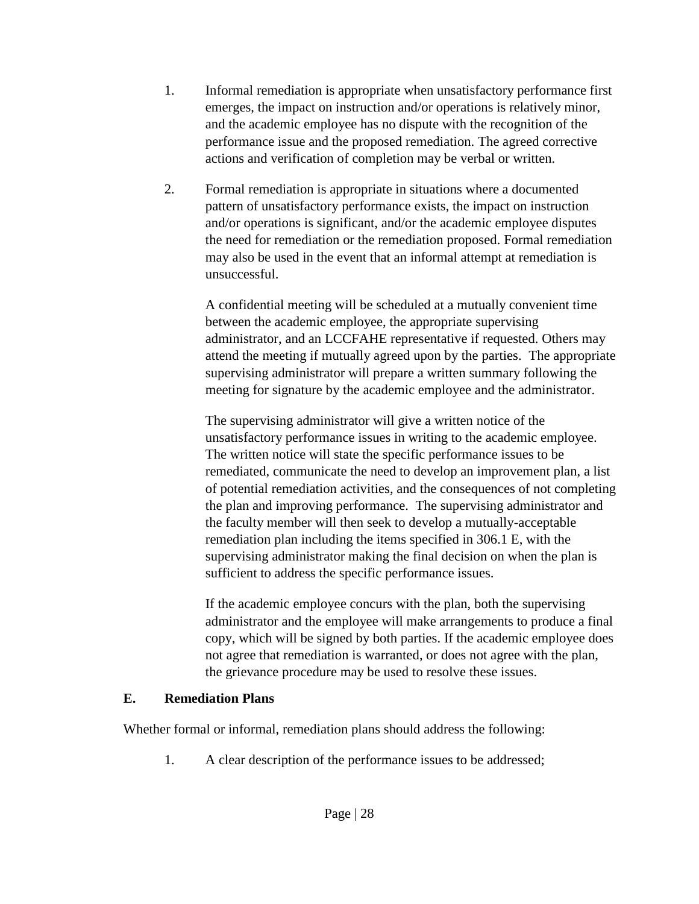1. Informal remediation is appropriate when unsatisfactory performance first emerges, the impact on instruction and/or operations is relatively minor, and the academic employee has no dispute with the recognition of the performance issue and the proposed remediation. The agreed corrective actions and verification of completion may be verbal or written.

2. Formal remediation is appropriate in situations where a documented pattern of unsatisfactory performance exists, the impact on instruction and/or operations is significant, and/or the academic employee disputes the need for remediation or the remediation proposed. Formal remediation may also be used in the event that an informal attempt at remediation is unsuccessful.

   A confidential meeting will be scheduled at a mutually convenient time between the academic employee, the appropriate supervising administrator, and an LCCFAHE representative if requested. Others may attend the meeting if mutually agreed upon by the parties. The appropriate supervising administrator will prepare a written summary following the meeting for signature by the academic employee and the administrator.

   The supervising administrator will give a written notice of the unsatisfactory performance issues in writing to the academic employee. The written notice will state the specific performance issues to be remediated, communicate the need to develop an improvement plan, a list of potential remediation activities, and the consequences of not completing the plan and improving performance. The supervising administrator and the faculty member will then seek to develop a mutually-acceptable remediation plan including the items specified in 306.1 E, with the supervising administrator making the final decision on when the plan is sufficient to address the specific performance issues.

   If the academic employee concurs with the plan, both the supervising administrator and the employee will make arrangements to produce a final copy, which will be signed by both parties. If the academic employee does not agree that remediation is warranted, or does not agree with the plan, the grievance procedure may be used to resolve these issues.

**E. Remediation Plans**

Whether formal or informal, remediation plans should address the following:

1. A clear description of the performance issues to be addressed;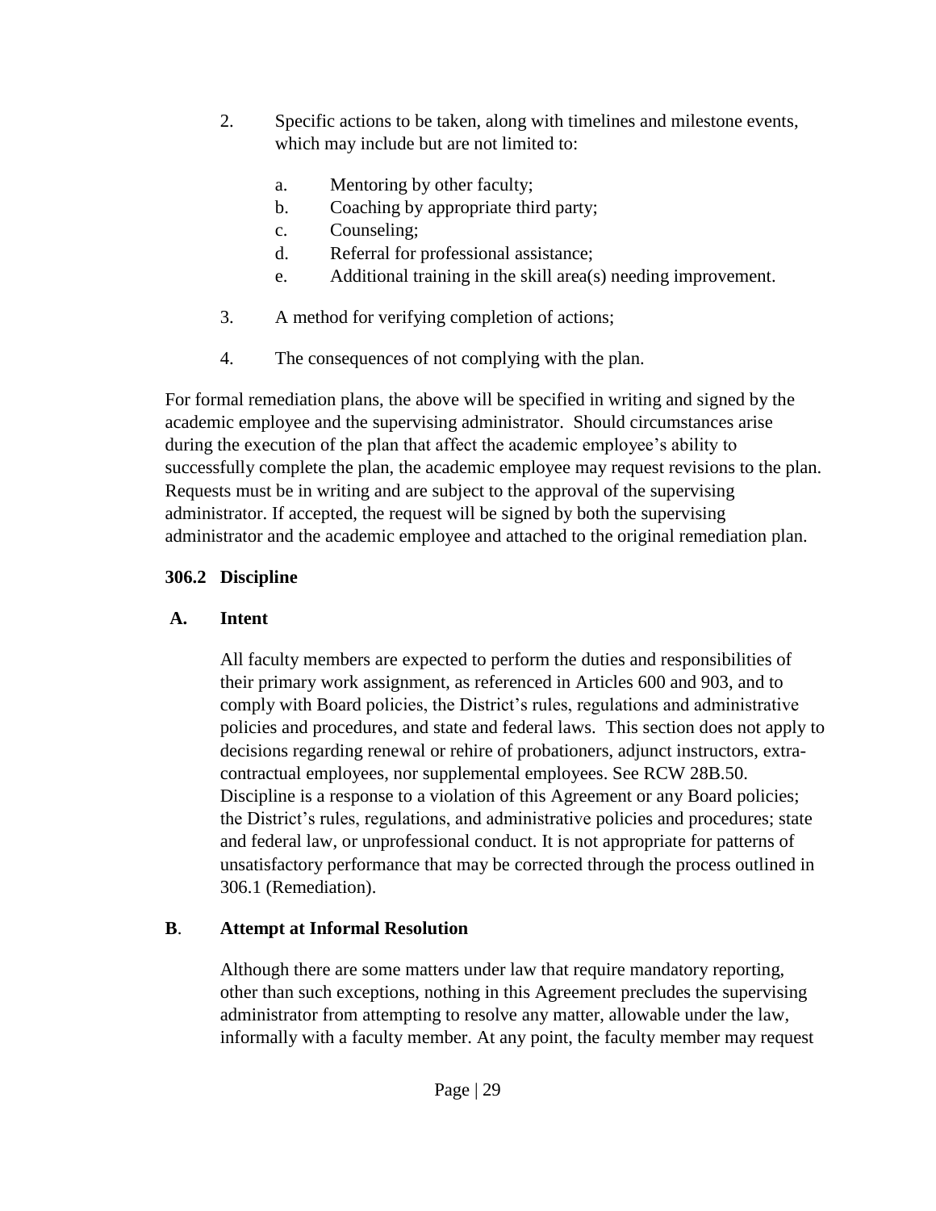2. Specific actions to be taken, along with timelines and milestone events, which may include but are not limited to:

   a. Mentoring by other faculty;
   b. Coaching by appropriate third party;
   c. Counseling;
   d. Referral for professional assistance;
   e. Additional training in the skill area(s) needing improvement.

3. A method for verifying completion of actions;

4. The consequences of not complying with the plan.

For formal remediation plans, the above will be specified in writing and signed by the academic employee and the supervising administrator. Should circumstances arise during the execution of the plan that affect the academic employee's ability to successfully complete the plan, the academic employee may request revisions to the plan. Requests must be in writing and are subject to the approval of the supervising administrator. If accepted, the request will be signed by both the supervising administrator and the academic employee and attached to the original remediation plan.

### 306.2 Discipline

#### A. Intent

All faculty members are expected to perform the duties and responsibilities of their primary work assignment, as referenced in Articles 600 and 903, and to comply with Board policies, the District's rules, regulations and administrative policies and procedures, and state and federal laws. This section does not apply to decisions regarding renewal or rehire of probationers, adjunct instructors, extra-contractual employees, nor supplemental employees. See RCW 28B.50. Discipline is a response to a violation of this Agreement or any Board policies; the District's rules, regulations, and administrative policies and procedures; state and federal law, or unprofessional conduct. It is not appropriate for patterns of unsatisfactory performance that may be corrected through the process outlined in 306.1 (Remediation).

#### B. Attempt at Informal Resolution

Although there are some matters under law that require mandatory reporting, other than such exceptions, nothing in this Agreement precludes the supervising administrator from attempting to resolve any matter, allowable under the law, informally with a faculty member. At any point, the faculty member may request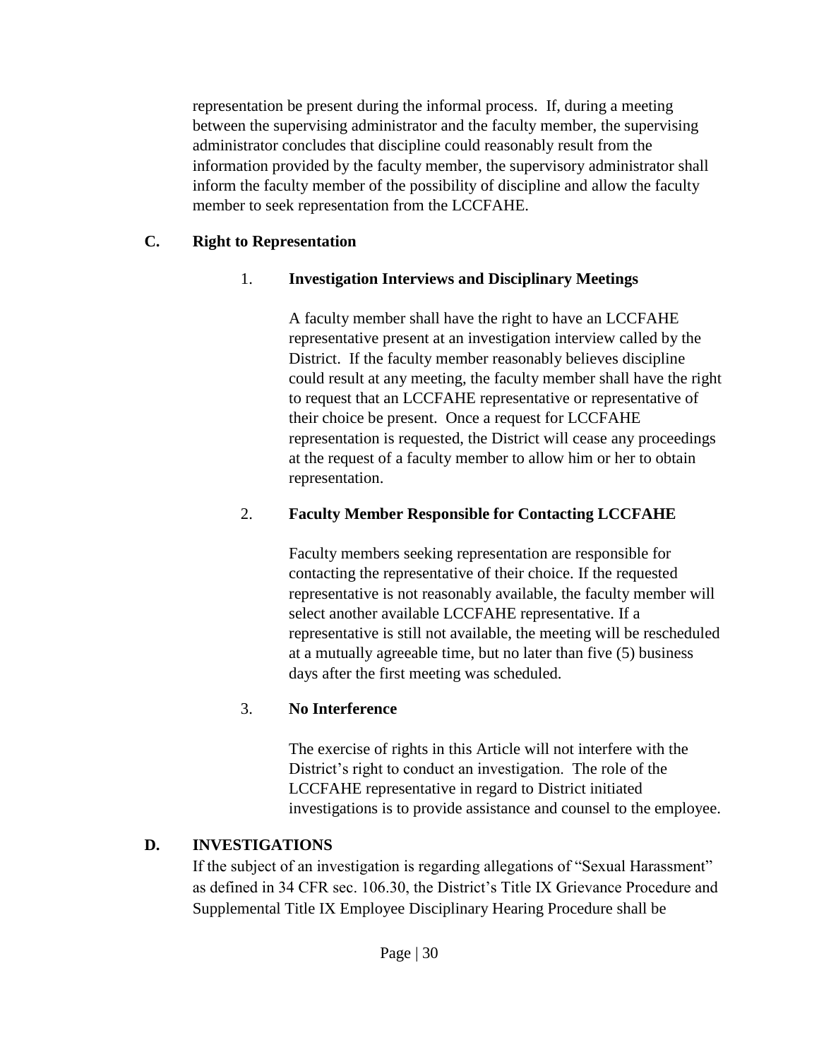representation be present during the informal process. If, during a meeting between the supervising administrator and the faculty member, the supervising administrator concludes that discipline could reasonably result from the information provided by the faculty member, the supervisory administrator shall inform the faculty member of the possibility of discipline and allow the faculty member to seek representation from the LCCFAHE.

## C. Right to Representation

### 1. Investigation Interviews and Disciplinary Meetings

A faculty member shall have the right to have an LCCFAHE representative present at an investigation interview called by the District. If the faculty member reasonably believes discipline could result at any meeting, the faculty member shall have the right to request that an LCCFAHE representative or representative of their choice be present. Once a request for LCCFAHE representation is requested, the District will cease any proceedings at the request of a faculty member to allow him or her to obtain representation.

### 2. Faculty Member Responsible for Contacting LCCFAHE

Faculty members seeking representation are responsible for contacting the representative of their choice. If the requested representative is not reasonably available, the faculty member will select another available LCCFAHE representative. If a representative is still not available, the meeting will be rescheduled at a mutually agreeable time, but no later than five (5) business days after the first meeting was scheduled.

### 3. No Interference

The exercise of rights in this Article will not interfere with the District's right to conduct an investigation. The role of the LCCFAHE representative in regard to District initiated investigations is to provide assistance and counsel to the employee.

## D. INVESTIGATIONS

If the subject of an investigation is regarding allegations of "Sexual Harassment" as defined in 34 CFR sec. 106.30, the District's Title IX Grievance Procedure and Supplemental Title IX Employee Disciplinary Hearing Procedure shall be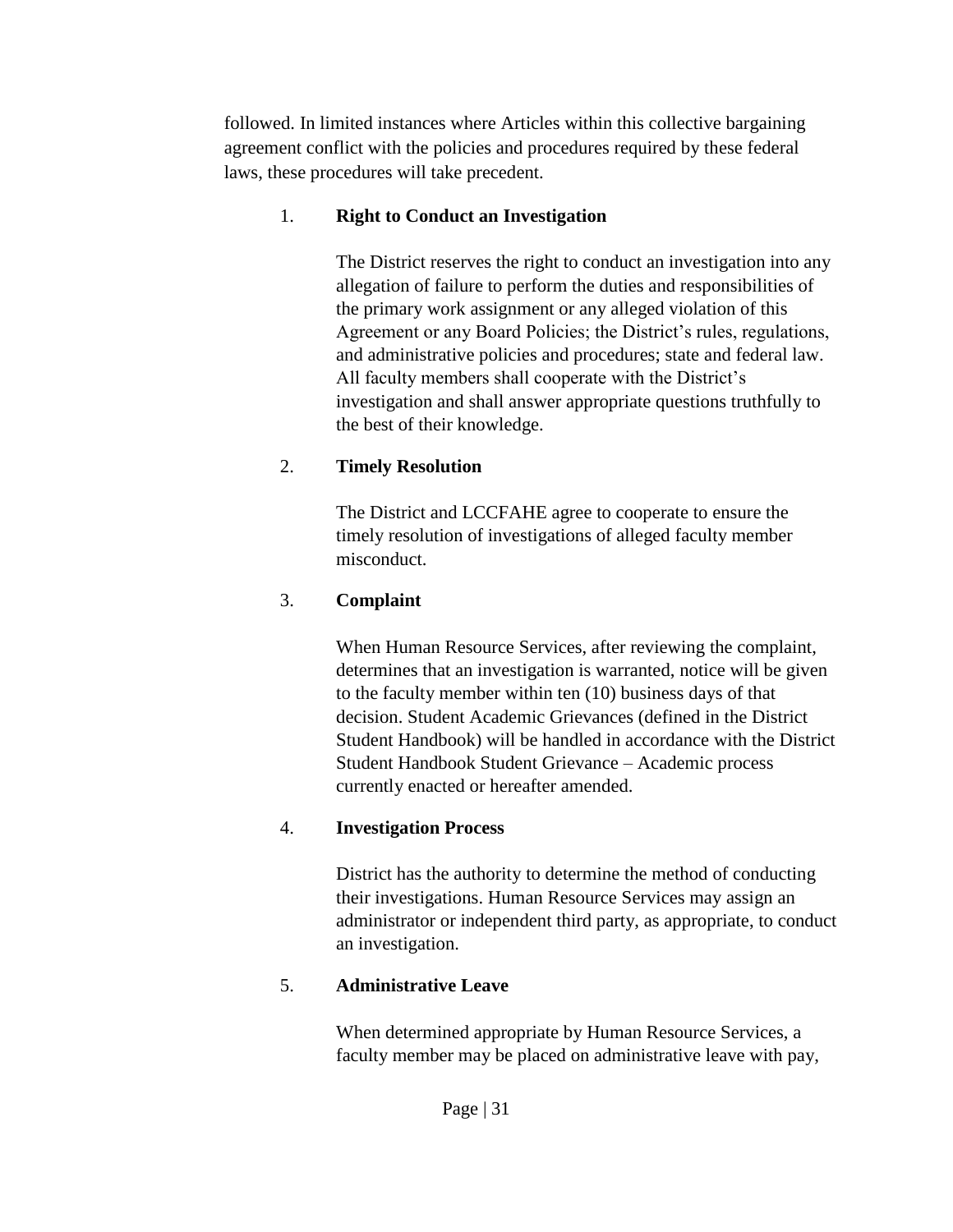followed. In limited instances where Articles within this collective bargaining agreement conflict with the policies and procedures required by these federal laws, these procedures will take precedent.

1. **Right to Conduct an Investigation**

   The District reserves the right to conduct an investigation into any allegation of failure to perform the duties and responsibilities of the primary work assignment or any alleged violation of this Agreement or any Board Policies; the District's rules, regulations, and administrative policies and procedures; state and federal law. All faculty members shall cooperate with the District's investigation and shall answer appropriate questions truthfully to the best of their knowledge.

2. **Timely Resolution**

   The District and LCCFAHE agree to cooperate to ensure the timely resolution of investigations of alleged faculty member misconduct.

3. **Complaint**

   When Human Resource Services, after reviewing the complaint, determines that an investigation is warranted, notice will be given to the faculty member within ten (10) business days of that decision. Student Academic Grievances (defined in the District Student Handbook) will be handled in accordance with the District Student Handbook Student Grievance – Academic process currently enacted or hereafter amended.

4. **Investigation Process**

   District has the authority to determine the method of conducting their investigations. Human Resource Services may assign an administrator or independent third party, as appropriate, to conduct an investigation.

5. **Administrative Leave**

   When determined appropriate by Human Resource Services, a faculty member may be placed on administrative leave with pay,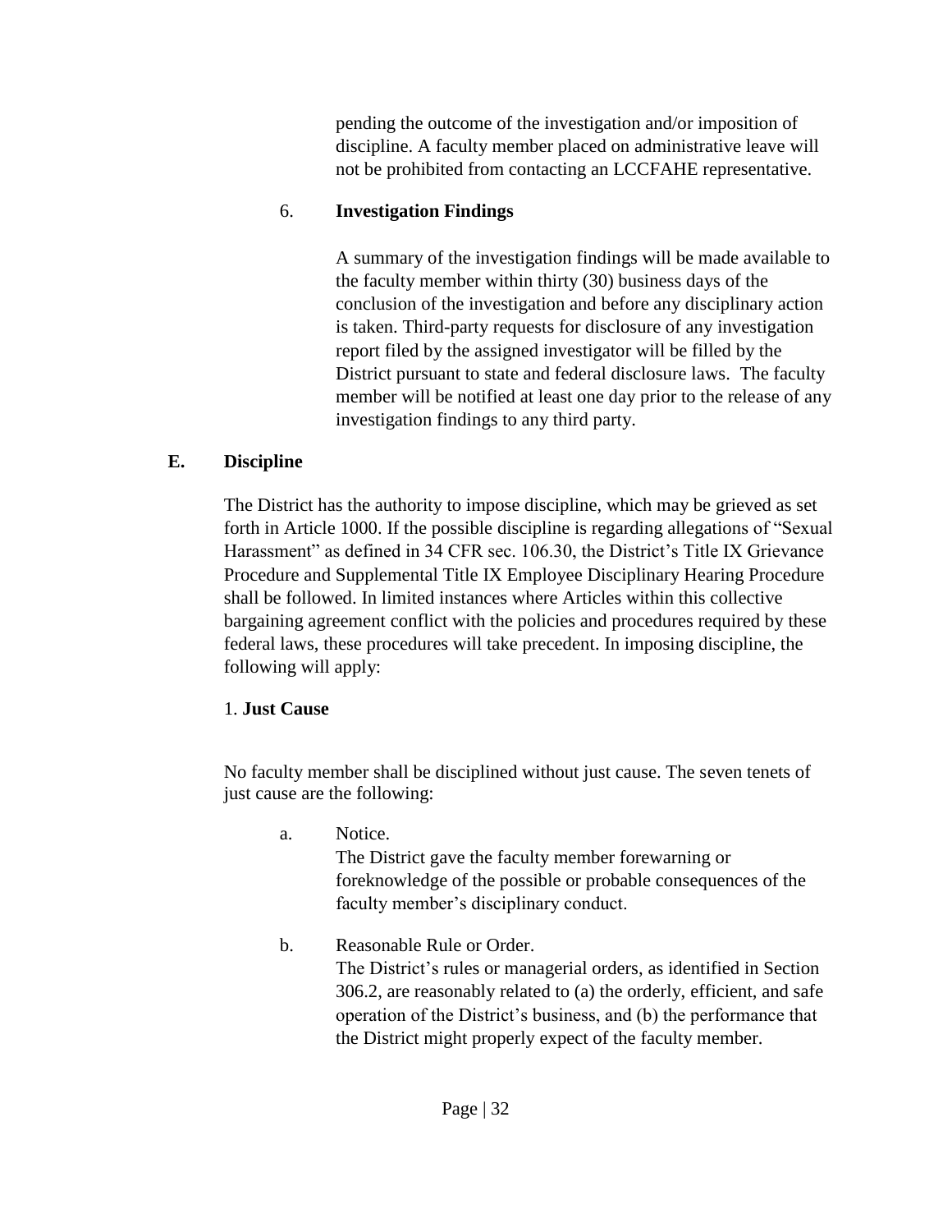pending the outcome of the investigation and/or imposition of discipline. A faculty member placed on administrative leave will not be prohibited from contacting an LCCFAHE representative.

6. **Investigation Findings**

A summary of the investigation findings will be made available to the faculty member within thirty (30) business days of the conclusion of the investigation and before any disciplinary action is taken. Third-party requests for disclosure of any investigation report filed by the assigned investigator will be filled by the District pursuant to state and federal disclosure laws. The faculty member will be notified at least one day prior to the release of any investigation findings to any third party.

## E. Discipline

The District has the authority to impose discipline, which may be grieved as set forth in Article 1000. If the possible discipline is regarding allegations of "Sexual Harassment" as defined in 34 CFR sec. 106.30, the District's Title IX Grievance Procedure and Supplemental Title IX Employee Disciplinary Hearing Procedure shall be followed. In limited instances where Articles within this collective bargaining agreement conflict with the policies and procedures required by these federal laws, these procedures will take precedent. In imposing discipline, the following will apply:

1. **Just Cause**

No faculty member shall be disciplined without just cause. The seven tenets of just cause are the following:

a. Notice.
The District gave the faculty member forewarning or foreknowledge of the possible or probable consequences of the faculty member's disciplinary conduct.

b. Reasonable Rule or Order.
The District's rules or managerial orders, as identified in Section 306.2, are reasonably related to (a) the orderly, efficient, and safe operation of the District's business, and (b) the performance that the District might properly expect of the faculty member.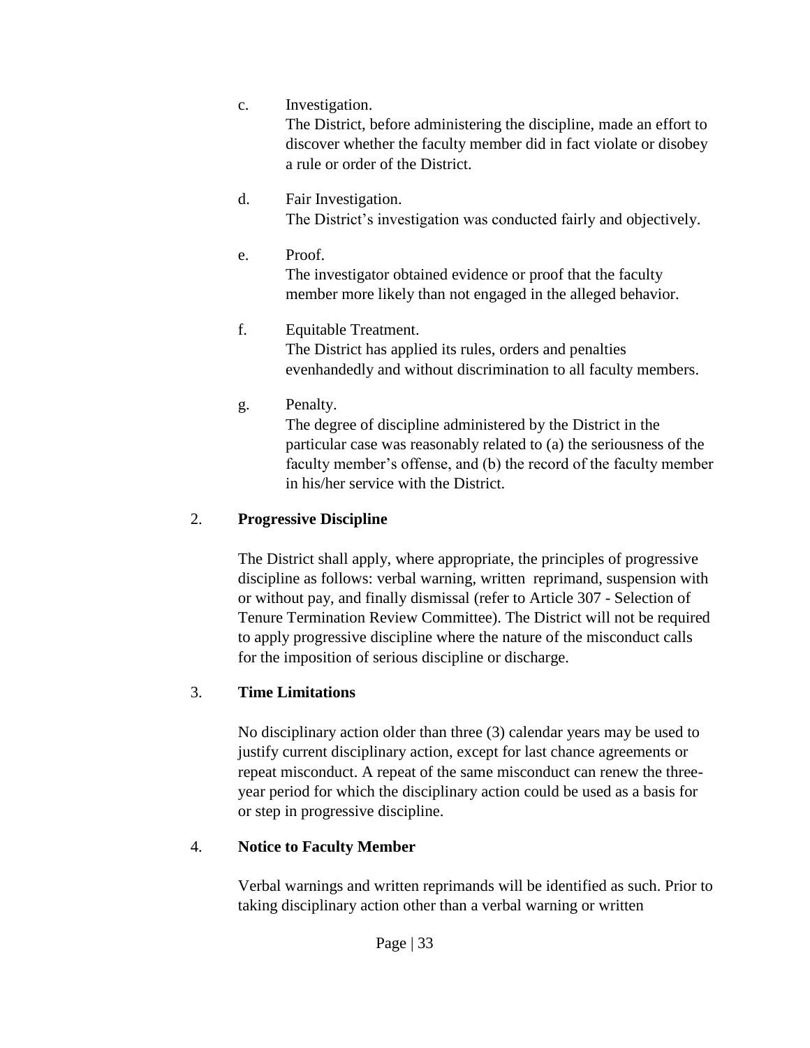c. Investigation.
   The District, before administering the discipline, made an effort to discover whether the faculty member did in fact violate or disobey a rule or order of the District.

d. Fair Investigation.
   The District's investigation was conducted fairly and objectively.

e. Proof.
   The investigator obtained evidence or proof that the faculty member more likely than not engaged in the alleged behavior.

f. Equitable Treatment.
   The District has applied its rules, orders and penalties evenhandedly and without discrimination to all faculty members.

g. Penalty.
   The degree of discipline administered by the District in the particular case was reasonably related to (a) the seriousness of the faculty member's offense, and (b) the record of the faculty member in his/her service with the District.

2. **Progressive Discipline**

   The District shall apply, where appropriate, the principles of progressive discipline as follows: verbal warning, written reprimand, suspension with or without pay, and finally dismissal (refer to Article 307 - Selection of Tenure Termination Review Committee). The District will not be required to apply progressive discipline where the nature of the misconduct calls for the imposition of serious discipline or discharge.

3. **Time Limitations**

   No disciplinary action older than three (3) calendar years may be used to justify current disciplinary action, except for last chance agreements or repeat misconduct. A repeat of the same misconduct can renew the three-year period for which the disciplinary action could be used as a basis for or step in progressive discipline.

4. **Notice to Faculty Member**

   Verbal warnings and written reprimands will be identified as such. Prior to taking disciplinary action other than a verbal warning or written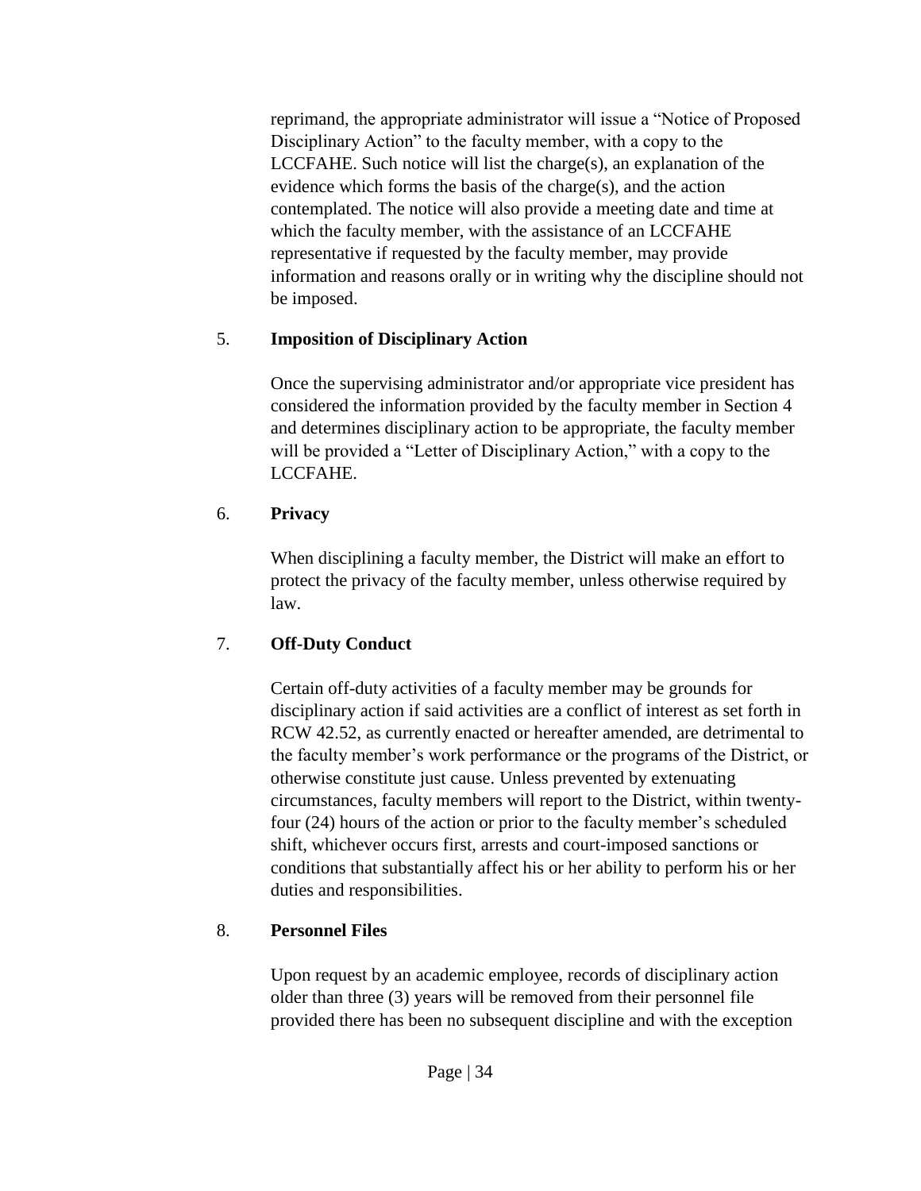reprimand, the appropriate administrator will issue a "Notice of Proposed Disciplinary Action" to the faculty member, with a copy to the LCCFAHE. Such notice will list the charge(s), an explanation of the evidence which forms the basis of the charge(s), and the action contemplated. The notice will also provide a meeting date and time at which the faculty member, with the assistance of an LCCFAHE representative if requested by the faculty member, may provide information and reasons orally or in writing why the discipline should not be imposed.

5. **Imposition of Disciplinary Action**

   Once the supervising administrator and/or appropriate vice president has considered the information provided by the faculty member in Section 4 and determines disciplinary action to be appropriate, the faculty member will be provided a "Letter of Disciplinary Action," with a copy to the LCCFAHE.

6. **Privacy**

   When disciplining a faculty member, the District will make an effort to protect the privacy of the faculty member, unless otherwise required by law.

7. **Off-Duty Conduct**

   Certain off-duty activities of a faculty member may be grounds for disciplinary action if said activities are a conflict of interest as set forth in RCW 42.52, as currently enacted or hereafter amended, are detrimental to the faculty member's work performance or the programs of the District, or otherwise constitute just cause. Unless prevented by extenuating circumstances, faculty members will report to the District, within twenty-four (24) hours of the action or prior to the faculty member's scheduled shift, whichever occurs first, arrests and court-imposed sanctions or conditions that substantially affect his or her ability to perform his or her duties and responsibilities.

8. **Personnel Files**

   Upon request by an academic employee, records of disciplinary action older than three (3) years will be removed from their personnel file provided there has been no subsequent discipline and with the exception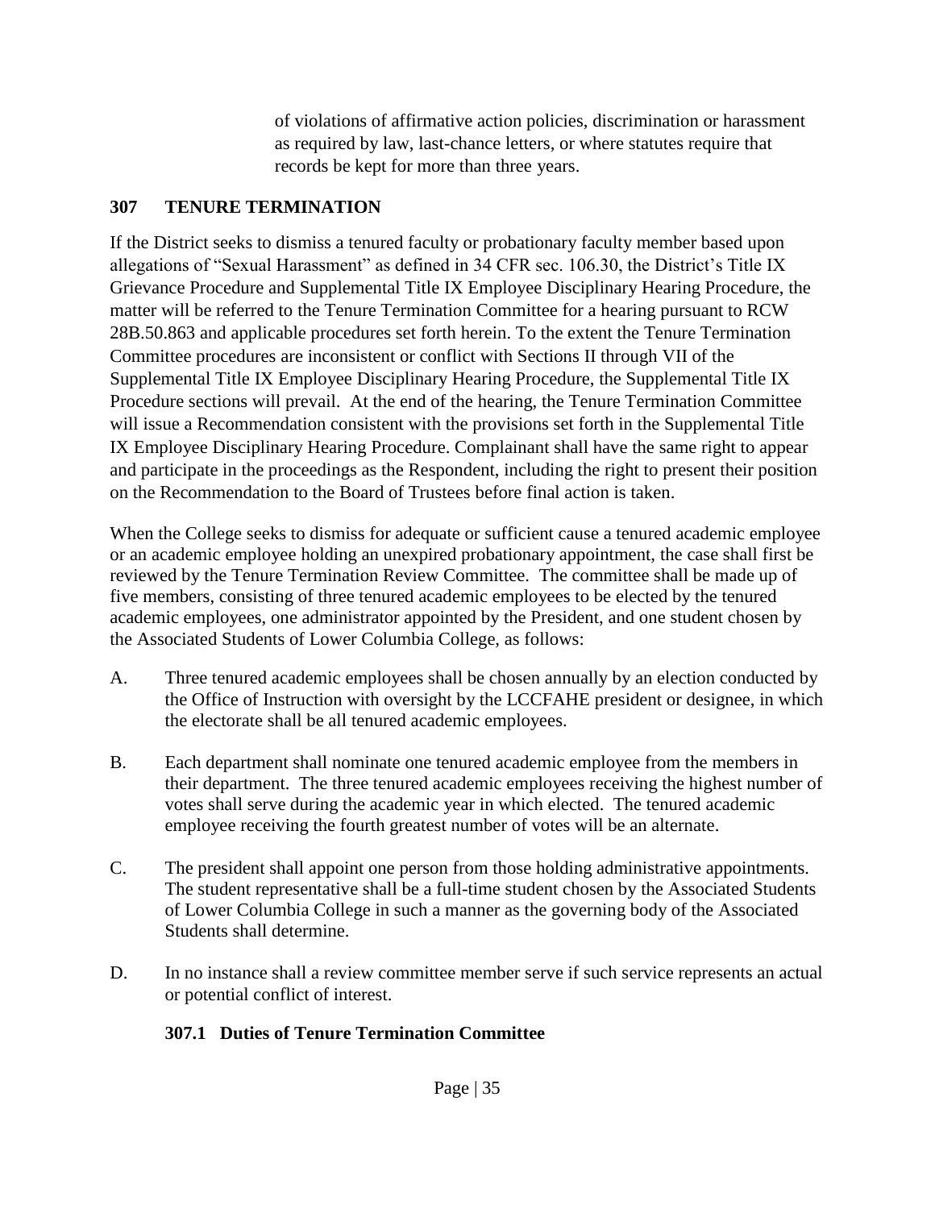of violations of affirmative action policies, discrimination or harassment as required by law, last-chance letters, or where statutes require that records be kept for more than three years.

## 307 TENURE TERMINATION

If the District seeks to dismiss a tenured faculty or probationary faculty member based upon allegations of "Sexual Harassment" as defined in 34 CFR sec. 106.30, the District's Title IX Grievance Procedure and Supplemental Title IX Employee Disciplinary Hearing Procedure, the matter will be referred to the Tenure Termination Committee for a hearing pursuant to RCW 28B.50.863 and applicable procedures set forth herein. To the extent the Tenure Termination Committee procedures are inconsistent or conflict with Sections II through VII of the Supplemental Title IX Employee Disciplinary Hearing Procedure, the Supplemental Title IX Procedure sections will prevail. At the end of the hearing, the Tenure Termination Committee will issue a Recommendation consistent with the provisions set forth in the Supplemental Title IX Employee Disciplinary Hearing Procedure. Complainant shall have the same right to appear and participate in the proceedings as the Respondent, including the right to present their position on the Recommendation to the Board of Trustees before final action is taken.

When the College seeks to dismiss for adequate or sufficient cause a tenured academic employee or an academic employee holding an unexpired probationary appointment, the case shall first be reviewed by the Tenure Termination Review Committee. The committee shall be made up of five members, consisting of three tenured academic employees to be elected by the tenured academic employees, one administrator appointed by the President, and one student chosen by the Associated Students of Lower Columbia College, as follows:

A. Three tenured academic employees shall be chosen annually by an election conducted by the Office of Instruction with oversight by the LCCFAHE president or designee, in which the electorate shall be all tenured academic employees.

B. Each department shall nominate one tenured academic employee from the members in their department. The three tenured academic employees receiving the highest number of votes shall serve during the academic year in which elected. The tenured academic employee receiving the fourth greatest number of votes will be an alternate.

C. The president shall appoint one person from those holding administrative appointments. The student representative shall be a full-time student chosen by the Associated Students of Lower Columbia College in such a manner as the governing body of the Associated Students shall determine.

D. In no instance shall a review committee member serve if such service represents an actual or potential conflict of interest.

### 307.1 Duties of Tenure Termination Committee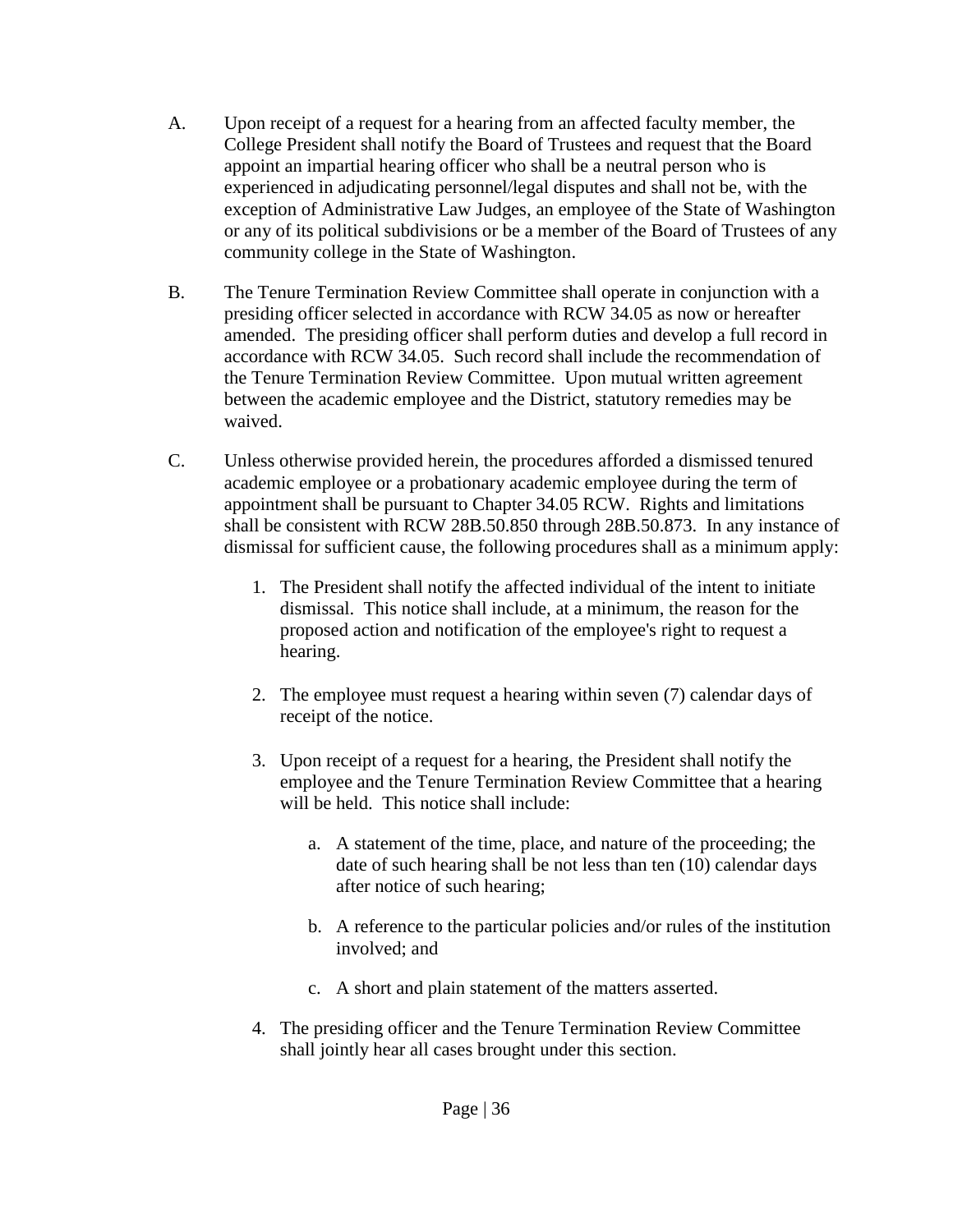A. Upon receipt of a request for a hearing from an affected faculty member, the College President shall notify the Board of Trustees and request that the Board appoint an impartial hearing officer who shall be a neutral person who is experienced in adjudicating personnel/legal disputes and shall not be, with the exception of Administrative Law Judges, an employee of the State of Washington or any of its political subdivisions or be a member of the Board of Trustees of any community college in the State of Washington.

B. The Tenure Termination Review Committee shall operate in conjunction with a presiding officer selected in accordance with RCW 34.05 as now or hereafter amended. The presiding officer shall perform duties and develop a full record in accordance with RCW 34.05. Such record shall include the recommendation of the Tenure Termination Review Committee. Upon mutual written agreement between the academic employee and the District, statutory remedies may be waived.

C. Unless otherwise provided herein, the procedures afforded a dismissed tenured academic employee or a probationary academic employee during the term of appointment shall be pursuant to Chapter 34.05 RCW. Rights and limitations shall be consistent with RCW 28B.50.850 through 28B.50.873. In any instance of dismissal for sufficient cause, the following procedures shall as a minimum apply:

   1. The President shall notify the affected individual of the intent to initiate dismissal. This notice shall include, at a minimum, the reason for the proposed action and notification of the employee's right to request a hearing.

   2. The employee must request a hearing within seven (7) calendar days of receipt of the notice.

   3. Upon receipt of a request for a hearing, the President shall notify the employee and the Tenure Termination Review Committee that a hearing will be held. This notice shall include:

      a. A statement of the time, place, and nature of the proceeding; the date of such hearing shall be not less than ten (10) calendar days after notice of such hearing;

      b. A reference to the particular policies and/or rules of the institution involved; and

      c. A short and plain statement of the matters asserted.

   4. The presiding officer and the Tenure Termination Review Committee shall jointly hear all cases brought under this section.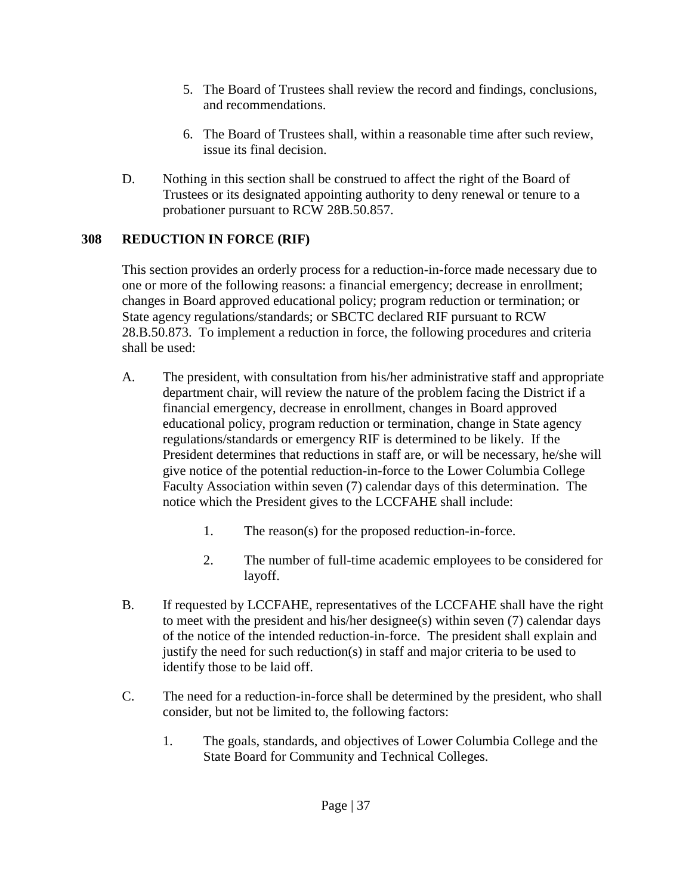5. The Board of Trustees shall review the record and findings, conclusions, and recommendations.

6. The Board of Trustees shall, within a reasonable time after such review, issue its final decision.

D. Nothing in this section shall be construed to affect the right of the Board of Trustees or its designated appointing authority to deny renewal or tenure to a probationer pursuant to RCW 28B.50.857.

## 308 REDUCTION IN FORCE (RIF)

This section provides an orderly process for a reduction-in-force made necessary due to one or more of the following reasons: a financial emergency; decrease in enrollment; changes in Board approved educational policy; program reduction or termination; or State agency regulations/standards; or SBCTC declared RIF pursuant to RCW 28.B.50.873. To implement a reduction in force, the following procedures and criteria shall be used:

A. The president, with consultation from his/her administrative staff and appropriate department chair, will review the nature of the problem facing the District if a financial emergency, decrease in enrollment, changes in Board approved educational policy, program reduction or termination, change in State agency regulations/standards or emergency RIF is determined to be likely. If the President determines that reductions in staff are, or will be necessary, he/she will give notice of the potential reduction-in-force to the Lower Columbia College Faculty Association within seven (7) calendar days of this determination. The notice which the President gives to the LCCFAHE shall include:

    1. The reason(s) for the proposed reduction-in-force.

    2. The number of full-time academic employees to be considered for layoff.

B. If requested by LCCFAHE, representatives of the LCCFAHE shall have the right to meet with the president and his/her designee(s) within seven (7) calendar days of the notice of the intended reduction-in-force. The president shall explain and justify the need for such reduction(s) in staff and major criteria to be used to identify those to be laid off.

C. The need for a reduction-in-force shall be determined by the president, who shall consider, but not be limited to, the following factors:

    1. The goals, standards, and objectives of Lower Columbia College and the State Board for Community and Technical Colleges.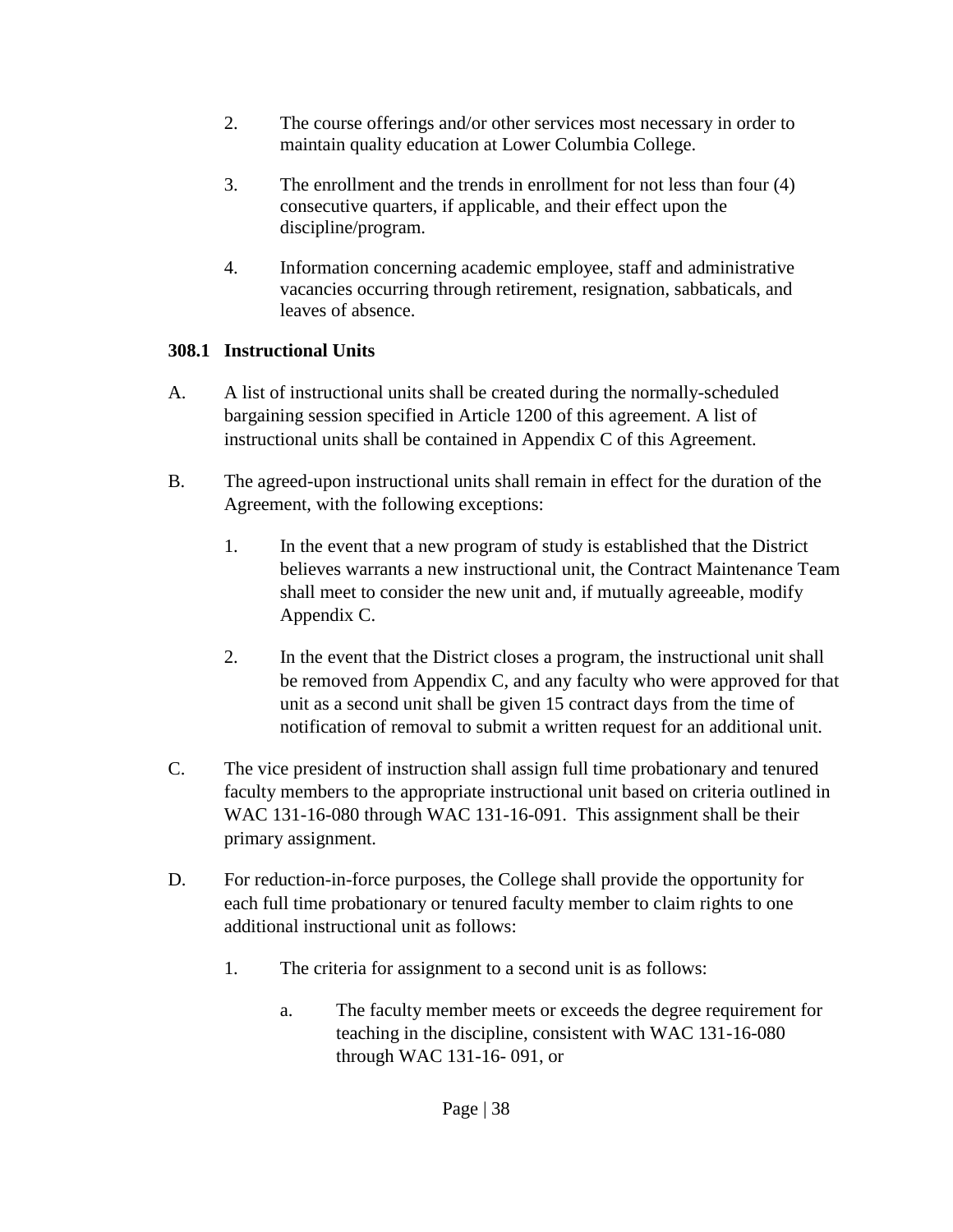2. The course offerings and/or other services most necessary in order to maintain quality education at Lower Columbia College.

3. The enrollment and the trends in enrollment for not less than four (4) consecutive quarters, if applicable, and their effect upon the discipline/program.

4. Information concerning academic employee, staff and administrative vacancies occurring through retirement, resignation, sabbaticals, and leaves of absence.

### 308.1 Instructional Units

A. A list of instructional units shall be created during the normally-scheduled bargaining session specified in Article 1200 of this agreement. A list of instructional units shall be contained in Appendix C of this Agreement.

B. The agreed-upon instructional units shall remain in effect for the duration of the Agreement, with the following exceptions:

   1. In the event that a new program of study is established that the District believes warrants a new instructional unit, the Contract Maintenance Team shall meet to consider the new unit and, if mutually agreeable, modify Appendix C.

   2. In the event that the District closes a program, the instructional unit shall be removed from Appendix C, and any faculty who were approved for that unit as a second unit shall be given 15 contract days from the time of notification of removal to submit a written request for an additional unit.

C. The vice president of instruction shall assign full time probationary and tenured faculty members to the appropriate instructional unit based on criteria outlined in WAC 131-16-080 through WAC 131-16-091. This assignment shall be their primary assignment.

D. For reduction-in-force purposes, the College shall provide the opportunity for each full time probationary or tenured faculty member to claim rights to one additional instructional unit as follows:

   1. The criteria for assignment to a second unit is as follows:

      a. The faculty member meets or exceeds the degree requirement for teaching in the discipline, consistent with WAC 131-16-080 through WAC 131-16- 091, or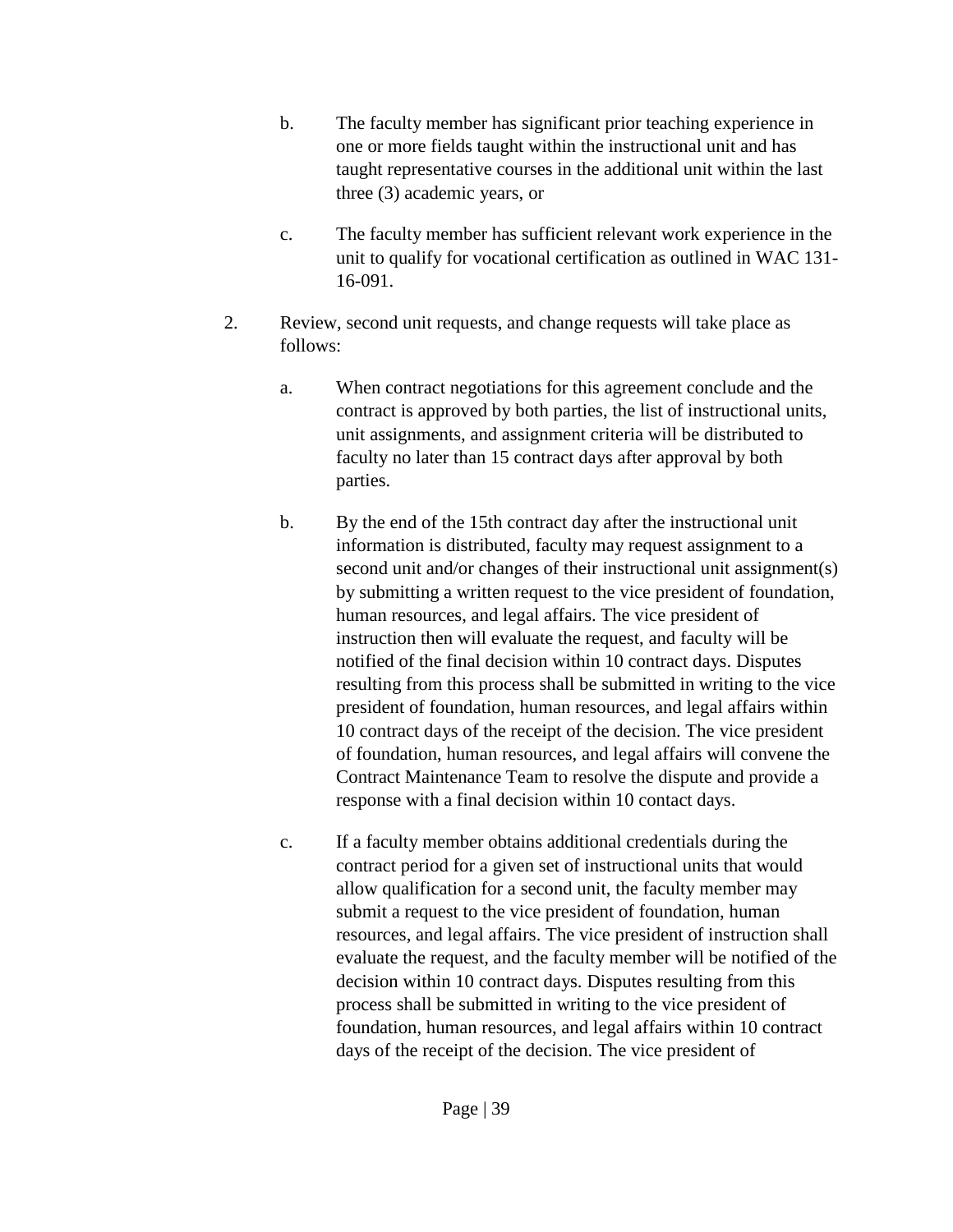b. The faculty member has significant prior teaching experience in one or more fields taught within the instructional unit and has taught representative courses in the additional unit within the last three (3) academic years, or

c. The faculty member has sufficient relevant work experience in the unit to qualify for vocational certification as outlined in WAC 131-16-091.

2. Review, second unit requests, and change requests will take place as follows:

   a. When contract negotiations for this agreement conclude and the contract is approved by both parties, the list of instructional units, unit assignments, and assignment criteria will be distributed to faculty no later than 15 contract days after approval by both parties.

   b. By the end of the 15th contract day after the instructional unit information is distributed, faculty may request assignment to a second unit and/or changes of their instructional unit assignment(s) by submitting a written request to the vice president of foundation, human resources, and legal affairs. The vice president of instruction then will evaluate the request, and faculty will be notified of the final decision within 10 contract days. Disputes resulting from this process shall be submitted in writing to the vice president of foundation, human resources, and legal affairs within 10 contract days of the receipt of the decision. The vice president of foundation, human resources, and legal affairs will convene the Contract Maintenance Team to resolve the dispute and provide a response with a final decision within 10 contact days.

   c. If a faculty member obtains additional credentials during the contract period for a given set of instructional units that would allow qualification for a second unit, the faculty member may submit a request to the vice president of foundation, human resources, and legal affairs. The vice president of instruction shall evaluate the request, and the faculty member will be notified of the decision within 10 contract days. Disputes resulting from this process shall be submitted in writing to the vice president of foundation, human resources, and legal affairs within 10 contract days of the receipt of the decision. The vice president of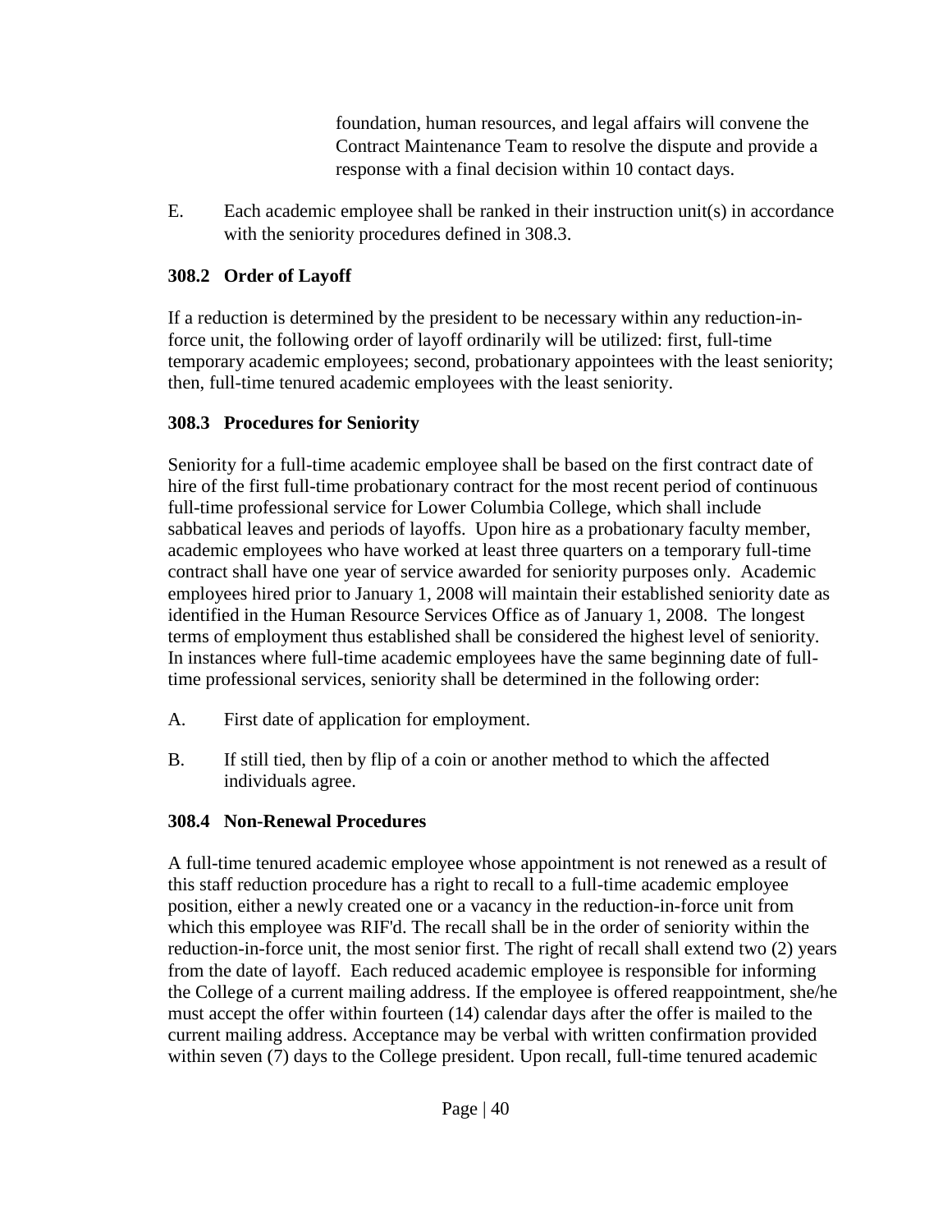foundation, human resources, and legal affairs will convene the Contract Maintenance Team to resolve the dispute and provide a response with a final decision within 10 contact days.

E. Each academic employee shall be ranked in their instruction unit(s) in accordance with the seniority procedures defined in 308.3.

### 308.2 Order of Layoff

If a reduction is determined by the president to be necessary within any reduction-in-force unit, the following order of layoff ordinarily will be utilized: first, full-time temporary academic employees; second, probationary appointees with the least seniority; then, full-time tenured academic employees with the least seniority.

### 308.3 Procedures for Seniority

Seniority for a full-time academic employee shall be based on the first contract date of hire of the first full-time probationary contract for the most recent period of continuous full-time professional service for Lower Columbia College, which shall include sabbatical leaves and periods of layoffs. Upon hire as a probationary faculty member, academic employees who have worked at least three quarters on a temporary full-time contract shall have one year of service awarded for seniority purposes only. Academic employees hired prior to January 1, 2008 will maintain their established seniority date as identified in the Human Resource Services Office as of January 1, 2008. The longest terms of employment thus established shall be considered the highest level of seniority. In instances where full-time academic employees have the same beginning date of full-time professional services, seniority shall be determined in the following order:

A. First date of application for employment.

B. If still tied, then by flip of a coin or another method to which the affected individuals agree.

### 308.4 Non-Renewal Procedures

A full-time tenured academic employee whose appointment is not renewed as a result of this staff reduction procedure has a right to recall to a full-time academic employee position, either a newly created one or a vacancy in the reduction-in-force unit from which this employee was RIF'd. The recall shall be in the order of seniority within the reduction-in-force unit, the most senior first. The right of recall shall extend two (2) years from the date of layoff. Each reduced academic employee is responsible for informing the College of a current mailing address. If the employee is offered reappointment, she/he must accept the offer within fourteen (14) calendar days after the offer is mailed to the current mailing address. Acceptance may be verbal with written confirmation provided within seven (7) days to the College president. Upon recall, full-time tenured academic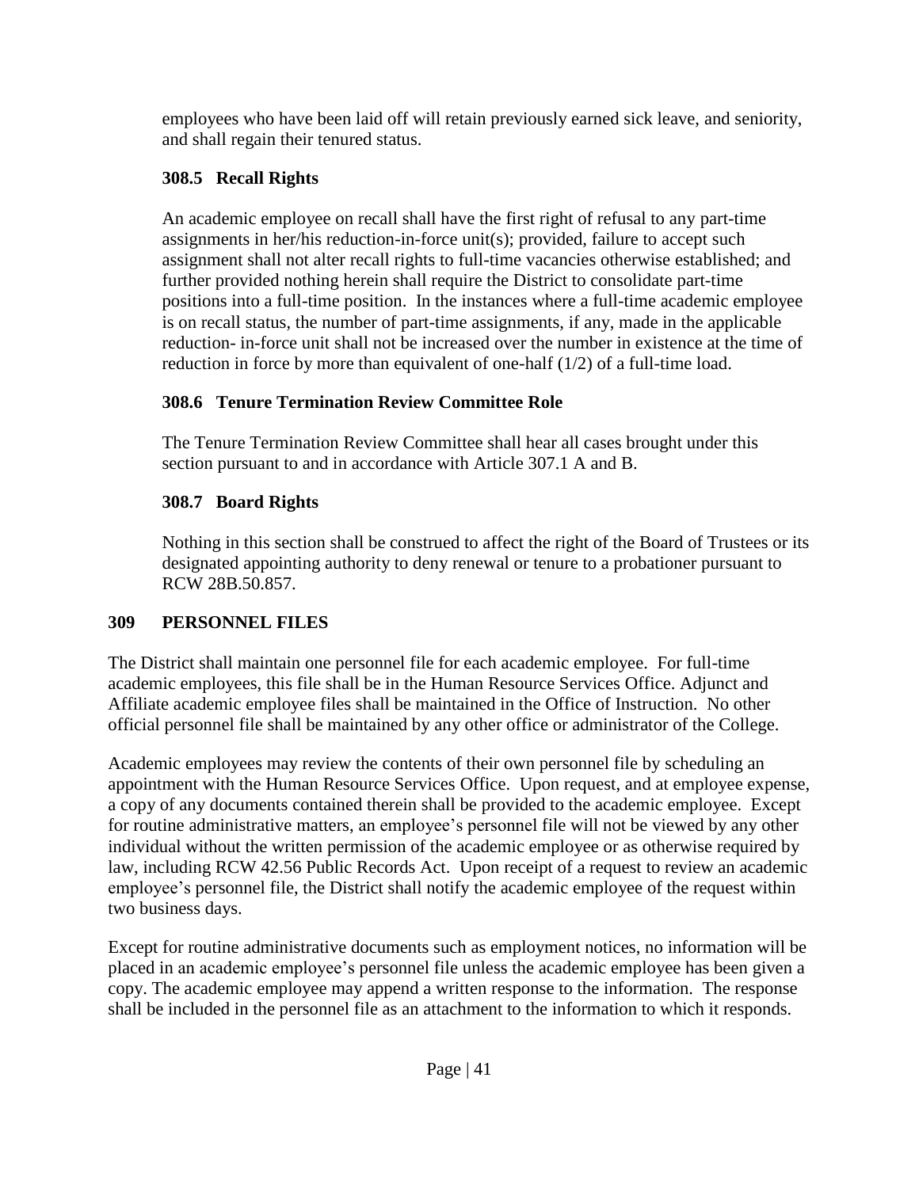employees who have been laid off will retain previously earned sick leave, and seniority, and shall regain their tenured status.

### 308.5 Recall Rights

An academic employee on recall shall have the first right of refusal to any part-time assignments in her/his reduction-in-force unit(s); provided, failure to accept such assignment shall not alter recall rights to full-time vacancies otherwise established; and further provided nothing herein shall require the District to consolidate part-time positions into a full-time position. In the instances where a full-time academic employee is on recall status, the number of part-time assignments, if any, made in the applicable reduction- in-force unit shall not be increased over the number in existence at the time of reduction in force by more than equivalent of one-half (1/2) of a full-time load.

### 308.6 Tenure Termination Review Committee Role

The Tenure Termination Review Committee shall hear all cases brought under this section pursuant to and in accordance with Article 307.1 A and B.

### 308.7 Board Rights

Nothing in this section shall be construed to affect the right of the Board of Trustees or its designated appointing authority to deny renewal or tenure to a probationer pursuant to RCW 28B.50.857.

## 309 PERSONNEL FILES

The District shall maintain one personnel file for each academic employee. For full-time academic employees, this file shall be in the Human Resource Services Office. Adjunct and Affiliate academic employee files shall be maintained in the Office of Instruction. No other official personnel file shall be maintained by any other office or administrator of the College.

Academic employees may review the contents of their own personnel file by scheduling an appointment with the Human Resource Services Office. Upon request, and at employee expense, a copy of any documents contained therein shall be provided to the academic employee. Except for routine administrative matters, an employee's personnel file will not be viewed by any other individual without the written permission of the academic employee or as otherwise required by law, including RCW 42.56 Public Records Act. Upon receipt of a request to review an academic employee's personnel file, the District shall notify the academic employee of the request within two business days.

Except for routine administrative documents such as employment notices, no information will be placed in an academic employee's personnel file unless the academic employee has been given a copy. The academic employee may append a written response to the information. The response shall be included in the personnel file as an attachment to the information to which it responds.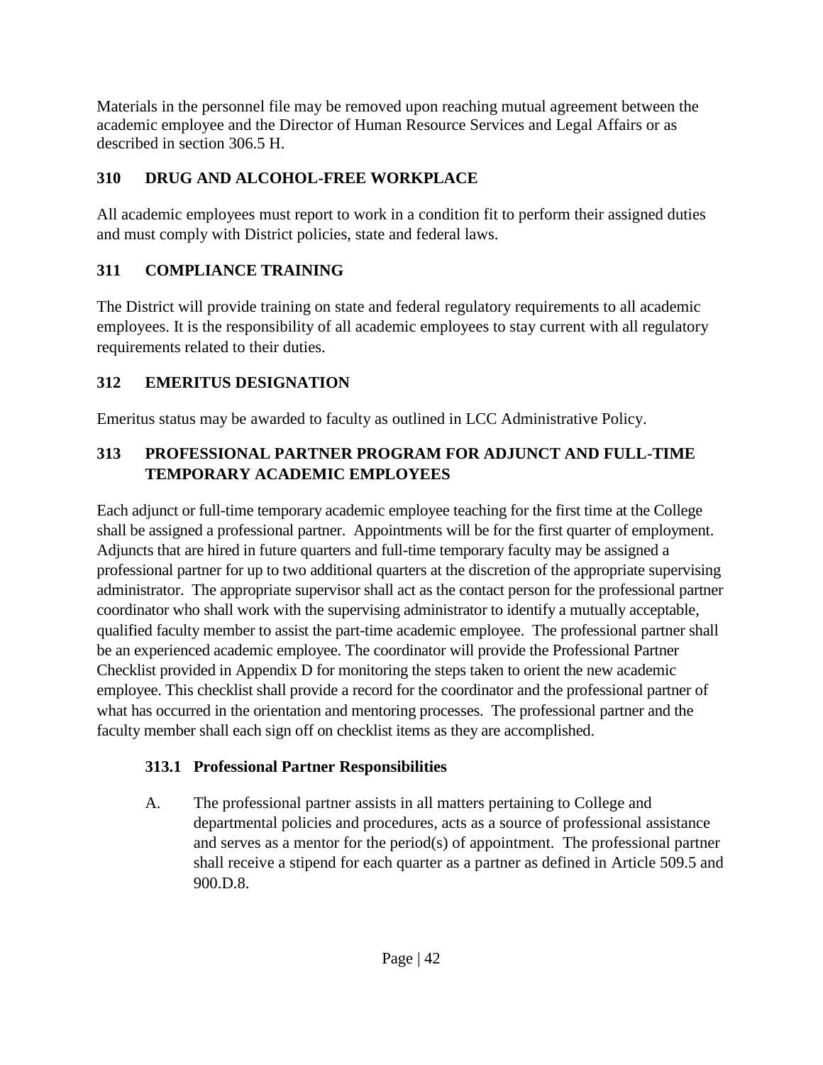Materials in the personnel file may be removed upon reaching mutual agreement between the academic employee and the Director of Human Resource Services and Legal Affairs or as described in section 306.5 H.

## 310 DRUG AND ALCOHOL-FREE WORKPLACE

All academic employees must report to work in a condition fit to perform their assigned duties and must comply with District policies, state and federal laws.

## 311 COMPLIANCE TRAINING

The District will provide training on state and federal regulatory requirements to all academic employees. It is the responsibility of all academic employees to stay current with all regulatory requirements related to their duties.

## 312 EMERITUS DESIGNATION

Emeritus status may be awarded to faculty as outlined in LCC Administrative Policy.

## 313 PROFESSIONAL PARTNER PROGRAM FOR ADJUNCT AND FULL-TIME TEMPORARY ACADEMIC EMPLOYEES

Each adjunct or full-time temporary academic employee teaching for the first time at the College shall be assigned a professional partner. Appointments will be for the first quarter of employment. Adjuncts that are hired in future quarters and full-time temporary faculty may be assigned a professional partner for up to two additional quarters at the discretion of the appropriate supervising administrator. The appropriate supervisor shall act as the contact person for the professional partner coordinator who shall work with the supervising administrator to identify a mutually acceptable, qualified faculty member to assist the part-time academic employee. The professional partner shall be an experienced academic employee. The coordinator will provide the Professional Partner Checklist provided in Appendix D for monitoring the steps taken to orient the new academic employee. This checklist shall provide a record for the coordinator and the professional partner of what has occurred in the orientation and mentoring processes. The professional partner and the faculty member shall each sign off on checklist items as they are accomplished.

### 313.1 Professional Partner Responsibilities

A. The professional partner assists in all matters pertaining to College and departmental policies and procedures, acts as a source of professional assistance and serves as a mentor for the period(s) of appointment. The professional partner shall receive a stipend for each quarter as a partner as defined in Article 509.5 and 900.D.8.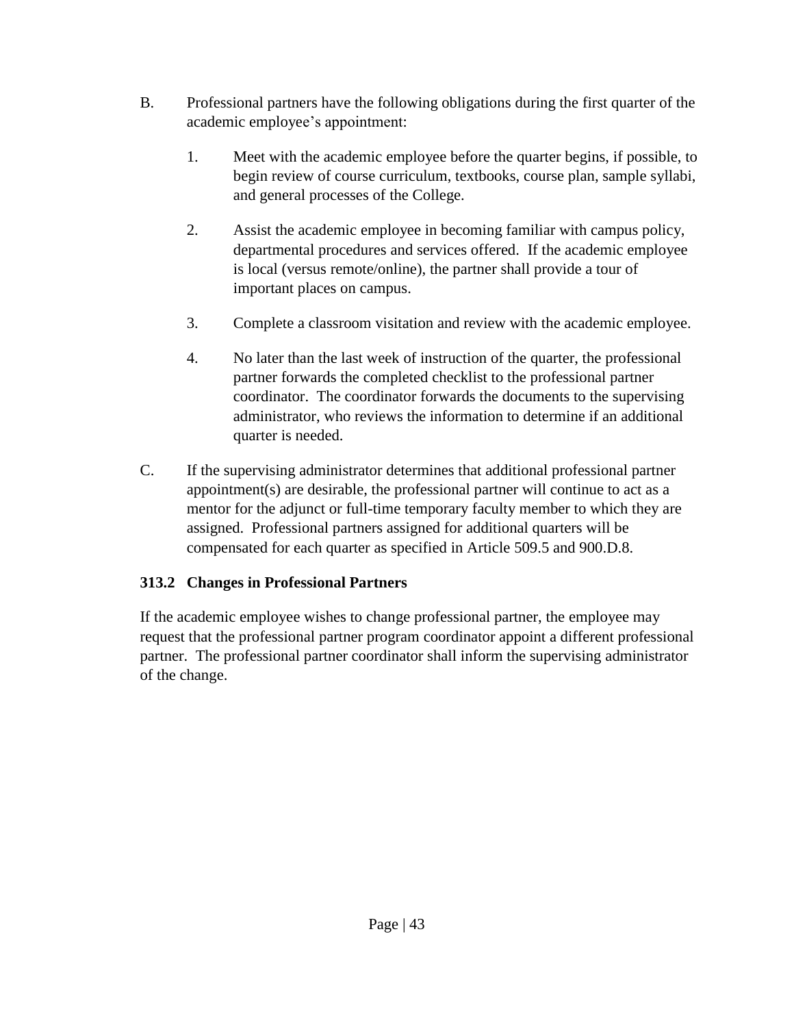B. Professional partners have the following obligations during the first quarter of the academic employee's appointment:

   1. Meet with the academic employee before the quarter begins, if possible, to begin review of course curriculum, textbooks, course plan, sample syllabi, and general processes of the College.

   2. Assist the academic employee in becoming familiar with campus policy, departmental procedures and services offered. If the academic employee is local (versus remote/online), the partner shall provide a tour of important places on campus.

   3. Complete a classroom visitation and review with the academic employee.

   4. No later than the last week of instruction of the quarter, the professional partner forwards the completed checklist to the professional partner coordinator. The coordinator forwards the documents to the supervising administrator, who reviews the information to determine if an additional quarter is needed.

C. If the supervising administrator determines that additional professional partner appointment(s) are desirable, the professional partner will continue to act as a mentor for the adjunct or full-time temporary faculty member to which they are assigned. Professional partners assigned for additional quarters will be compensated for each quarter as specified in Article 509.5 and 900.D.8.

### 313.2 Changes in Professional Partners

If the academic employee wishes to change professional partner, the employee may request that the professional partner program coordinator appoint a different professional partner. The professional partner coordinator shall inform the supervising administrator of the change.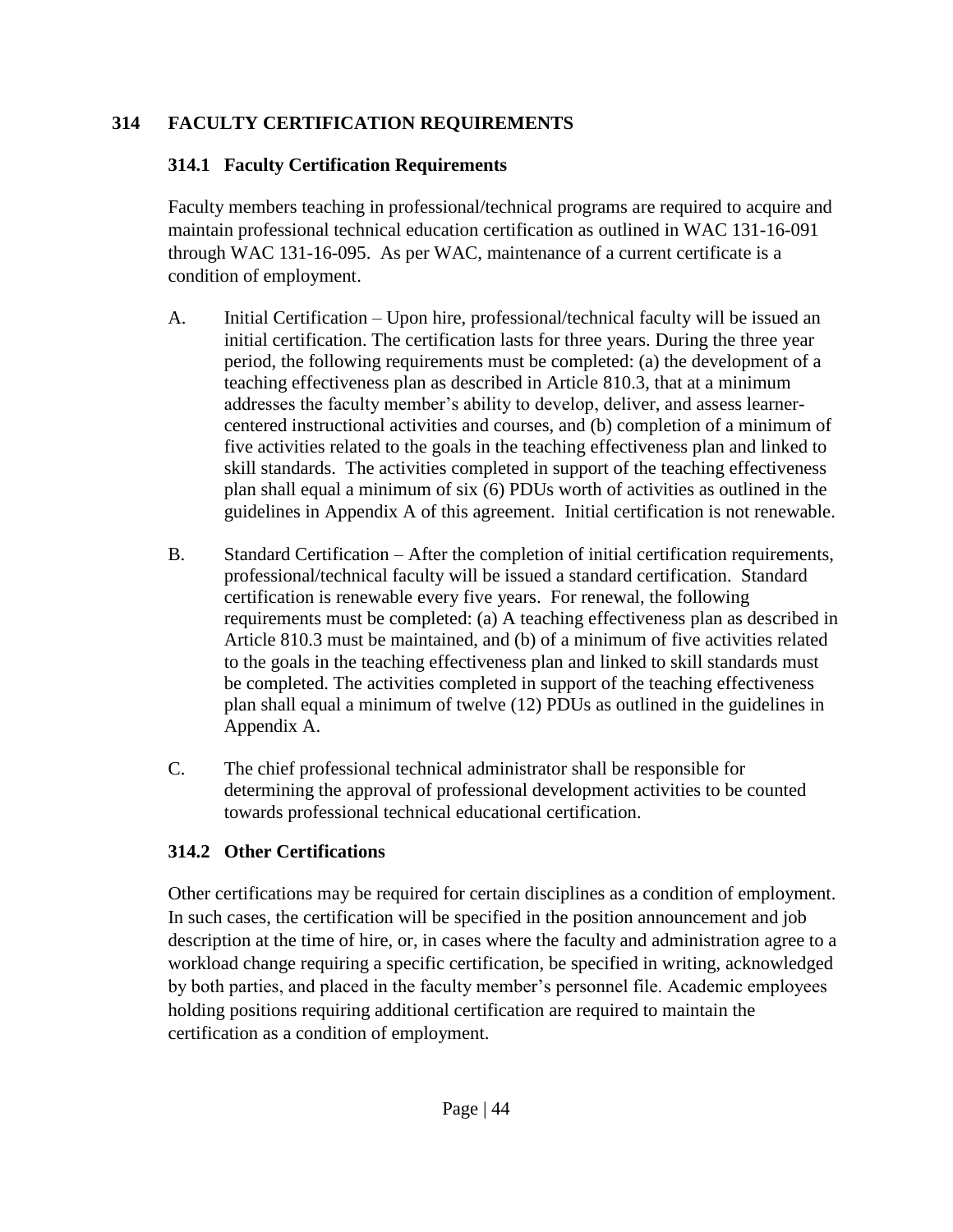## 314 FACULTY CERTIFICATION REQUIREMENTS

### 314.1 Faculty Certification Requirements

Faculty members teaching in professional/technical programs are required to acquire and maintain professional technical education certification as outlined in WAC 131-16-091 through WAC 131-16-095. As per WAC, maintenance of a current certificate is a condition of employment.

A. Initial Certification – Upon hire, professional/technical faculty will be issued an initial certification. The certification lasts for three years. During the three year period, the following requirements must be completed: (a) the development of a teaching effectiveness plan as described in Article 810.3, that at a minimum addresses the faculty member's ability to develop, deliver, and assess learner-centered instructional activities and courses, and (b) completion of a minimum of five activities related to the goals in the teaching effectiveness plan and linked to skill standards. The activities completed in support of the teaching effectiveness plan shall equal a minimum of six (6) PDUs worth of activities as outlined in the guidelines in Appendix A of this agreement. Initial certification is not renewable.

B. Standard Certification – After the completion of initial certification requirements, professional/technical faculty will be issued a standard certification. Standard certification is renewable every five years. For renewal, the following requirements must be completed: (a) A teaching effectiveness plan as described in Article 810.3 must be maintained, and (b) of a minimum of five activities related to the goals in the teaching effectiveness plan and linked to skill standards must be completed. The activities completed in support of the teaching effectiveness plan shall equal a minimum of twelve (12) PDUs as outlined in the guidelines in Appendix A.

C. The chief professional technical administrator shall be responsible for determining the approval of professional development activities to be counted towards professional technical educational certification.

### 314.2 Other Certifications

Other certifications may be required for certain disciplines as a condition of employment. In such cases, the certification will be specified in the position announcement and job description at the time of hire, or, in cases where the faculty and administration agree to a workload change requiring a specific certification, be specified in writing, acknowledged by both parties, and placed in the faculty member's personnel file. Academic employees holding positions requiring additional certification are required to maintain the certification as a condition of employment.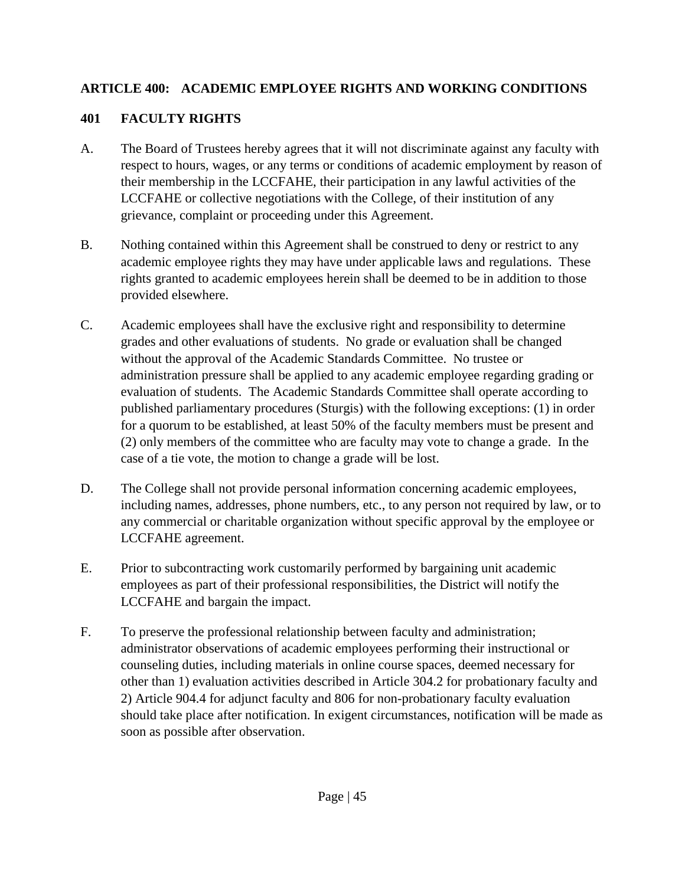## ARTICLE 400: ACADEMIC EMPLOYEE RIGHTS AND WORKING CONDITIONS

### 401 FACULTY RIGHTS

A. The Board of Trustees hereby agrees that it will not discriminate against any faculty with respect to hours, wages, or any terms or conditions of academic employment by reason of their membership in the LCCFAHE, their participation in any lawful activities of the LCCFAHE or collective negotiations with the College, of their institution of any grievance, complaint or proceeding under this Agreement.

B. Nothing contained within this Agreement shall be construed to deny or restrict to any academic employee rights they may have under applicable laws and regulations. These rights granted to academic employees herein shall be deemed to be in addition to those provided elsewhere.

C. Academic employees shall have the exclusive right and responsibility to determine grades and other evaluations of students. No grade or evaluation shall be changed without the approval of the Academic Standards Committee. No trustee or administration pressure shall be applied to any academic employee regarding grading or evaluation of students. The Academic Standards Committee shall operate according to published parliamentary procedures (Sturgis) with the following exceptions: (1) in order for a quorum to be established, at least 50% of the faculty members must be present and (2) only members of the committee who are faculty may vote to change a grade. In the case of a tie vote, the motion to change a grade will be lost.

D. The College shall not provide personal information concerning academic employees, including names, addresses, phone numbers, etc., to any person not required by law, or to any commercial or charitable organization without specific approval by the employee or LCCFAHE agreement.

E. Prior to subcontracting work customarily performed by bargaining unit academic employees as part of their professional responsibilities, the District will notify the LCCFAHE and bargain the impact.

F. To preserve the professional relationship between faculty and administration; administrator observations of academic employees performing their instructional or counseling duties, including materials in online course spaces, deemed necessary for other than 1) evaluation activities described in Article 304.2 for probationary faculty and 2) Article 904.4 for adjunct faculty and 806 for non-probationary faculty evaluation should take place after notification. In exigent circumstances, notification will be made as soon as possible after observation.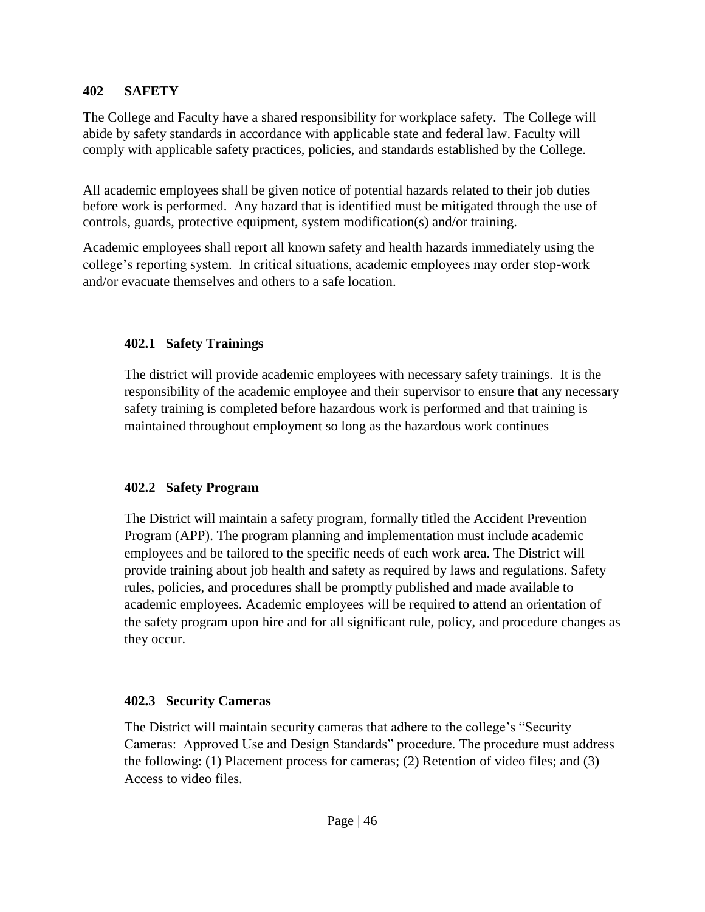## 402 SAFETY

The College and Faculty have a shared responsibility for workplace safety. The College will abide by safety standards in accordance with applicable state and federal law. Faculty will comply with applicable safety practices, policies, and standards established by the College.

All academic employees shall be given notice of potential hazards related to their job duties before work is performed. Any hazard that is identified must be mitigated through the use of controls, guards, protective equipment, system modification(s) and/or training.

Academic employees shall report all known safety and health hazards immediately using the college's reporting system. In critical situations, academic employees may order stop-work and/or evacuate themselves and others to a safe location.

### 402.1 Safety Trainings

The district will provide academic employees with necessary safety trainings. It is the responsibility of the academic employee and their supervisor to ensure that any necessary safety training is completed before hazardous work is performed and that training is maintained throughout employment so long as the hazardous work continues

### 402.2 Safety Program

The District will maintain a safety program, formally titled the Accident Prevention Program (APP). The program planning and implementation must include academic employees and be tailored to the specific needs of each work area. The District will provide training about job health and safety as required by laws and regulations. Safety rules, policies, and procedures shall be promptly published and made available to academic employees. Academic employees will be required to attend an orientation of the safety program upon hire and for all significant rule, policy, and procedure changes as they occur.

### 402.3 Security Cameras

The District will maintain security cameras that adhere to the college's "Security Cameras: Approved Use and Design Standards" procedure. The procedure must address the following: (1) Placement process for cameras; (2) Retention of video files; and (3) Access to video files.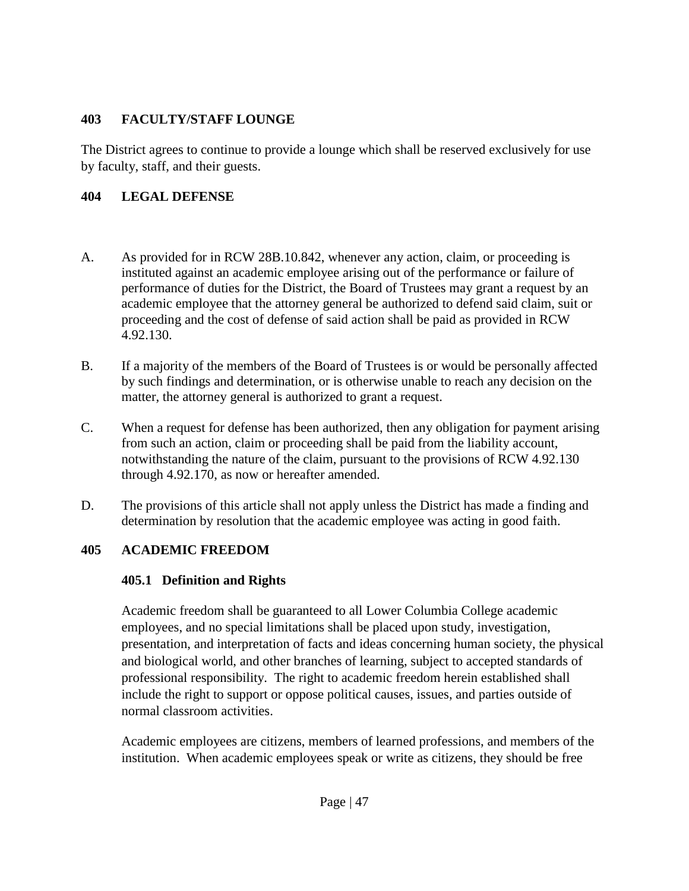## 403 FACULTY/STAFF LOUNGE

The District agrees to continue to provide a lounge which shall be reserved exclusively for use by faculty, staff, and their guests.

## 404 LEGAL DEFENSE

A. As provided for in RCW 28B.10.842, whenever any action, claim, or proceeding is instituted against an academic employee arising out of the performance or failure of performance of duties for the District, the Board of Trustees may grant a request by an academic employee that the attorney general be authorized to defend said claim, suit or proceeding and the cost of defense of said action shall be paid as provided in RCW 4.92.130.

B. If a majority of the members of the Board of Trustees is or would be personally affected by such findings and determination, or is otherwise unable to reach any decision on the matter, the attorney general is authorized to grant a request.

C. When a request for defense has been authorized, then any obligation for payment arising from such an action, claim or proceeding shall be paid from the liability account, notwithstanding the nature of the claim, pursuant to the provisions of RCW 4.92.130 through 4.92.170, as now or hereafter amended.

D. The provisions of this article shall not apply unless the District has made a finding and determination by resolution that the academic employee was acting in good faith.

## 405 ACADEMIC FREEDOM

### 405.1 Definition and Rights

Academic freedom shall be guaranteed to all Lower Columbia College academic employees, and no special limitations shall be placed upon study, investigation, presentation, and interpretation of facts and ideas concerning human society, the physical and biological world, and other branches of learning, subject to accepted standards of professional responsibility. The right to academic freedom herein established shall include the right to support or oppose political causes, issues, and parties outside of normal classroom activities.

Academic employees are citizens, members of learned professions, and members of the institution. When academic employees speak or write as citizens, they should be free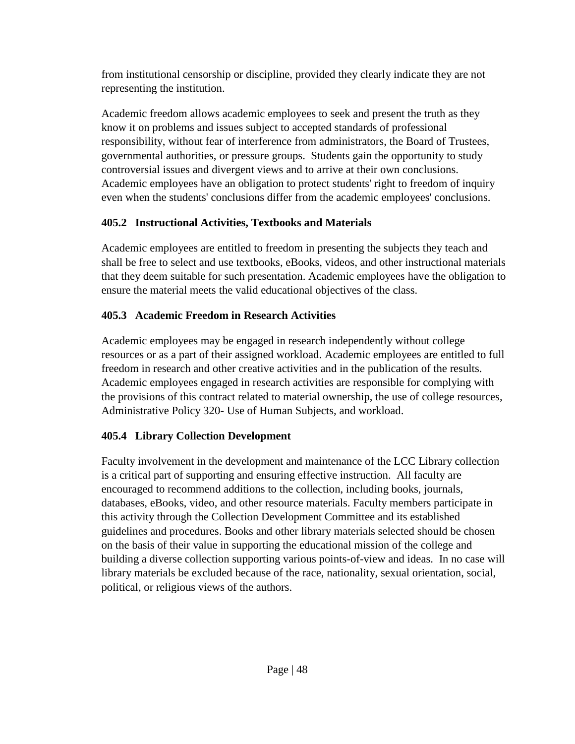from institutional censorship or discipline, provided they clearly indicate they are not representing the institution.

Academic freedom allows academic employees to seek and present the truth as they know it on problems and issues subject to accepted standards of professional responsibility, without fear of interference from administrators, the Board of Trustees, governmental authorities, or pressure groups. Students gain the opportunity to study controversial issues and divergent views and to arrive at their own conclusions. Academic employees have an obligation to protect students' right to freedom of inquiry even when the students' conclusions differ from the academic employees' conclusions.

### 405.2 Instructional Activities, Textbooks and Materials

Academic employees are entitled to freedom in presenting the subjects they teach and shall be free to select and use textbooks, eBooks, videos, and other instructional materials that they deem suitable for such presentation. Academic employees have the obligation to ensure the material meets the valid educational objectives of the class.

### 405.3 Academic Freedom in Research Activities

Academic employees may be engaged in research independently without college resources or as a part of their assigned workload. Academic employees are entitled to full freedom in research and other creative activities and in the publication of the results. Academic employees engaged in research activities are responsible for complying with the provisions of this contract related to material ownership, the use of college resources, Administrative Policy 320- Use of Human Subjects, and workload.

### 405.4 Library Collection Development

Faculty involvement in the development and maintenance of the LCC Library collection is a critical part of supporting and ensuring effective instruction. All faculty are encouraged to recommend additions to the collection, including books, journals, databases, eBooks, video, and other resource materials. Faculty members participate in this activity through the Collection Development Committee and its established guidelines and procedures. Books and other library materials selected should be chosen on the basis of their value in supporting the educational mission of the college and building a diverse collection supporting various points-of-view and ideas. In no case will library materials be excluded because of the race, nationality, sexual orientation, social, political, or religious views of the authors.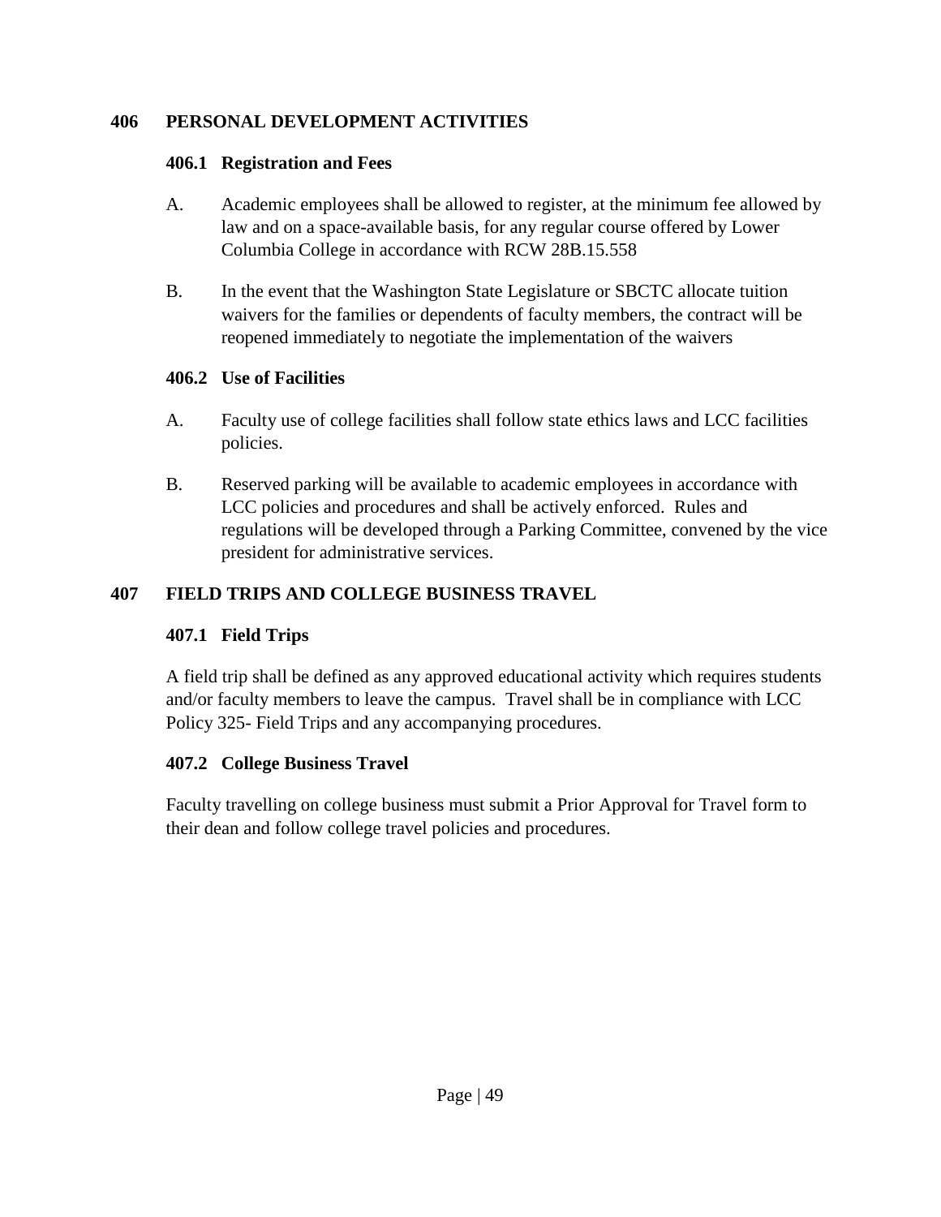## 406 PERSONAL DEVELOPMENT ACTIVITIES

### 406.1 Registration and Fees

A. Academic employees shall be allowed to register, at the minimum fee allowed by law and on a space-available basis, for any regular course offered by Lower Columbia College in accordance with RCW 28B.15.558

B. In the event that the Washington State Legislature or SBCTC allocate tuition waivers for the families or dependents of faculty members, the contract will be reopened immediately to negotiate the implementation of the waivers

### 406.2 Use of Facilities

A. Faculty use of college facilities shall follow state ethics laws and LCC facilities policies.

B. Reserved parking will be available to academic employees in accordance with LCC policies and procedures and shall be actively enforced. Rules and regulations will be developed through a Parking Committee, convened by the vice president for administrative services.

## 407 FIELD TRIPS AND COLLEGE BUSINESS TRAVEL

### 407.1 Field Trips

A field trip shall be defined as any approved educational activity which requires students and/or faculty members to leave the campus. Travel shall be in compliance with LCC Policy 325- Field Trips and any accompanying procedures.

### 407.2 College Business Travel

Faculty travelling on college business must submit a Prior Approval for Travel form to their dean and follow college travel policies and procedures.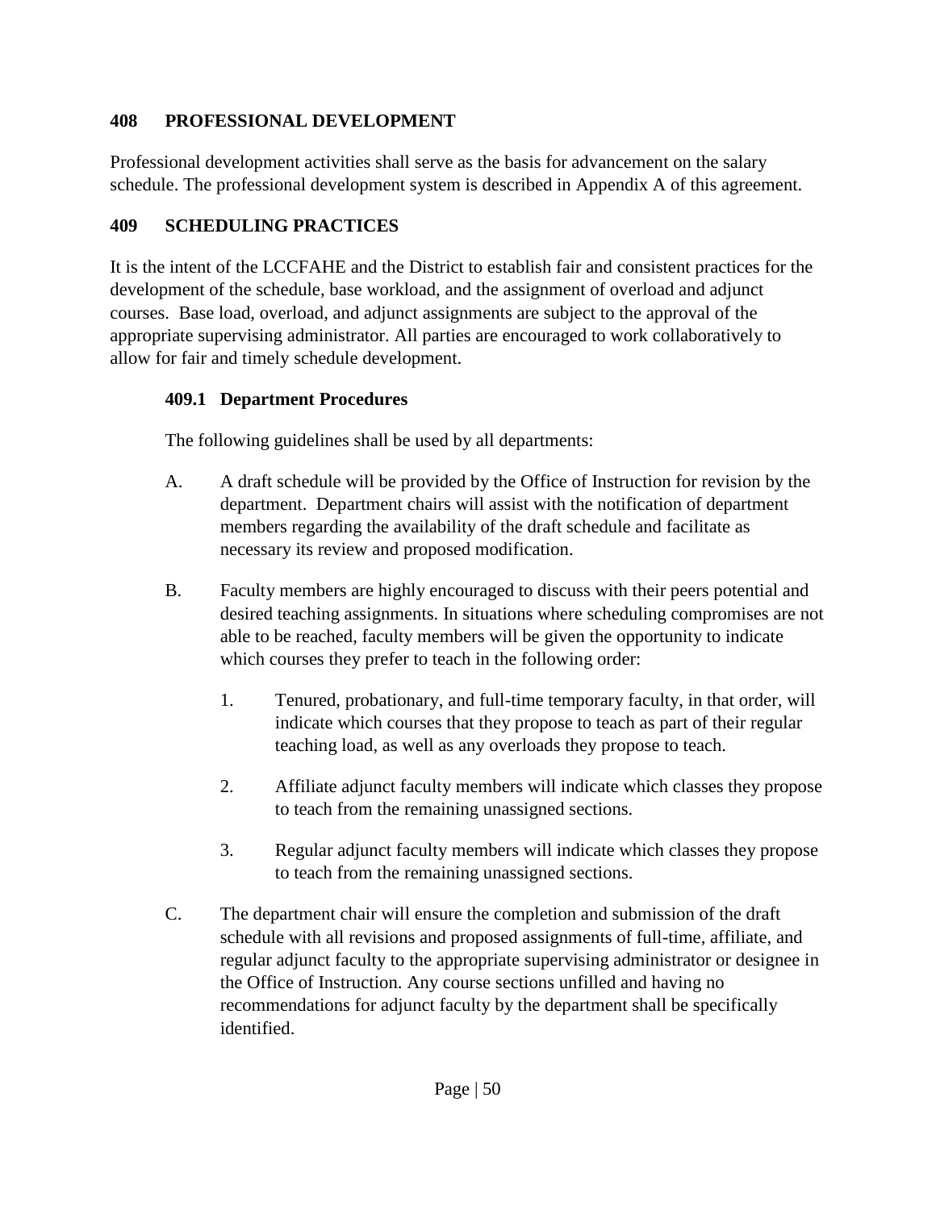## 408 PROFESSIONAL DEVELOPMENT

Professional development activities shall serve as the basis for advancement on the salary schedule. The professional development system is described in Appendix A of this agreement.

## 409 SCHEDULING PRACTICES

It is the intent of the LCCFAHE and the District to establish fair and consistent practices for the development of the schedule, base workload, and the assignment of overload and adjunct courses. Base load, overload, and adjunct assignments are subject to the approval of the appropriate supervising administrator. All parties are encouraged to work collaboratively to allow for fair and timely schedule development.

### 409.1 Department Procedures

The following guidelines shall be used by all departments:

A. A draft schedule will be provided by the Office of Instruction for revision by the department. Department chairs will assist with the notification of department members regarding the availability of the draft schedule and facilitate as necessary its review and proposed modification.

B. Faculty members are highly encouraged to discuss with their peers potential and desired teaching assignments. In situations where scheduling compromises are not able to be reached, faculty members will be given the opportunity to indicate which courses they prefer to teach in the following order:

   1. Tenured, probationary, and full-time temporary faculty, in that order, will indicate which courses that they propose to teach as part of their regular teaching load, as well as any overloads they propose to teach.

   2. Affiliate adjunct faculty members will indicate which classes they propose to teach from the remaining unassigned sections.

   3. Regular adjunct faculty members will indicate which classes they propose to teach from the remaining unassigned sections.

C. The department chair will ensure the completion and submission of the draft schedule with all revisions and proposed assignments of full-time, affiliate, and regular adjunct faculty to the appropriate supervising administrator or designee in the Office of Instruction. Any course sections unfilled and having no recommendations for adjunct faculty by the department shall be specifically identified.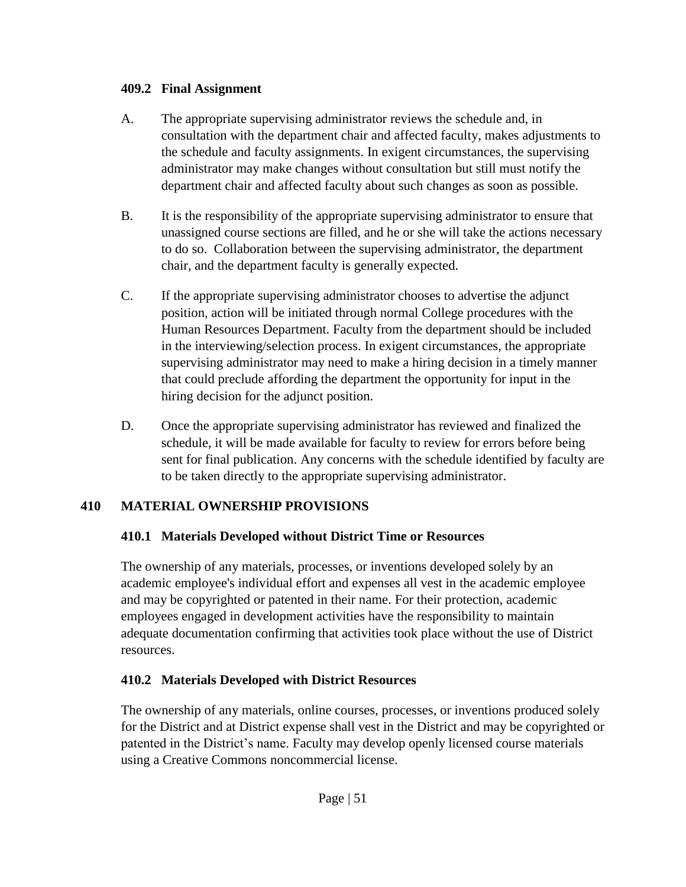### 409.2 Final Assignment

A. The appropriate supervising administrator reviews the schedule and, in consultation with the department chair and affected faculty, makes adjustments to the schedule and faculty assignments. In exigent circumstances, the supervising administrator may make changes without consultation but still must notify the department chair and affected faculty about such changes as soon as possible.

B. It is the responsibility of the appropriate supervising administrator to ensure that unassigned course sections are filled, and he or she will take the actions necessary to do so. Collaboration between the supervising administrator, the department chair, and the department faculty is generally expected.

C. If the appropriate supervising administrator chooses to advertise the adjunct position, action will be initiated through normal College procedures with the Human Resources Department. Faculty from the department should be included in the interviewing/selection process. In exigent circumstances, the appropriate supervising administrator may need to make a hiring decision in a timely manner that could preclude affording the department the opportunity for input in the hiring decision for the adjunct position.

D. Once the appropriate supervising administrator has reviewed and finalized the schedule, it will be made available for faculty to review for errors before being sent for final publication. Any concerns with the schedule identified by faculty are to be taken directly to the appropriate supervising administrator.

## 410 MATERIAL OWNERSHIP PROVISIONS

### 410.1 Materials Developed without District Time or Resources

The ownership of any materials, processes, or inventions developed solely by an academic employee's individual effort and expenses all vest in the academic employee and may be copyrighted or patented in their name. For their protection, academic employees engaged in development activities have the responsibility to maintain adequate documentation confirming that activities took place without the use of District resources.

### 410.2 Materials Developed with District Resources

The ownership of any materials, online courses, processes, or inventions produced solely for the District and at District expense shall vest in the District and may be copyrighted or patented in the District's name. Faculty may develop openly licensed course materials using a Creative Commons noncommercial license.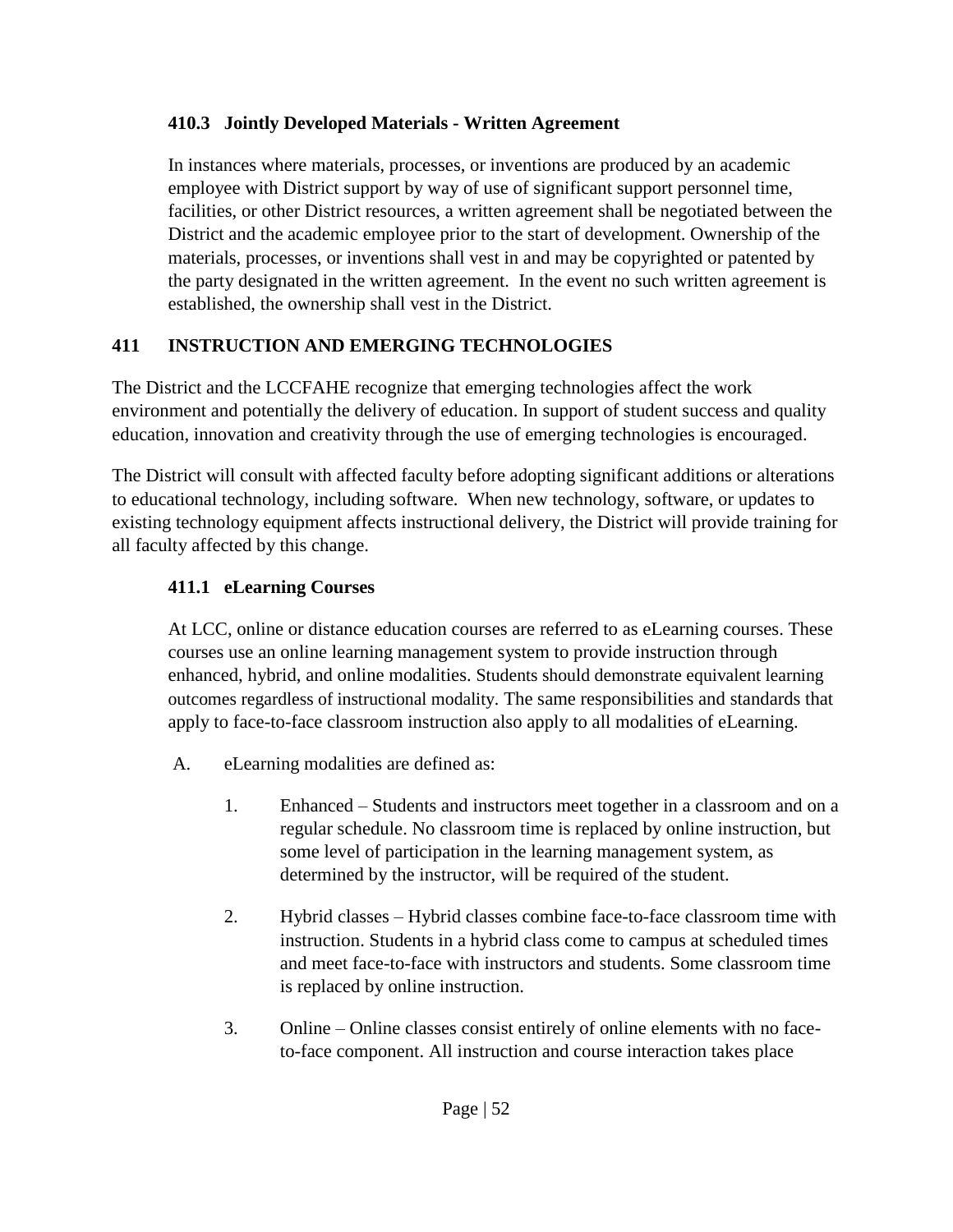### 410.3 Jointly Developed Materials - Written Agreement

In instances where materials, processes, or inventions are produced by an academic employee with District support by way of use of significant support personnel time, facilities, or other District resources, a written agreement shall be negotiated between the District and the academic employee prior to the start of development. Ownership of the materials, processes, or inventions shall vest in and may be copyrighted or patented by the party designated in the written agreement. In the event no such written agreement is established, the ownership shall vest in the District.

## 411 INSTRUCTION AND EMERGING TECHNOLOGIES

The District and the LCCFAHE recognize that emerging technologies affect the work environment and potentially the delivery of education. In support of student success and quality education, innovation and creativity through the use of emerging technologies is encouraged.

The District will consult with affected faculty before adopting significant additions or alterations to educational technology, including software. When new technology, software, or updates to existing technology equipment affects instructional delivery, the District will provide training for all faculty affected by this change.

### 411.1 eLearning Courses

At LCC, online or distance education courses are referred to as eLearning courses. These courses use an online learning management system to provide instruction through enhanced, hybrid, and online modalities. Students should demonstrate equivalent learning outcomes regardless of instructional modality. The same responsibilities and standards that apply to face-to-face classroom instruction also apply to all modalities of eLearning.

A. eLearning modalities are defined as:

1. Enhanced – Students and instructors meet together in a classroom and on a regular schedule. No classroom time is replaced by online instruction, but some level of participation in the learning management system, as determined by the instructor, will be required of the student.

2. Hybrid classes – Hybrid classes combine face-to-face classroom time with instruction. Students in a hybrid class come to campus at scheduled times and meet face-to-face with instructors and students. Some classroom time is replaced by online instruction.

3. Online – Online classes consist entirely of online elements with no face-to-face component. All instruction and course interaction takes place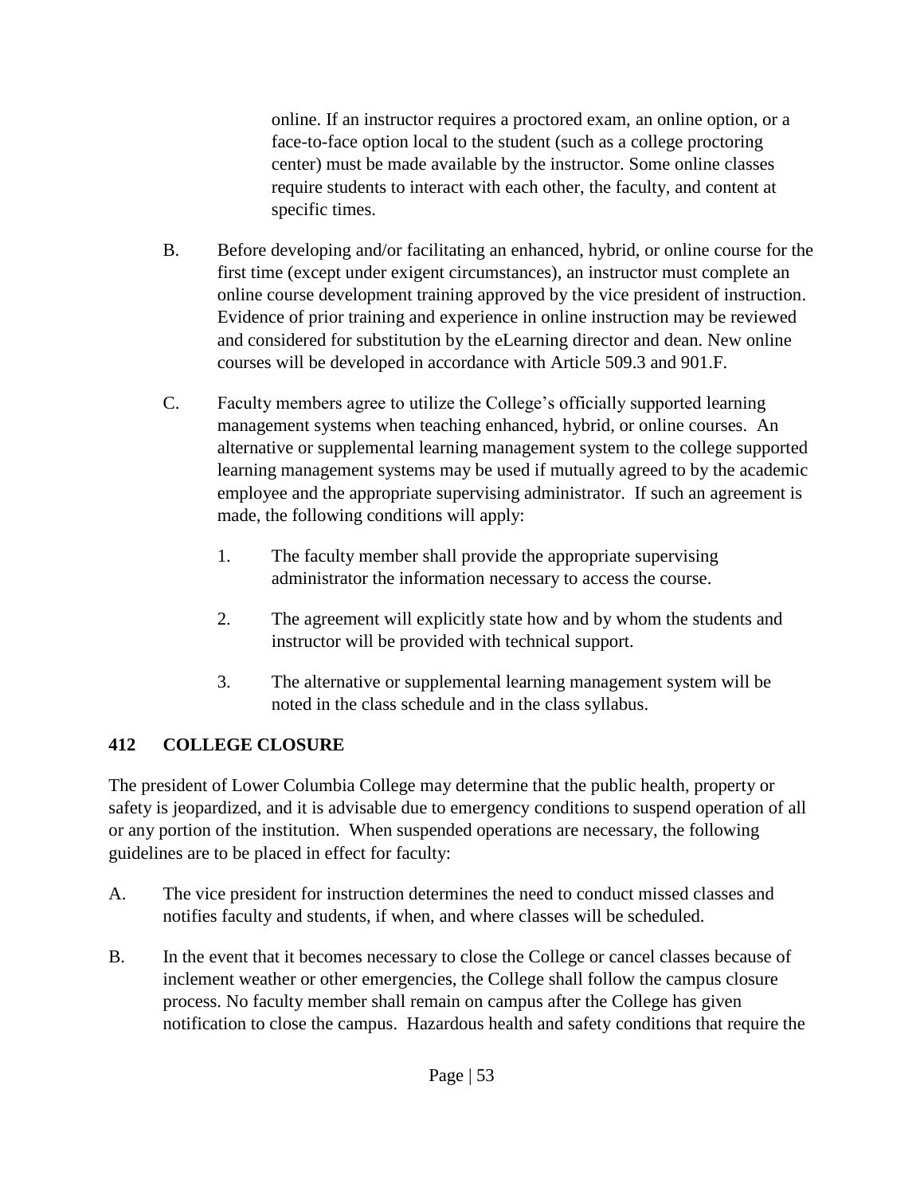online. If an instructor requires a proctored exam, an online option, or a face-to-face option local to the student (such as a college proctoring center) must be made available by the instructor. Some online classes require students to interact with each other, the faculty, and content at specific times.

B. Before developing and/or facilitating an enhanced, hybrid, or online course for the first time (except under exigent circumstances), an instructor must complete an online course development training approved by the vice president of instruction. Evidence of prior training and experience in online instruction may be reviewed and considered for substitution by the eLearning director and dean. New online courses will be developed in accordance with Article 509.3 and 901.F.

C. Faculty members agree to utilize the College's officially supported learning management systems when teaching enhanced, hybrid, or online courses. An alternative or supplemental learning management system to the college supported learning management systems may be used if mutually agreed to by the academic employee and the appropriate supervising administrator. If such an agreement is made, the following conditions will apply:

   1. The faculty member shall provide the appropriate supervising administrator the information necessary to access the course.

   2. The agreement will explicitly state how and by whom the students and instructor will be provided with technical support.

   3. The alternative or supplemental learning management system will be noted in the class schedule and in the class syllabus.

## 412 COLLEGE CLOSURE

The president of Lower Columbia College may determine that the public health, property or safety is jeopardized, and it is advisable due to emergency conditions to suspend operation of all or any portion of the institution. When suspended operations are necessary, the following guidelines are to be placed in effect for faculty:

A. The vice president for instruction determines the need to conduct missed classes and notifies faculty and students, if when, and where classes will be scheduled.

B. In the event that it becomes necessary to close the College or cancel classes because of inclement weather or other emergencies, the College shall follow the campus closure process. No faculty member shall remain on campus after the College has given notification to close the campus. Hazardous health and safety conditions that require the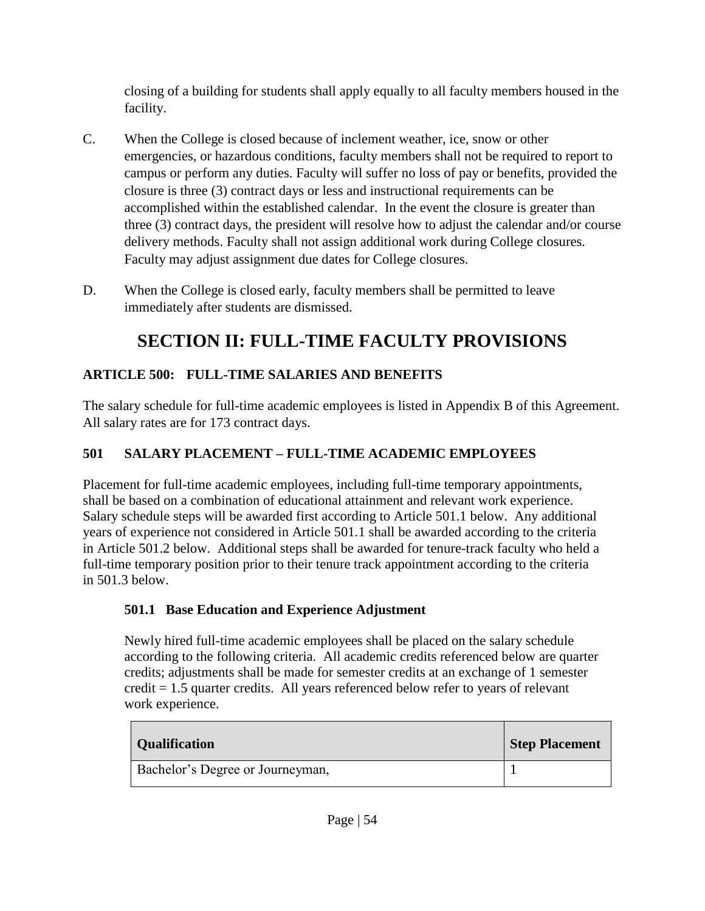closing of a building for students shall apply equally to all faculty members housed in the facility.

C. When the College is closed because of inclement weather, ice, snow or other emergencies, or hazardous conditions, faculty members shall not be required to report to campus or perform any duties. Faculty will suffer no loss of pay or benefits, provided the closure is three (3) contract days or less and instructional requirements can be accomplished within the established calendar. In the event the closure is greater than three (3) contract days, the president will resolve how to adjust the calendar and/or course delivery methods. Faculty shall not assign additional work during College closures. Faculty may adjust assignment due dates for College closures.

D. When the College is closed early, faculty members shall be permitted to leave immediately after students are dismissed.

# SECTION II: FULL-TIME FACULTY PROVISIONS

## ARTICLE 500: FULL-TIME SALARIES AND BENEFITS

The salary schedule for full-time academic employees is listed in Appendix B of this Agreement. All salary rates are for 173 contract days.

### 501 SALARY PLACEMENT – FULL-TIME ACADEMIC EMPLOYEES

Placement for full-time academic employees, including full-time temporary appointments, shall be based on a combination of educational attainment and relevant work experience. Salary schedule steps will be awarded first according to Article 501.1 below. Any additional years of experience not considered in Article 501.1 shall be awarded according to the criteria in Article 501.2 below. Additional steps shall be awarded for tenure-track faculty who held a full-time temporary position prior to their tenure track appointment according to the criteria in 501.3 below.

#### 501.1 Base Education and Experience Adjustment

Newly hired full-time academic employees shall be placed on the salary schedule according to the following criteria. All academic credits referenced below are quarter credits; adjustments shall be made for semester credits at an exchange of 1 semester credit = 1.5 quarter credits. All years referenced below refer to years of relevant work experience.

| Qualification | Step Placement |
|---|---|
| Bachelor's Degree or Journeyman, | 1 |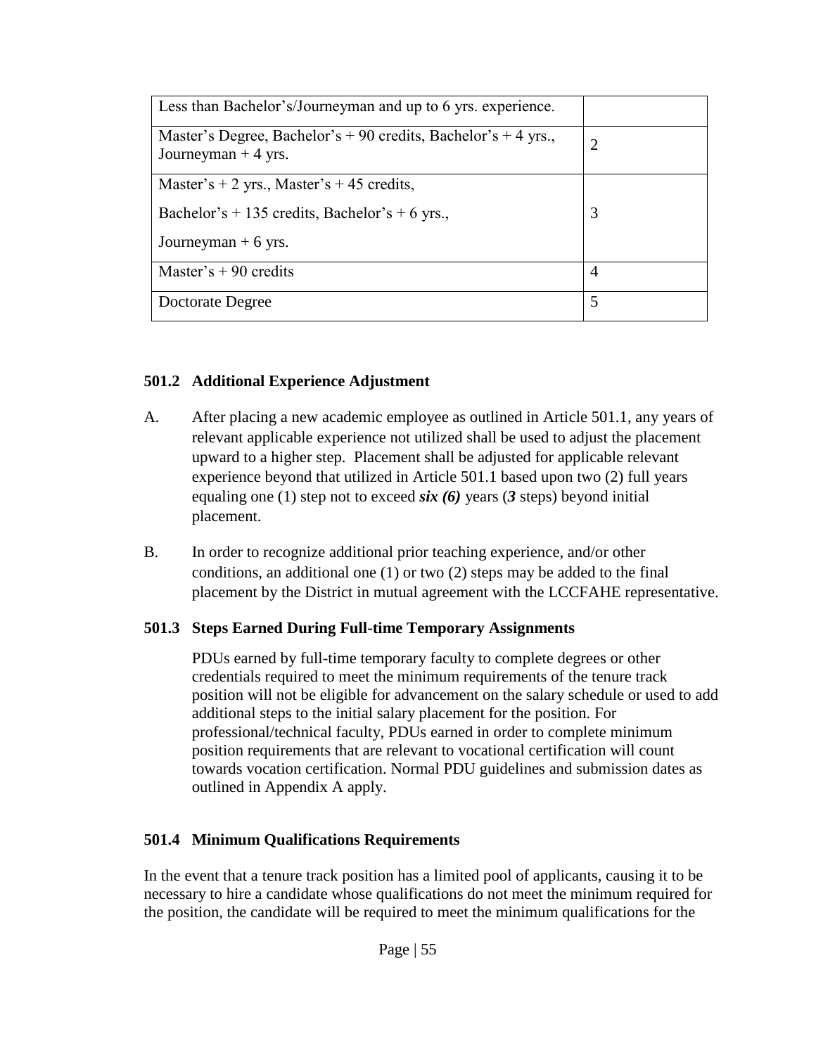| | |
|---|---|
| Less than Bachelor's/Journeyman and up to 6 yrs. experience. | |
| Master's Degree, Bachelor's + 90 credits, Bachelor's + 4 yrs., Journeyman + 4 yrs. | 2 |
| Master's + 2 yrs., Master's + 45 credits,<br><br>Bachelor's + 135 credits, Bachelor's + 6 yrs.,<br><br>Journeyman + 6 yrs. | 3 |
| Master's + 90 credits | 4 |
| Doctorate Degree | 5 |

### 501.2 Additional Experience Adjustment

A. After placing a new academic employee as outlined in Article 501.1, any years of relevant applicable experience not utilized shall be used to adjust the placement upward to a higher step. Placement shall be adjusted for applicable relevant experience beyond that utilized in Article 501.1 based upon two (2) full years equaling one (1) step not to exceed ***six (6)*** years (***3*** steps) beyond initial placement.

B. In order to recognize additional prior teaching experience, and/or other conditions, an additional one (1) or two (2) steps may be added to the final placement by the District in mutual agreement with the LCCFAHE representative.

### 501.3 Steps Earned During Full-time Temporary Assignments

PDUs earned by full-time temporary faculty to complete degrees or other credentials required to meet the minimum requirements of the tenure track position will not be eligible for advancement on the salary schedule or used to add additional steps to the initial salary placement for the position. For professional/technical faculty, PDUs earned in order to complete minimum position requirements that are relevant to vocational certification will count towards vocation certification. Normal PDU guidelines and submission dates as outlined in Appendix A apply.

### 501.4 Minimum Qualifications Requirements

In the event that a tenure track position has a limited pool of applicants, causing it to be necessary to hire a candidate whose qualifications do not meet the minimum required for the position, the candidate will be required to meet the minimum qualifications for the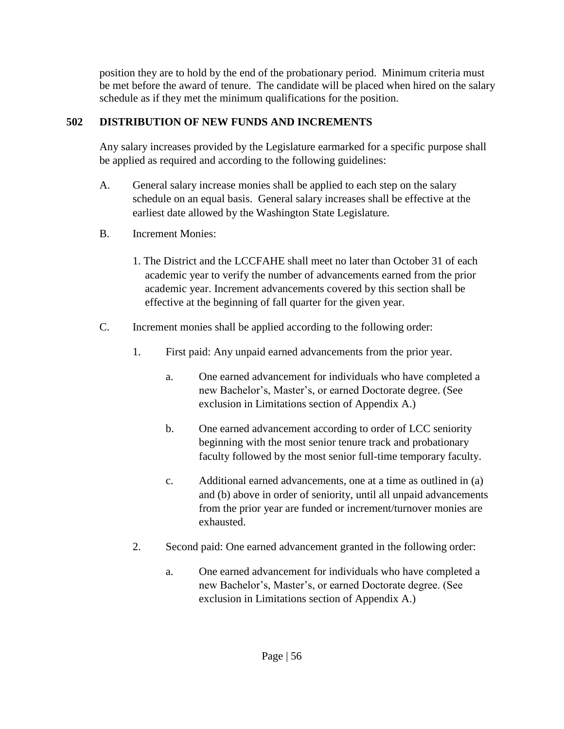position they are to hold by the end of the probationary period. Minimum criteria must be met before the award of tenure. The candidate will be placed when hired on the salary schedule as if they met the minimum qualifications for the position.

## 502 DISTRIBUTION OF NEW FUNDS AND INCREMENTS

Any salary increases provided by the Legislature earmarked for a specific purpose shall be applied as required and according to the following guidelines:

A. General salary increase monies shall be applied to each step on the salary schedule on an equal basis. General salary increases shall be effective at the earliest date allowed by the Washington State Legislature.

B. Increment Monies:

   1. The District and the LCCFAHE shall meet no later than October 31 of each academic year to verify the number of advancements earned from the prior academic year. Increment advancements covered by this section shall be effective at the beginning of fall quarter for the given year.

C. Increment monies shall be applied according to the following order:

   1. First paid: Any unpaid earned advancements from the prior year.

      a. One earned advancement for individuals who have completed a new Bachelor's, Master's, or earned Doctorate degree. (See exclusion in Limitations section of Appendix A.)

      b. One earned advancement according to order of LCC seniority beginning with the most senior tenure track and probationary faculty followed by the most senior full-time temporary faculty.

      c. Additional earned advancements, one at a time as outlined in (a) and (b) above in order of seniority, until all unpaid advancements from the prior year are funded or increment/turnover monies are exhausted.

   2. Second paid: One earned advancement granted in the following order:

      a. One earned advancement for individuals who have completed a new Bachelor's, Master's, or earned Doctorate degree. (See exclusion in Limitations section of Appendix A.)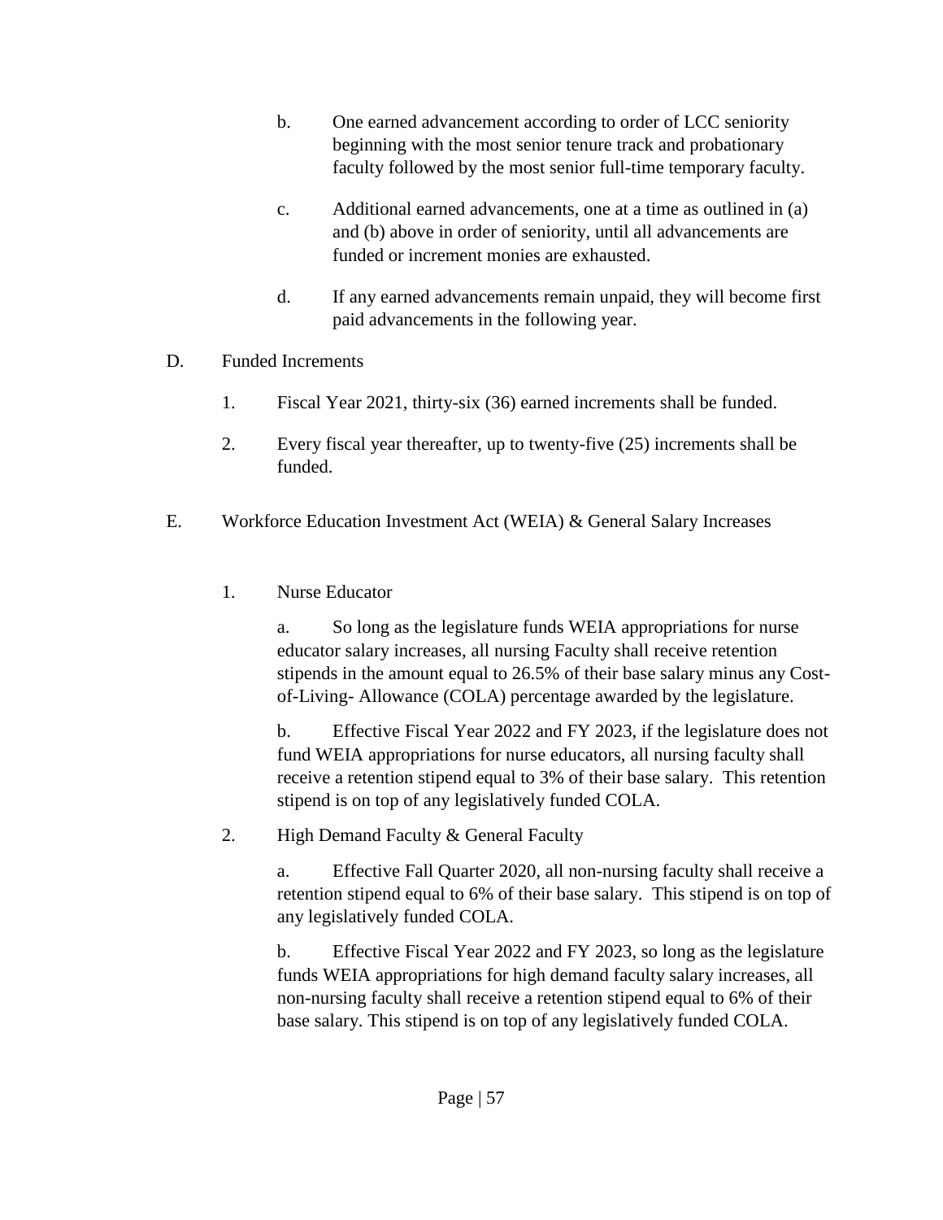b. One earned advancement according to order of LCC seniority beginning with the most senior tenure track and probationary faculty followed by the most senior full-time temporary faculty.

c. Additional earned advancements, one at a time as outlined in (a) and (b) above in order of seniority, until all advancements are funded or increment monies are exhausted.

d. If any earned advancements remain unpaid, they will become first paid advancements in the following year.

D. Funded Increments

1. Fiscal Year 2021, thirty-six (36) earned increments shall be funded.

2. Every fiscal year thereafter, up to twenty-five (25) increments shall be funded.

E. Workforce Education Investment Act (WEIA) & General Salary Increases

1. Nurse Educator

a. So long as the legislature funds WEIA appropriations for nurse educator salary increases, all nursing Faculty shall receive retention stipends in the amount equal to 26.5% of their base salary minus any Cost-of-Living- Allowance (COLA) percentage awarded by the legislature.

b. Effective Fiscal Year 2022 and FY 2023, if the legislature does not fund WEIA appropriations for nurse educators, all nursing faculty shall receive a retention stipend equal to 3% of their base salary. This retention stipend is on top of any legislatively funded COLA.

2. High Demand Faculty & General Faculty

a. Effective Fall Quarter 2020, all non-nursing faculty shall receive a retention stipend equal to 6% of their base salary. This stipend is on top of any legislatively funded COLA.

b. Effective Fiscal Year 2022 and FY 2023, so long as the legislature funds WEIA appropriations for high demand faculty salary increases, all non-nursing faculty shall receive a retention stipend equal to 6% of their base salary. This stipend is on top of any legislatively funded COLA.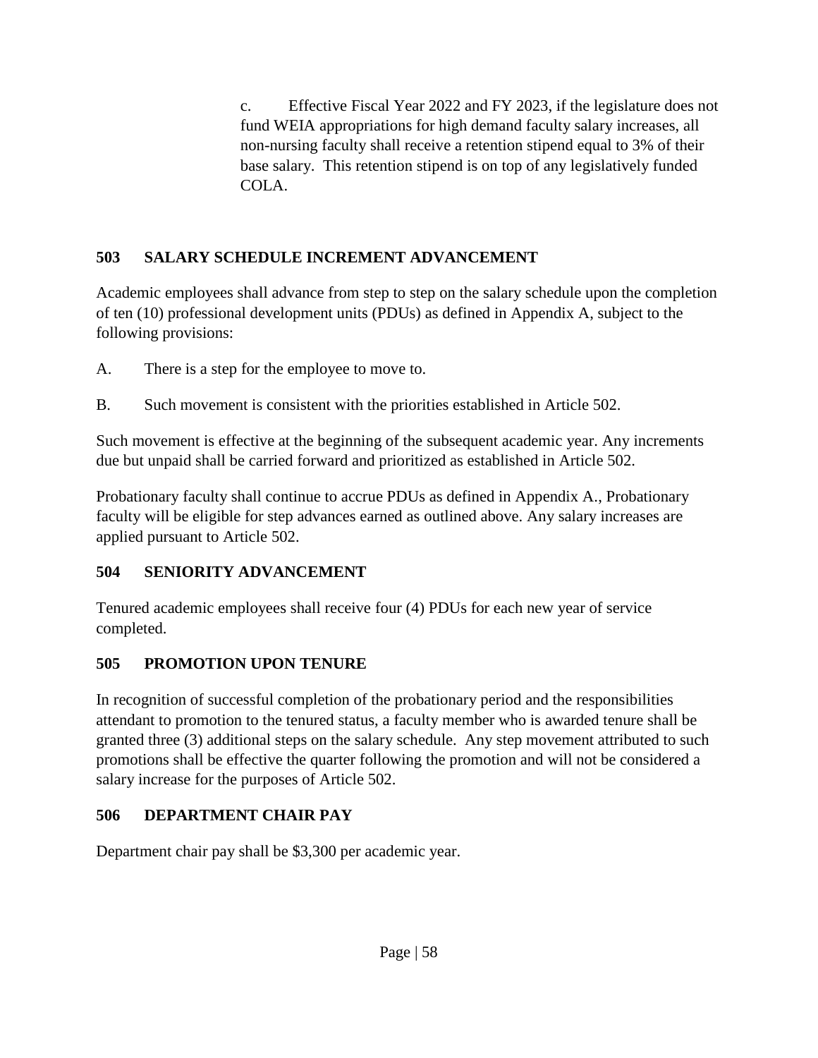c. Effective Fiscal Year 2022 and FY 2023, if the legislature does not fund WEIA appropriations for high demand faculty salary increases, all non-nursing faculty shall receive a retention stipend equal to 3% of their base salary. This retention stipend is on top of any legislatively funded COLA.

## 503 SALARY SCHEDULE INCREMENT ADVANCEMENT

Academic employees shall advance from step to step on the salary schedule upon the completion of ten (10) professional development units (PDUs) as defined in Appendix A, subject to the following provisions:

A. There is a step for the employee to move to.

B. Such movement is consistent with the priorities established in Article 502.

Such movement is effective at the beginning of the subsequent academic year. Any increments due but unpaid shall be carried forward and prioritized as established in Article 502.

Probationary faculty shall continue to accrue PDUs as defined in Appendix A., Probationary faculty will be eligible for step advances earned as outlined above. Any salary increases are applied pursuant to Article 502.

## 504 SENIORITY ADVANCEMENT

Tenured academic employees shall receive four (4) PDUs for each new year of service completed.

## 505 PROMOTION UPON TENURE

In recognition of successful completion of the probationary period and the responsibilities attendant to promotion to the tenured status, a faculty member who is awarded tenure shall be granted three (3) additional steps on the salary schedule. Any step movement attributed to such promotions shall be effective the quarter following the promotion and will not be considered a salary increase for the purposes of Article 502.

## 506 DEPARTMENT CHAIR PAY

Department chair pay shall be $3,300 per academic year.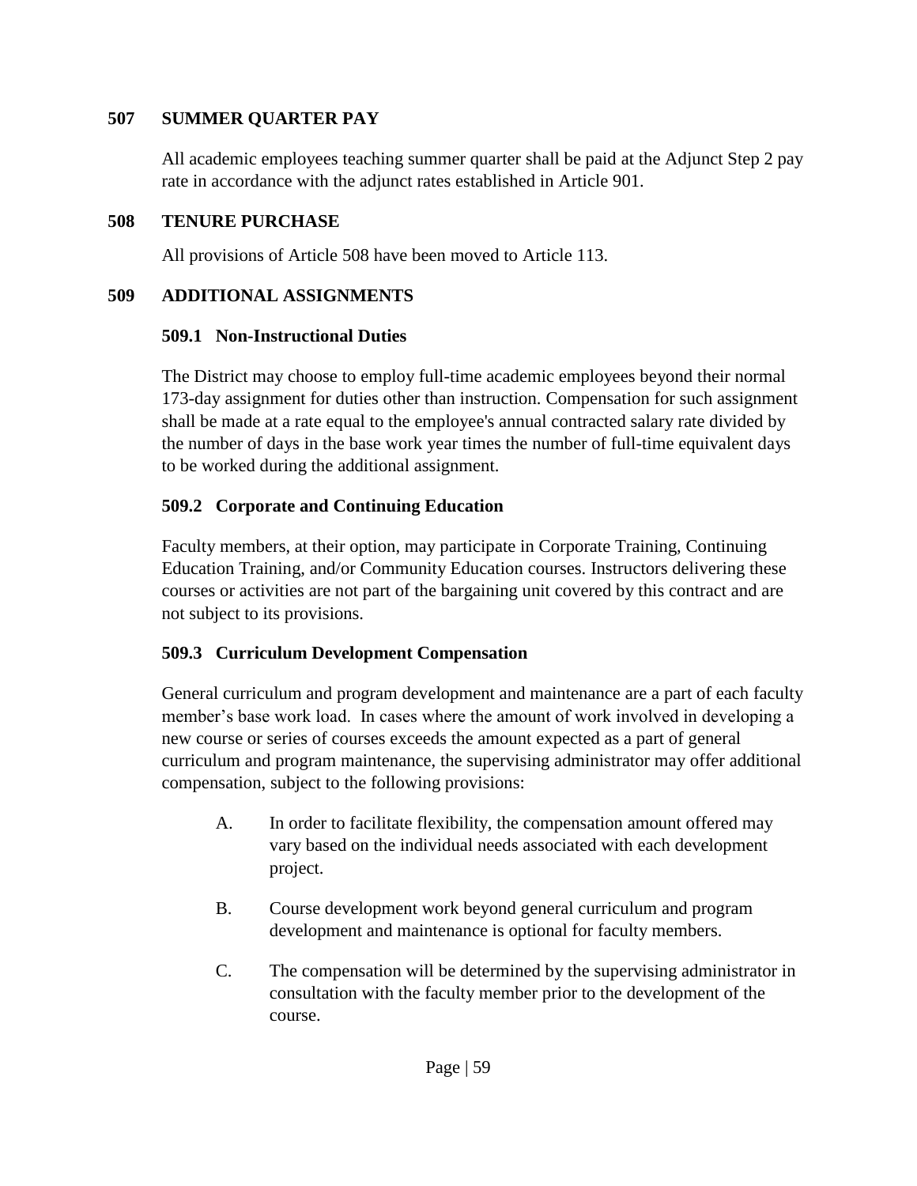## 507 SUMMER QUARTER PAY

All academic employees teaching summer quarter shall be paid at the Adjunct Step 2 pay rate in accordance with the adjunct rates established in Article 901.

## 508 TENURE PURCHASE

All provisions of Article 508 have been moved to Article 113.

## 509 ADDITIONAL ASSIGNMENTS

### 509.1 Non-Instructional Duties

The District may choose to employ full-time academic employees beyond their normal 173-day assignment for duties other than instruction. Compensation for such assignment shall be made at a rate equal to the employee's annual contracted salary rate divided by the number of days in the base work year times the number of full-time equivalent days to be worked during the additional assignment.

### 509.2 Corporate and Continuing Education

Faculty members, at their option, may participate in Corporate Training, Continuing Education Training, and/or Community Education courses. Instructors delivering these courses or activities are not part of the bargaining unit covered by this contract and are not subject to its provisions.

### 509.3 Curriculum Development Compensation

General curriculum and program development and maintenance are a part of each faculty member's base work load. In cases where the amount of work involved in developing a new course or series of courses exceeds the amount expected as a part of general curriculum and program maintenance, the supervising administrator may offer additional compensation, subject to the following provisions:

A. In order to facilitate flexibility, the compensation amount offered may vary based on the individual needs associated with each development project.

B. Course development work beyond general curriculum and program development and maintenance is optional for faculty members.

C. The compensation will be determined by the supervising administrator in consultation with the faculty member prior to the development of the course.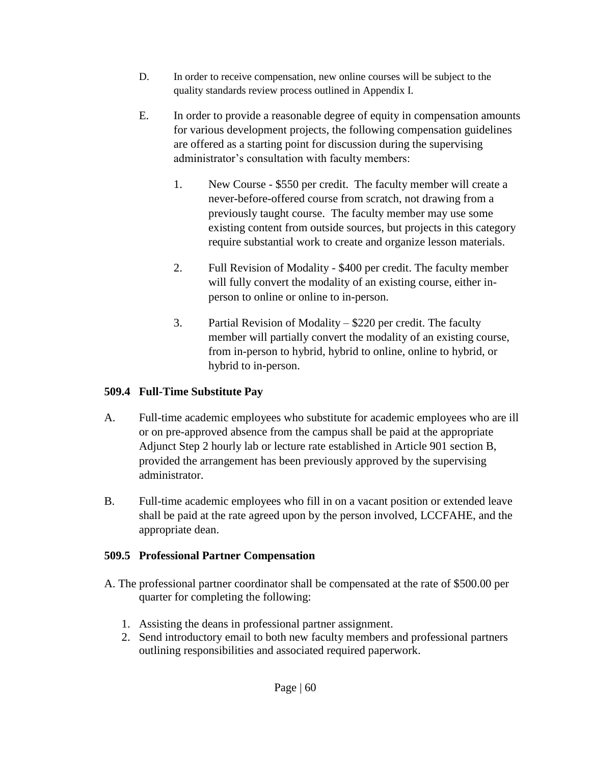D. In order to receive compensation, new online courses will be subject to the quality standards review process outlined in Appendix I.

E. In order to provide a reasonable degree of equity in compensation amounts for various development projects, the following compensation guidelines are offered as a starting point for discussion during the supervising administrator's consultation with faculty members:

1. New Course - $550 per credit. The faculty member will create a never-before-offered course from scratch, not drawing from a previously taught course. The faculty member may use some existing content from outside sources, but projects in this category require substantial work to create and organize lesson materials.

2. Full Revision of Modality - $400 per credit. The faculty member will fully convert the modality of an existing course, either in-person to online or online to in-person.

3. Partial Revision of Modality – $220 per credit. The faculty member will partially convert the modality of an existing course, from in-person to hybrid, hybrid to online, online to hybrid, or hybrid to in-person.

### 509.4 Full-Time Substitute Pay

A. Full-time academic employees who substitute for academic employees who are ill or on pre-approved absence from the campus shall be paid at the appropriate Adjunct Step 2 hourly lab or lecture rate established in Article 901 section B, provided the arrangement has been previously approved by the supervising administrator.

B. Full-time academic employees who fill in on a vacant position or extended leave shall be paid at the rate agreed upon by the person involved, LCCFAHE, and the appropriate dean.

### 509.5 Professional Partner Compensation

A. The professional partner coordinator shall be compensated at the rate of $500.00 per quarter for completing the following:

1. Assisting the deans in professional partner assignment.
2. Send introductory email to both new faculty members and professional partners outlining responsibilities and associated required paperwork.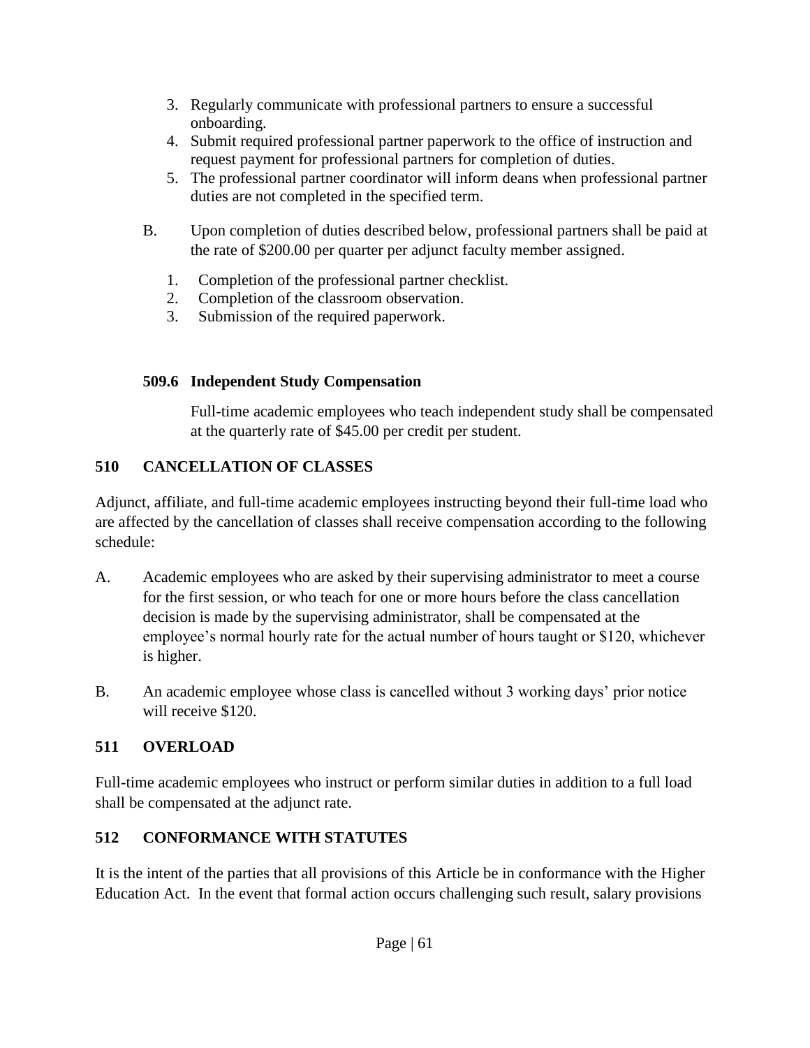3. Regularly communicate with professional partners to ensure a successful onboarding.
4. Submit required professional partner paperwork to the office of instruction and request payment for professional partners for completion of duties.
5. The professional partner coordinator will inform deans when professional partner duties are not completed in the specified term.

B. Upon completion of duties described below, professional partners shall be paid at the rate of $200.00 per quarter per adjunct faculty member assigned.

1. Completion of the professional partner checklist.
2. Completion of the classroom observation.
3. Submission of the required paperwork.

### 509.6 Independent Study Compensation

Full-time academic employees who teach independent study shall be compensated at the quarterly rate of $45.00 per credit per student.

## 510 CANCELLATION OF CLASSES

Adjunct, affiliate, and full-time academic employees instructing beyond their full-time load who are affected by the cancellation of classes shall receive compensation according to the following schedule:

A. Academic employees who are asked by their supervising administrator to meet a course for the first session, or who teach for one or more hours before the class cancellation decision is made by the supervising administrator, shall be compensated at the employee's normal hourly rate for the actual number of hours taught or $120, whichever is higher.

B. An academic employee whose class is cancelled without 3 working days' prior notice will receive $120.

## 511 OVERLOAD

Full-time academic employees who instruct or perform similar duties in addition to a full load shall be compensated at the adjunct rate.

## 512 CONFORMANCE WITH STATUTES

It is the intent of the parties that all provisions of this Article be in conformance with the Higher Education Act. In the event that formal action occurs challenging such result, salary provisions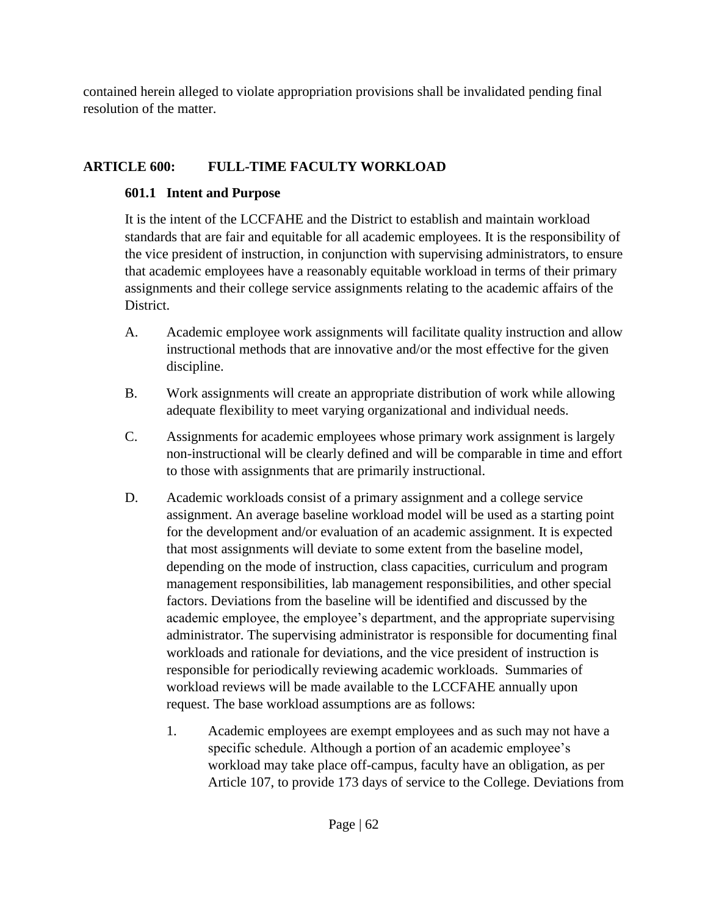contained herein alleged to violate appropriation provisions shall be invalidated pending final resolution of the matter.

## ARTICLE 600: FULL-TIME FACULTY WORKLOAD

### 601.1 Intent and Purpose

It is the intent of the LCCFAHE and the District to establish and maintain workload standards that are fair and equitable for all academic employees. It is the responsibility of the vice president of instruction, in conjunction with supervising administrators, to ensure that academic employees have a reasonably equitable workload in terms of their primary assignments and their college service assignments relating to the academic affairs of the District.

A. Academic employee work assignments will facilitate quality instruction and allow instructional methods that are innovative and/or the most effective for the given discipline.

B. Work assignments will create an appropriate distribution of work while allowing adequate flexibility to meet varying organizational and individual needs.

C. Assignments for academic employees whose primary work assignment is largely non-instructional will be clearly defined and will be comparable in time and effort to those with assignments that are primarily instructional.

D. Academic workloads consist of a primary assignment and a college service assignment. An average baseline workload model will be used as a starting point for the development and/or evaluation of an academic assignment. It is expected that most assignments will deviate to some extent from the baseline model, depending on the mode of instruction, class capacities, curriculum and program management responsibilities, lab management responsibilities, and other special factors. Deviations from the baseline will be identified and discussed by the academic employee, the employee's department, and the appropriate supervising administrator. The supervising administrator is responsible for documenting final workloads and rationale for deviations, and the vice president of instruction is responsible for periodically reviewing academic workloads. Summaries of workload reviews will be made available to the LCCFAHE annually upon request. The base workload assumptions are as follows:

   1. Academic employees are exempt employees and as such may not have a specific schedule. Although a portion of an academic employee's workload may take place off-campus, faculty have an obligation, as per Article 107, to provide 173 days of service to the College. Deviations from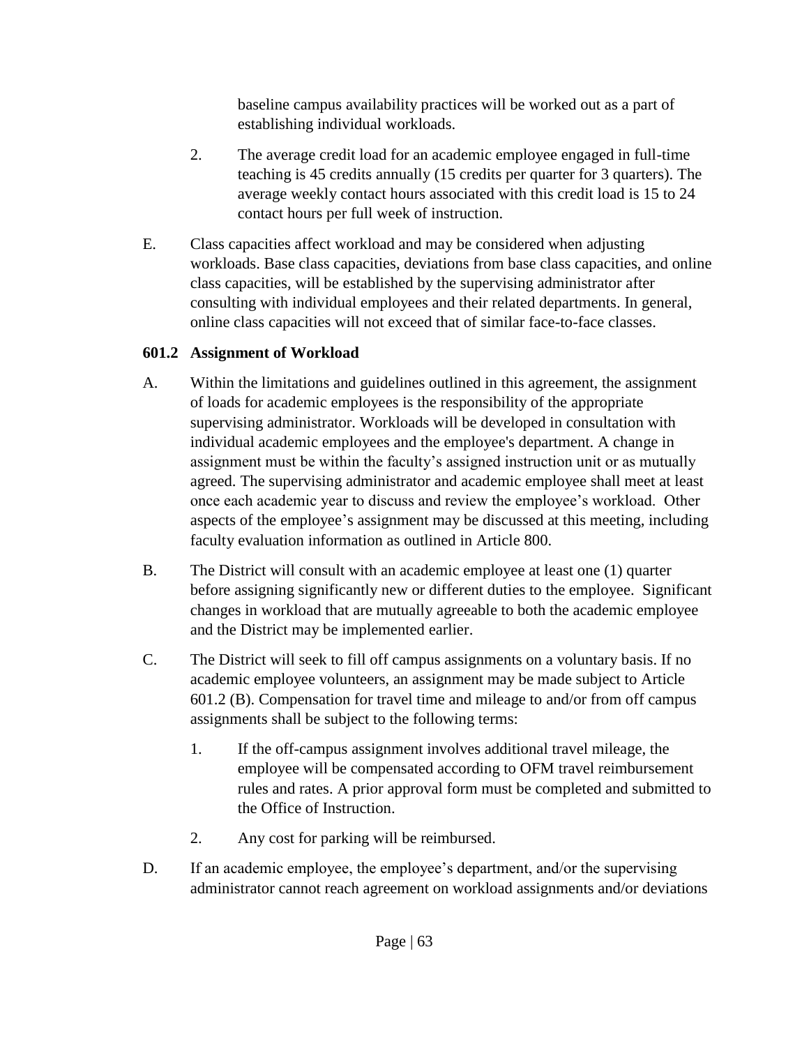baseline campus availability practices will be worked out as a part of establishing individual workloads.

2. The average credit load for an academic employee engaged in full-time teaching is 45 credits annually (15 credits per quarter for 3 quarters). The average weekly contact hours associated with this credit load is 15 to 24 contact hours per full week of instruction.

E. Class capacities affect workload and may be considered when adjusting workloads. Base class capacities, deviations from base class capacities, and online class capacities, will be established by the supervising administrator after consulting with individual employees and their related departments. In general, online class capacities will not exceed that of similar face-to-face classes.

### 601.2 Assignment of Workload

A. Within the limitations and guidelines outlined in this agreement, the assignment of loads for academic employees is the responsibility of the appropriate supervising administrator. Workloads will be developed in consultation with individual academic employees and the employee's department. A change in assignment must be within the faculty's assigned instruction unit or as mutually agreed. The supervising administrator and academic employee shall meet at least once each academic year to discuss and review the employee's workload. Other aspects of the employee's assignment may be discussed at this meeting, including faculty evaluation information as outlined in Article 800.

B. The District will consult with an academic employee at least one (1) quarter before assigning significantly new or different duties to the employee. Significant changes in workload that are mutually agreeable to both the academic employee and the District may be implemented earlier.

C. The District will seek to fill off campus assignments on a voluntary basis. If no academic employee volunteers, an assignment may be made subject to Article 601.2 (B). Compensation for travel time and mileage to and/or from off campus assignments shall be subject to the following terms:

   1. If the off-campus assignment involves additional travel mileage, the employee will be compensated according to OFM travel reimbursement rules and rates. A prior approval form must be completed and submitted to the Office of Instruction.

   2. Any cost for parking will be reimbursed.

D. If an academic employee, the employee's department, and/or the supervising administrator cannot reach agreement on workload assignments and/or deviations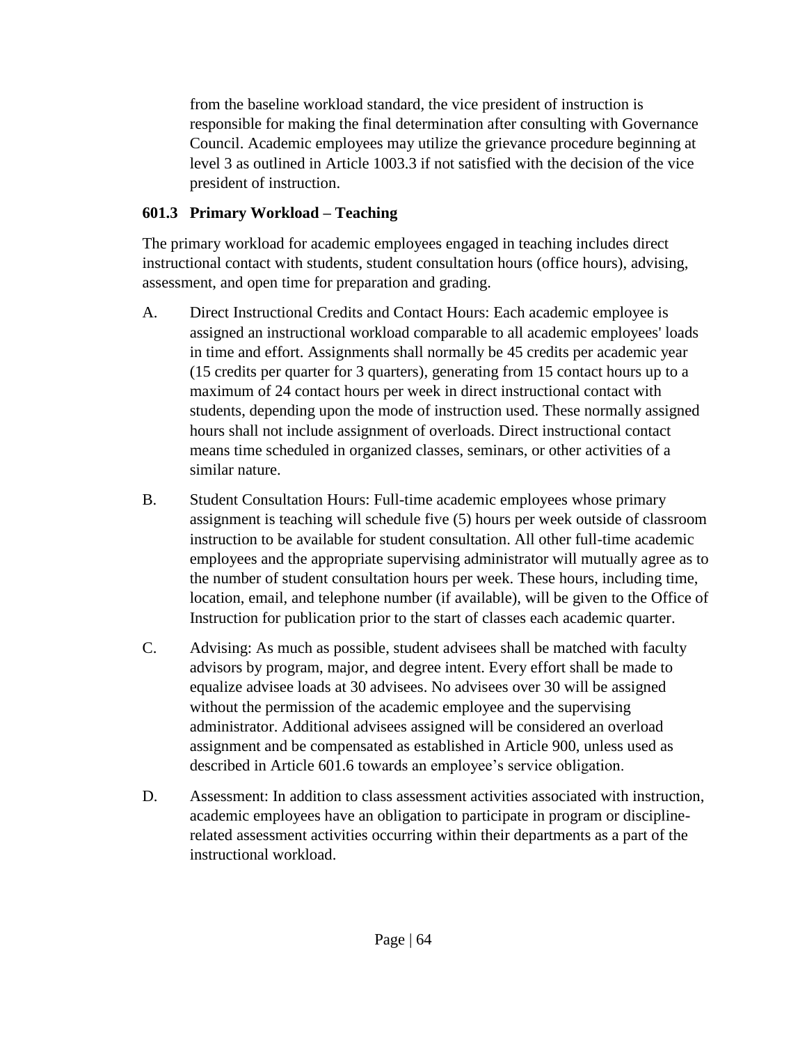from the baseline workload standard, the vice president of instruction is responsible for making the final determination after consulting with Governance Council. Academic employees may utilize the grievance procedure beginning at level 3 as outlined in Article 1003.3 if not satisfied with the decision of the vice president of instruction.

### 601.3 Primary Workload – Teaching

The primary workload for academic employees engaged in teaching includes direct instructional contact with students, student consultation hours (office hours), advising, assessment, and open time for preparation and grading.

A. Direct Instructional Credits and Contact Hours: Each academic employee is assigned an instructional workload comparable to all academic employees' loads in time and effort. Assignments shall normally be 45 credits per academic year (15 credits per quarter for 3 quarters), generating from 15 contact hours up to a maximum of 24 contact hours per week in direct instructional contact with students, depending upon the mode of instruction used. These normally assigned hours shall not include assignment of overloads. Direct instructional contact means time scheduled in organized classes, seminars, or other activities of a similar nature.

B. Student Consultation Hours: Full-time academic employees whose primary assignment is teaching will schedule five (5) hours per week outside of classroom instruction to be available for student consultation. All other full-time academic employees and the appropriate supervising administrator will mutually agree as to the number of student consultation hours per week. These hours, including time, location, email, and telephone number (if available), will be given to the Office of Instruction for publication prior to the start of classes each academic quarter.

C. Advising: As much as possible, student advisees shall be matched with faculty advisors by program, major, and degree intent. Every effort shall be made to equalize advisee loads at 30 advisees. No advisees over 30 will be assigned without the permission of the academic employee and the supervising administrator. Additional advisees assigned will be considered an overload assignment and be compensated as established in Article 900, unless used as described in Article 601.6 towards an employee's service obligation.

D. Assessment: In addition to class assessment activities associated with instruction, academic employees have an obligation to participate in program or discipline-related assessment activities occurring within their departments as a part of the instructional workload.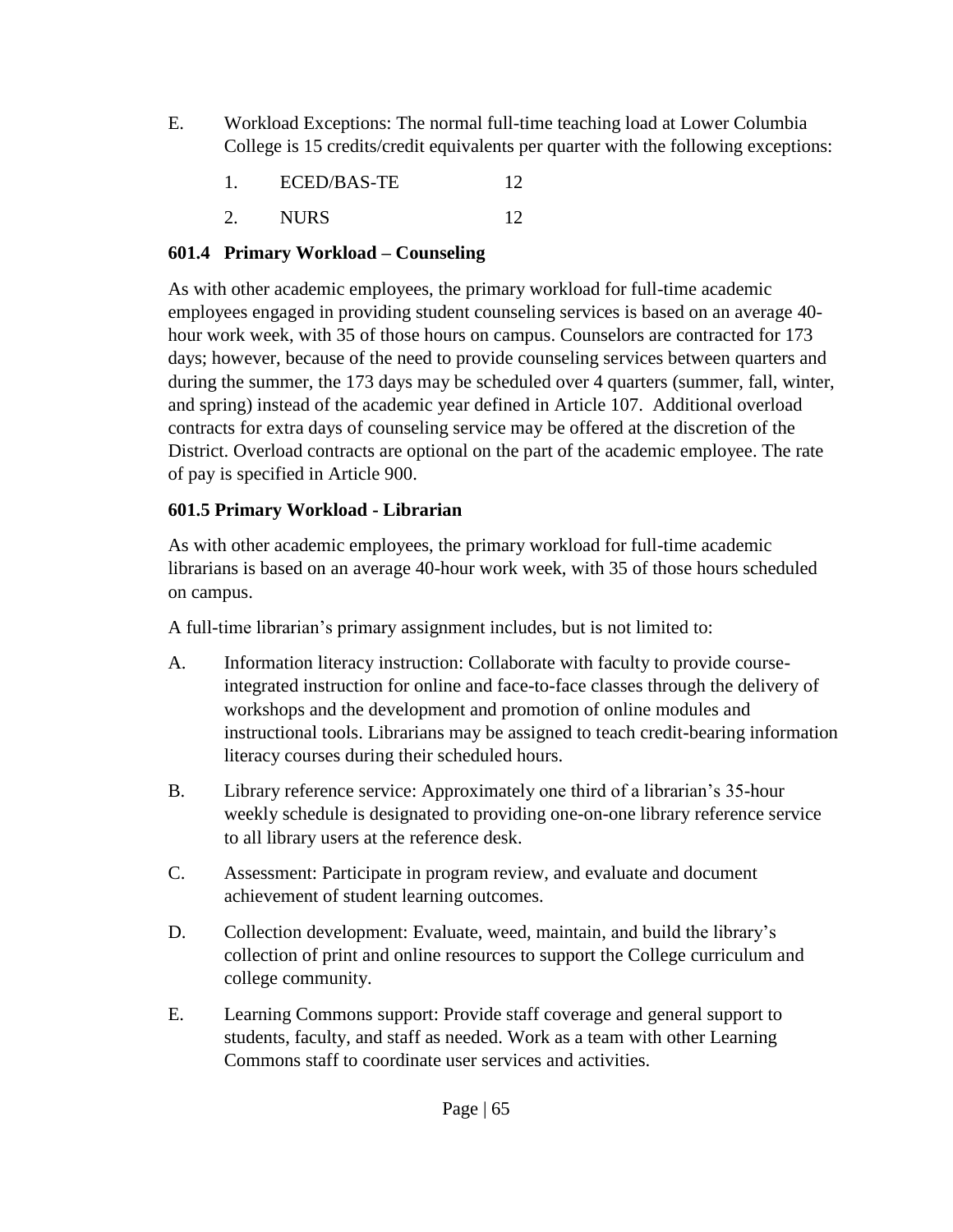E. Workload Exceptions: The normal full-time teaching load at Lower Columbia College is 15 credits/credit equivalents per quarter with the following exceptions:

1. ECED/BAS-TE 12
2. NURS 12

### 601.4 Primary Workload – Counseling

As with other academic employees, the primary workload for full-time academic employees engaged in providing student counseling services is based on an average 40-hour work week, with 35 of those hours on campus. Counselors are contracted for 173 days; however, because of the need to provide counseling services between quarters and during the summer, the 173 days may be scheduled over 4 quarters (summer, fall, winter, and spring) instead of the academic year defined in Article 107. Additional overload contracts for extra days of counseling service may be offered at the discretion of the District. Overload contracts are optional on the part of the academic employee. The rate of pay is specified in Article 900.

### 601.5 Primary Workload - Librarian

As with other academic employees, the primary workload for full-time academic librarians is based on an average 40-hour work week, with 35 of those hours scheduled on campus.

A full-time librarian's primary assignment includes, but is not limited to:

A. Information literacy instruction: Collaborate with faculty to provide course-integrated instruction for online and face-to-face classes through the delivery of workshops and the development and promotion of online modules and instructional tools. Librarians may be assigned to teach credit-bearing information literacy courses during their scheduled hours.

B. Library reference service: Approximately one third of a librarian's 35-hour weekly schedule is designated to providing one-on-one library reference service to all library users at the reference desk.

C. Assessment: Participate in program review, and evaluate and document achievement of student learning outcomes.

D. Collection development: Evaluate, weed, maintain, and build the library's collection of print and online resources to support the College curriculum and college community.

E. Learning Commons support: Provide staff coverage and general support to students, faculty, and staff as needed. Work as a team with other Learning Commons staff to coordinate user services and activities.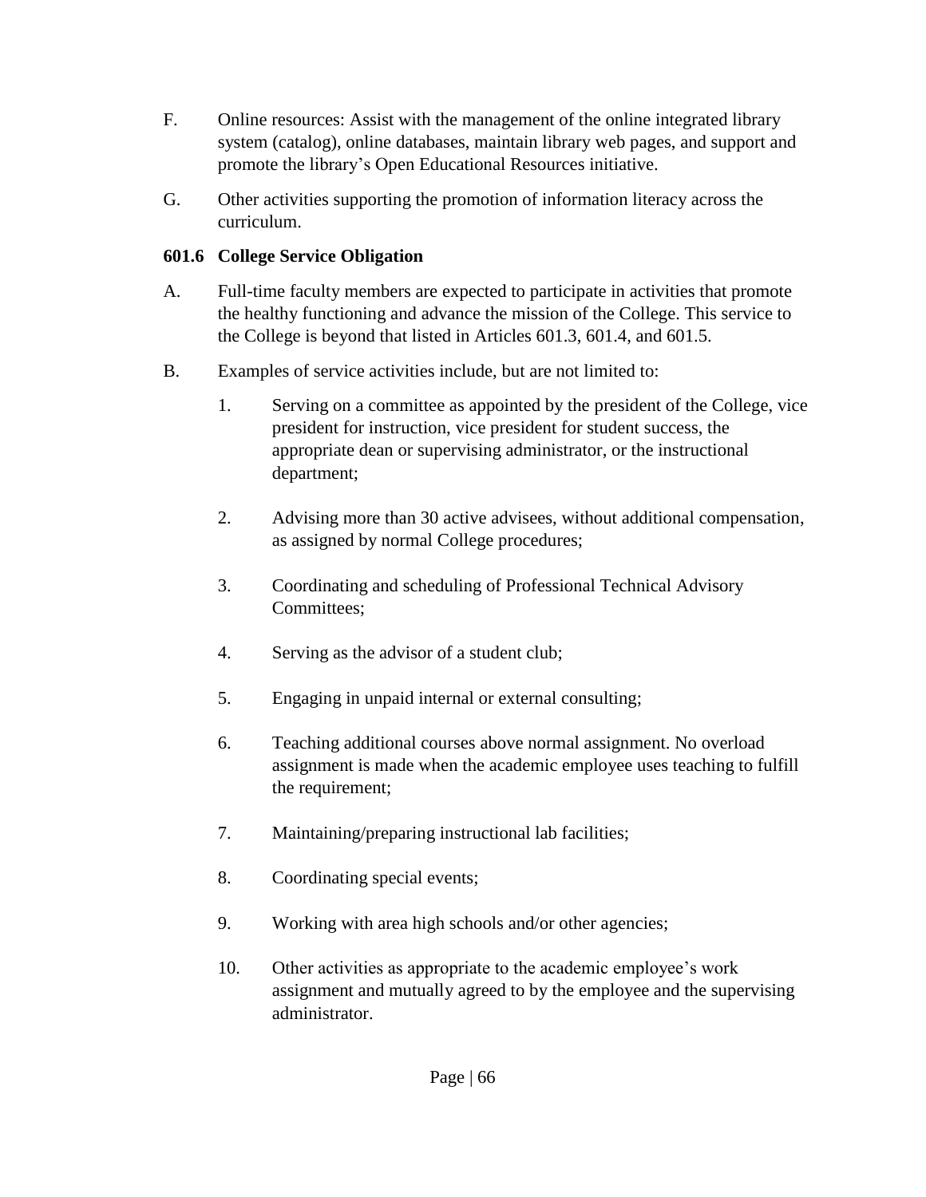F. Online resources: Assist with the management of the online integrated library system (catalog), online databases, maintain library web pages, and support and promote the library's Open Educational Resources initiative.

G. Other activities supporting the promotion of information literacy across the curriculum.

### 601.6 College Service Obligation

A. Full-time faculty members are expected to participate in activities that promote the healthy functioning and advance the mission of the College. This service to the College is beyond that listed in Articles 601.3, 601.4, and 601.5.

B. Examples of service activities include, but are not limited to:

1. Serving on a committee as appointed by the president of the College, vice president for instruction, vice president for student success, the appropriate dean or supervising administrator, or the instructional department;

2. Advising more than 30 active advisees, without additional compensation, as assigned by normal College procedures;

3. Coordinating and scheduling of Professional Technical Advisory Committees;

4. Serving as the advisor of a student club;

5. Engaging in unpaid internal or external consulting;

6. Teaching additional courses above normal assignment. No overload assignment is made when the academic employee uses teaching to fulfill the requirement;

7. Maintaining/preparing instructional lab facilities;

8. Coordinating special events;

9. Working with area high schools and/or other agencies;

10. Other activities as appropriate to the academic employee's work assignment and mutually agreed to by the employee and the supervising administrator.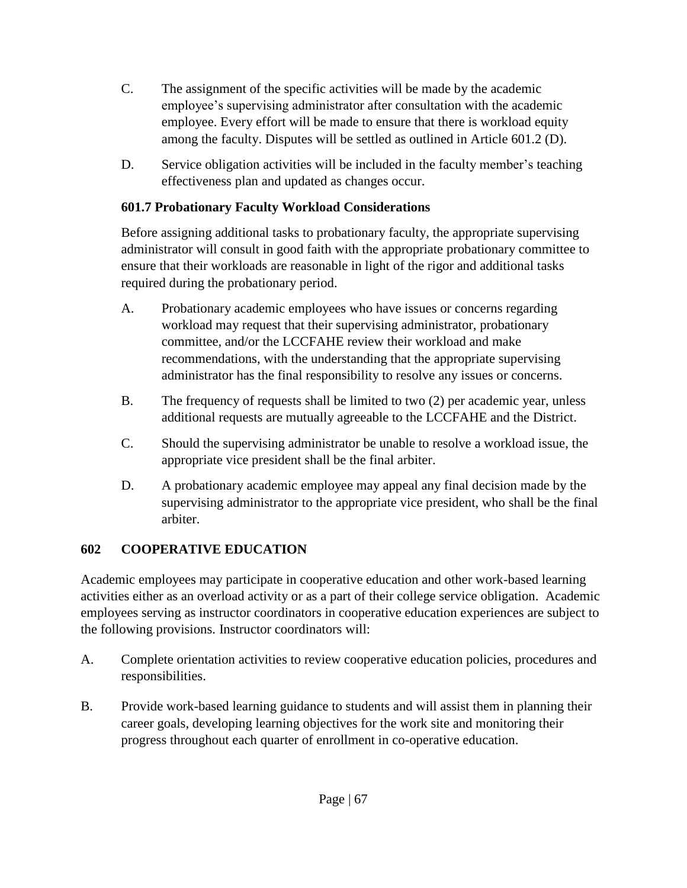C. The assignment of the specific activities will be made by the academic employee's supervising administrator after consultation with the academic employee. Every effort will be made to ensure that there is workload equity among the faculty. Disputes will be settled as outlined in Article 601.2 (D).

D. Service obligation activities will be included in the faculty member's teaching effectiveness plan and updated as changes occur.

### 601.7 Probationary Faculty Workload Considerations

Before assigning additional tasks to probationary faculty, the appropriate supervising administrator will consult in good faith with the appropriate probationary committee to ensure that their workloads are reasonable in light of the rigor and additional tasks required during the probationary period.

A. Probationary academic employees who have issues or concerns regarding workload may request that their supervising administrator, probationary committee, and/or the LCCFAHE review their workload and make recommendations, with the understanding that the appropriate supervising administrator has the final responsibility to resolve any issues or concerns.

B. The frequency of requests shall be limited to two (2) per academic year, unless additional requests are mutually agreeable to the LCCFAHE and the District.

C. Should the supervising administrator be unable to resolve a workload issue, the appropriate vice president shall be the final arbiter.

D. A probationary academic employee may appeal any final decision made by the supervising administrator to the appropriate vice president, who shall be the final arbiter.

## 602 COOPERATIVE EDUCATION

Academic employees may participate in cooperative education and other work-based learning activities either as an overload activity or as a part of their college service obligation. Academic employees serving as instructor coordinators in cooperative education experiences are subject to the following provisions. Instructor coordinators will:

A. Complete orientation activities to review cooperative education policies, procedures and responsibilities.

B. Provide work-based learning guidance to students and will assist them in planning their career goals, developing learning objectives for the work site and monitoring their progress throughout each quarter of enrollment in co-operative education.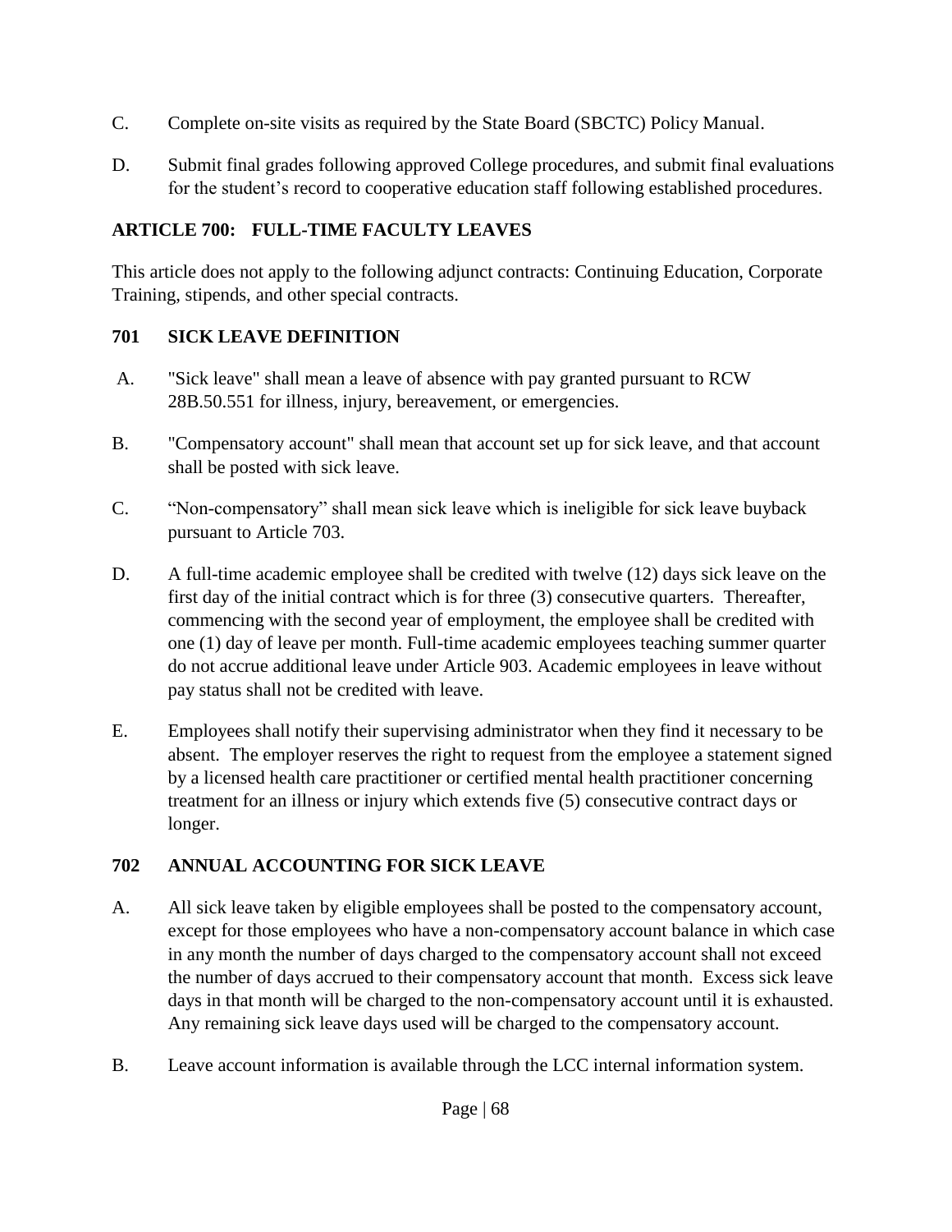C. Complete on-site visits as required by the State Board (SBCTC) Policy Manual.

D. Submit final grades following approved College procedures, and submit final evaluations for the student's record to cooperative education staff following established procedures.

## ARTICLE 700: FULL-TIME FACULTY LEAVES

This article does not apply to the following adjunct contracts: Continuing Education, Corporate Training, stipends, and other special contracts.

### 701 SICK LEAVE DEFINITION

A. "Sick leave" shall mean a leave of absence with pay granted pursuant to RCW 28B.50.551 for illness, injury, bereavement, or emergencies.

B. "Compensatory account" shall mean that account set up for sick leave, and that account shall be posted with sick leave.

C. "Non-compensatory" shall mean sick leave which is ineligible for sick leave buyback pursuant to Article 703.

D. A full-time academic employee shall be credited with twelve (12) days sick leave on the first day of the initial contract which is for three (3) consecutive quarters. Thereafter, commencing with the second year of employment, the employee shall be credited with one (1) day of leave per month. Full-time academic employees teaching summer quarter do not accrue additional leave under Article 903. Academic employees in leave without pay status shall not be credited with leave.

E. Employees shall notify their supervising administrator when they find it necessary to be absent. The employer reserves the right to request from the employee a statement signed by a licensed health care practitioner or certified mental health practitioner concerning treatment for an illness or injury which extends five (5) consecutive contract days or longer.

### 702 ANNUAL ACCOUNTING FOR SICK LEAVE

A. All sick leave taken by eligible employees shall be posted to the compensatory account, except for those employees who have a non-compensatory account balance in which case in any month the number of days charged to the compensatory account shall not exceed the number of days accrued to their compensatory account that month. Excess sick leave days in that month will be charged to the non-compensatory account until it is exhausted. Any remaining sick leave days used will be charged to the compensatory account.

B. Leave account information is available through the LCC internal information system.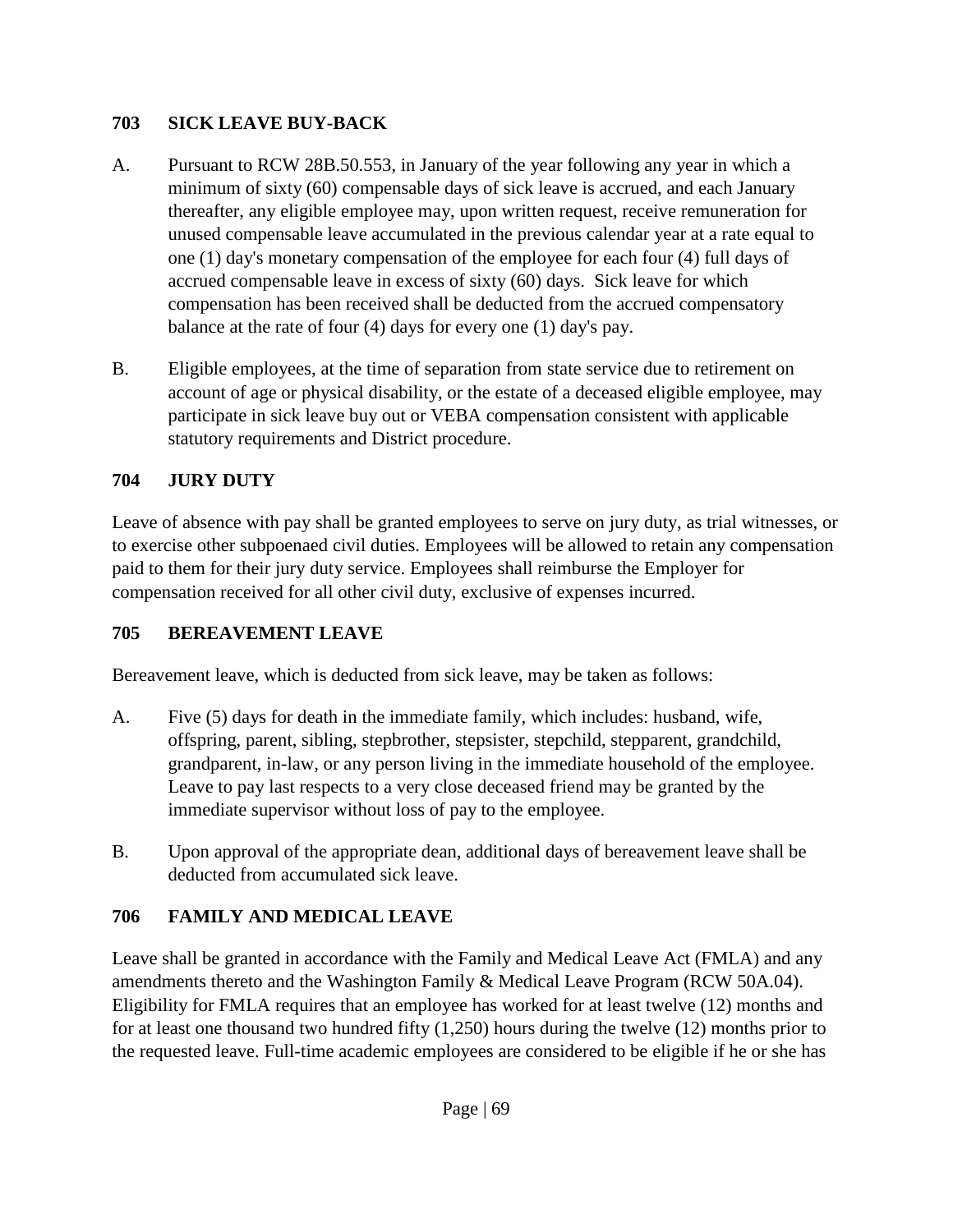### 703 SICK LEAVE BUY-BACK

A. Pursuant to RCW 28B.50.553, in January of the year following any year in which a minimum of sixty (60) compensable days of sick leave is accrued, and each January thereafter, any eligible employee may, upon written request, receive remuneration for unused compensable leave accumulated in the previous calendar year at a rate equal to one (1) day's monetary compensation of the employee for each four (4) full days of accrued compensable leave in excess of sixty (60) days. Sick leave for which compensation has been received shall be deducted from the accrued compensatory balance at the rate of four (4) days for every one (1) day's pay.

B. Eligible employees, at the time of separation from state service due to retirement on account of age or physical disability, or the estate of a deceased eligible employee, may participate in sick leave buy out or VEBA compensation consistent with applicable statutory requirements and District procedure.

### 704 JURY DUTY

Leave of absence with pay shall be granted employees to serve on jury duty, as trial witnesses, or to exercise other subpoenaed civil duties. Employees will be allowed to retain any compensation paid to them for their jury duty service. Employees shall reimburse the Employer for compensation received for all other civil duty, exclusive of expenses incurred.

### 705 BEREAVEMENT LEAVE

Bereavement leave, which is deducted from sick leave, may be taken as follows:

A. Five (5) days for death in the immediate family, which includes: husband, wife, offspring, parent, sibling, stepbrother, stepsister, stepchild, stepparent, grandchild, grandparent, in-law, or any person living in the immediate household of the employee. Leave to pay last respects to a very close deceased friend may be granted by the immediate supervisor without loss of pay to the employee.

B. Upon approval of the appropriate dean, additional days of bereavement leave shall be deducted from accumulated sick leave.

### 706 FAMILY AND MEDICAL LEAVE

Leave shall be granted in accordance with the Family and Medical Leave Act (FMLA) and any amendments thereto and the Washington Family & Medical Leave Program (RCW 50A.04). Eligibility for FMLA requires that an employee has worked for at least twelve (12) months and for at least one thousand two hundred fifty (1,250) hours during the twelve (12) months prior to the requested leave. Full-time academic employees are considered to be eligible if he or she has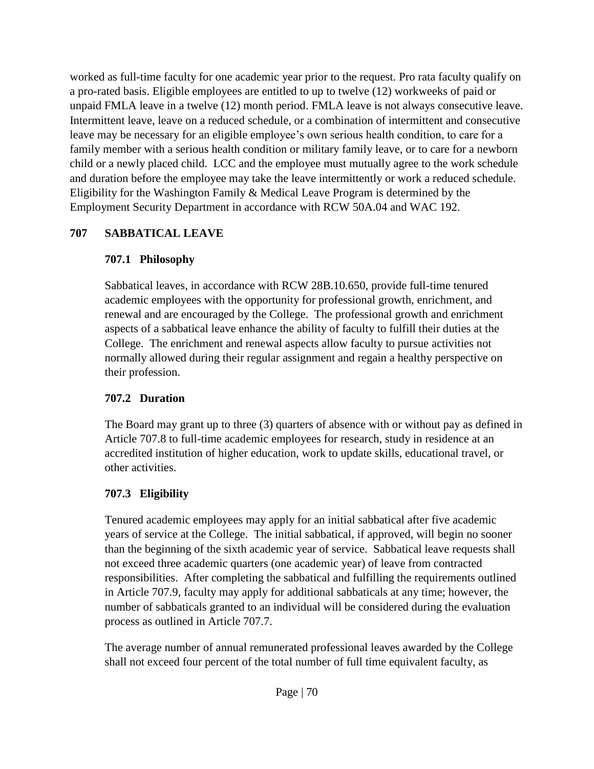worked as full-time faculty for one academic year prior to the request. Pro rata faculty qualify on a pro-rated basis. Eligible employees are entitled to up to twelve (12) workweeks of paid or unpaid FMLA leave in a twelve (12) month period. FMLA leave is not always consecutive leave. Intermittent leave, leave on a reduced schedule, or a combination of intermittent and consecutive leave may be necessary for an eligible employee's own serious health condition, to care for a family member with a serious health condition or military family leave, or to care for a newborn child or a newly placed child. LCC and the employee must mutually agree to the work schedule and duration before the employee may take the leave intermittently or work a reduced schedule. Eligibility for the Washington Family & Medical Leave Program is determined by the Employment Security Department in accordance with RCW 50A.04 and WAC 192.

## 707 SABBATICAL LEAVE

### 707.1 Philosophy

Sabbatical leaves, in accordance with RCW 28B.10.650, provide full-time tenured academic employees with the opportunity for professional growth, enrichment, and renewal and are encouraged by the College. The professional growth and enrichment aspects of a sabbatical leave enhance the ability of faculty to fulfill their duties at the College. The enrichment and renewal aspects allow faculty to pursue activities not normally allowed during their regular assignment and regain a healthy perspective on their profession.

### 707.2 Duration

The Board may grant up to three (3) quarters of absence with or without pay as defined in Article 707.8 to full-time academic employees for research, study in residence at an accredited institution of higher education, work to update skills, educational travel, or other activities.

### 707.3 Eligibility

Tenured academic employees may apply for an initial sabbatical after five academic years of service at the College. The initial sabbatical, if approved, will begin no sooner than the beginning of the sixth academic year of service. Sabbatical leave requests shall not exceed three academic quarters (one academic year) of leave from contracted responsibilities. After completing the sabbatical and fulfilling the requirements outlined in Article 707.9, faculty may apply for additional sabbaticals at any time; however, the number of sabbaticals granted to an individual will be considered during the evaluation process as outlined in Article 707.7.

The average number of annual remunerated professional leaves awarded by the College shall not exceed four percent of the total number of full time equivalent faculty, as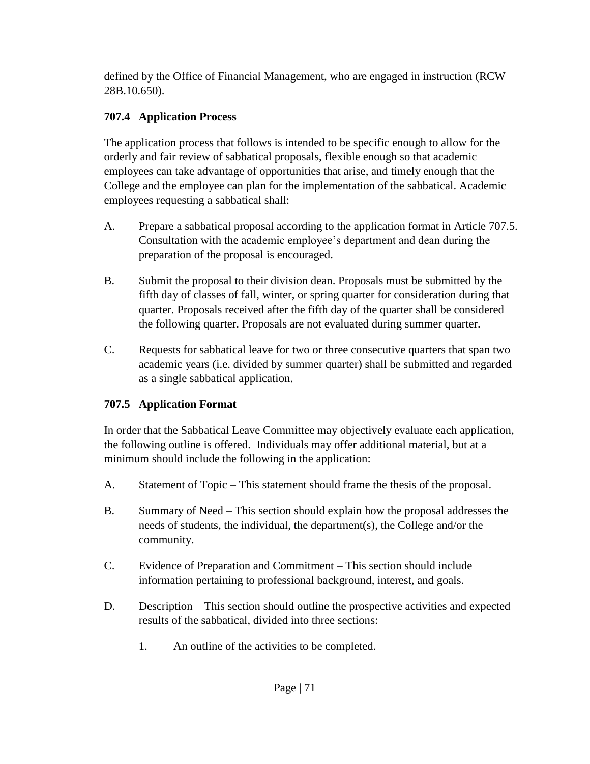defined by the Office of Financial Management, who are engaged in instruction (RCW 28B.10.650).

### 707.4 Application Process

The application process that follows is intended to be specific enough to allow for the orderly and fair review of sabbatical proposals, flexible enough so that academic employees can take advantage of opportunities that arise, and timely enough that the College and the employee can plan for the implementation of the sabbatical. Academic employees requesting a sabbatical shall:

A. Prepare a sabbatical proposal according to the application format in Article 707.5. Consultation with the academic employee's department and dean during the preparation of the proposal is encouraged.

B. Submit the proposal to their division dean. Proposals must be submitted by the fifth day of classes of fall, winter, or spring quarter for consideration during that quarter. Proposals received after the fifth day of the quarter shall be considered the following quarter. Proposals are not evaluated during summer quarter.

C. Requests for sabbatical leave for two or three consecutive quarters that span two academic years (i.e. divided by summer quarter) shall be submitted and regarded as a single sabbatical application.

### 707.5 Application Format

In order that the Sabbatical Leave Committee may objectively evaluate each application, the following outline is offered. Individuals may offer additional material, but at a minimum should include the following in the application:

A. Statement of Topic – This statement should frame the thesis of the proposal.

B. Summary of Need – This section should explain how the proposal addresses the needs of students, the individual, the department(s), the College and/or the community.

C. Evidence of Preparation and Commitment – This section should include information pertaining to professional background, interest, and goals.

D. Description – This section should outline the prospective activities and expected results of the sabbatical, divided into three sections:

   1. An outline of the activities to be completed.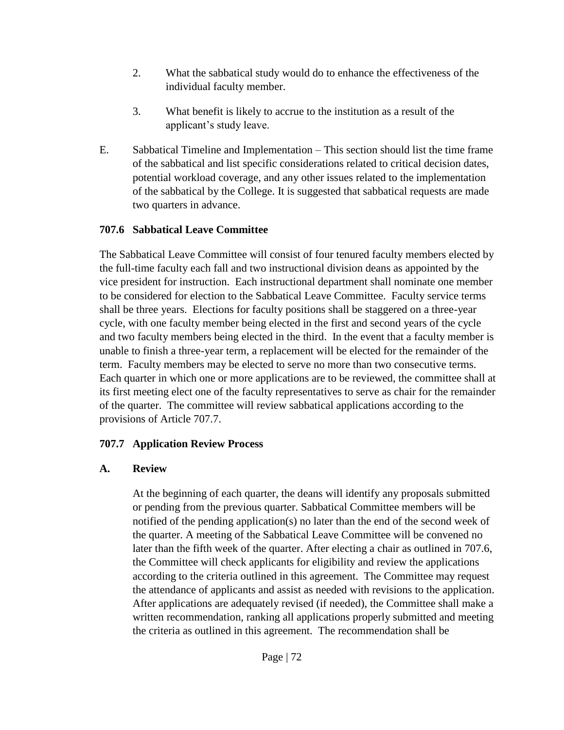2. What the sabbatical study would do to enhance the effectiveness of the individual faculty member.

3. What benefit is likely to accrue to the institution as a result of the applicant's study leave.

E. Sabbatical Timeline and Implementation – This section should list the time frame of the sabbatical and list specific considerations related to critical decision dates, potential workload coverage, and any other issues related to the implementation of the sabbatical by the College. It is suggested that sabbatical requests are made two quarters in advance.

### 707.6 Sabbatical Leave Committee

The Sabbatical Leave Committee will consist of four tenured faculty members elected by the full-time faculty each fall and two instructional division deans as appointed by the vice president for instruction. Each instructional department shall nominate one member to be considered for election to the Sabbatical Leave Committee. Faculty service terms shall be three years. Elections for faculty positions shall be staggered on a three-year cycle, with one faculty member being elected in the first and second years of the cycle and two faculty members being elected in the third. In the event that a faculty member is unable to finish a three-year term, a replacement will be elected for the remainder of the term. Faculty members may be elected to serve no more than two consecutive terms. Each quarter in which one or more applications are to be reviewed, the committee shall at its first meeting elect one of the faculty representatives to serve as chair for the remainder of the quarter. The committee will review sabbatical applications according to the provisions of Article 707.7.

### 707.7 Application Review Process

#### A. Review

At the beginning of each quarter, the deans will identify any proposals submitted or pending from the previous quarter. Sabbatical Committee members will be notified of the pending application(s) no later than the end of the second week of the quarter. A meeting of the Sabbatical Leave Committee will be convened no later than the fifth week of the quarter. After electing a chair as outlined in 707.6, the Committee will check applicants for eligibility and review the applications according to the criteria outlined in this agreement. The Committee may request the attendance of applicants and assist as needed with revisions to the application. After applications are adequately revised (if needed), the Committee shall make a written recommendation, ranking all applications properly submitted and meeting the criteria as outlined in this agreement. The recommendation shall be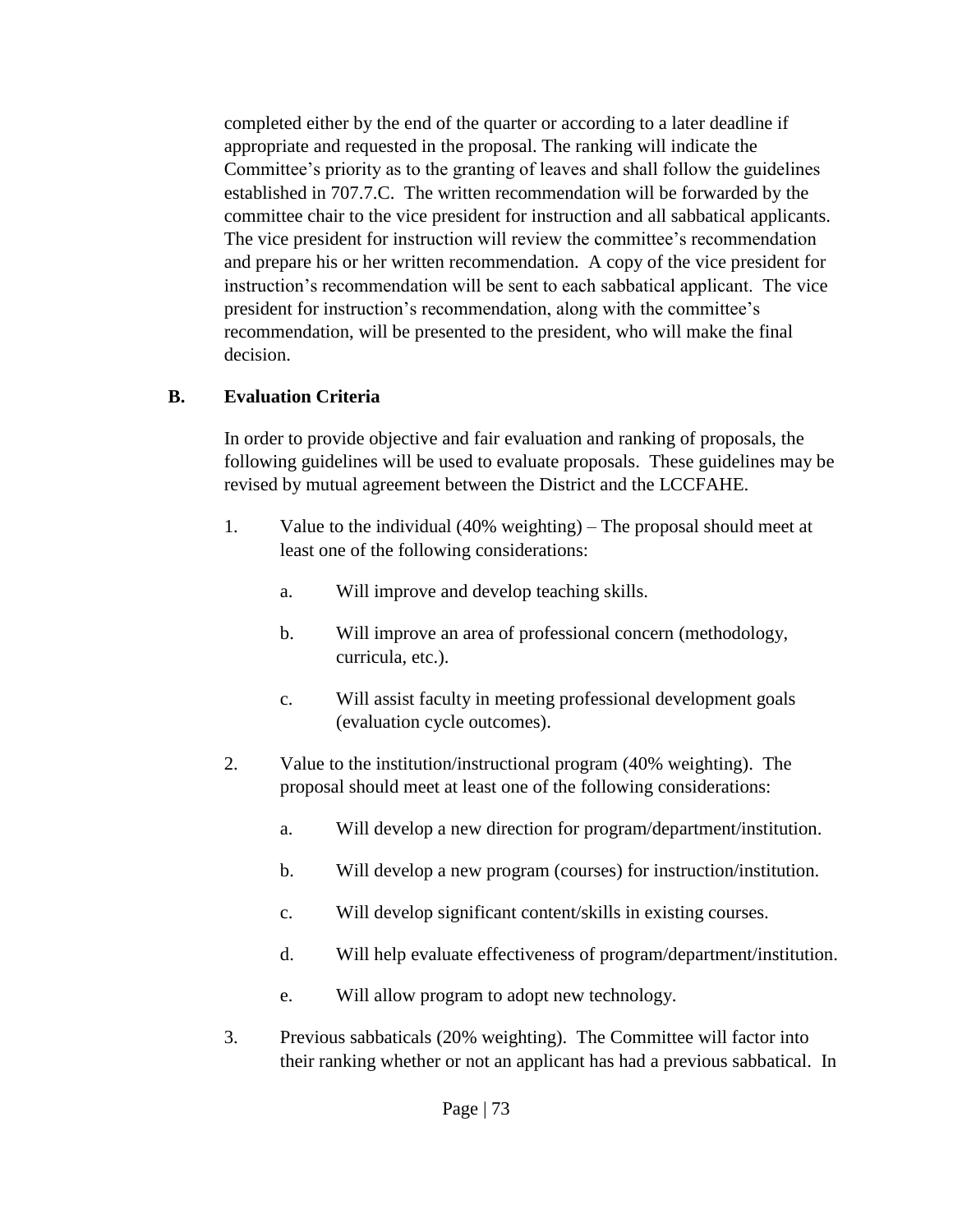completed either by the end of the quarter or according to a later deadline if appropriate and requested in the proposal. The ranking will indicate the Committee's priority as to the granting of leaves and shall follow the guidelines established in 707.7.C. The written recommendation will be forwarded by the committee chair to the vice president for instruction and all sabbatical applicants. The vice president for instruction will review the committee's recommendation and prepare his or her written recommendation. A copy of the vice president for instruction's recommendation will be sent to each sabbatical applicant. The vice president for instruction's recommendation, along with the committee's recommendation, will be presented to the president, who will make the final decision.

**B. Evaluation Criteria**

In order to provide objective and fair evaluation and ranking of proposals, the following guidelines will be used to evaluate proposals. These guidelines may be revised by mutual agreement between the District and the LCCFAHE.

1. Value to the individual (40% weighting) – The proposal should meet at least one of the following considerations:

   a. Will improve and develop teaching skills.

   b. Will improve an area of professional concern (methodology, curricula, etc.).

   c. Will assist faculty in meeting professional development goals (evaluation cycle outcomes).

2. Value to the institution/instructional program (40% weighting). The proposal should meet at least one of the following considerations:

   a. Will develop a new direction for program/department/institution.

   b. Will develop a new program (courses) for instruction/institution.

   c. Will develop significant content/skills in existing courses.

   d. Will help evaluate effectiveness of program/department/institution.

   e. Will allow program to adopt new technology.

3. Previous sabbaticals (20% weighting). The Committee will factor into their ranking whether or not an applicant has had a previous sabbatical. In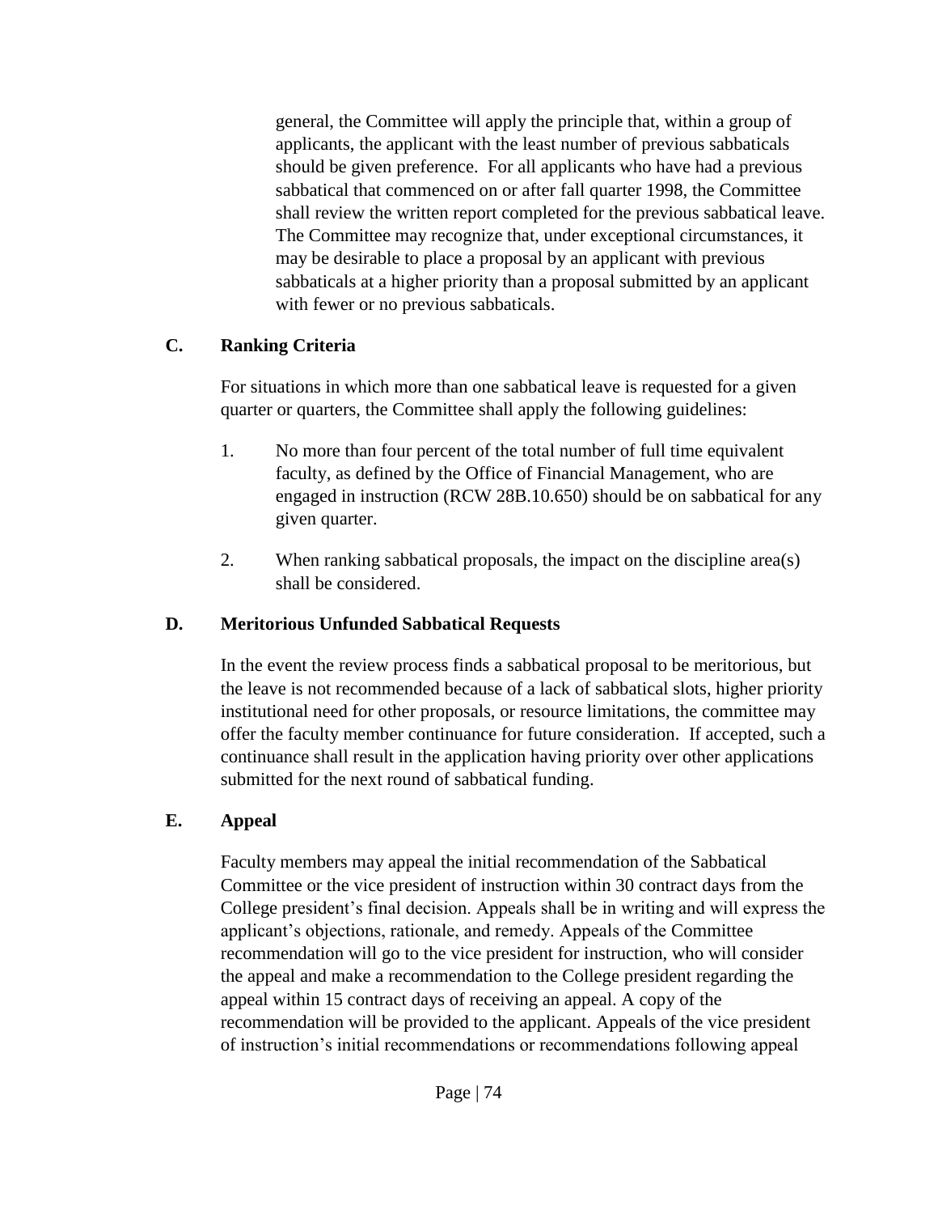general, the Committee will apply the principle that, within a group of applicants, the applicant with the least number of previous sabbaticals should be given preference. For all applicants who have had a previous sabbatical that commenced on or after fall quarter 1998, the Committee shall review the written report completed for the previous sabbatical leave. The Committee may recognize that, under exceptional circumstances, it may be desirable to place a proposal by an applicant with previous sabbaticals at a higher priority than a proposal submitted by an applicant with fewer or no previous sabbaticals.

### C. Ranking Criteria

For situations in which more than one sabbatical leave is requested for a given quarter or quarters, the Committee shall apply the following guidelines:

1. No more than four percent of the total number of full time equivalent faculty, as defined by the Office of Financial Management, who are engaged in instruction (RCW 28B.10.650) should be on sabbatical for any given quarter.

2. When ranking sabbatical proposals, the impact on the discipline area(s) shall be considered.

### D. Meritorious Unfunded Sabbatical Requests

In the event the review process finds a sabbatical proposal to be meritorious, but the leave is not recommended because of a lack of sabbatical slots, higher priority institutional need for other proposals, or resource limitations, the committee may offer the faculty member continuance for future consideration. If accepted, such a continuance shall result in the application having priority over other applications submitted for the next round of sabbatical funding.

### E. Appeal

Faculty members may appeal the initial recommendation of the Sabbatical Committee or the vice president of instruction within 30 contract days from the College president's final decision. Appeals shall be in writing and will express the applicant's objections, rationale, and remedy. Appeals of the Committee recommendation will go to the vice president for instruction, who will consider the appeal and make a recommendation to the College president regarding the appeal within 15 contract days of receiving an appeal. A copy of the recommendation will be provided to the applicant. Appeals of the vice president of instruction's initial recommendations or recommendations following appeal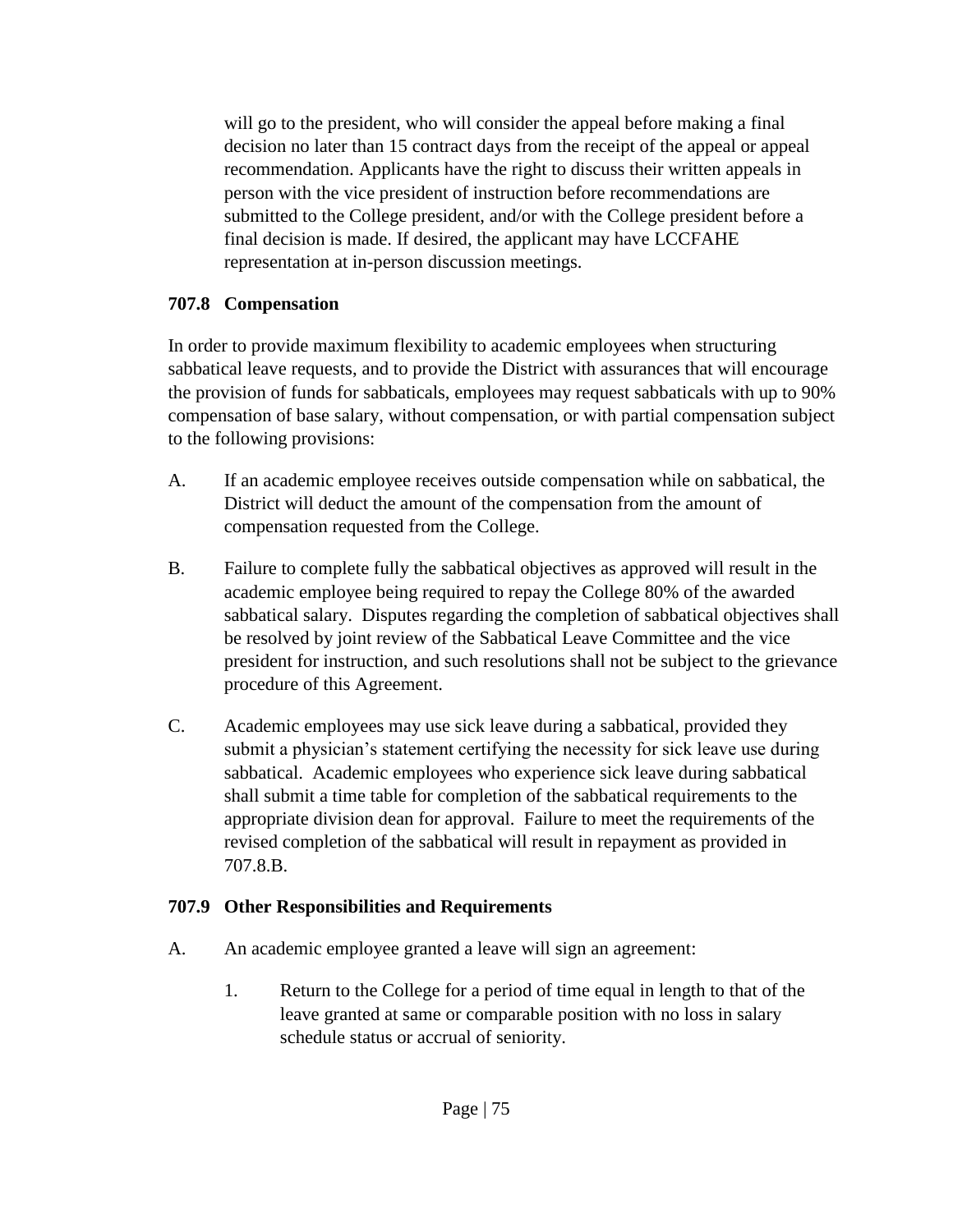will go to the president, who will consider the appeal before making a final decision no later than 15 contract days from the receipt of the appeal or appeal recommendation. Applicants have the right to discuss their written appeals in person with the vice president of instruction before recommendations are submitted to the College president, and/or with the College president before a final decision is made. If desired, the applicant may have LCCFAHE representation at in-person discussion meetings.

### 707.8 Compensation

In order to provide maximum flexibility to academic employees when structuring sabbatical leave requests, and to provide the District with assurances that will encourage the provision of funds for sabbaticals, employees may request sabbaticals with up to 90% compensation of base salary, without compensation, or with partial compensation subject to the following provisions:

A. If an academic employee receives outside compensation while on sabbatical, the District will deduct the amount of the compensation from the amount of compensation requested from the College.

B. Failure to complete fully the sabbatical objectives as approved will result in the academic employee being required to repay the College 80% of the awarded sabbatical salary. Disputes regarding the completion of sabbatical objectives shall be resolved by joint review of the Sabbatical Leave Committee and the vice president for instruction, and such resolutions shall not be subject to the grievance procedure of this Agreement.

C. Academic employees may use sick leave during a sabbatical, provided they submit a physician's statement certifying the necessity for sick leave use during sabbatical. Academic employees who experience sick leave during sabbatical shall submit a time table for completion of the sabbatical requirements to the appropriate division dean for approval. Failure to meet the requirements of the revised completion of the sabbatical will result in repayment as provided in 707.8.B.

### 707.9 Other Responsibilities and Requirements

A. An academic employee granted a leave will sign an agreement:

   1. Return to the College for a period of time equal in length to that of the leave granted at same or comparable position with no loss in salary schedule status or accrual of seniority.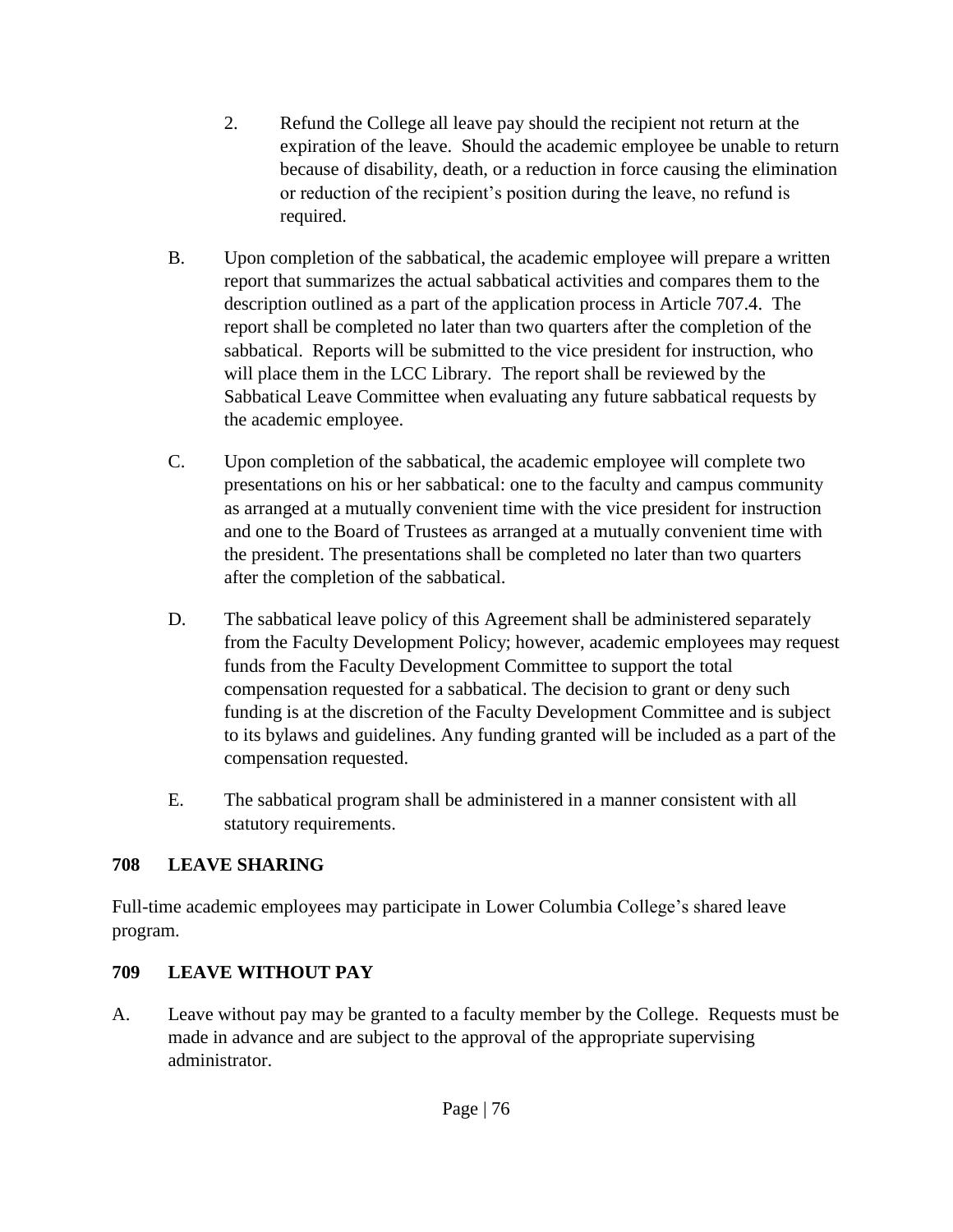2. Refund the College all leave pay should the recipient not return at the expiration of the leave. Should the academic employee be unable to return because of disability, death, or a reduction in force causing the elimination or reduction of the recipient's position during the leave, no refund is required.

B. Upon completion of the sabbatical, the academic employee will prepare a written report that summarizes the actual sabbatical activities and compares them to the description outlined as a part of the application process in Article 707.4. The report shall be completed no later than two quarters after the completion of the sabbatical. Reports will be submitted to the vice president for instruction, who will place them in the LCC Library. The report shall be reviewed by the Sabbatical Leave Committee when evaluating any future sabbatical requests by the academic employee.

C. Upon completion of the sabbatical, the academic employee will complete two presentations on his or her sabbatical: one to the faculty and campus community as arranged at a mutually convenient time with the vice president for instruction and one to the Board of Trustees as arranged at a mutually convenient time with the president. The presentations shall be completed no later than two quarters after the completion of the sabbatical.

D. The sabbatical leave policy of this Agreement shall be administered separately from the Faculty Development Policy; however, academic employees may request funds from the Faculty Development Committee to support the total compensation requested for a sabbatical. The decision to grant or deny such funding is at the discretion of the Faculty Development Committee and is subject to its bylaws and guidelines. Any funding granted will be included as a part of the compensation requested.

E. The sabbatical program shall be administered in a manner consistent with all statutory requirements.

## 708 LEAVE SHARING

Full-time academic employees may participate in Lower Columbia College's shared leave program.

## 709 LEAVE WITHOUT PAY

A. Leave without pay may be granted to a faculty member by the College. Requests must be made in advance and are subject to the approval of the appropriate supervising administrator.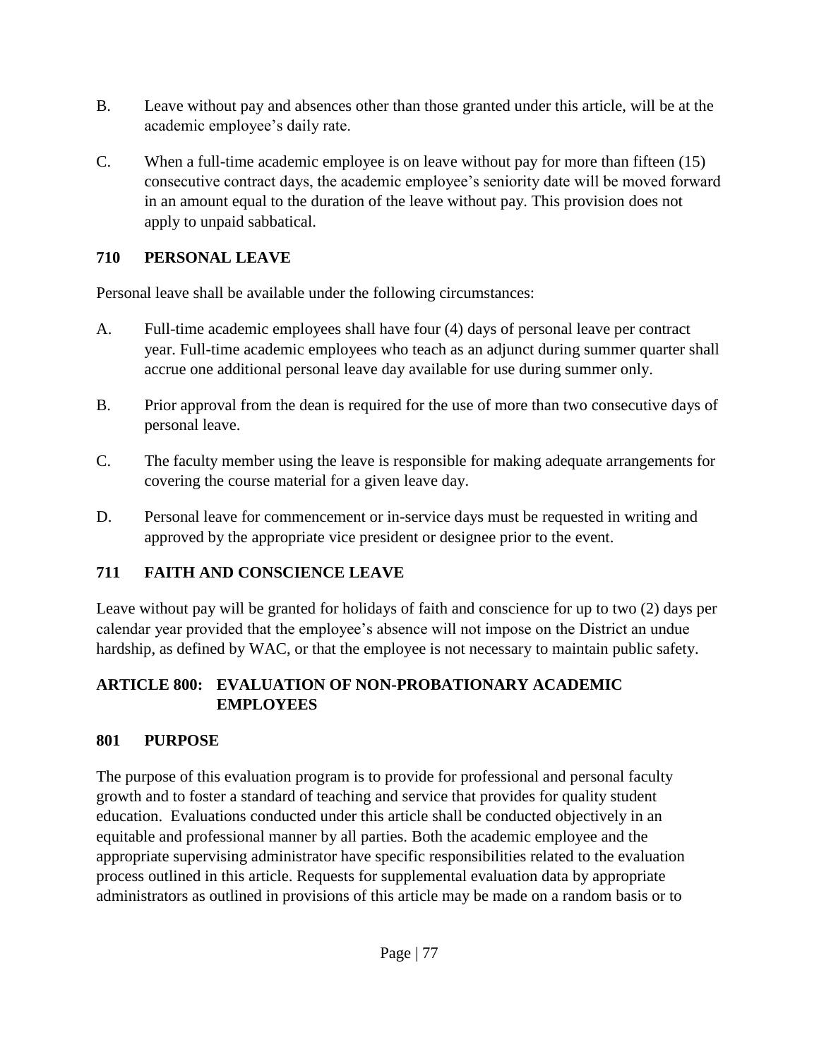B. Leave without pay and absences other than those granted under this article, will be at the academic employee's daily rate.

C. When a full-time academic employee is on leave without pay for more than fifteen (15) consecutive contract days, the academic employee's seniority date will be moved forward in an amount equal to the duration of the leave without pay. This provision does not apply to unpaid sabbatical.

### 710 PERSONAL LEAVE

Personal leave shall be available under the following circumstances:

A. Full-time academic employees shall have four (4) days of personal leave per contract year. Full-time academic employees who teach as an adjunct during summer quarter shall accrue one additional personal leave day available for use during summer only.

B. Prior approval from the dean is required for the use of more than two consecutive days of personal leave.

C. The faculty member using the leave is responsible for making adequate arrangements for covering the course material for a given leave day.

D. Personal leave for commencement or in-service days must be requested in writing and approved by the appropriate vice president or designee prior to the event.

### 711 FAITH AND CONSCIENCE LEAVE

Leave without pay will be granted for holidays of faith and conscience for up to two (2) days per calendar year provided that the employee's absence will not impose on the District an undue hardship, as defined by WAC, or that the employee is not necessary to maintain public safety.

## ARTICLE 800: EVALUATION OF NON-PROBATIONARY ACADEMIC EMPLOYEES

### 801 PURPOSE

The purpose of this evaluation program is to provide for professional and personal faculty growth and to foster a standard of teaching and service that provides for quality student education. Evaluations conducted under this article shall be conducted objectively in an equitable and professional manner by all parties. Both the academic employee and the appropriate supervising administrator have specific responsibilities related to the evaluation process outlined in this article. Requests for supplemental evaluation data by appropriate administrators as outlined in provisions of this article may be made on a random basis or to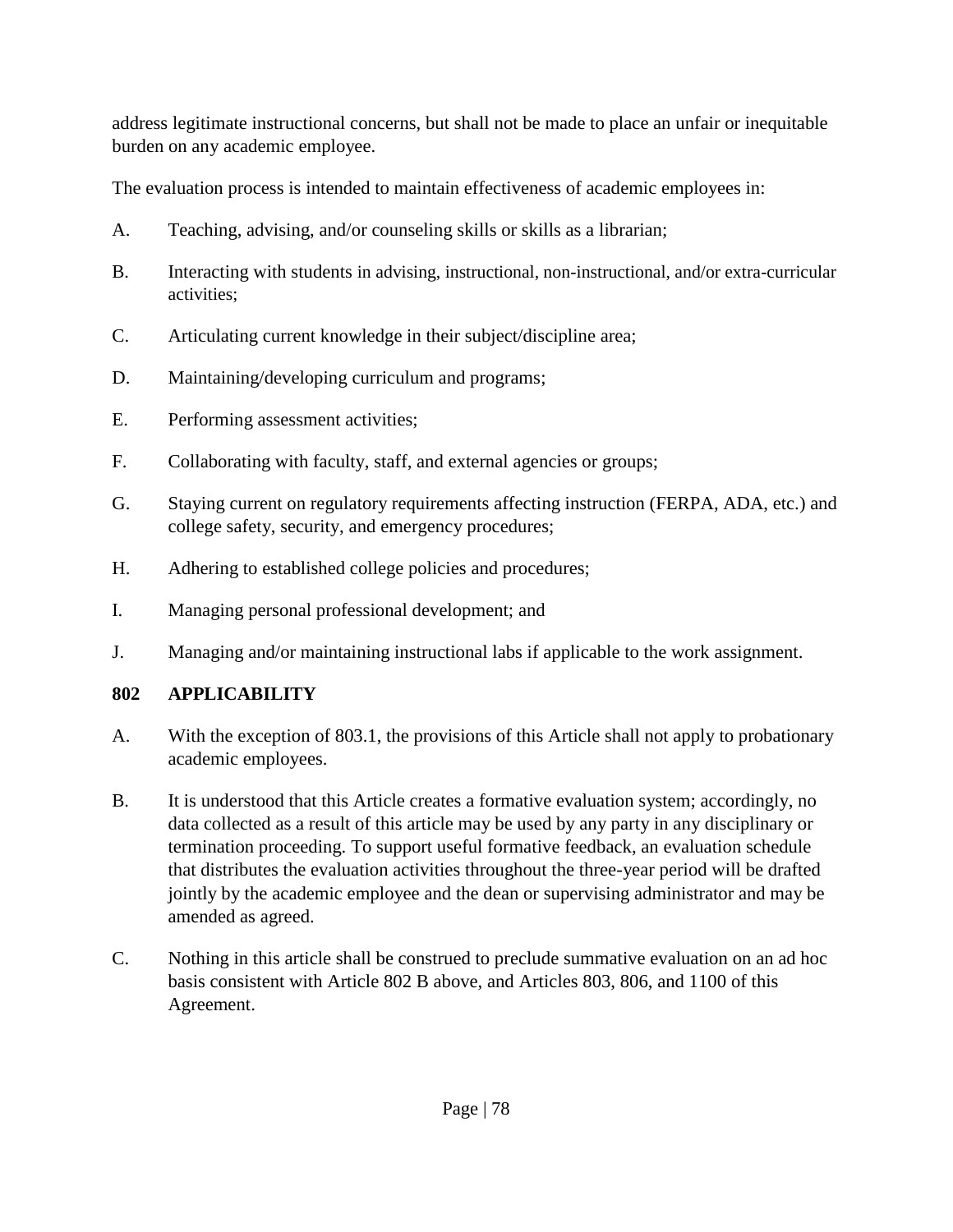address legitimate instructional concerns, but shall not be made to place an unfair or inequitable burden on any academic employee.

The evaluation process is intended to maintain effectiveness of academic employees in:

A. Teaching, advising, and/or counseling skills or skills as a librarian;

B. Interacting with students in advising, instructional, non-instructional, and/or extra-curricular activities;

C. Articulating current knowledge in their subject/discipline area;

D. Maintaining/developing curriculum and programs;

E. Performing assessment activities;

F. Collaborating with faculty, staff, and external agencies or groups;

G. Staying current on regulatory requirements affecting instruction (FERPA, ADA, etc.) and college safety, security, and emergency procedures;

H. Adhering to established college policies and procedures;

I. Managing personal professional development; and

J. Managing and/or maintaining instructional labs if applicable to the work assignment.

## 802 APPLICABILITY

A. With the exception of 803.1, the provisions of this Article shall not apply to probationary academic employees.

B. It is understood that this Article creates a formative evaluation system; accordingly, no data collected as a result of this article may be used by any party in any disciplinary or termination proceeding. To support useful formative feedback, an evaluation schedule that distributes the evaluation activities throughout the three-year period will be drafted jointly by the academic employee and the dean or supervising administrator and may be amended as agreed.

C. Nothing in this article shall be construed to preclude summative evaluation on an ad hoc basis consistent with Article 802 B above, and Articles 803, 806, and 1100 of this Agreement.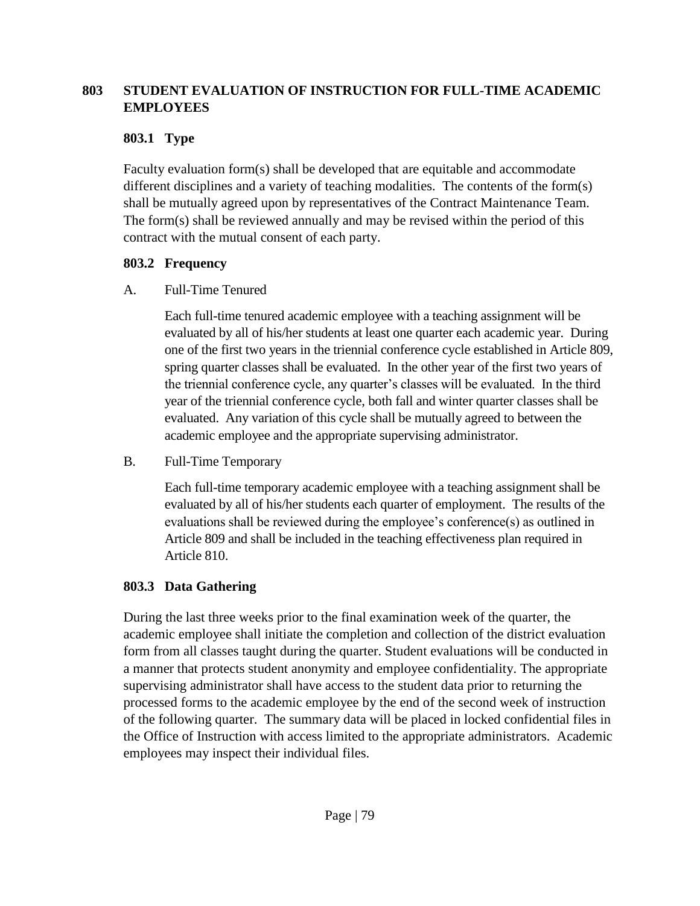## 803 STUDENT EVALUATION OF INSTRUCTION FOR FULL-TIME ACADEMIC EMPLOYEES

### 803.1 Type

Faculty evaluation form(s) shall be developed that are equitable and accommodate different disciplines and a variety of teaching modalities. The contents of the form(s) shall be mutually agreed upon by representatives of the Contract Maintenance Team. The form(s) shall be reviewed annually and may be revised within the period of this contract with the mutual consent of each party.

### 803.2 Frequency

A. Full-Time Tenured

Each full-time tenured academic employee with a teaching assignment will be evaluated by all of his/her students at least one quarter each academic year. During one of the first two years in the triennial conference cycle established in Article 809, spring quarter classes shall be evaluated. In the other year of the first two years of the triennial conference cycle, any quarter's classes will be evaluated. In the third year of the triennial conference cycle, both fall and winter quarter classes shall be evaluated. Any variation of this cycle shall be mutually agreed to between the academic employee and the appropriate supervising administrator.

B. Full-Time Temporary

Each full-time temporary academic employee with a teaching assignment shall be evaluated by all of his/her students each quarter of employment. The results of the evaluations shall be reviewed during the employee's conference(s) as outlined in Article 809 and shall be included in the teaching effectiveness plan required in Article 810.

### 803.3 Data Gathering

During the last three weeks prior to the final examination week of the quarter, the academic employee shall initiate the completion and collection of the district evaluation form from all classes taught during the quarter. Student evaluations will be conducted in a manner that protects student anonymity and employee confidentiality. The appropriate supervising administrator shall have access to the student data prior to returning the processed forms to the academic employee by the end of the second week of instruction of the following quarter. The summary data will be placed in locked confidential files in the Office of Instruction with access limited to the appropriate administrators. Academic employees may inspect their individual files.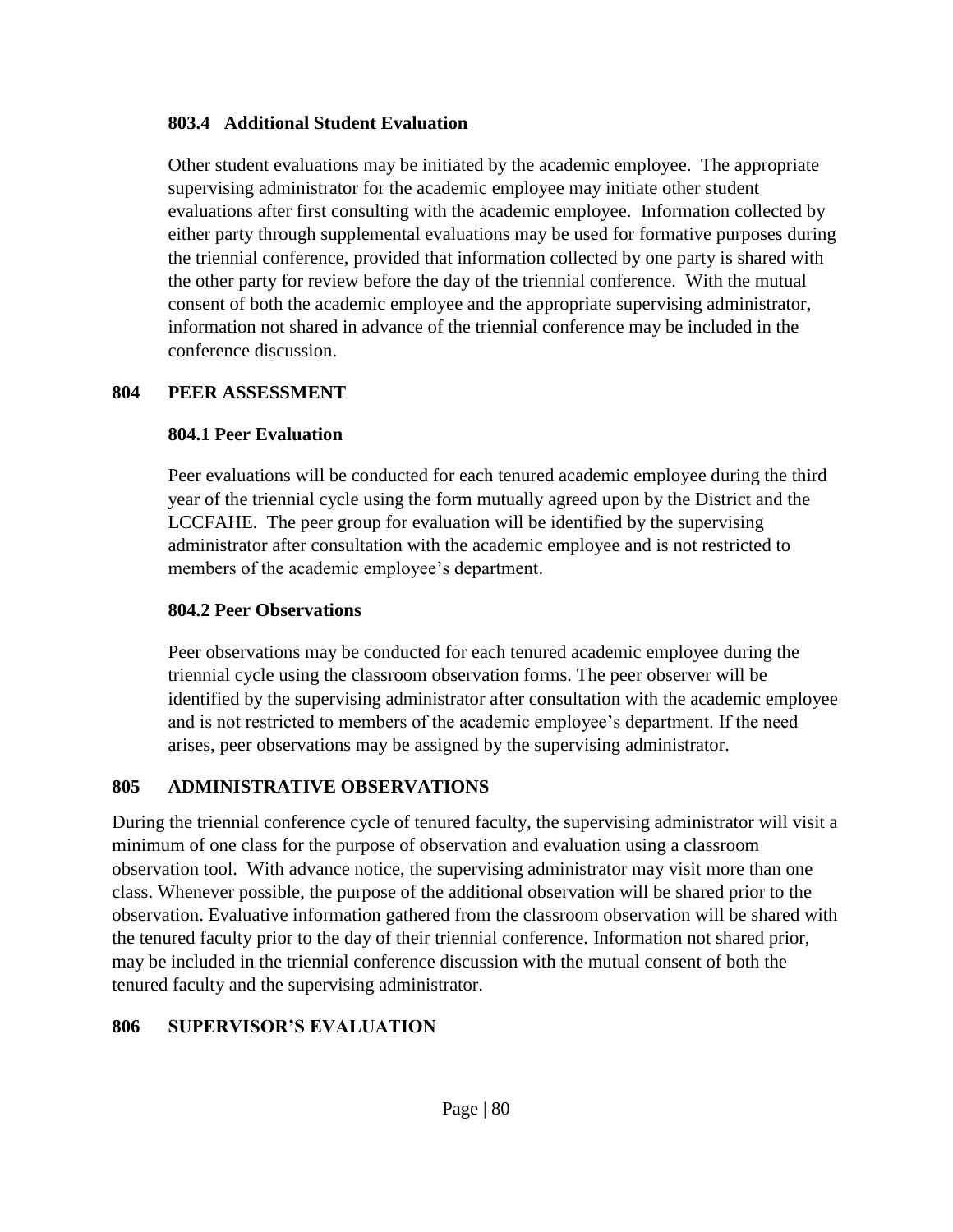### 803.4 Additional Student Evaluation

Other student evaluations may be initiated by the academic employee. The appropriate supervising administrator for the academic employee may initiate other student evaluations after first consulting with the academic employee. Information collected by either party through supplemental evaluations may be used for formative purposes during the triennial conference, provided that information collected by one party is shared with the other party for review before the day of the triennial conference. With the mutual consent of both the academic employee and the appropriate supervising administrator, information not shared in advance of the triennial conference may be included in the conference discussion.

## 804 PEER ASSESSMENT

### 804.1 Peer Evaluation

Peer evaluations will be conducted for each tenured academic employee during the third year of the triennial cycle using the form mutually agreed upon by the District and the LCCFAHE. The peer group for evaluation will be identified by the supervising administrator after consultation with the academic employee and is not restricted to members of the academic employee's department.

### 804.2 Peer Observations

Peer observations may be conducted for each tenured academic employee during the triennial cycle using the classroom observation forms. The peer observer will be identified by the supervising administrator after consultation with the academic employee and is not restricted to members of the academic employee's department. If the need arises, peer observations may be assigned by the supervising administrator.

## 805 ADMINISTRATIVE OBSERVATIONS

During the triennial conference cycle of tenured faculty, the supervising administrator will visit a minimum of one class for the purpose of observation and evaluation using a classroom observation tool. With advance notice, the supervising administrator may visit more than one class. Whenever possible, the purpose of the additional observation will be shared prior to the observation. Evaluative information gathered from the classroom observation will be shared with the tenured faculty prior to the day of their triennial conference. Information not shared prior, may be included in the triennial conference discussion with the mutual consent of both the tenured faculty and the supervising administrator.

## 806 SUPERVISOR'S EVALUATION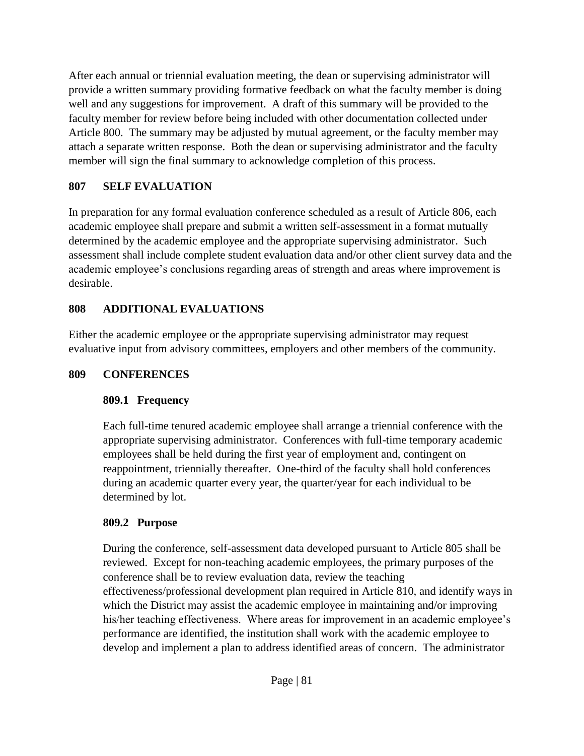After each annual or triennial evaluation meeting, the dean or supervising administrator will provide a written summary providing formative feedback on what the faculty member is doing well and any suggestions for improvement. A draft of this summary will be provided to the faculty member for review before being included with other documentation collected under Article 800. The summary may be adjusted by mutual agreement, or the faculty member may attach a separate written response. Both the dean or supervising administrator and the faculty member will sign the final summary to acknowledge completion of this process.

## 807 SELF EVALUATION

In preparation for any formal evaluation conference scheduled as a result of Article 806, each academic employee shall prepare and submit a written self-assessment in a format mutually determined by the academic employee and the appropriate supervising administrator. Such assessment shall include complete student evaluation data and/or other client survey data and the academic employee's conclusions regarding areas of strength and areas where improvement is desirable.

## 808 ADDITIONAL EVALUATIONS

Either the academic employee or the appropriate supervising administrator may request evaluative input from advisory committees, employers and other members of the community.

## 809 CONFERENCES

### 809.1 Frequency

Each full-time tenured academic employee shall arrange a triennial conference with the appropriate supervising administrator. Conferences with full-time temporary academic employees shall be held during the first year of employment and, contingent on reappointment, triennially thereafter. One-third of the faculty shall hold conferences during an academic quarter every year, the quarter/year for each individual to be determined by lot.

### 809.2 Purpose

During the conference, self-assessment data developed pursuant to Article 805 shall be reviewed. Except for non-teaching academic employees, the primary purposes of the conference shall be to review evaluation data, review the teaching effectiveness/professional development plan required in Article 810, and identify ways in which the District may assist the academic employee in maintaining and/or improving his/her teaching effectiveness. Where areas for improvement in an academic employee's performance are identified, the institution shall work with the academic employee to develop and implement a plan to address identified areas of concern. The administrator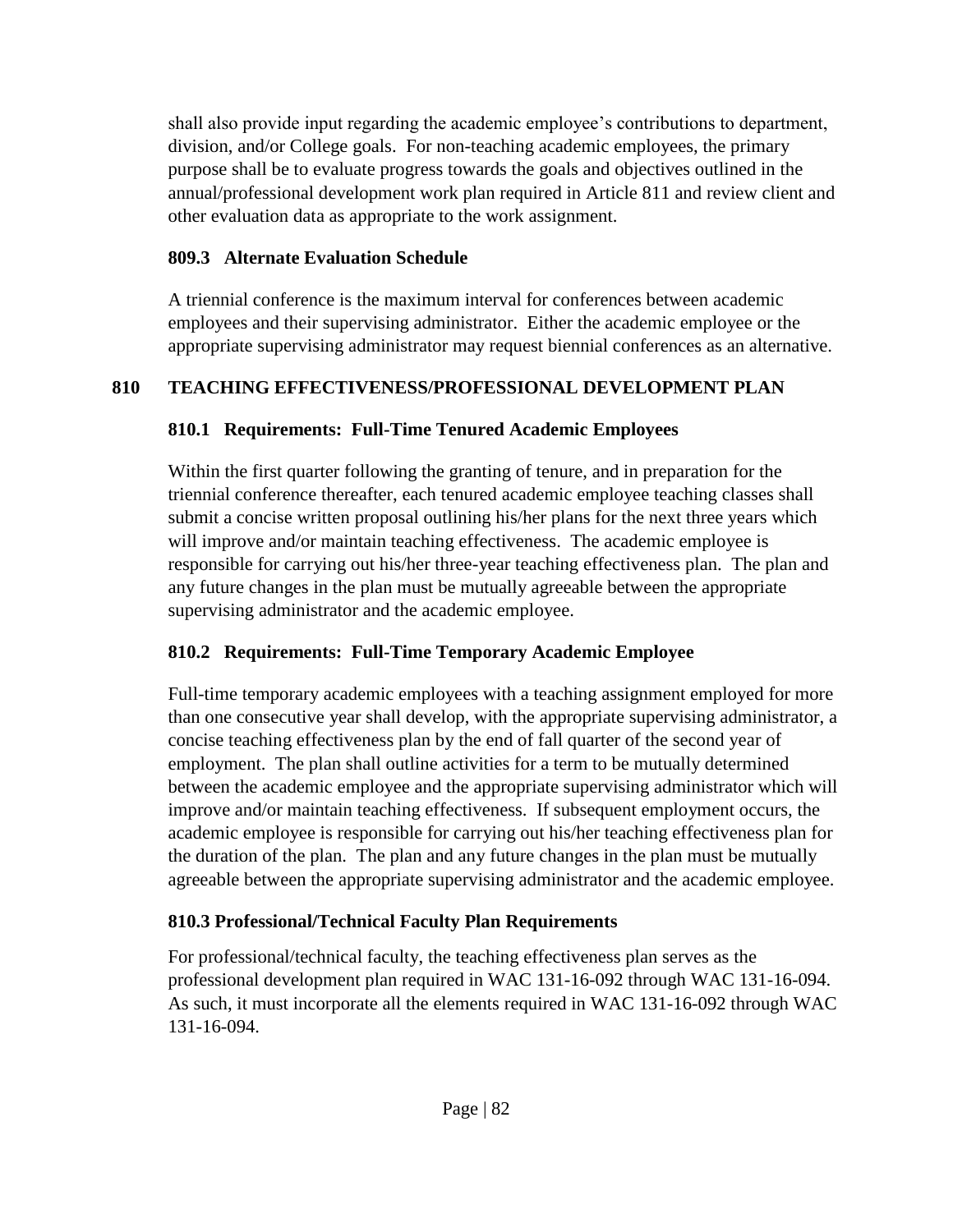shall also provide input regarding the academic employee's contributions to department, division, and/or College goals. For non-teaching academic employees, the primary purpose shall be to evaluate progress towards the goals and objectives outlined in the annual/professional development work plan required in Article 811 and review client and other evaluation data as appropriate to the work assignment.

### 809.3 Alternate Evaluation Schedule

A triennial conference is the maximum interval for conferences between academic employees and their supervising administrator. Either the academic employee or the appropriate supervising administrator may request biennial conferences as an alternative.

## 810 TEACHING EFFECTIVENESS/PROFESSIONAL DEVELOPMENT PLAN

### 810.1 Requirements: Full-Time Tenured Academic Employees

Within the first quarter following the granting of tenure, and in preparation for the triennial conference thereafter, each tenured academic employee teaching classes shall submit a concise written proposal outlining his/her plans for the next three years which will improve and/or maintain teaching effectiveness. The academic employee is responsible for carrying out his/her three-year teaching effectiveness plan. The plan and any future changes in the plan must be mutually agreeable between the appropriate supervising administrator and the academic employee.

### 810.2 Requirements: Full-Time Temporary Academic Employee

Full-time temporary academic employees with a teaching assignment employed for more than one consecutive year shall develop, with the appropriate supervising administrator, a concise teaching effectiveness plan by the end of fall quarter of the second year of employment. The plan shall outline activities for a term to be mutually determined between the academic employee and the appropriate supervising administrator which will improve and/or maintain teaching effectiveness. If subsequent employment occurs, the academic employee is responsible for carrying out his/her teaching effectiveness plan for the duration of the plan. The plan and any future changes in the plan must be mutually agreeable between the appropriate supervising administrator and the academic employee.

### 810.3 Professional/Technical Faculty Plan Requirements

For professional/technical faculty, the teaching effectiveness plan serves as the professional development plan required in WAC 131-16-092 through WAC 131-16-094. As such, it must incorporate all the elements required in WAC 131-16-092 through WAC 131-16-094.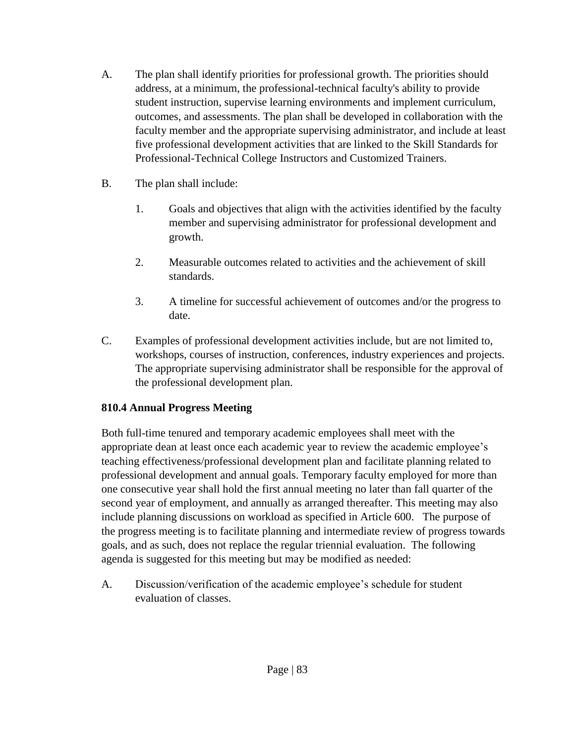A. The plan shall identify priorities for professional growth. The priorities should address, at a minimum, the professional-technical faculty's ability to provide student instruction, supervise learning environments and implement curriculum, outcomes, and assessments. The plan shall be developed in collaboration with the faculty member and the appropriate supervising administrator, and include at least five professional development activities that are linked to the Skill Standards for Professional-Technical College Instructors and Customized Trainers.

B. The plan shall include:

   1. Goals and objectives that align with the activities identified by the faculty member and supervising administrator for professional development and growth.

   2. Measurable outcomes related to activities and the achievement of skill standards.

   3. A timeline for successful achievement of outcomes and/or the progress to date.

C. Examples of professional development activities include, but are not limited to, workshops, courses of instruction, conferences, industry experiences and projects. The appropriate supervising administrator shall be responsible for the approval of the professional development plan.

### 810.4 Annual Progress Meeting

Both full-time tenured and temporary academic employees shall meet with the appropriate dean at least once each academic year to review the academic employee's teaching effectiveness/professional development plan and facilitate planning related to professional development and annual goals. Temporary faculty employed for more than one consecutive year shall hold the first annual meeting no later than fall quarter of the second year of employment, and annually as arranged thereafter. This meeting may also include planning discussions on workload as specified in Article 600. The purpose of the progress meeting is to facilitate planning and intermediate review of progress towards goals, and as such, does not replace the regular triennial evaluation. The following agenda is suggested for this meeting but may be modified as needed:

A. Discussion/verification of the academic employee's schedule for student evaluation of classes.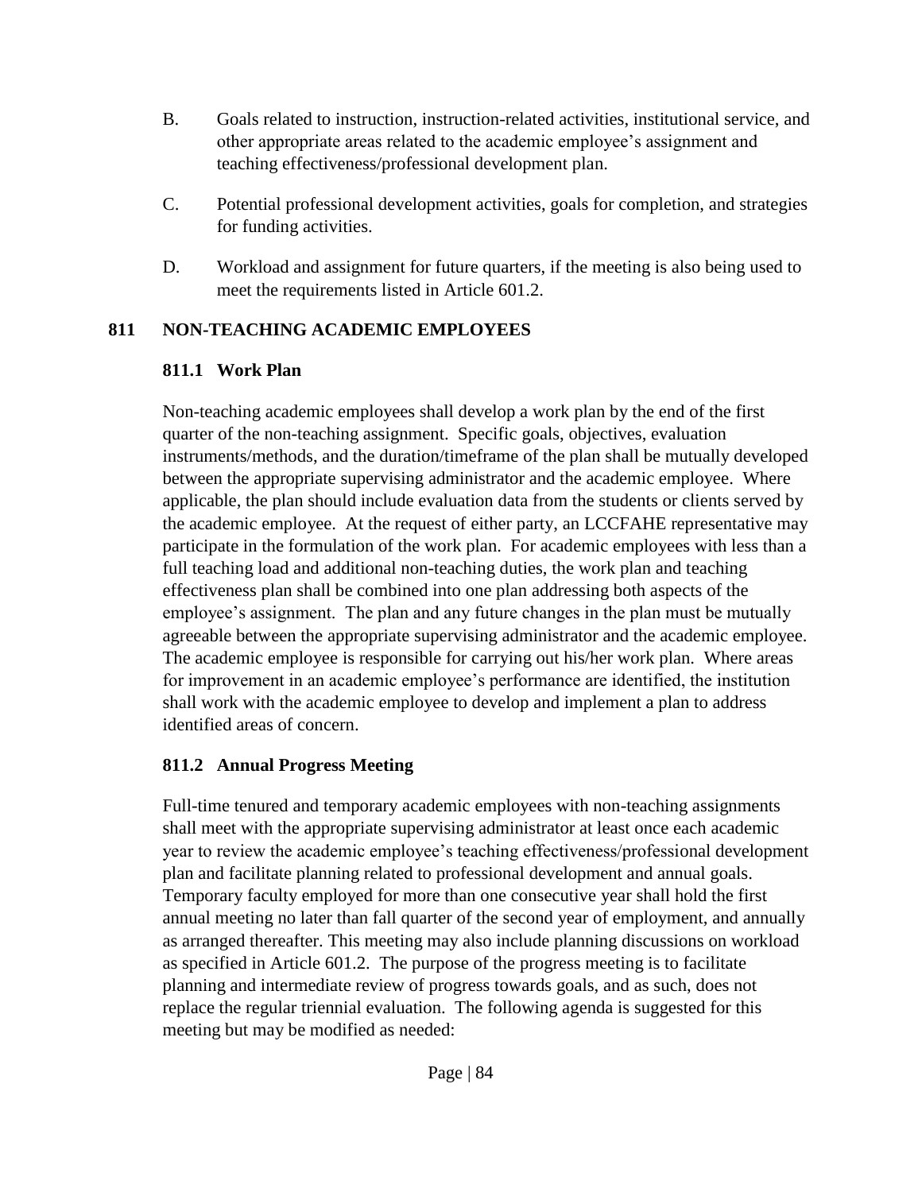B. Goals related to instruction, instruction-related activities, institutional service, and other appropriate areas related to the academic employee's assignment and teaching effectiveness/professional development plan.

C. Potential professional development activities, goals for completion, and strategies for funding activities.

D. Workload and assignment for future quarters, if the meeting is also being used to meet the requirements listed in Article 601.2.

## 811 NON-TEACHING ACADEMIC EMPLOYEES

### 811.1 Work Plan

Non-teaching academic employees shall develop a work plan by the end of the first quarter of the non-teaching assignment. Specific goals, objectives, evaluation instruments/methods, and the duration/timeframe of the plan shall be mutually developed between the appropriate supervising administrator and the academic employee. Where applicable, the plan should include evaluation data from the students or clients served by the academic employee. At the request of either party, an LCCFAHE representative may participate in the formulation of the work plan. For academic employees with less than a full teaching load and additional non-teaching duties, the work plan and teaching effectiveness plan shall be combined into one plan addressing both aspects of the employee's assignment. The plan and any future changes in the plan must be mutually agreeable between the appropriate supervising administrator and the academic employee. The academic employee is responsible for carrying out his/her work plan. Where areas for improvement in an academic employee's performance are identified, the institution shall work with the academic employee to develop and implement a plan to address identified areas of concern.

### 811.2 Annual Progress Meeting

Full-time tenured and temporary academic employees with non-teaching assignments shall meet with the appropriate supervising administrator at least once each academic year to review the academic employee's teaching effectiveness/professional development plan and facilitate planning related to professional development and annual goals. Temporary faculty employed for more than one consecutive year shall hold the first annual meeting no later than fall quarter of the second year of employment, and annually as arranged thereafter. This meeting may also include planning discussions on workload as specified in Article 601.2. The purpose of the progress meeting is to facilitate planning and intermediate review of progress towards goals, and as such, does not replace the regular triennial evaluation. The following agenda is suggested for this meeting but may be modified as needed: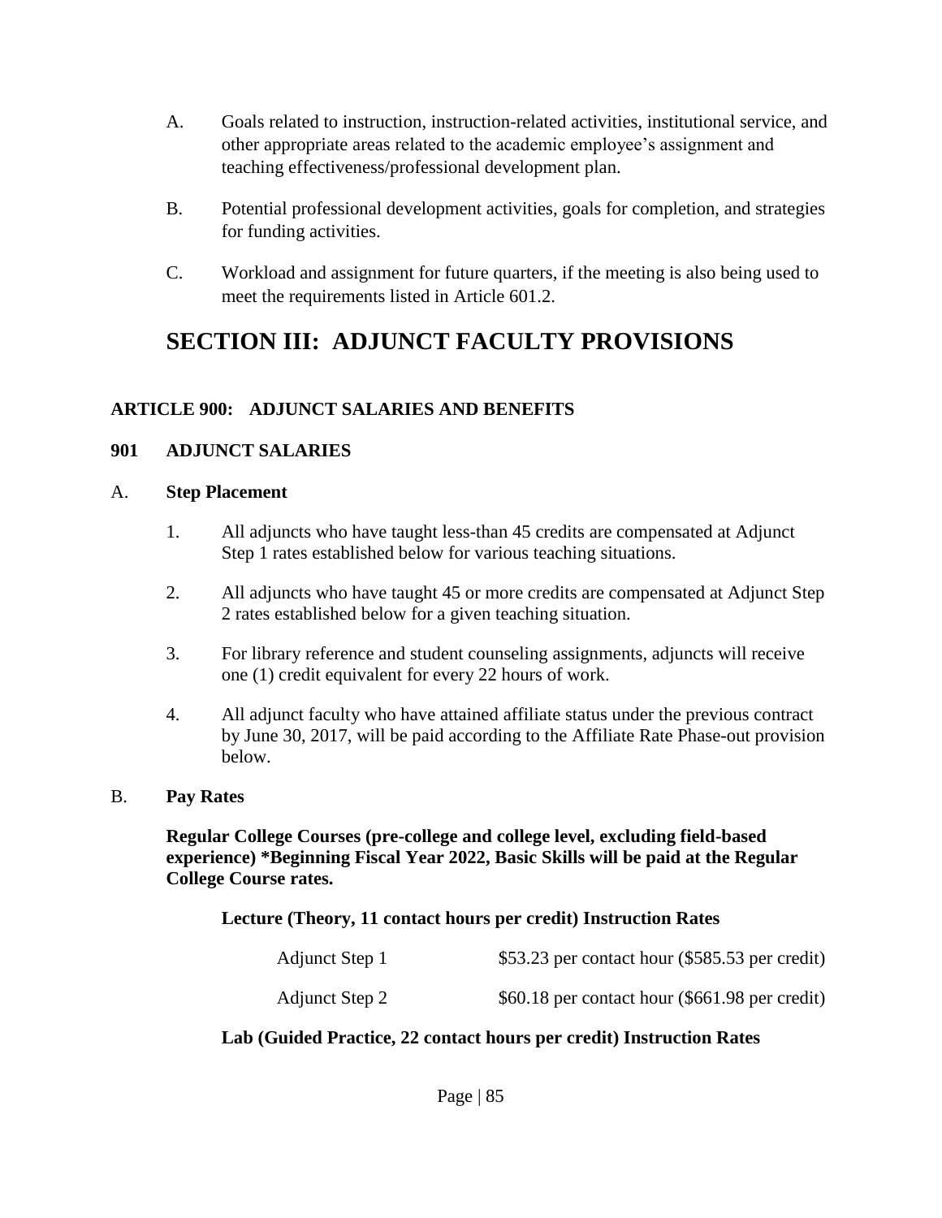A. Goals related to instruction, instruction-related activities, institutional service, and other appropriate areas related to the academic employee's assignment and teaching effectiveness/professional development plan.

B. Potential professional development activities, goals for completion, and strategies for funding activities.

C. Workload and assignment for future quarters, if the meeting is also being used to meet the requirements listed in Article 601.2.

# SECTION III: ADJUNCT FACULTY PROVISIONS

## ARTICLE 900: ADJUNCT SALARIES AND BENEFITS

### 901 ADJUNCT SALARIES

**A. Step Placement**

1. All adjuncts who have taught less-than 45 credits are compensated at Adjunct Step 1 rates established below for various teaching situations.

2. All adjuncts who have taught 45 or more credits are compensated at Adjunct Step 2 rates established below for a given teaching situation.

3. For library reference and student counseling assignments, adjuncts will receive one (1) credit equivalent for every 22 hours of work.

4. All adjunct faculty who have attained affiliate status under the previous contract by June 30, 2017, will be paid according to the Affiliate Rate Phase-out provision below.

**B. Pay Rates**

**Regular College Courses (pre-college and college level, excluding field-based experience) *Beginning Fiscal Year 2022, Basic Skills will be paid at the Regular College Course rates.**

**Lecture (Theory, 11 contact hours per credit) Instruction Rates**

| | |
|---|---|
| Adjunct Step 1 | $53.23 per contact hour ($585.53 per credit) |
| Adjunct Step 2 | $60.18 per contact hour ($661.98 per credit) |

**Lab (Guided Practice, 22 contact hours per credit) Instruction Rates**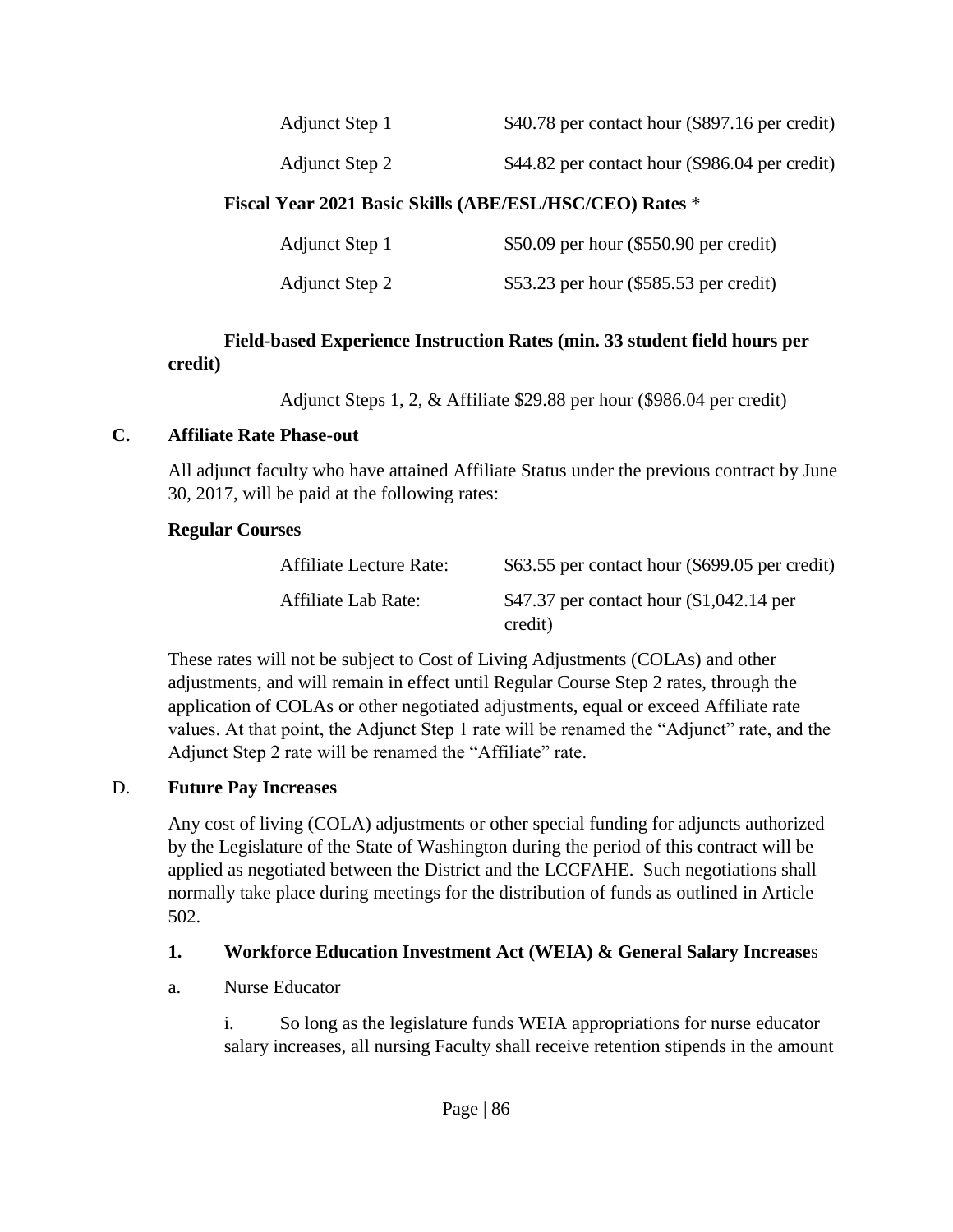| | |
|---|---|
| Adjunct Step 1 | $40.78 per contact hour ($897.16 per credit) |
| Adjunct Step 2 | $44.82 per contact hour ($986.04 per credit) |

**Fiscal Year 2021 Basic Skills (ABE/ESL/HSC/CEO) Rates** *

| | |
|---|---|
| Adjunct Step 1 | $50.09 per hour ($550.90 per credit) |
| Adjunct Step 2 | $53.23 per hour ($585.53 per credit) |

**Field-based Experience Instruction Rates (min. 33 student field hours per credit)**

Adjunct Steps 1, 2, & Affiliate $29.88 per hour ($986.04 per credit)

### C. Affiliate Rate Phase-out

All adjunct faculty who have attained Affiliate Status under the previous contract by June 30, 2017, will be paid at the following rates:

**Regular Courses**

| | |
|---|---|
| Affiliate Lecture Rate: | $63.55 per contact hour ($699.05 per credit) |
| Affiliate Lab Rate: | $47.37 per contact hour ($1,042.14 per credit) |

These rates will not be subject to Cost of Living Adjustments (COLAs) and other adjustments, and will remain in effect until Regular Course Step 2 rates, through the application of COLAs or other negotiated adjustments, equal or exceed Affiliate rate values. At that point, the Adjunct Step 1 rate will be renamed the "Adjunct" rate, and the Adjunct Step 2 rate will be renamed the "Affiliate" rate.

### D. Future Pay Increases

Any cost of living (COLA) adjustments or other special funding for adjuncts authorized by the Legislature of the State of Washington during the period of this contract will be applied as negotiated between the District and the LCCFAHE. Such negotiations shall normally take place during meetings for the distribution of funds as outlined in Article 502.

**1. Workforce Education Investment Act (WEIA) & General Salary Increases**

a. Nurse Educator

i. So long as the legislature funds WEIA appropriations for nurse educator salary increases, all nursing Faculty shall receive retention stipends in the amount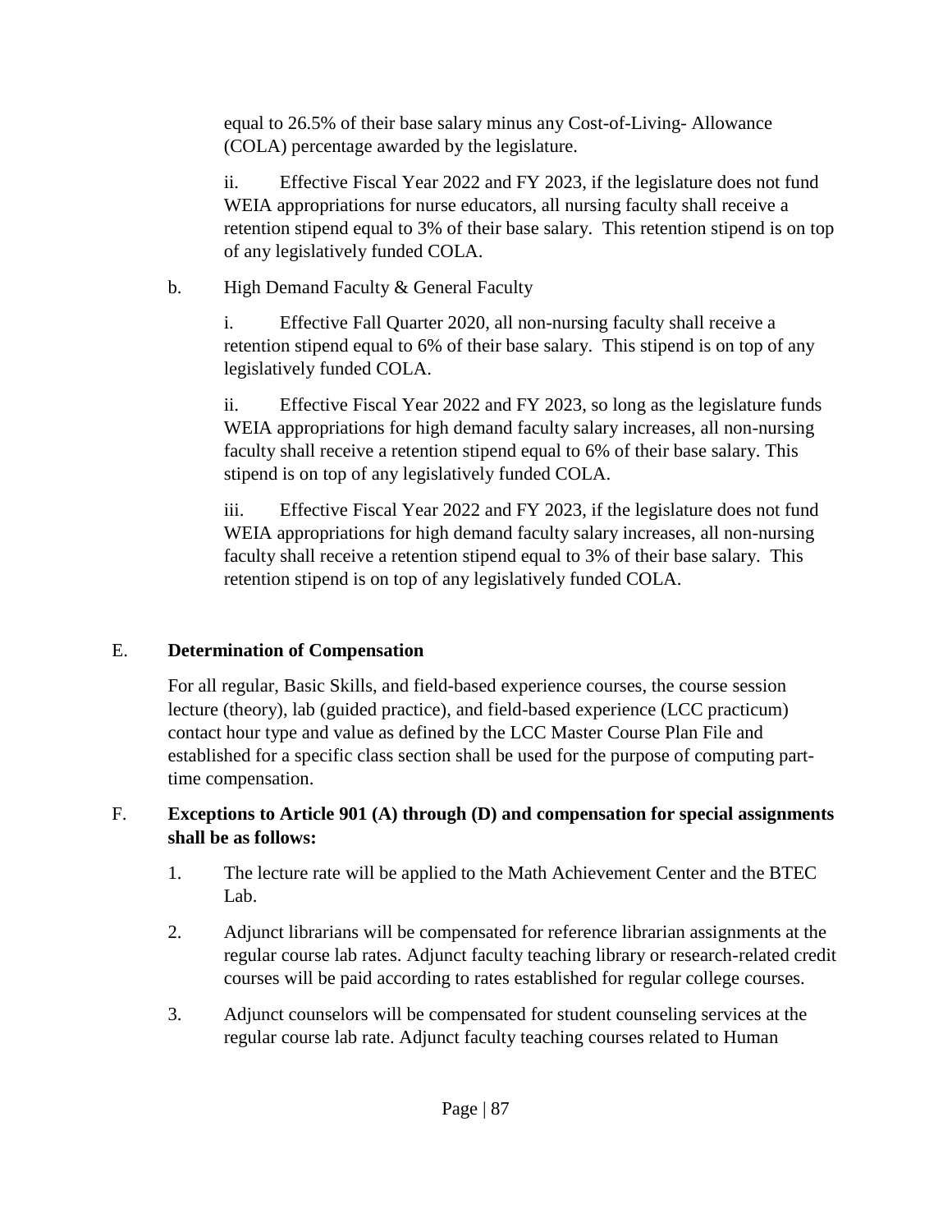equal to 26.5% of their base salary minus any Cost-of-Living- Allowance (COLA) percentage awarded by the legislature.

ii. Effective Fiscal Year 2022 and FY 2023, if the legislature does not fund WEIA appropriations for nurse educators, all nursing faculty shall receive a retention stipend equal to 3% of their base salary. This retention stipend is on top of any legislatively funded COLA.

b. High Demand Faculty & General Faculty

i. Effective Fall Quarter 2020, all non-nursing faculty shall receive a retention stipend equal to 6% of their base salary. This stipend is on top of any legislatively funded COLA.

ii. Effective Fiscal Year 2022 and FY 2023, so long as the legislature funds WEIA appropriations for high demand faculty salary increases, all non-nursing faculty shall receive a retention stipend equal to 6% of their base salary. This stipend is on top of any legislatively funded COLA.

iii. Effective Fiscal Year 2022 and FY 2023, if the legislature does not fund WEIA appropriations for high demand faculty salary increases, all non-nursing faculty shall receive a retention stipend equal to 3% of their base salary. This retention stipend is on top of any legislatively funded COLA.

## E. Determination of Compensation

For all regular, Basic Skills, and field-based experience courses, the course session lecture (theory), lab (guided practice), and field-based experience (LCC practicum) contact hour type and value as defined by the LCC Master Course Plan File and established for a specific class section shall be used for the purpose of computing part-time compensation.

## F. Exceptions to Article 901 (A) through (D) and compensation for special assignments shall be as follows:

1. The lecture rate will be applied to the Math Achievement Center and the BTEC Lab.
2. Adjunct librarians will be compensated for reference librarian assignments at the regular course lab rates. Adjunct faculty teaching library or research-related credit courses will be paid according to rates established for regular college courses.
3. Adjunct counselors will be compensated for student counseling services at the regular course lab rate. Adjunct faculty teaching courses related to Human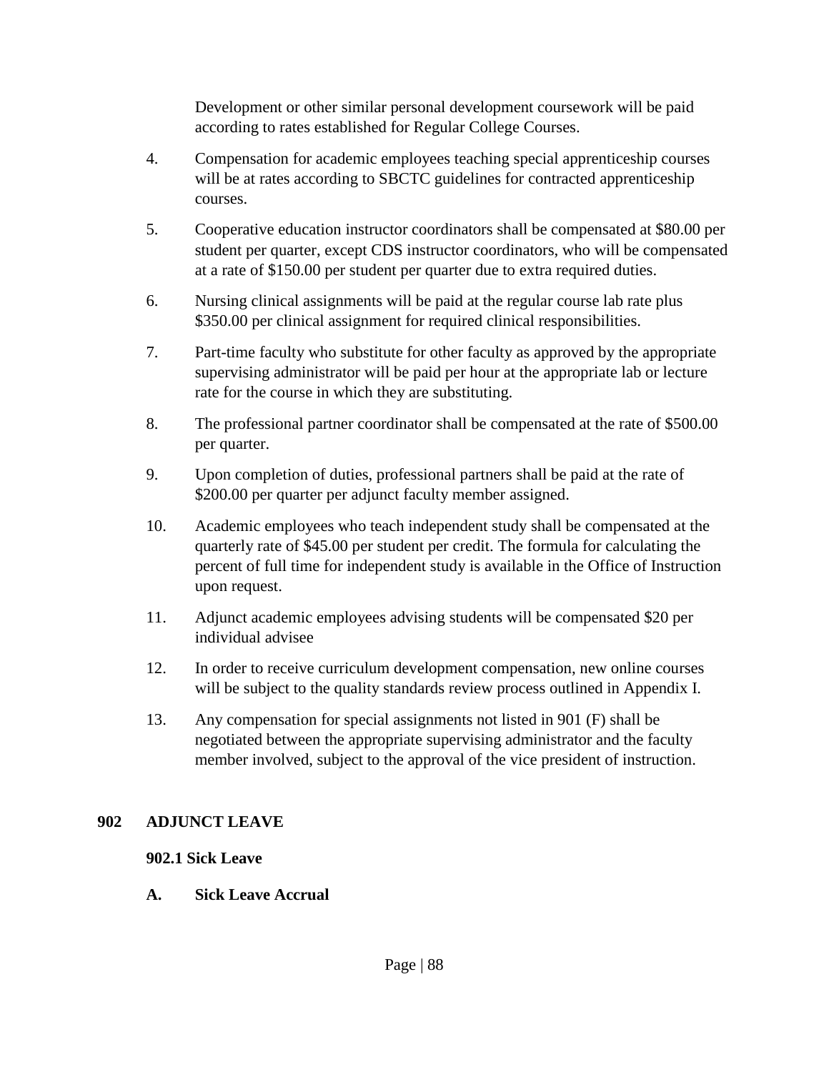Development or other similar personal development coursework will be paid according to rates established for Regular College Courses.

4. Compensation for academic employees teaching special apprenticeship courses will be at rates according to SBCTC guidelines for contracted apprenticeship courses.

5. Cooperative education instructor coordinators shall be compensated at $80.00 per student per quarter, except CDS instructor coordinators, who will be compensated at a rate of $150.00 per student per quarter due to extra required duties.

6. Nursing clinical assignments will be paid at the regular course lab rate plus $350.00 per clinical assignment for required clinical responsibilities.

7. Part-time faculty who substitute for other faculty as approved by the appropriate supervising administrator will be paid per hour at the appropriate lab or lecture rate for the course in which they are substituting.

8. The professional partner coordinator shall be compensated at the rate of $500.00 per quarter.

9. Upon completion of duties, professional partners shall be paid at the rate of $200.00 per quarter per adjunct faculty member assigned.

10. Academic employees who teach independent study shall be compensated at the quarterly rate of $45.00 per student per credit. The formula for calculating the percent of full time for independent study is available in the Office of Instruction upon request.

11. Adjunct academic employees advising students will be compensated $20 per individual advisee

12. In order to receive curriculum development compensation, new online courses will be subject to the quality standards review process outlined in Appendix I.

13. Any compensation for special assignments not listed in 901 (F) shall be negotiated between the appropriate supervising administrator and the faculty member involved, subject to the approval of the vice president of instruction.

## 902 ADJUNCT LEAVE

### 902.1 Sick Leave

**A. Sick Leave Accrual**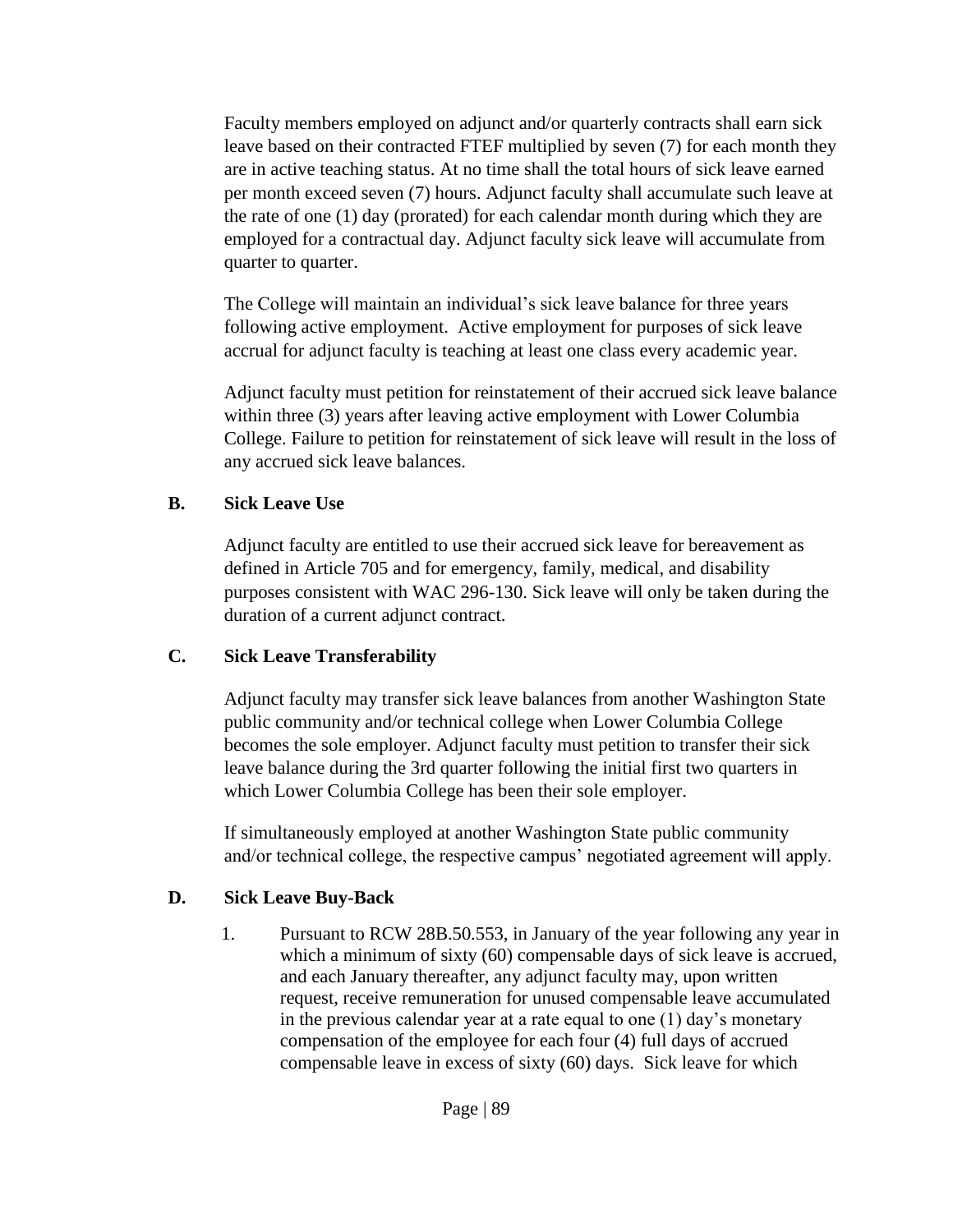Faculty members employed on adjunct and/or quarterly contracts shall earn sick leave based on their contracted FTEF multiplied by seven (7) for each month they are in active teaching status. At no time shall the total hours of sick leave earned per month exceed seven (7) hours. Adjunct faculty shall accumulate such leave at the rate of one (1) day (prorated) for each calendar month during which they are employed for a contractual day. Adjunct faculty sick leave will accumulate from quarter to quarter.

The College will maintain an individual's sick leave balance for three years following active employment. Active employment for purposes of sick leave accrual for adjunct faculty is teaching at least one class every academic year.

Adjunct faculty must petition for reinstatement of their accrued sick leave balance within three (3) years after leaving active employment with Lower Columbia College. Failure to petition for reinstatement of sick leave will result in the loss of any accrued sick leave balances.

### B. Sick Leave Use

Adjunct faculty are entitled to use their accrued sick leave for bereavement as defined in Article 705 and for emergency, family, medical, and disability purposes consistent with WAC 296-130. Sick leave will only be taken during the duration of a current adjunct contract.

### C. Sick Leave Transferability

Adjunct faculty may transfer sick leave balances from another Washington State public community and/or technical college when Lower Columbia College becomes the sole employer. Adjunct faculty must petition to transfer their sick leave balance during the 3rd quarter following the initial first two quarters in which Lower Columbia College has been their sole employer.

If simultaneously employed at another Washington State public community and/or technical college, the respective campus' negotiated agreement will apply.

### D. Sick Leave Buy-Back

1. Pursuant to RCW 28B.50.553, in January of the year following any year in which a minimum of sixty (60) compensable days of sick leave is accrued, and each January thereafter, any adjunct faculty may, upon written request, receive remuneration for unused compensable leave accumulated in the previous calendar year at a rate equal to one (1) day's monetary compensation of the employee for each four (4) full days of accrued compensable leave in excess of sixty (60) days. Sick leave for which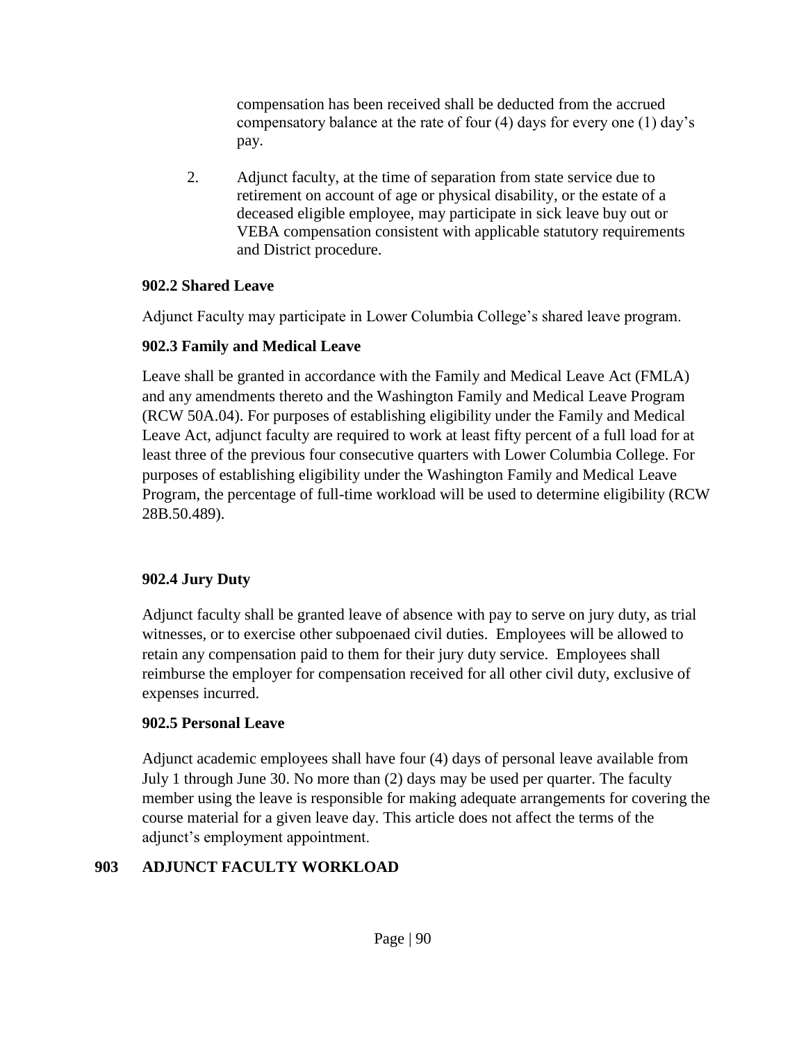compensation has been received shall be deducted from the accrued compensatory balance at the rate of four (4) days for every one (1) day's pay.

2. Adjunct faculty, at the time of separation from state service due to retirement on account of age or physical disability, or the estate of a deceased eligible employee, may participate in sick leave buy out or VEBA compensation consistent with applicable statutory requirements and District procedure.

### 902.2 Shared Leave

Adjunct Faculty may participate in Lower Columbia College's shared leave program.

### 902.3 Family and Medical Leave

Leave shall be granted in accordance with the Family and Medical Leave Act (FMLA) and any amendments thereto and the Washington Family and Medical Leave Program (RCW 50A.04). For purposes of establishing eligibility under the Family and Medical Leave Act, adjunct faculty are required to work at least fifty percent of a full load for at least three of the previous four consecutive quarters with Lower Columbia College. For purposes of establishing eligibility under the Washington Family and Medical Leave Program, the percentage of full-time workload will be used to determine eligibility (RCW 28B.50.489).

### 902.4 Jury Duty

Adjunct faculty shall be granted leave of absence with pay to serve on jury duty, as trial witnesses, or to exercise other subpoenaed civil duties. Employees will be allowed to retain any compensation paid to them for their jury duty service. Employees shall reimburse the employer for compensation received for all other civil duty, exclusive of expenses incurred.

### 902.5 Personal Leave

Adjunct academic employees shall have four (4) days of personal leave available from July 1 through June 30. No more than (2) days may be used per quarter. The faculty member using the leave is responsible for making adequate arrangements for covering the course material for a given leave day. This article does not affect the terms of the adjunct's employment appointment.

## 903 ADJUNCT FACULTY WORKLOAD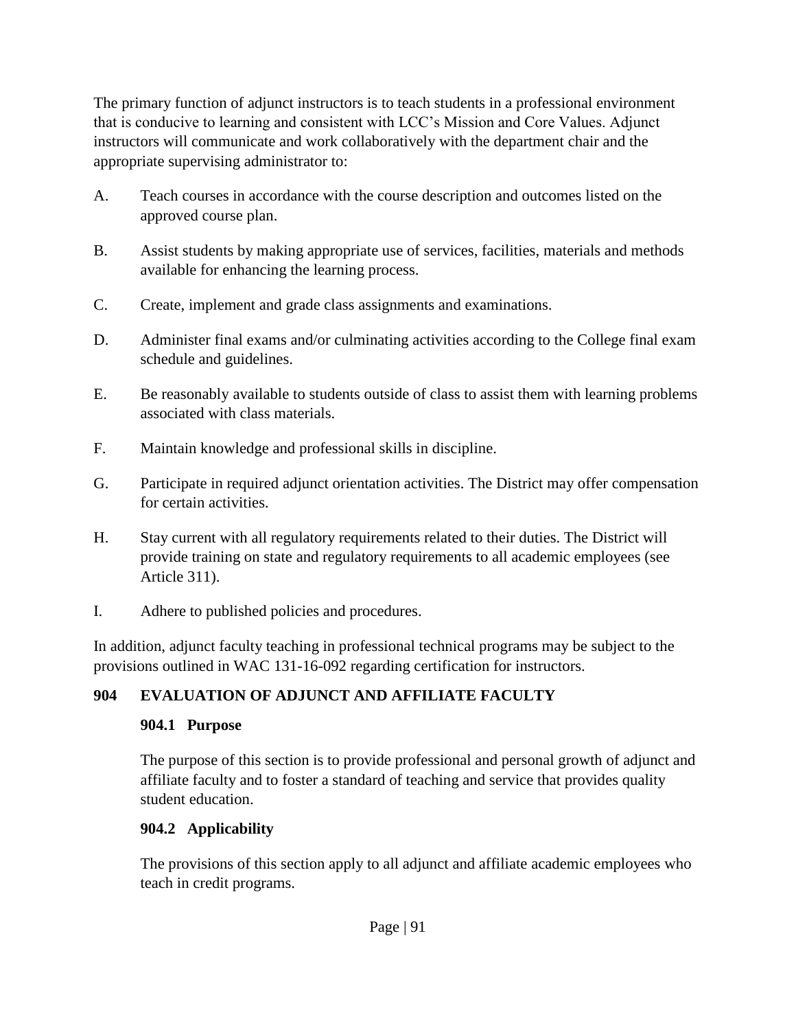The primary function of adjunct instructors is to teach students in a professional environment that is conducive to learning and consistent with LCC's Mission and Core Values. Adjunct instructors will communicate and work collaboratively with the department chair and the appropriate supervising administrator to:

A. Teach courses in accordance with the course description and outcomes listed on the approved course plan.

B. Assist students by making appropriate use of services, facilities, materials and methods available for enhancing the learning process.

C. Create, implement and grade class assignments and examinations.

D. Administer final exams and/or culminating activities according to the College final exam schedule and guidelines.

E. Be reasonably available to students outside of class to assist them with learning problems associated with class materials.

F. Maintain knowledge and professional skills in discipline.

G. Participate in required adjunct orientation activities. The District may offer compensation for certain activities.

H. Stay current with all regulatory requirements related to their duties. The District will provide training on state and regulatory requirements to all academic employees (see Article 311).

I. Adhere to published policies and procedures.

In addition, adjunct faculty teaching in professional technical programs may be subject to the provisions outlined in WAC 131-16-092 regarding certification for instructors.

## 904 EVALUATION OF ADJUNCT AND AFFILIATE FACULTY

### 904.1 Purpose

The purpose of this section is to provide professional and personal growth of adjunct and affiliate faculty and to foster a standard of teaching and service that provides quality student education.

### 904.2 Applicability

The provisions of this section apply to all adjunct and affiliate academic employees who teach in credit programs.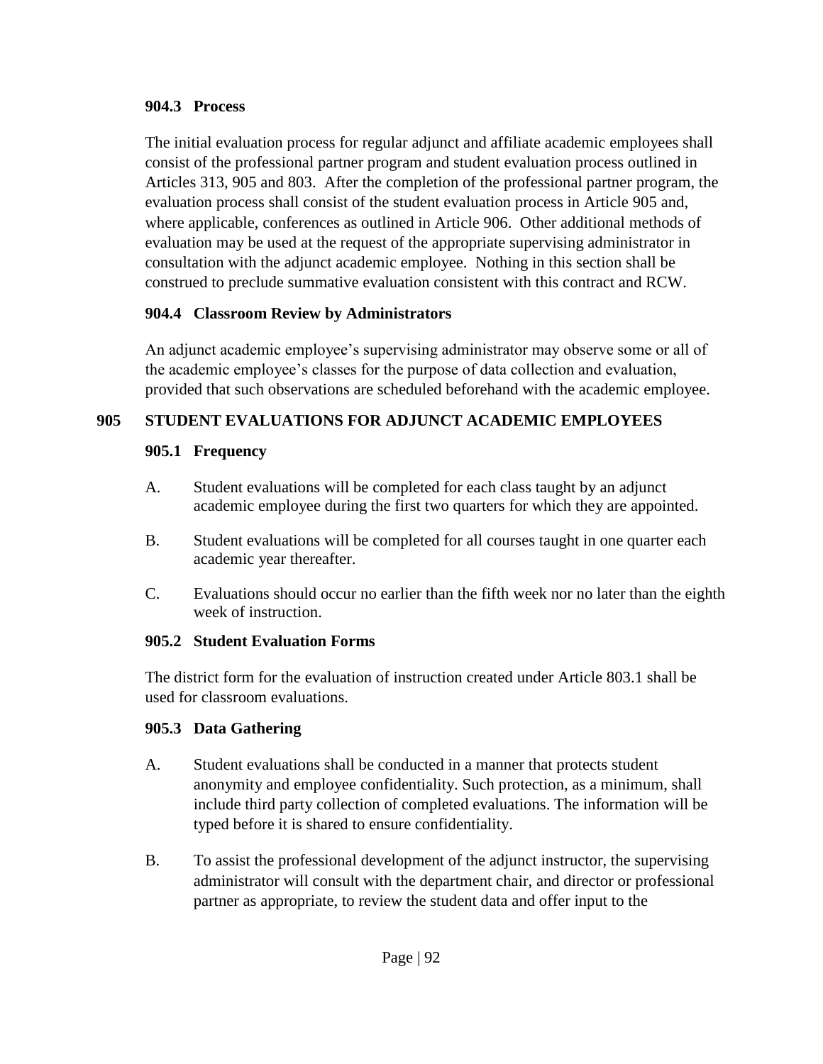### 904.3 Process

The initial evaluation process for regular adjunct and affiliate academic employees shall consist of the professional partner program and student evaluation process outlined in Articles 313, 905 and 803. After the completion of the professional partner program, the evaluation process shall consist of the student evaluation process in Article 905 and, where applicable, conferences as outlined in Article 906. Other additional methods of evaluation may be used at the request of the appropriate supervising administrator in consultation with the adjunct academic employee. Nothing in this section shall be construed to preclude summative evaluation consistent with this contract and RCW.

### 904.4 Classroom Review by Administrators

An adjunct academic employee's supervising administrator may observe some or all of the academic employee's classes for the purpose of data collection and evaluation, provided that such observations are scheduled beforehand with the academic employee.

## 905 STUDENT EVALUATIONS FOR ADJUNCT ACADEMIC EMPLOYEES

### 905.1 Frequency

A. Student evaluations will be completed for each class taught by an adjunct academic employee during the first two quarters for which they are appointed.

B. Student evaluations will be completed for all courses taught in one quarter each academic year thereafter.

C. Evaluations should occur no earlier than the fifth week nor no later than the eighth week of instruction.

### 905.2 Student Evaluation Forms

The district form for the evaluation of instruction created under Article 803.1 shall be used for classroom evaluations.

### 905.3 Data Gathering

A. Student evaluations shall be conducted in a manner that protects student anonymity and employee confidentiality. Such protection, as a minimum, shall include third party collection of completed evaluations. The information will be typed before it is shared to ensure confidentiality.

B. To assist the professional development of the adjunct instructor, the supervising administrator will consult with the department chair, and director or professional partner as appropriate, to review the student data and offer input to the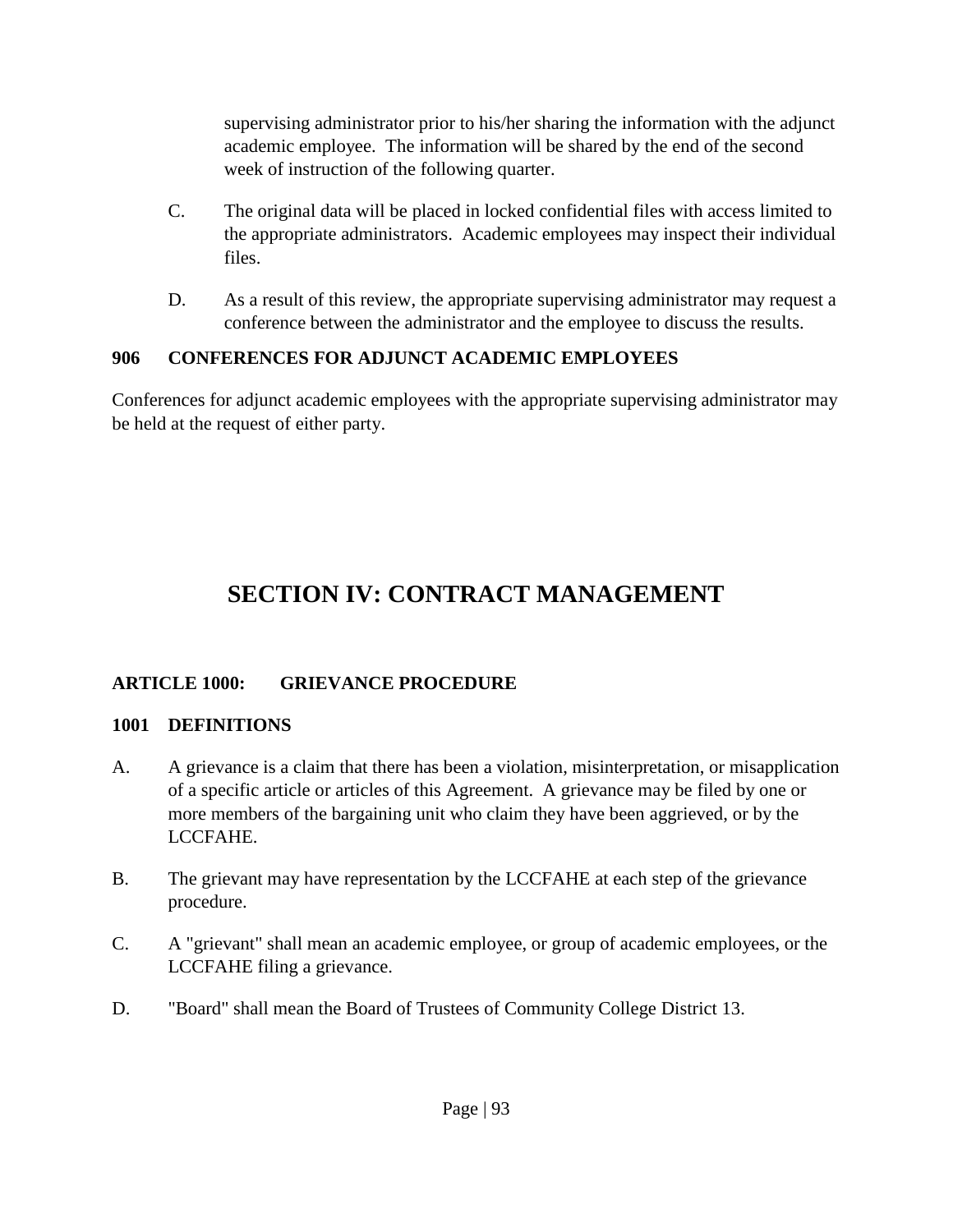supervising administrator prior to his/her sharing the information with the adjunct academic employee. The information will be shared by the end of the second week of instruction of the following quarter.

C. The original data will be placed in locked confidential files with access limited to the appropriate administrators. Academic employees may inspect their individual files.

D. As a result of this review, the appropriate supervising administrator may request a conference between the administrator and the employee to discuss the results.

### 906 CONFERENCES FOR ADJUNCT ACADEMIC EMPLOYEES

Conferences for adjunct academic employees with the appropriate supervising administrator may be held at the request of either party.

# SECTION IV: CONTRACT MANAGEMENT

## ARTICLE 1000: GRIEVANCE PROCEDURE

### 1001 DEFINITIONS

A. A grievance is a claim that there has been a violation, misinterpretation, or misapplication of a specific article or articles of this Agreement. A grievance may be filed by one or more members of the bargaining unit who claim they have been aggrieved, or by the LCCFAHE.

B. The grievant may have representation by the LCCFAHE at each step of the grievance procedure.

C. A "grievant" shall mean an academic employee, or group of academic employees, or the LCCFAHE filing a grievance.

D. "Board" shall mean the Board of Trustees of Community College District 13.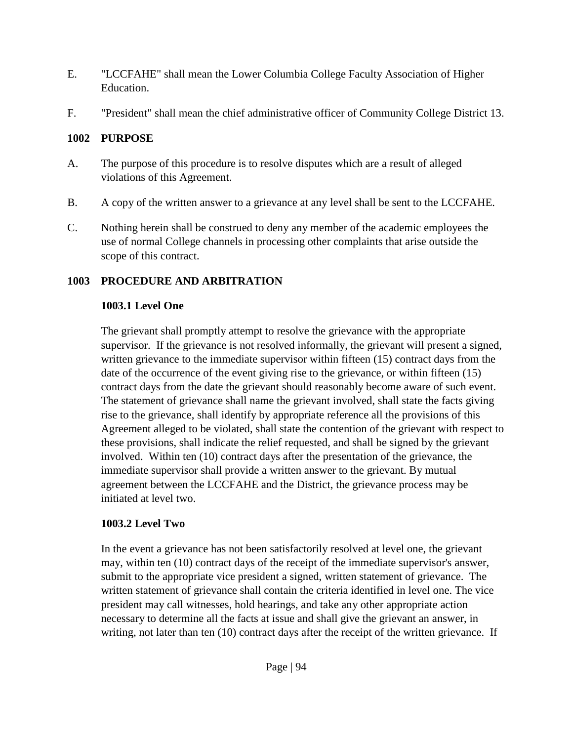E. "LCCFAHE" shall mean the Lower Columbia College Faculty Association of Higher Education.

F. "President" shall mean the chief administrative officer of Community College District 13.

## 1002 PURPOSE

A. The purpose of this procedure is to resolve disputes which are a result of alleged violations of this Agreement.

B. A copy of the written answer to a grievance at any level shall be sent to the LCCFAHE.

C. Nothing herein shall be construed to deny any member of the academic employees the use of normal College channels in processing other complaints that arise outside the scope of this contract.

## 1003 PROCEDURE AND ARBITRATION

### 1003.1 Level One

The grievant shall promptly attempt to resolve the grievance with the appropriate supervisor. If the grievance is not resolved informally, the grievant will present a signed, written grievance to the immediate supervisor within fifteen (15) contract days from the date of the occurrence of the event giving rise to the grievance, or within fifteen (15) contract days from the date the grievant should reasonably become aware of such event. The statement of grievance shall name the grievant involved, shall state the facts giving rise to the grievance, shall identify by appropriate reference all the provisions of this Agreement alleged to be violated, shall state the contention of the grievant with respect to these provisions, shall indicate the relief requested, and shall be signed by the grievant involved. Within ten (10) contract days after the presentation of the grievance, the immediate supervisor shall provide a written answer to the grievant. By mutual agreement between the LCCFAHE and the District, the grievance process may be initiated at level two.

### 1003.2 Level Two

In the event a grievance has not been satisfactorily resolved at level one, the grievant may, within ten (10) contract days of the receipt of the immediate supervisor's answer, submit to the appropriate vice president a signed, written statement of grievance. The written statement of grievance shall contain the criteria identified in level one. The vice president may call witnesses, hold hearings, and take any other appropriate action necessary to determine all the facts at issue and shall give the grievant an answer, in writing, not later than ten (10) contract days after the receipt of the written grievance. If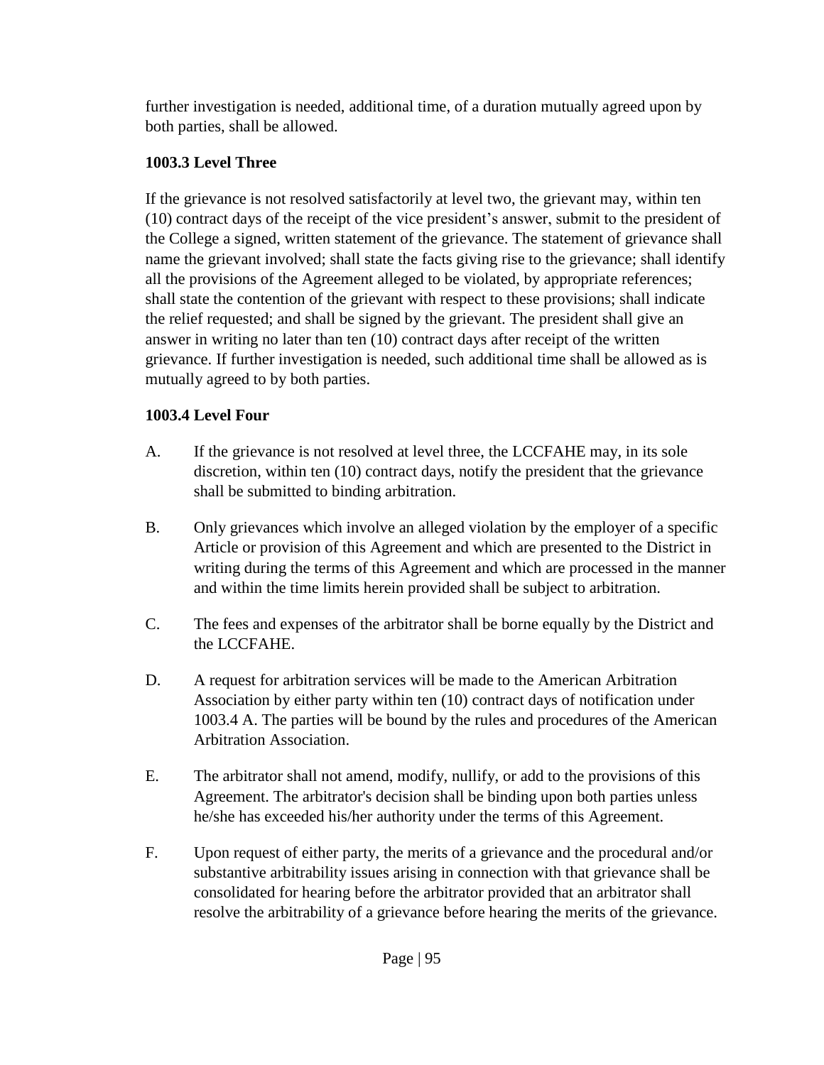further investigation is needed, additional time, of a duration mutually agreed upon by both parties, shall be allowed.

### 1003.3 Level Three

If the grievance is not resolved satisfactorily at level two, the grievant may, within ten (10) contract days of the receipt of the vice president's answer, submit to the president of the College a signed, written statement of the grievance. The statement of grievance shall name the grievant involved; shall state the facts giving rise to the grievance; shall identify all the provisions of the Agreement alleged to be violated, by appropriate references; shall state the contention of the grievant with respect to these provisions; shall indicate the relief requested; and shall be signed by the grievant. The president shall give an answer in writing no later than ten (10) contract days after receipt of the written grievance. If further investigation is needed, such additional time shall be allowed as is mutually agreed to by both parties.

### 1003.4 Level Four

A. If the grievance is not resolved at level three, the LCCFAHE may, in its sole discretion, within ten (10) contract days, notify the president that the grievance shall be submitted to binding arbitration.

B. Only grievances which involve an alleged violation by the employer of a specific Article or provision of this Agreement and which are presented to the District in writing during the terms of this Agreement and which are processed in the manner and within the time limits herein provided shall be subject to arbitration.

C. The fees and expenses of the arbitrator shall be borne equally by the District and the LCCFAHE.

D. A request for arbitration services will be made to the American Arbitration Association by either party within ten (10) contract days of notification under 1003.4 A. The parties will be bound by the rules and procedures of the American Arbitration Association.

E. The arbitrator shall not amend, modify, nullify, or add to the provisions of this Agreement. The arbitrator's decision shall be binding upon both parties unless he/she has exceeded his/her authority under the terms of this Agreement.

F. Upon request of either party, the merits of a grievance and the procedural and/or substantive arbitrability issues arising in connection with that grievance shall be consolidated for hearing before the arbitrator provided that an arbitrator shall resolve the arbitrability of a grievance before hearing the merits of the grievance.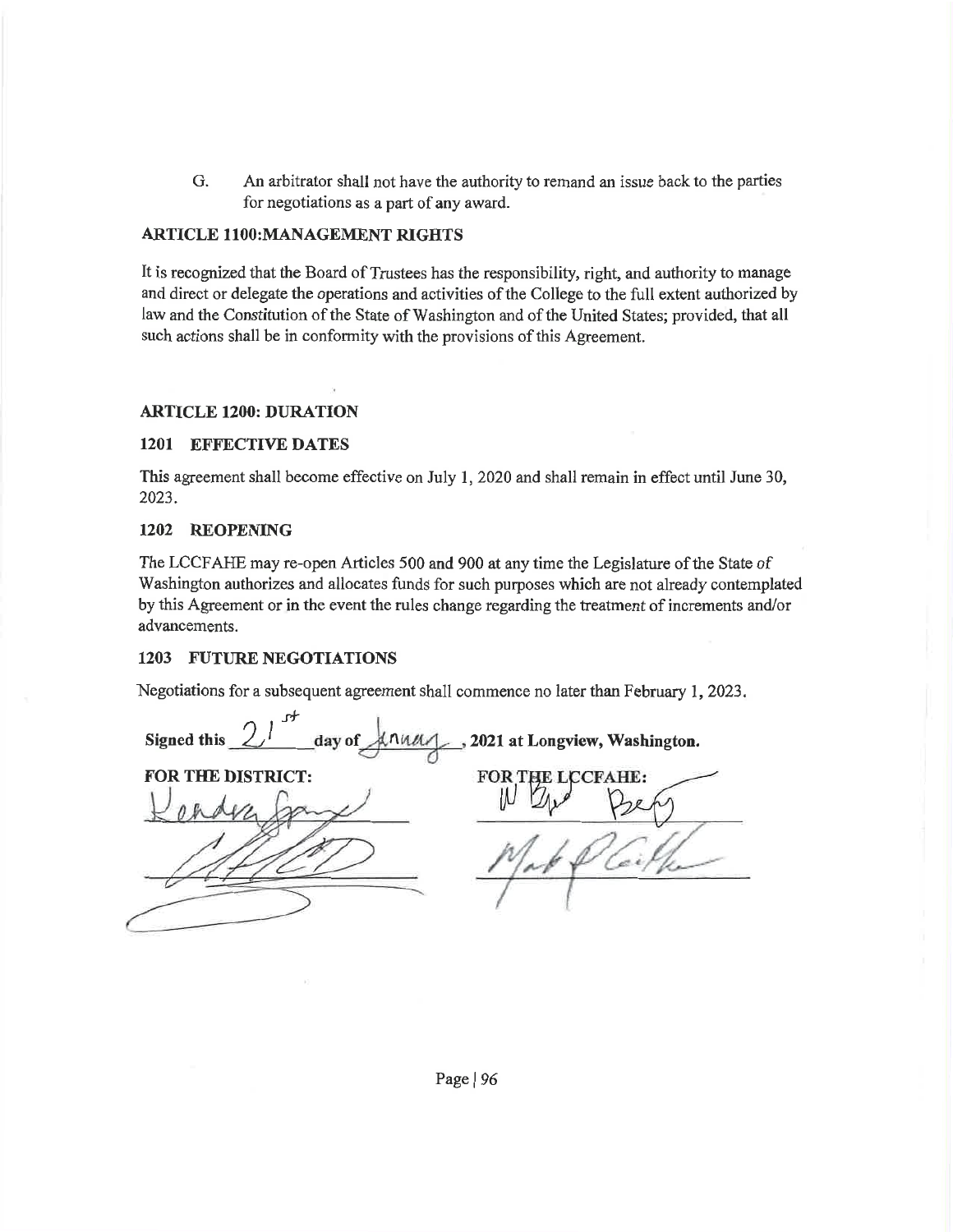G. An arbitrator shall not have the authority to remand an issue back to the parties for negotiations as a part of any award.

## ARTICLE 1100:MANAGEMENT RIGHTS

It is recognized that the Board of Trustees has the responsibility, right, and authority to manage and direct or delegate the operations and activities of the College to the full extent authorized by law and the Constitution of the State of Washington and of the United States; provided, that all such actions shall be in conformity with the provisions of this Agreement.

## ARTICLE 1200: DURATION

### 1201 EFFECTIVE DATES

This agreement shall become effective on July 1, 2020 and shall remain in effect until June 30, 2023.

### 1202 REOPENING

The LCCFAHE may re-open Articles 500 and 900 at any time the Legislature of the State of Washington authorizes and allocates funds for such purposes which are not already contemplated by this Agreement or in the event the rules change regarding the treatment of increments and/or advancements.

### 1203 FUTURE NEGOTIATIONS

Negotiations for a subsequent agreement shall commence no later than February 1, 2023.

**Signed this** 21st **day of** January**, 2021 at Longview, Washington.**

| **FOR THE DISTRICT:** | **FOR THE LCCFAHE:** |
| --- | --- |
| [signature] | [signature] |
| [signature] | [signature] |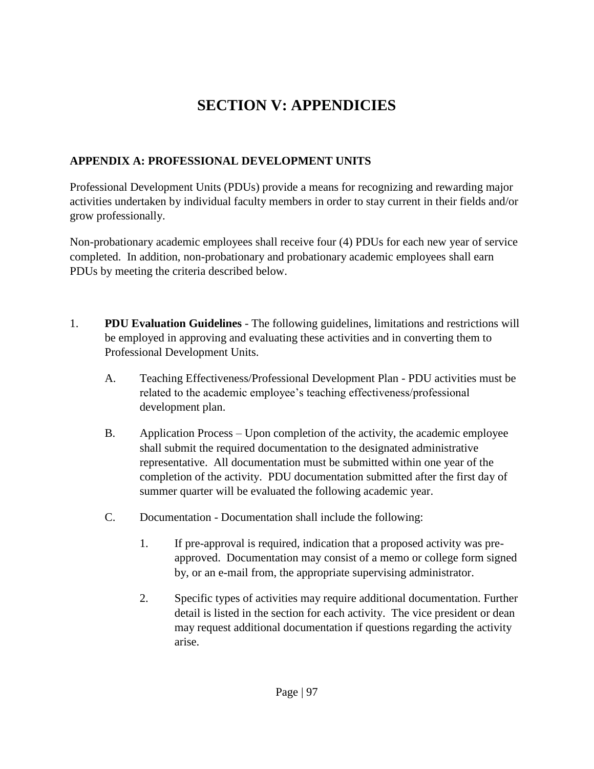# SECTION V: APPENDICIES

## APPENDIX A: PROFESSIONAL DEVELOPMENT UNITS

Professional Development Units (PDUs) provide a means for recognizing and rewarding major activities undertaken by individual faculty members in order to stay current in their fields and/or grow professionally.

Non-probationary academic employees shall receive four (4) PDUs for each new year of service completed. In addition, non-probationary and probationary academic employees shall earn PDUs by meeting the criteria described below.

1. **PDU Evaluation Guidelines** - The following guidelines, limitations and restrictions will be employed in approving and evaluating these activities and in converting them to Professional Development Units.

   A. Teaching Effectiveness/Professional Development Plan - PDU activities must be related to the academic employee's teaching effectiveness/professional development plan.

   B. Application Process – Upon completion of the activity, the academic employee shall submit the required documentation to the designated administrative representative. All documentation must be submitted within one year of the completion of the activity. PDU documentation submitted after the first day of summer quarter will be evaluated the following academic year.

   C. Documentation - Documentation shall include the following:

      1. If pre-approval is required, indication that a proposed activity was pre-approved. Documentation may consist of a memo or college form signed by, or an e-mail from, the appropriate supervising administrator.

      2. Specific types of activities may require additional documentation. Further detail is listed in the section for each activity. The vice president or dean may request additional documentation if questions regarding the activity arise.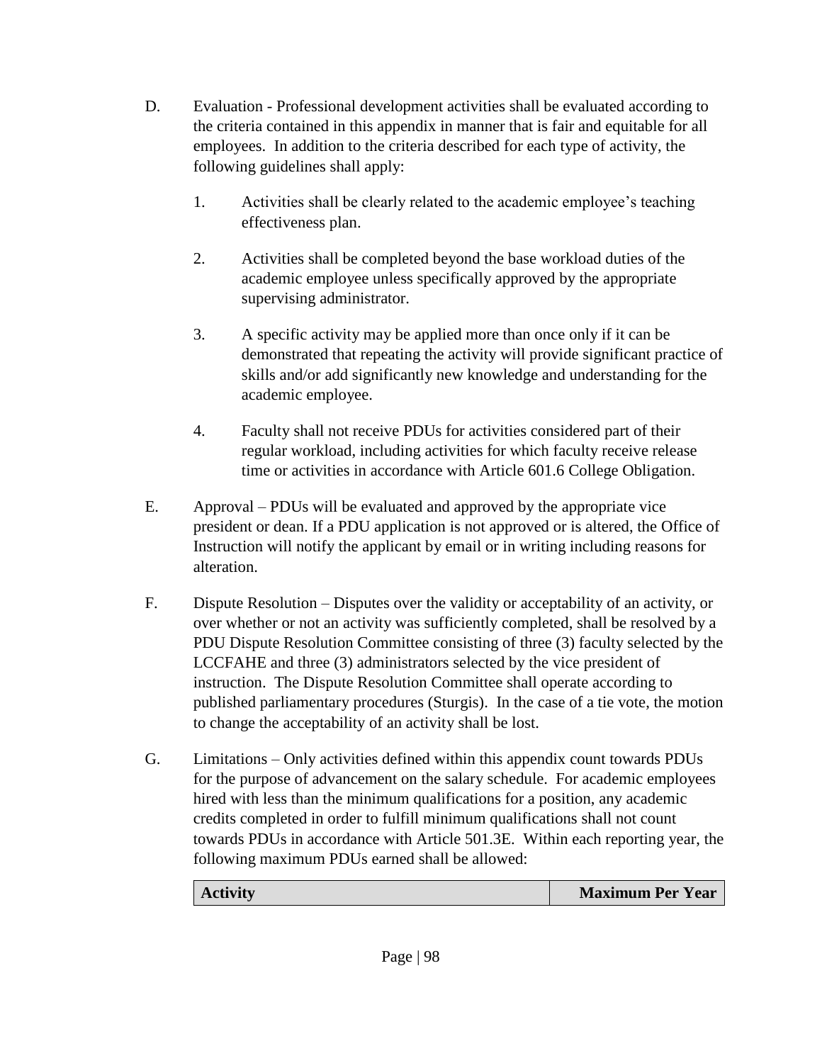D. Evaluation - Professional development activities shall be evaluated according to the criteria contained in this appendix in manner that is fair and equitable for all employees. In addition to the criteria described for each type of activity, the following guidelines shall apply:

1. Activities shall be clearly related to the academic employee's teaching effectiveness plan.

2. Activities shall be completed beyond the base workload duties of the academic employee unless specifically approved by the appropriate supervising administrator.

3. A specific activity may be applied more than once only if it can be demonstrated that repeating the activity will provide significant practice of skills and/or add significantly new knowledge and understanding for the academic employee.

4. Faculty shall not receive PDUs for activities considered part of their regular workload, including activities for which faculty receive release time or activities in accordance with Article 601.6 College Obligation.

E. Approval – PDUs will be evaluated and approved by the appropriate vice president or dean. If a PDU application is not approved or is altered, the Office of Instruction will notify the applicant by email or in writing including reasons for alteration.

F. Dispute Resolution – Disputes over the validity or acceptability of an activity, or over whether or not an activity was sufficiently completed, shall be resolved by a PDU Dispute Resolution Committee consisting of three (3) faculty selected by the LCCFAHE and three (3) administrators selected by the vice president of instruction. The Dispute Resolution Committee shall operate according to published parliamentary procedures (Sturgis). In the case of a tie vote, the motion to change the acceptability of an activity shall be lost.

G. Limitations – Only activities defined within this appendix count towards PDUs for the purpose of advancement on the salary schedule. For academic employees hired with less than the minimum qualifications for a position, any academic credits completed in order to fulfill minimum qualifications shall not count towards PDUs in accordance with Article 501.3E. Within each reporting year, the following maximum PDUs earned shall be allowed:

| **Activity** | **Maximum Per Year** |
|---|---|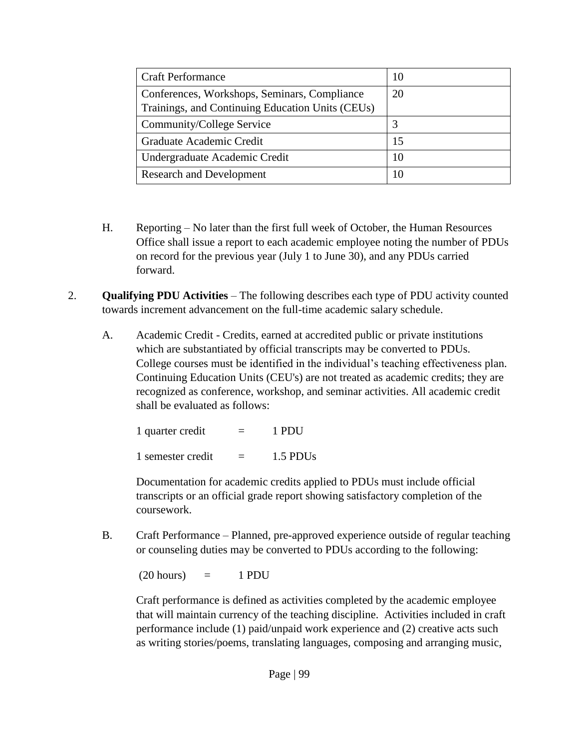| Craft Performance | 10 |
| --- | --- |
| Conferences, Workshops, Seminars, Compliance Trainings, and Continuing Education Units (CEUs) | 20 |
| Community/College Service | 3 |
| Graduate Academic Credit | 15 |
| Undergraduate Academic Credit | 10 |
| Research and Development | 10 |

H. Reporting – No later than the first full week of October, the Human Resources Office shall issue a report to each academic employee noting the number of PDUs on record for the previous year (July 1 to June 30), and any PDUs carried forward.

2. **Qualifying PDU Activities** – The following describes each type of PDU activity counted towards increment advancement on the full-time academic salary schedule.

   A. Academic Credit - Credits, earned at accredited public or private institutions which are substantiated by official transcripts may be converted to PDUs. College courses must be identified in the individual's teaching effectiveness plan. Continuing Education Units (CEU's) are not treated as academic credits; they are recognized as conference, workshop, and seminar activities. All academic credit shall be evaluated as follows:

   1 quarter credit = 1 PDU

   1 semester credit = 1.5 PDUs

   Documentation for academic credits applied to PDUs must include official transcripts or an official grade report showing satisfactory completion of the coursework.

   B. Craft Performance – Planned, pre-approved experience outside of regular teaching or counseling duties may be converted to PDUs according to the following:

   (20 hours) = 1 PDU

   Craft performance is defined as activities completed by the academic employee that will maintain currency of the teaching discipline. Activities included in craft performance include (1) paid/unpaid work experience and (2) creative acts such as writing stories/poems, translating languages, composing and arranging music,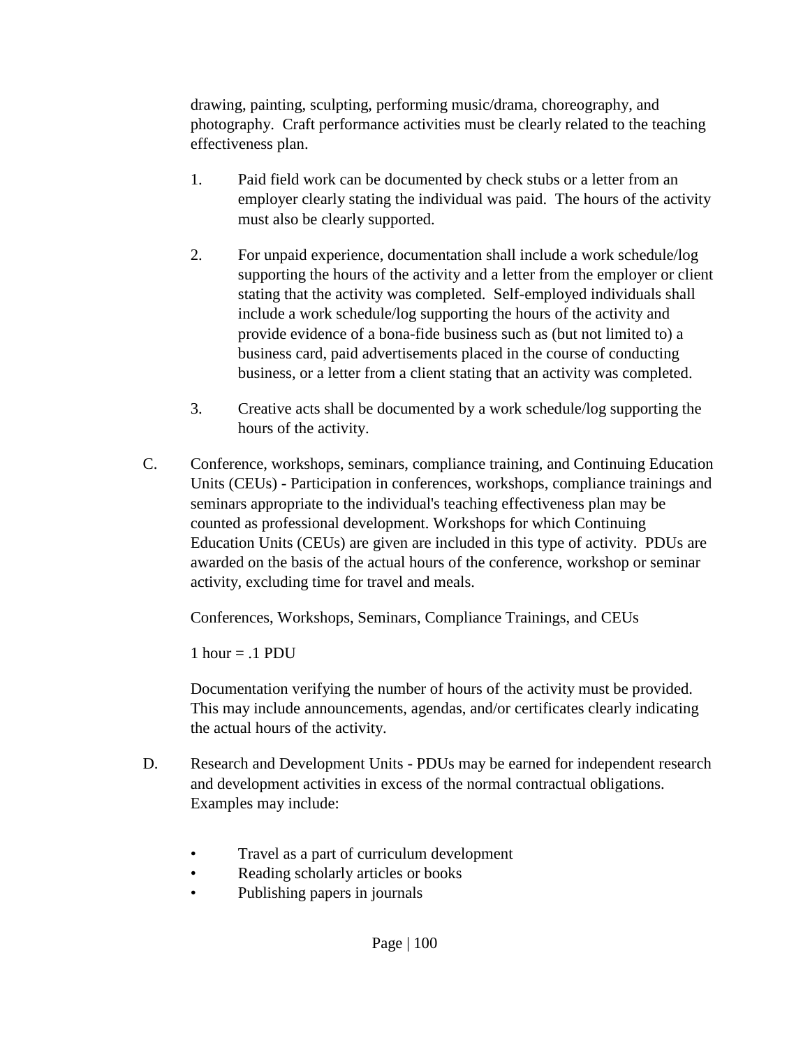drawing, painting, sculpting, performing music/drama, choreography, and photography. Craft performance activities must be clearly related to the teaching effectiveness plan.

1. Paid field work can be documented by check stubs or a letter from an employer clearly stating the individual was paid. The hours of the activity must also be clearly supported.

2. For unpaid experience, documentation shall include a work schedule/log supporting the hours of the activity and a letter from the employer or client stating that the activity was completed. Self-employed individuals shall include a work schedule/log supporting the hours of the activity and provide evidence of a bona-fide business such as (but not limited to) a business card, paid advertisements placed in the course of conducting business, or a letter from a client stating that an activity was completed.

3. Creative acts shall be documented by a work schedule/log supporting the hours of the activity.

C. Conference, workshops, seminars, compliance training, and Continuing Education Units (CEUs) - Participation in conferences, workshops, compliance trainings and seminars appropriate to the individual's teaching effectiveness plan may be counted as professional development. Workshops for which Continuing Education Units (CEUs) are given are included in this type of activity. PDUs are awarded on the basis of the actual hours of the conference, workshop or seminar activity, excluding time for travel and meals.

Conferences, Workshops, Seminars, Compliance Trainings, and CEUs

1 hour = .1 PDU

Documentation verifying the number of hours of the activity must be provided. This may include announcements, agendas, and/or certificates clearly indicating the actual hours of the activity.

D. Research and Development Units - PDUs may be earned for independent research and development activities in excess of the normal contractual obligations. Examples may include:

- Travel as a part of curriculum development
- Reading scholarly articles or books
- Publishing papers in journals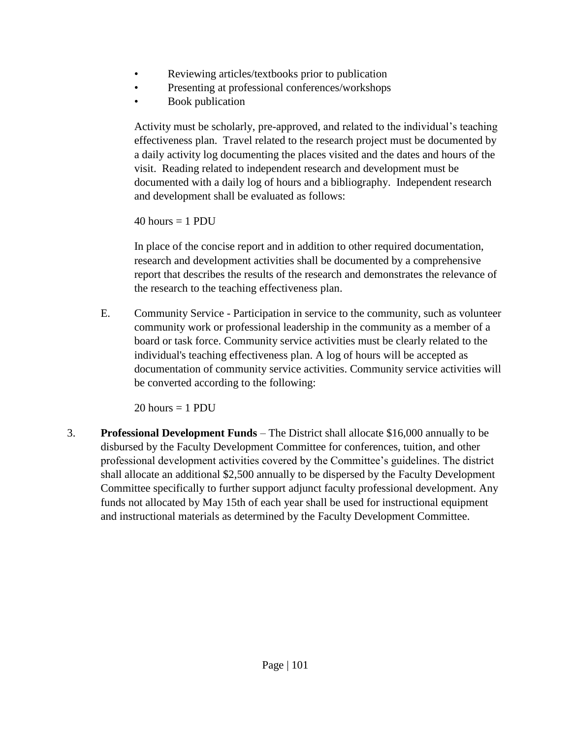- Reviewing articles/textbooks prior to publication
- Presenting at professional conferences/workshops
- Book publication

Activity must be scholarly, pre-approved, and related to the individual's teaching effectiveness plan. Travel related to the research project must be documented by a daily activity log documenting the places visited and the dates and hours of the visit. Reading related to independent research and development must be documented with a daily log of hours and a bibliography. Independent research and development shall be evaluated as follows:

40 hours = 1 PDU

In place of the concise report and in addition to other required documentation, research and development activities shall be documented by a comprehensive report that describes the results of the research and demonstrates the relevance of the research to the teaching effectiveness plan.

E. Community Service - Participation in service to the community, such as volunteer community work or professional leadership in the community as a member of a board or task force. Community service activities must be clearly related to the individual's teaching effectiveness plan. A log of hours will be accepted as documentation of community service activities. Community service activities will be converted according to the following:

20 hours = 1 PDU

3. **Professional Development Funds** – The District shall allocate $16,000 annually to be disbursed by the Faculty Development Committee for conferences, tuition, and other professional development activities covered by the Committee's guidelines. The district shall allocate an additional $2,500 annually to be dispersed by the Faculty Development Committee specifically to further support adjunct faculty professional development. Any funds not allocated by May 15th of each year shall be used for instructional equipment and instructional materials as determined by the Faculty Development Committee.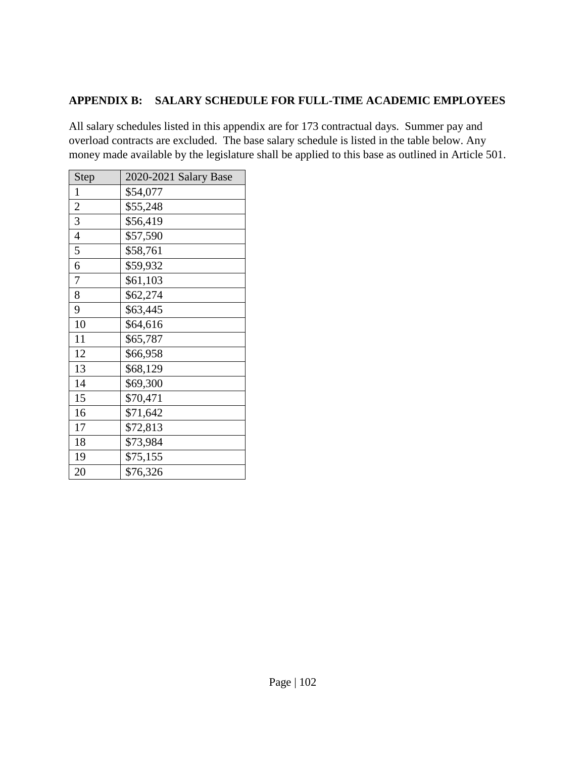## APPENDIX B: SALARY SCHEDULE FOR FULL-TIME ACADEMIC EMPLOYEES

All salary schedules listed in this appendix are for 173 contractual days. Summer pay and overload contracts are excluded. The base salary schedule is listed in the table below. Any money made available by the legislature shall be applied to this base as outlined in Article 501.

| Step | 2020-2021 Salary Base |
|---|---|
| 1 | $54,077 |
| 2 | $55,248 |
| 3 | $56,419 |
| 4 | $57,590 |
| 5 | $58,761 |
| 6 | $59,932 |
| 7 | $61,103 |
| 8 | $62,274 |
| 9 | $63,445 |
| 10 | $64,616 |
| 11 | $65,787 |
| 12 | $66,958 |
| 13 | $68,129 |
| 14 | $69,300 |
| 15 | $70,471 |
| 16 | $71,642 |
| 17 | $72,813 |
| 18 | $73,984 |
| 19 | $75,155 |
| 20 | $76,326 |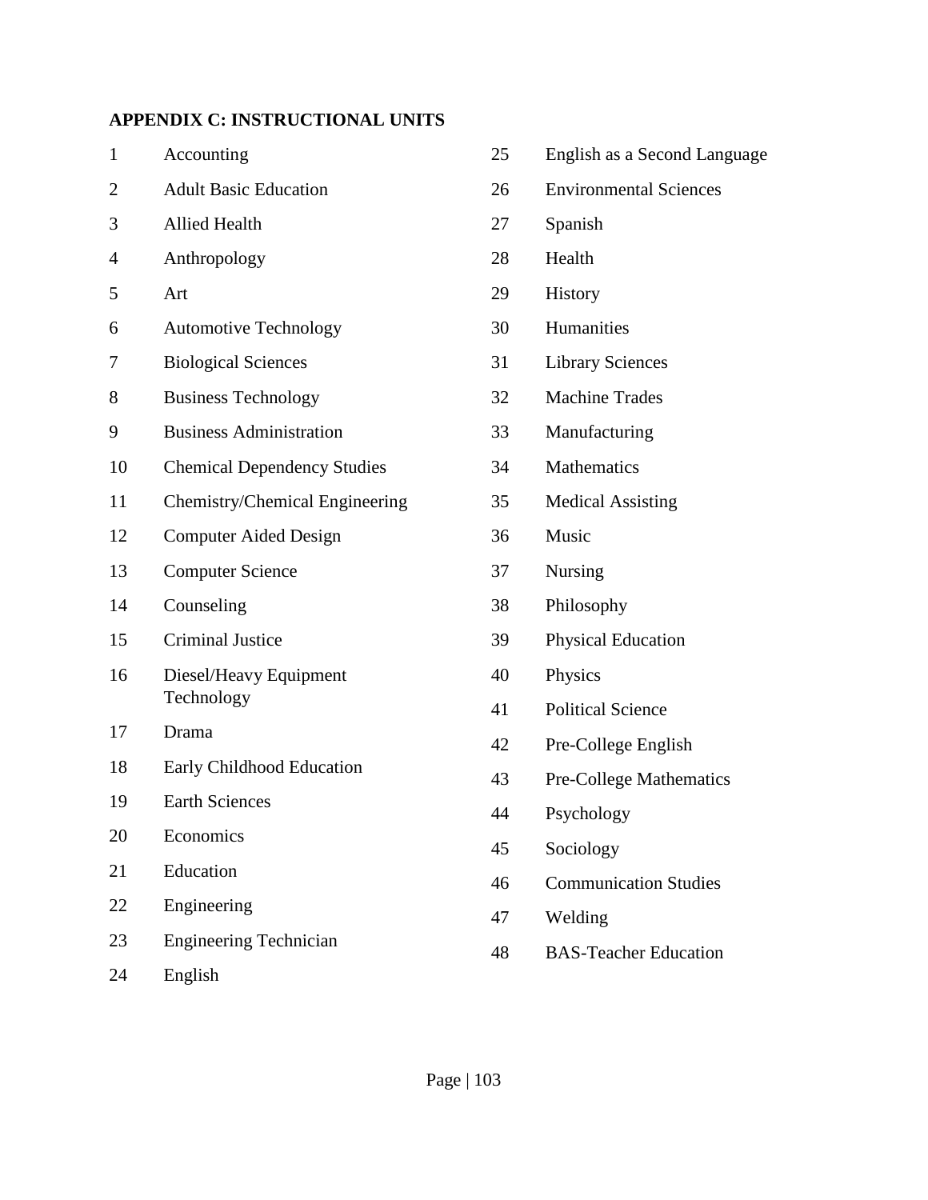## APPENDIX C: INSTRUCTIONAL UNITS

| | |
|---|---|
| 1 | Accounting |
| 2 | Adult Basic Education |
| 3 | Allied Health |
| 4 | Anthropology |
| 5 | Art |
| 6 | Automotive Technology |
| 7 | Biological Sciences |
| 8 | Business Technology |
| 9 | Business Administration |
| 10 | Chemical Dependency Studies |
| 11 | Chemistry/Chemical Engineering |
| 12 | Computer Aided Design |
| 13 | Computer Science |
| 14 | Counseling |
| 15 | Criminal Justice |
| 16 | Diesel/Heavy Equipment Technology |
| 17 | Drama |
| 18 | Early Childhood Education |
| 19 | Earth Sciences |
| 20 | Economics |
| 21 | Education |
| 22 | Engineering |
| 23 | Engineering Technician |
| 24 | English |
| 25 | English as a Second Language |
| 26 | Environmental Sciences |
| 27 | Spanish |
| 28 | Health |
| 29 | History |
| 30 | Humanities |
| 31 | Library Sciences |
| 32 | Machine Trades |
| 33 | Manufacturing |
| 34 | Mathematics |
| 35 | Medical Assisting |
| 36 | Music |
| 37 | Nursing |
| 38 | Philosophy |
| 39 | Physical Education |
| 40 | Physics |
| 41 | Political Science |
| 42 | Pre-College English |
| 43 | Pre-College Mathematics |
| 44 | Psychology |
| 45 | Sociology |
| 46 | Communication Studies |
| 47 | Welding |
| 48 | BAS-Teacher Education |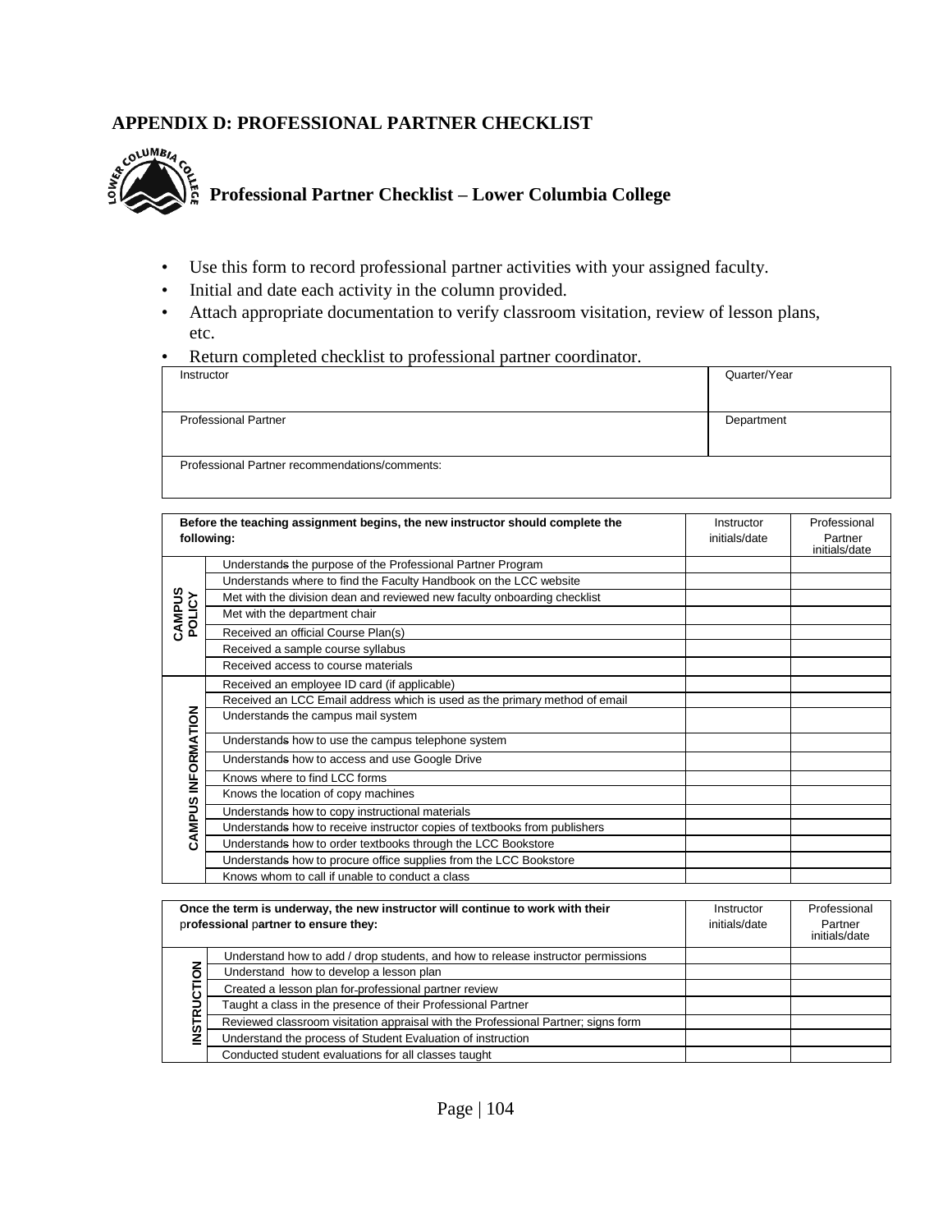## APPENDIX D: PROFESSIONAL PARTNER CHECKLIST

### Professional Partner Checklist – Lower Columbia College

- Use this form to record professional partner activities with your assigned faculty.
- Initial and date each activity in the column provided.
- Attach appropriate documentation to verify classroom visitation, review of lesson plans, etc.
- Return completed checklist to professional partner coordinator.

| Instructor | Quarter/Year |
|---|---|
| Professional Partner | Department |
| Professional Partner recommendations/comments: | |

| Before the teaching assignment begins, the new instructor should complete the following: | | Instructor initials/date | Professional Partner initials/date |
|---|---|---|---|
| CAMPUS POLICY | Understands the purpose of the Professional Partner Program | | |
| | Understands where to find the Faculty Handbook on the LCC website | | |
| | Met with the division dean and reviewed new faculty onboarding checklist | | |
| | Met with the department chair | | |
| | Received an official Course Plan(s) | | |
| | Received a sample course syllabus | | |
| | Received access to course materials | | |
| CAMPUS INFORMATION | Received an employee ID card (if applicable) | | |
| | Received an LCC Email address which is used as the primary method of email | | |
| | Understands the campus mail system | | |
| | Understands how to use the campus telephone system | | |
| | Understands how to access and use Google Drive | | |
| | Knows where to find LCC forms | | |
| | Knows the location of copy machines | | |
| | Understands how to copy instructional materials | | |
| | Understands how to receive instructor copies of textbooks from publishers | | |
| | Understands how to order textbooks through the LCC Bookstore | | |
| | Understands how to procure office supplies from the LCC Bookstore | | |
| | Knows whom to call if unable to conduct a class | | |

| Once the term is underway, the new instructor will continue to work with their professional partner to ensure they: | | Instructor initials/date | Professional Partner initials/date |
|---|---|---|---|
| INSTRUCTION | Understand how to add / drop students, and how to release instructor permissions | | |
| | Understand how to develop a lesson plan | | |
| | Created a lesson plan for professional partner review | | |
| | Taught a class in the presence of their Professional Partner | | |
| | Reviewed classroom visitation appraisal with the Professional Partner; signs form | | |
| | Understand the process of Student Evaluation of instruction | | |
| | Conducted student evaluations for all classes taught | | |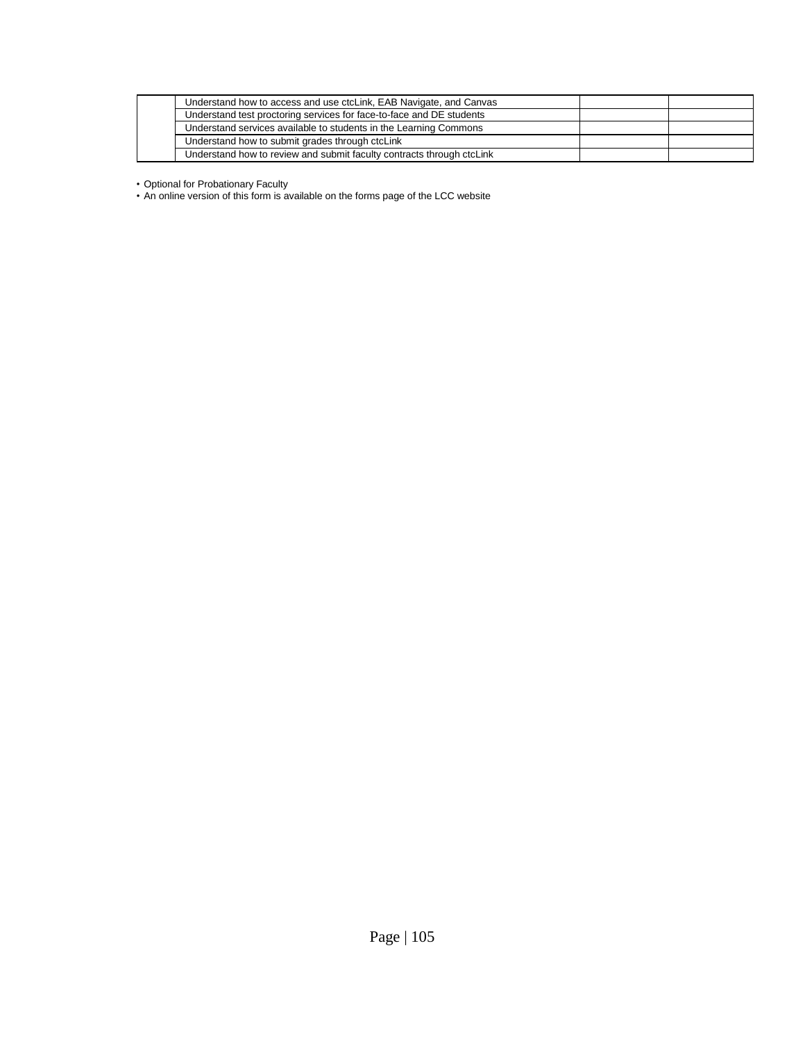| | | | |
|---|---|---|---|
| | Understand how to access and use ctcLink, EAB Navigate, and Canvas | | |
| | Understand test proctoring services for face-to-face and DE students | | |
| | Understand services available to students in the Learning Commons | | |
| | Understand how to submit grades through ctcLink | | |
| | Understand how to review and submit faculty contracts through ctcLink | | |

- Optional for Probationary Faculty
- An online version of this form is available on the forms page of the LCC website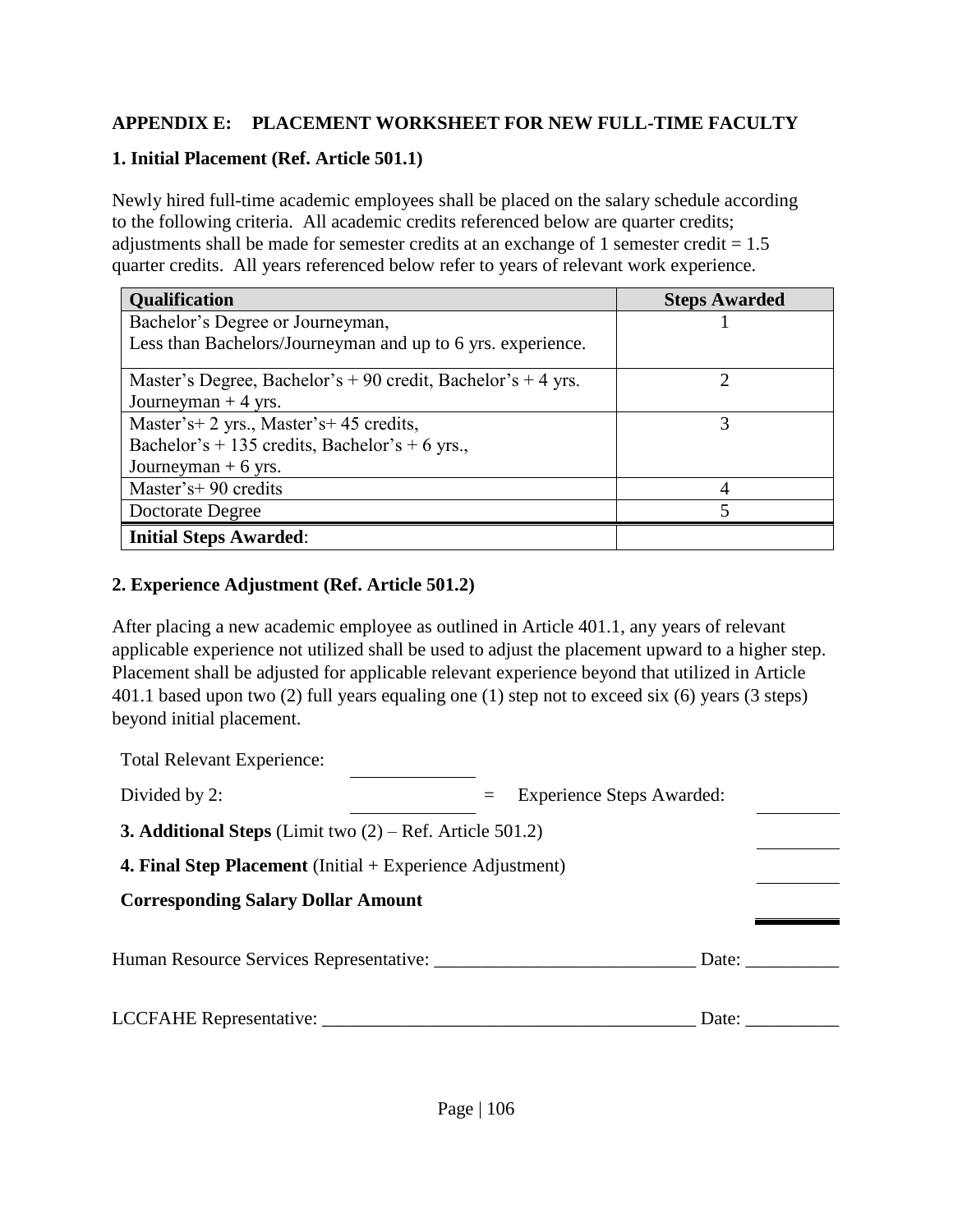## APPENDIX E: PLACEMENT WORKSHEET FOR NEW FULL-TIME FACULTY

### 1. Initial Placement (Ref. Article 501.1)

Newly hired full-time academic employees shall be placed on the salary schedule according to the following criteria. All academic credits referenced below are quarter credits; adjustments shall be made for semester credits at an exchange of 1 semester credit = 1.5 quarter credits. All years referenced below refer to years of relevant work experience.

| Qualification | Steps Awarded |
|---|---|
| Bachelor's Degree or Journeyman,<br>Less than Bachelors/Journeyman and up to 6 yrs. experience. | 1 |
| Master's Degree, Bachelor's + 90 credit, Bachelor's + 4 yrs.<br>Journeyman + 4 yrs. | 2 |
| Master's+ 2 yrs., Master's+ 45 credits,<br>Bachelor's + 135 credits, Bachelor's + 6 yrs.,<br>Journeyman + 6 yrs. | 3 |
| Master's+ 90 credits | 4 |
| Doctorate Degree | 5 |
| **Initial Steps Awarded**: | |

### 2. Experience Adjustment (Ref. Article 501.2)

After placing a new academic employee as outlined in Article 401.1, any years of relevant applicable experience not utilized shall be used to adjust the placement upward to a higher step. Placement shall be adjusted for applicable relevant experience beyond that utilized in Article 401.1 based upon two (2) full years equaling one (1) step not to exceed six (6) years (3 steps) beyond initial placement.

Total Relevant Experience: ____________

Divided by 2: ____________ = Experience Steps Awarded: ________

**3. Additional Steps** (Limit two (2) – Ref. Article 501.2) ________

**4. Final Step Placement** (Initial + Experience Adjustment) ________

**Corresponding Salary Dollar Amount** ________

Human Resource Services Representative: ____________________________ Date: __________

LCCFAHE Representative: ________________________________________ Date: __________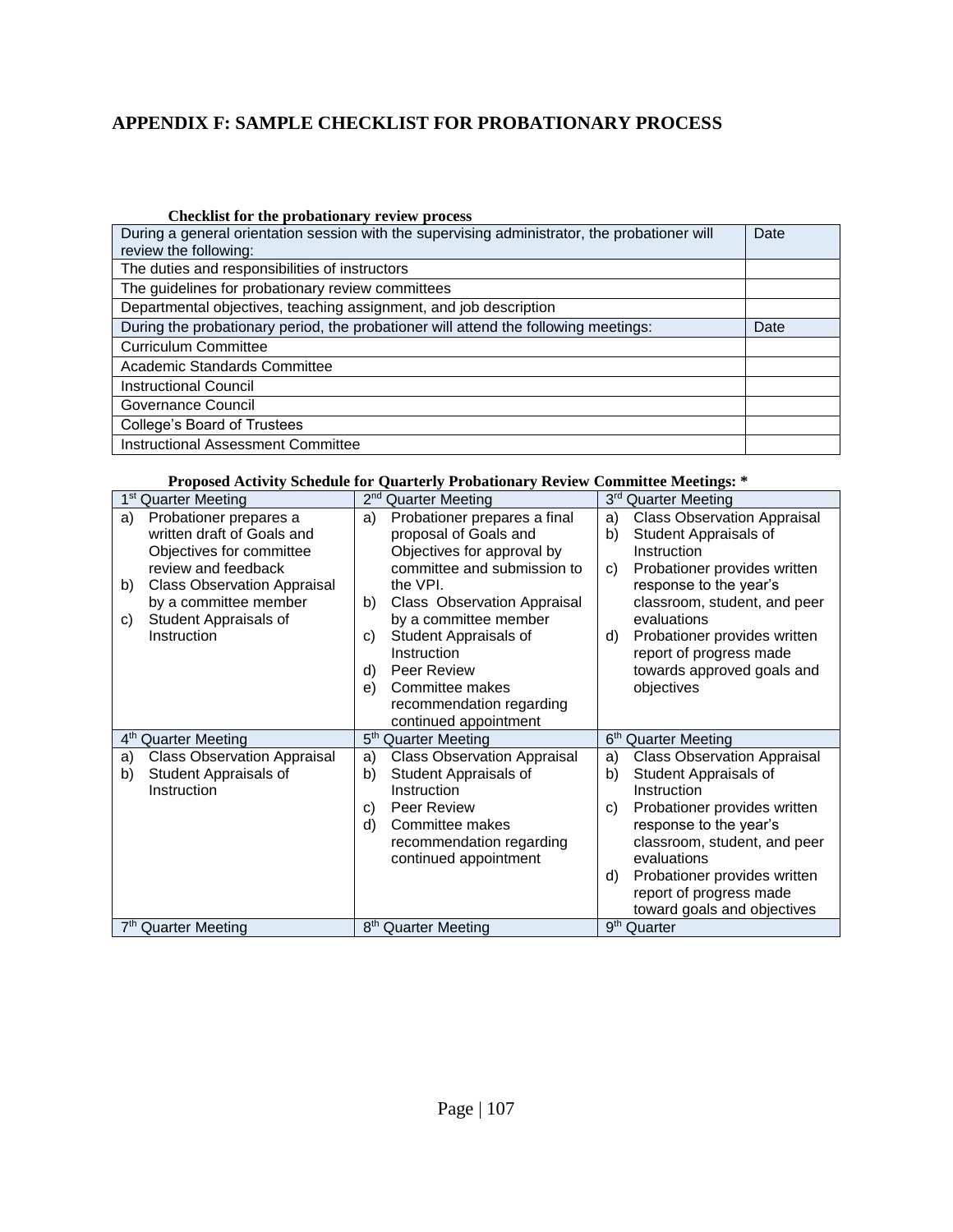# APPENDIX F: SAMPLE CHECKLIST FOR PROBATIONARY PROCESS

**Checklist for the probationary review process**

| During a general orientation session with the supervising administrator, the probationer will review the following: | Date |
|---|---|
| The duties and responsibilities of instructors | |
| The guidelines for probationary review committees | |
| Departmental objectives, teaching assignment, and job description | |
| During the probationary period, the probationer will attend the following meetings: | Date |
| Curriculum Committee | |
| Academic Standards Committee | |
| Instructional Council | |
| Governance Council | |
| College's Board of Trustees | |
| Instructional Assessment Committee | |

**Proposed Activity Schedule for Quarterly Probationary Review Committee Meetings: ***

| 1st Quarter Meeting | 2nd Quarter Meeting | 3rd Quarter Meeting |
|---|---|---|
| a) Probationer prepares a written draft of Goals and Objectives for committee review and feedback<br>b) Class Observation Appraisal by a committee member<br>c) Student Appraisals of Instruction | a) Probationer prepares a final proposal of Goals and Objectives for approval by committee and submission to the VPI.<br>b) Class Observation Appraisal by a committee member<br>c) Student Appraisals of Instruction<br>d) Peer Review<br>e) Committee makes recommendation regarding continued appointment | a) Class Observation Appraisal<br>b) Student Appraisals of Instruction<br>c) Probationer provides written response to the year's classroom, student, and peer evaluations<br>d) Probationer provides written report of progress made towards approved goals and objectives |
| **4th Quarter Meeting** | **5th Quarter Meeting** | **6th Quarter Meeting** |
| a) Class Observation Appraisal<br>b) Student Appraisals of Instruction | a) Class Observation Appraisal<br>b) Student Appraisals of Instruction<br>c) Peer Review<br>d) Committee makes recommendation regarding continued appointment | a) Class Observation Appraisal<br>b) Student Appraisals of Instruction<br>c) Probationer provides written response to the year's classroom, student, and peer evaluations<br>d) Probationer provides written report of progress made toward goals and objectives |
| **7th Quarter Meeting** | **8th Quarter Meeting** | **9th Quarter** |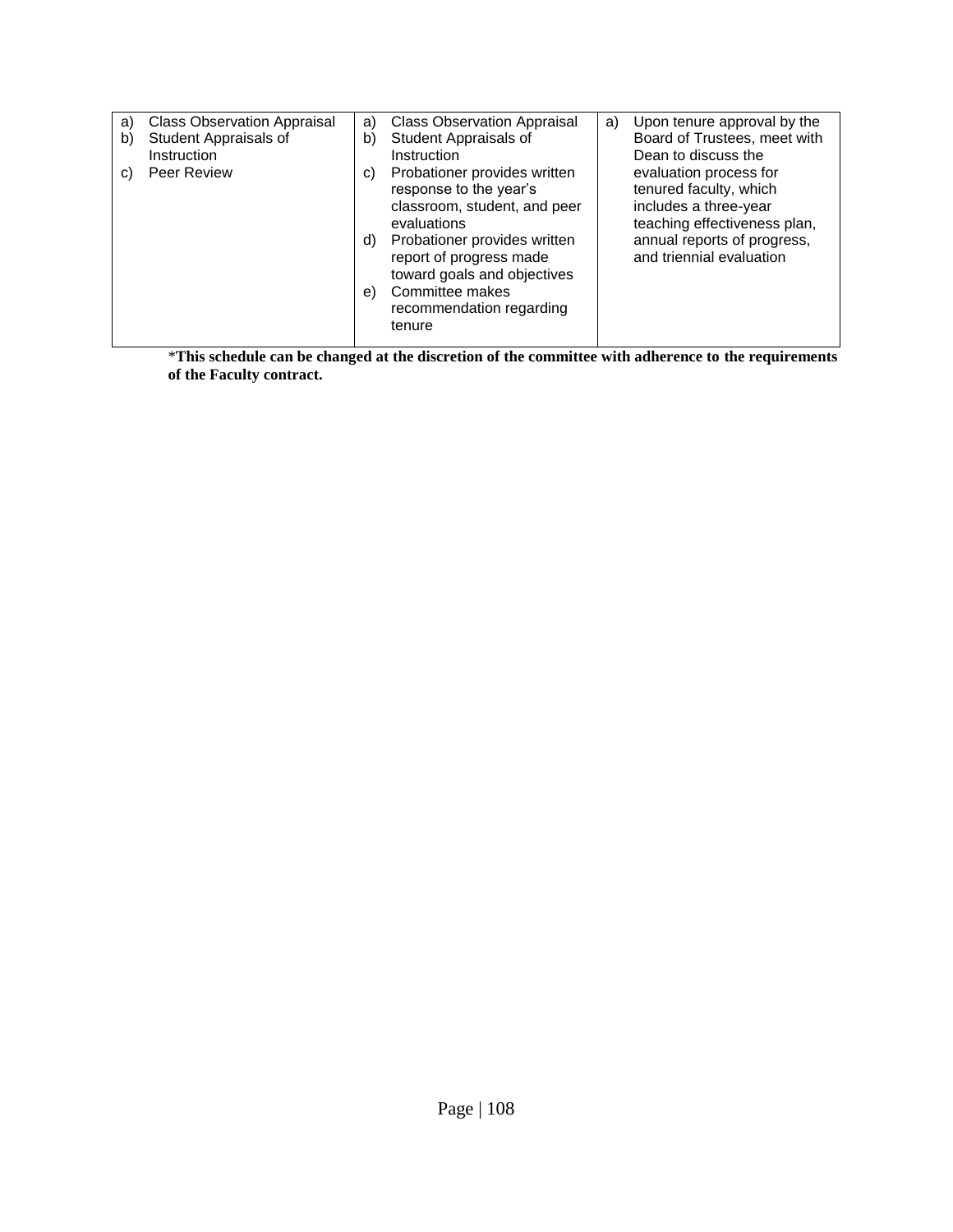| | | |
|---|---|---|
| a) Class Observation Appraisal<br>b) Student Appraisals of Instruction<br>c) Peer Review | a) Class Observation Appraisal<br>b) Student Appraisals of Instruction<br>c) Probationer provides written response to the year's classroom, student, and peer evaluations<br>d) Probationer provides written report of progress made toward goals and objectives<br>e) Committee makes recommendation regarding tenure | a) Upon tenure approval by the Board of Trustees, meet with Dean to discuss the evaluation process for tenured faculty, which includes a three-year teaching effectiveness plan, annual reports of progress, and triennial evaluation |

***This schedule can be changed at the discretion of the committee with adherence to the requirements of the Faculty contract.**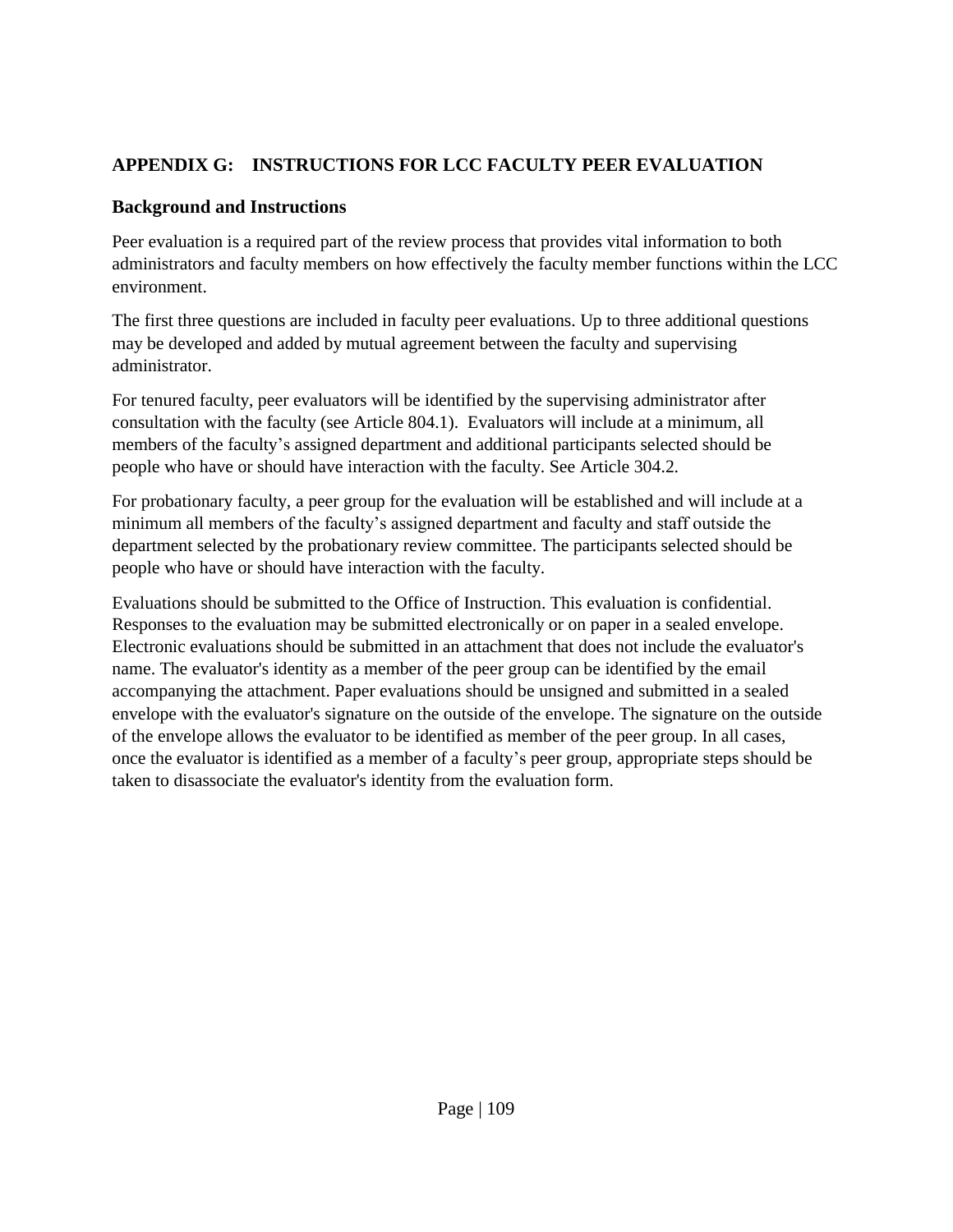## APPENDIX G: INSTRUCTIONS FOR LCC FACULTY PEER EVALUATION

### Background and Instructions

Peer evaluation is a required part of the review process that provides vital information to both administrators and faculty members on how effectively the faculty member functions within the LCC environment.

The first three questions are included in faculty peer evaluations. Up to three additional questions may be developed and added by mutual agreement between the faculty and supervising administrator.

For tenured faculty, peer evaluators will be identified by the supervising administrator after consultation with the faculty (see Article 804.1). Evaluators will include at a minimum, all members of the faculty's assigned department and additional participants selected should be people who have or should have interaction with the faculty. See Article 304.2.

For probationary faculty, a peer group for the evaluation will be established and will include at a minimum all members of the faculty's assigned department and faculty and staff outside the department selected by the probationary review committee. The participants selected should be people who have or should have interaction with the faculty.

Evaluations should be submitted to the Office of Instruction. This evaluation is confidential. Responses to the evaluation may be submitted electronically or on paper in a sealed envelope. Electronic evaluations should be submitted in an attachment that does not include the evaluator's name. The evaluator's identity as a member of the peer group can be identified by the email accompanying the attachment. Paper evaluations should be unsigned and submitted in a sealed envelope with the evaluator's signature on the outside of the envelope. The signature on the outside of the envelope allows the evaluator to be identified as member of the peer group. In all cases, once the evaluator is identified as a member of a faculty's peer group, appropriate steps should be taken to disassociate the evaluator's identity from the evaluation form.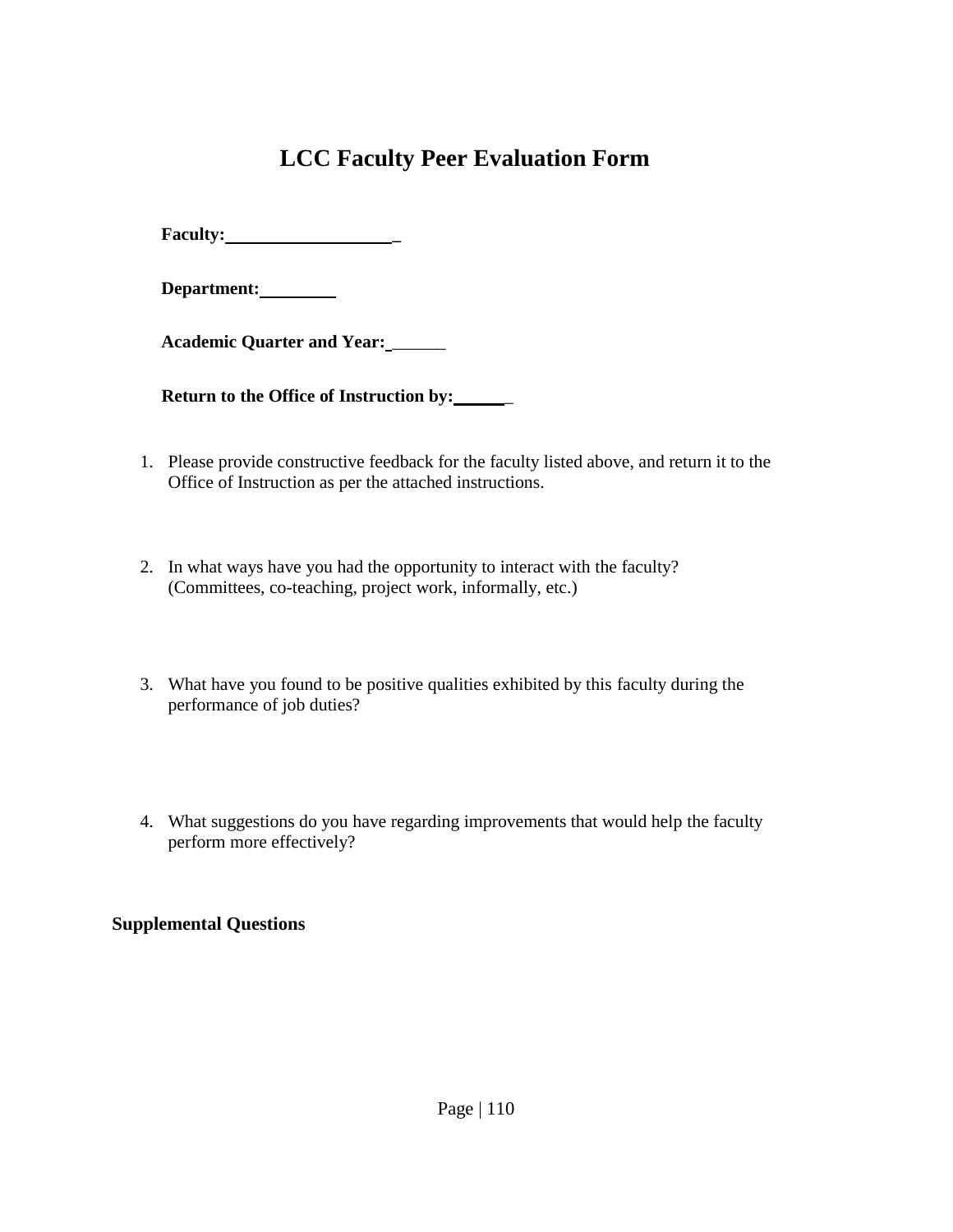# LCC Faculty Peer Evaluation Form

**Faculty:** ___________________

**Department:** _________

**Academic Quarter and Year:** ______

**Return to the Office of Instruction by:** ______

1. Please provide constructive feedback for the faculty listed above, and return it to the Office of Instruction as per the attached instructions.

2. In what ways have you had the opportunity to interact with the faculty? (Committees, co-teaching, project work, informally, etc.)

3. What have you found to be positive qualities exhibited by this faculty during the performance of job duties?

4. What suggestions do you have regarding improvements that would help the faculty perform more effectively?

**Supplemental Questions**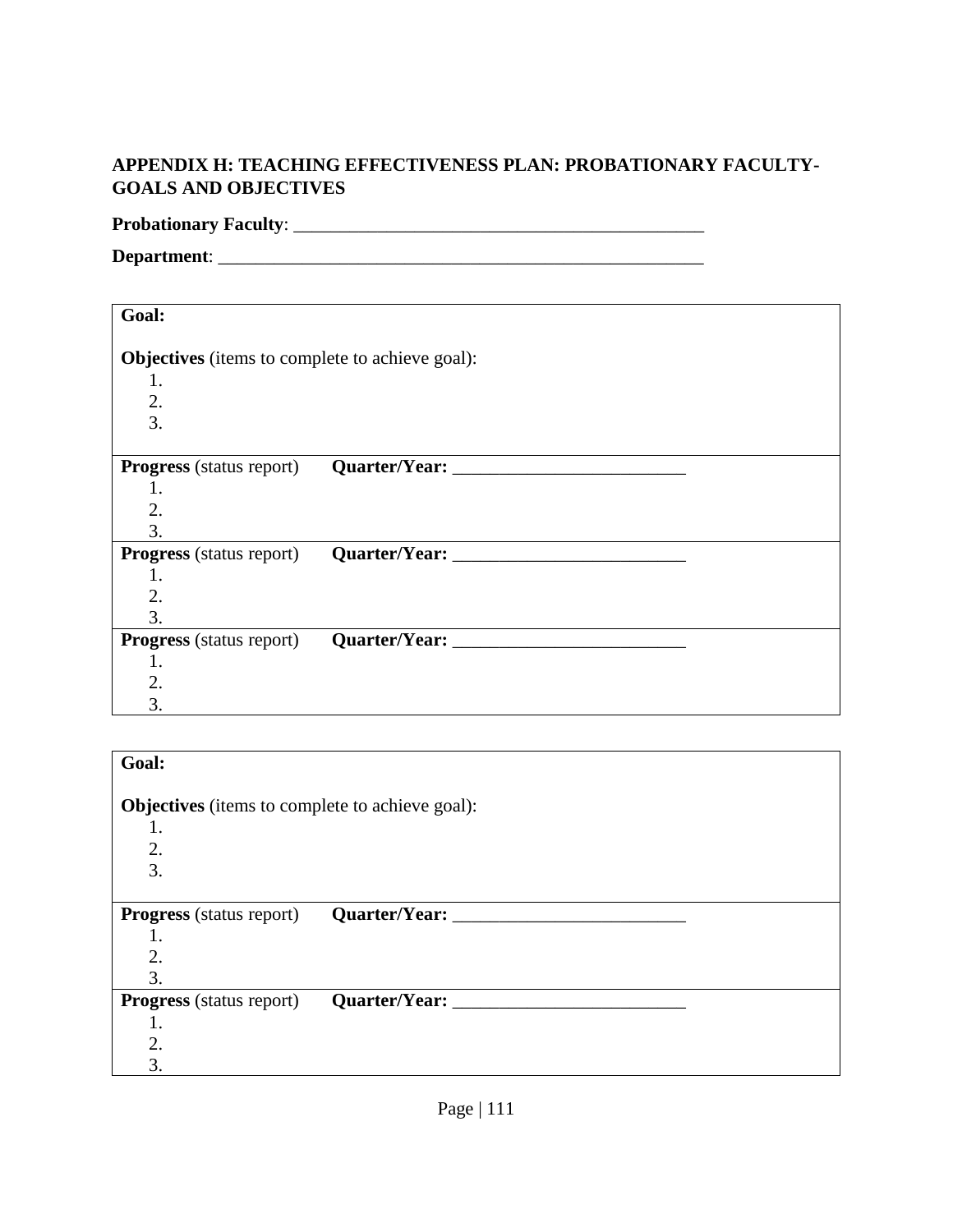## APPENDIX H: TEACHING EFFECTIVENESS PLAN: PROBATIONARY FACULTY-GOALS AND OBJECTIVES

**Probationary Faculty**: ______________________________________________

**Department**: ______________________________________________________

| **Goal:**<br><br>**Objectives** (items to complete to achieve goal):<br>1.<br>2.<br>3. |
|---|
| **Progress** (status report) **Quarter/Year:** _________________________<br>1.<br>2.<br>3. |
| **Progress** (status report) **Quarter/Year:** _________________________<br>1.<br>2.<br>3. |
| **Progress** (status report) **Quarter/Year:** _________________________<br>1.<br>2.<br>3. |

| **Goal:**<br><br>**Objectives** (items to complete to achieve goal):<br>1.<br>2.<br>3. |
|---|
| **Progress** (status report) **Quarter/Year:** _________________________<br>1.<br>2.<br>3. |
| **Progress** (status report) **Quarter/Year:** _________________________<br>1.<br>2.<br>3. |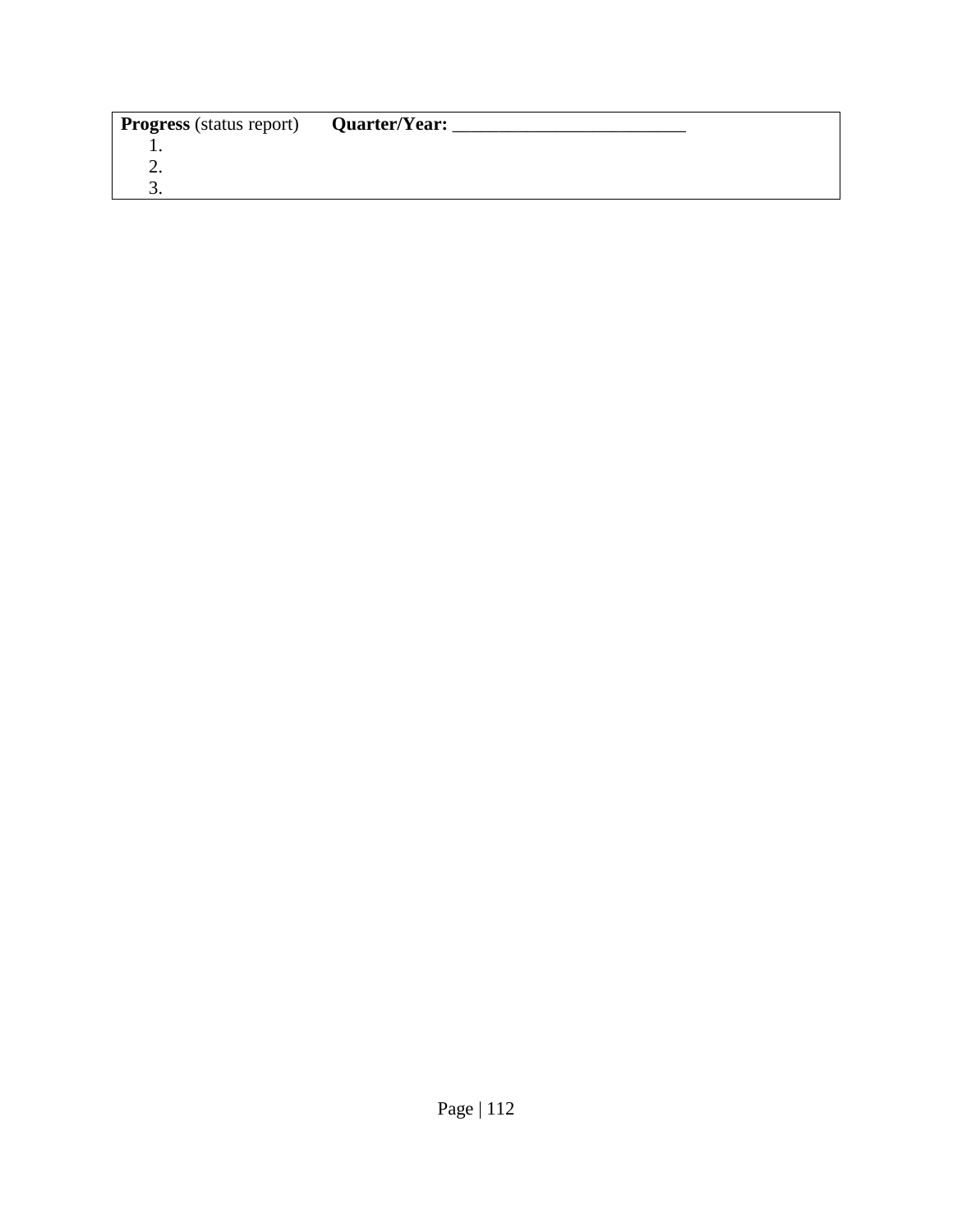| **Progress** (status report) **Quarter/Year:** _________________________ |
| --- |
| 1. |
| 2. |
| 3. |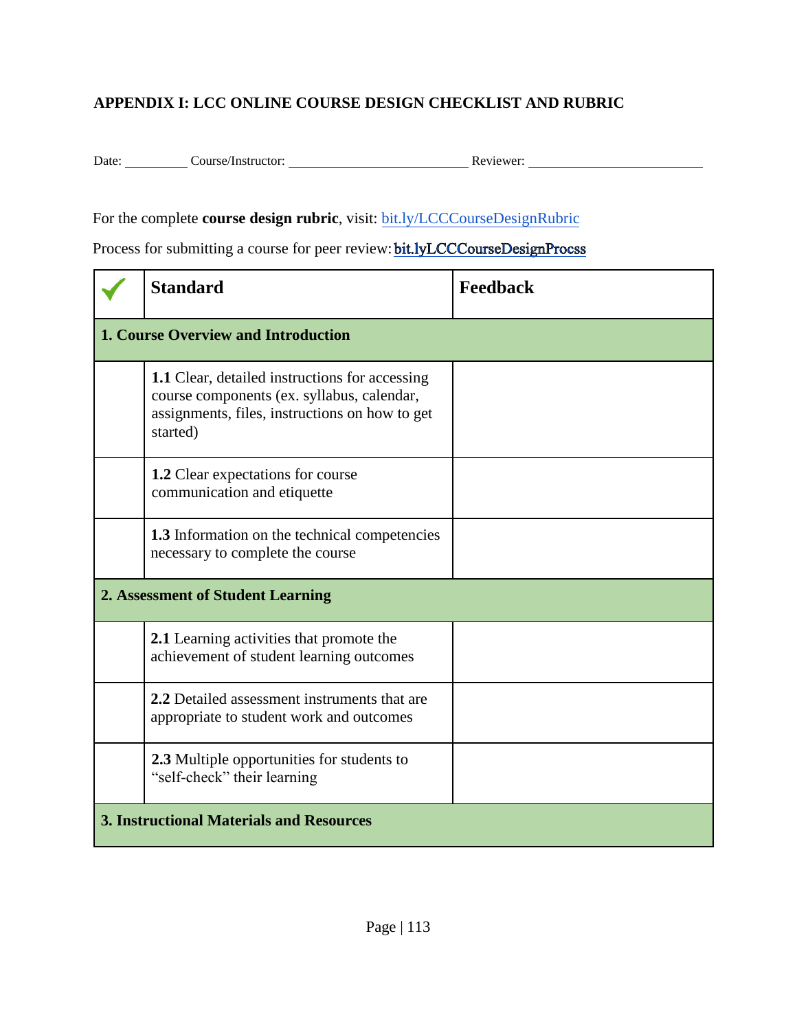## APPENDIX I: LCC ONLINE COURSE DESIGN CHECKLIST AND RUBRIC

Date: _________ Course/Instructor: __________________________ Reviewer: _________________________

For the complete **course design rubric**, visit: bit.ly/LCCCourseDesignRubric

Process for submitting a course for peer review: bit.lyLCCCourseDesignProcss

| ✓ | Standard | Feedback |
|---|---|---|
| **1. Course Overview and Introduction** | | |
| | **1.1** Clear, detailed instructions for accessing course components (ex. syllabus, calendar, assignments, files, instructions on how to get started) | |
| | **1.2** Clear expectations for course communication and etiquette | |
| | **1.3** Information on the technical competencies necessary to complete the course | |
| **2. Assessment of Student Learning** | | |
| | **2.1** Learning activities that promote the achievement of student learning outcomes | |
| | **2.2** Detailed assessment instruments that are appropriate to student work and outcomes | |
| | **2.3** Multiple opportunities for students to "self-check" their learning | |
| **3. Instructional Materials and Resources** | | |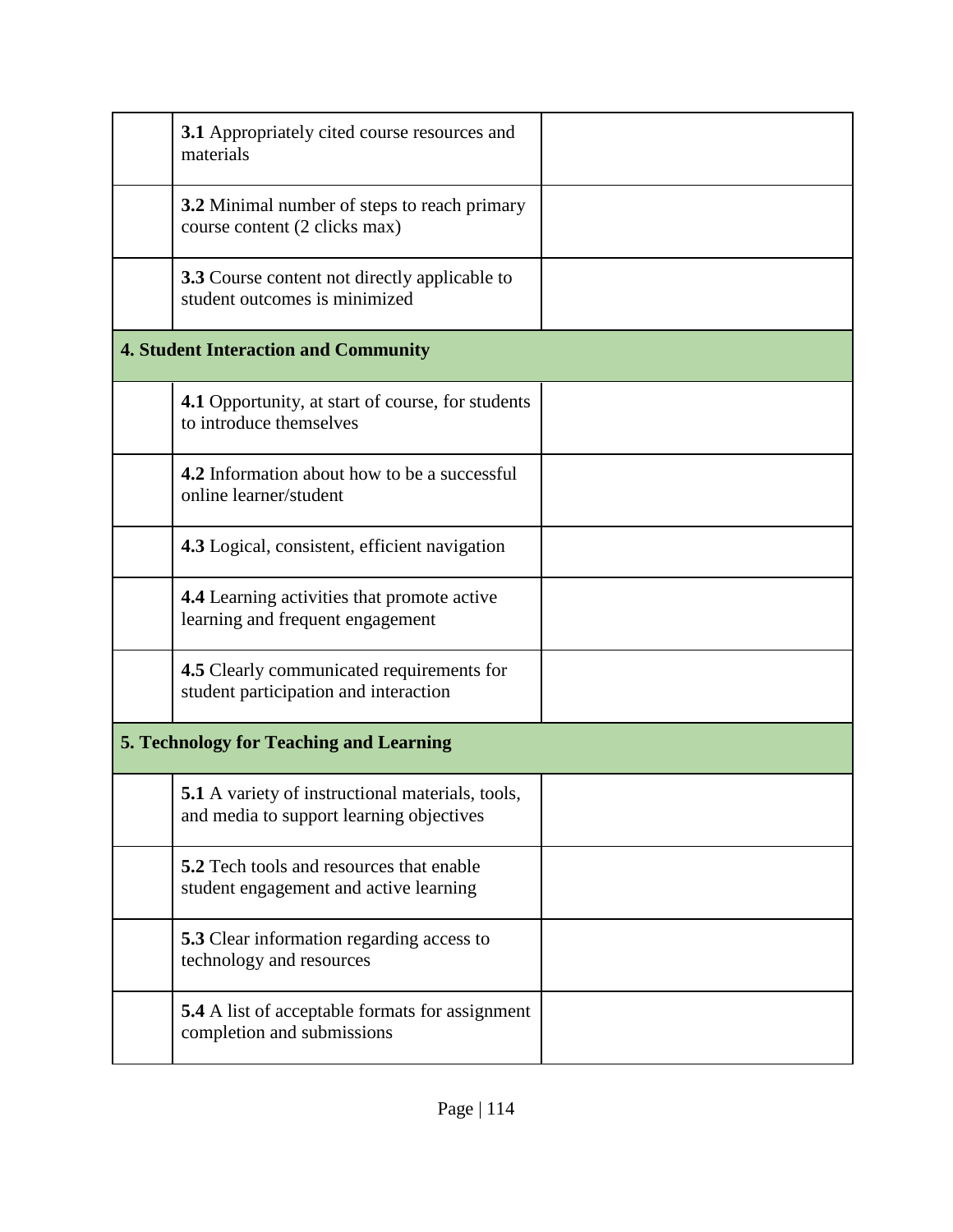| | | |
|---|---|---|
| | **3.1** Appropriately cited course resources and materials | |
| | **3.2** Minimal number of steps to reach primary course content (2 clicks max) | |
| | **3.3** Course content not directly applicable to student outcomes is minimized | |
| **4. Student Interaction and Community** | | |
| | **4.1** Opportunity, at start of course, for students to introduce themselves | |
| | **4.2** Information about how to be a successful online learner/student | |
| | **4.3** Logical, consistent, efficient navigation | |
| | **4.4** Learning activities that promote active learning and frequent engagement | |
| | **4.5** Clearly communicated requirements for student participation and interaction | |
| **5. Technology for Teaching and Learning** | | |
| | **5.1** A variety of instructional materials, tools, and media to support learning objectives | |
| | **5.2** Tech tools and resources that enable student engagement and active learning | |
| | **5.3** Clear information regarding access to technology and resources | |
| | **5.4** A list of acceptable formats for assignment completion and submissions | |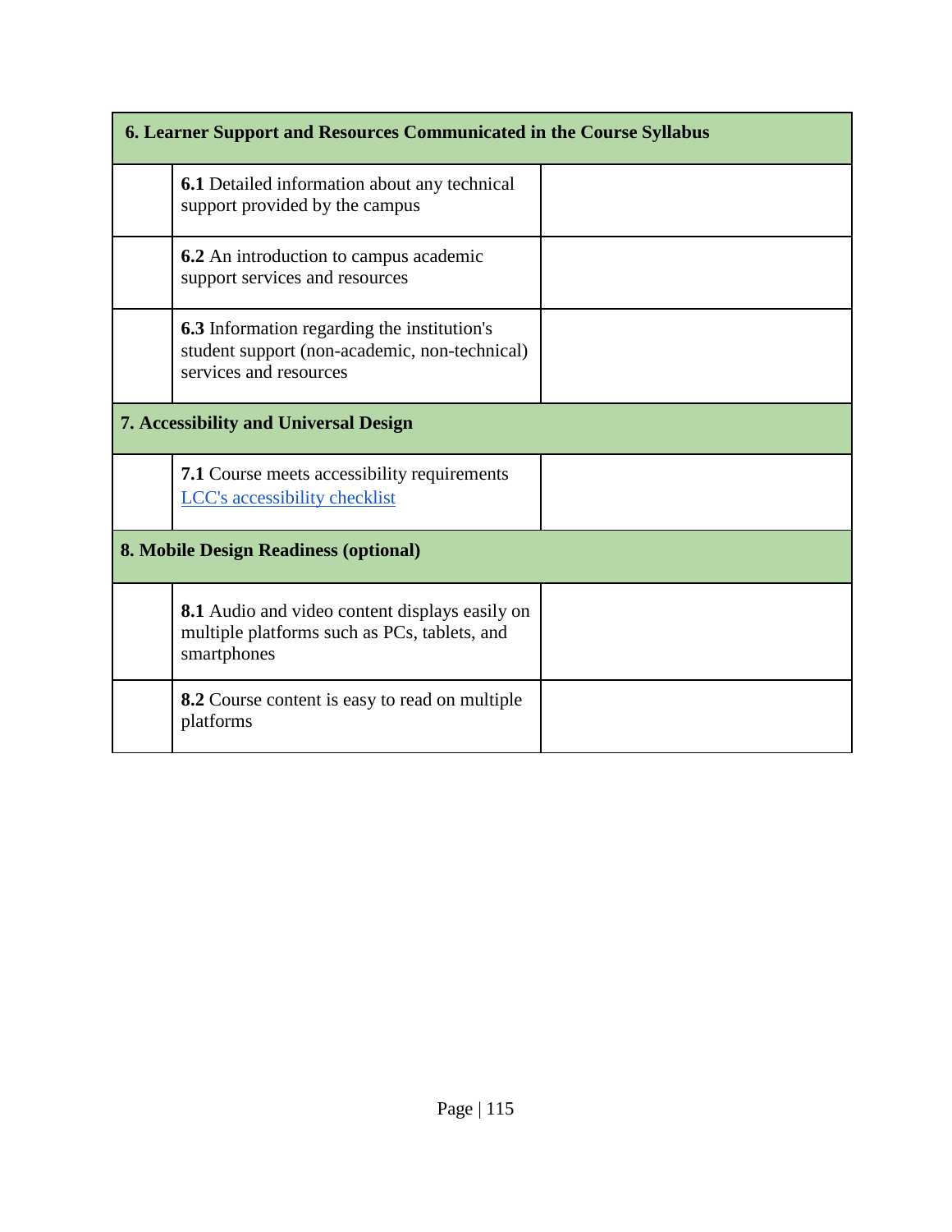| 6. Learner Support and Resources Communicated in the Course Syllabus | | |
|---|---|---|
| | **6.1** Detailed information about any technical support provided by the campus | |
| | **6.2** An introduction to campus academic support services and resources | |
| | **6.3** Information regarding the institution's student support (non-academic, non-technical) services and resources | |
| **7. Accessibility and Universal Design** | | |
| | **7.1** Course meets accessibility requirements [LCC's accessibility checklist] | |
| **8. Mobile Design Readiness (optional)** | | |
| | **8.1** Audio and video content displays easily on multiple platforms such as PCs, tablets, and smartphones | |
| | **8.2** Course content is easy to read on multiple platforms | |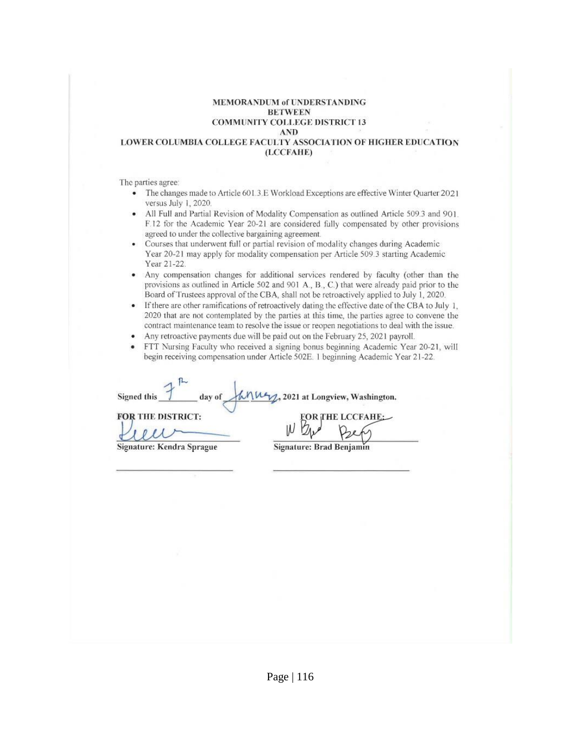**MEMORANDUM of UNDERSTANDING**
**BETWEEN**
**COMMUNITY COLLEGE DISTRICT 13**
**AND**
**LOWER COLUMBIA COLLEGE FACULTY ASSOCIATION OF HIGHER EDUCATION (LCCFAHE)**

The parties agree:

- The changes made to Article 601.3.E Workload Exceptions are effective Winter Quarter 2021 versus July 1, 2020.
- All Full and Partial Revision of Modality Compensation as outlined Article 509.3 and 901. F.12 for the Academic Year 20-21 are considered fully compensated by other provisions agreed to under the collective bargaining agreement.
- Courses that underwent full or partial revision of modality changes during Academic Year 20-21 may apply for modality compensation per Article 509.3 starting Academic Year 21-22.
- Any compensation changes for additional services rendered by faculty (other than the provisions as outlined in Article 502 and 901 A., B., C.) that were already paid prior to the Board of Trustees approval of the CBA, shall not be retroactively applied to July 1, 2020.
- If there are other ramifications of retroactively dating the effective date of the CBA to July 1, 2020 that are not contemplated by the parties at this time, the parties agree to convene the contract maintenance team to resolve the issue or reopen negotiations to deal with the issue.
- Any retroactive payments due will be paid out on the February 25, 2021 payroll.
- FTT Nursing Faculty who received a signing bonus beginning Academic Year 20-21, will begin receiving compensation under Article 502E. 1 beginning Academic Year 21-22.

**Signed this** 7th **day of** January**, 2021 at Longview, Washington.**

| **FOR THE DISTRICT:** | **FOR THE LCCFAHE:** |
|---|---|
| **Signature: Kendra Sprague** | **Signature: Brad Benjamin** |